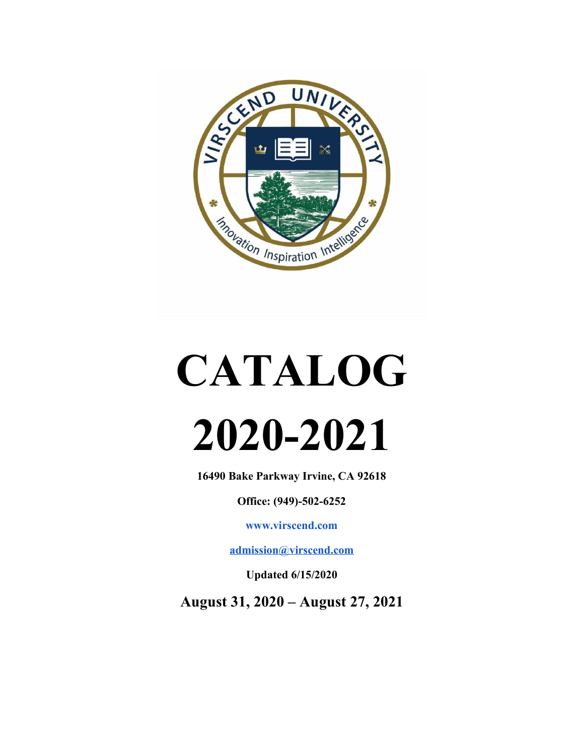# CATALOG

# 2020-2021

**16490 Bake Parkway Irvine, CA 92618**

**Office: (949)-502-6252**

**www.virscend.com**

**admission@virscend.com**

**Updated 6/15/2020**

**August 31, 2020 – August 27, 2021**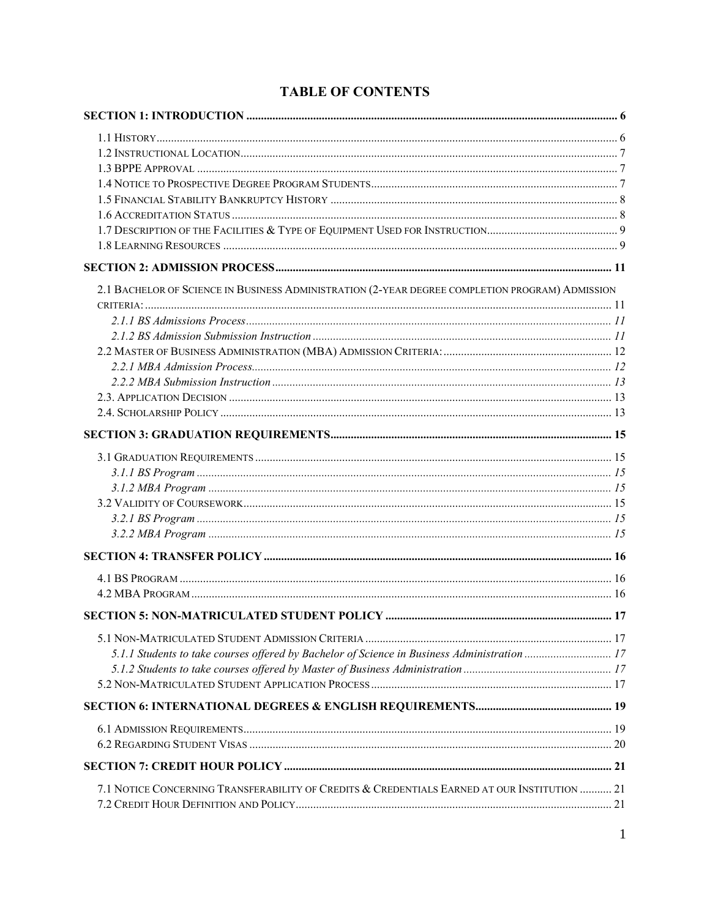# TABLE OF CONTENTS

**SECTION 1: INTRODUCTION** ..... 6

- 1.1 History ..... 6
- 1.2 Instructional Location ..... 7
- 1.3 BPPE Approval ..... 7
- 1.4 Notice to Prospective Degree Program Students ..... 7
- 1.5 Financial Stability Bankruptcy History ..... 8
- 1.6 Accreditation Status ..... 8
- 1.7 Description of the Facilities & Type of Equipment Used for Instruction ..... 9
- 1.8 Learning Resources ..... 9

**SECTION 2: ADMISSION PROCESS** ..... 11

- 2.1 Bachelor of Science in Business Administration (2-year degree completion program) Admission criteria: ..... 11
  - *2.1.1 BS Admissions Process* ..... 11
  - *2.1.2 BS Admission Submission Instruction* ..... 11
- 2.2 Master of Business Administration (MBA) Admission Criteria: ..... 12
  - *2.2.1 MBA Admission Process* ..... 12
  - *2.2.2 MBA Submission Instruction* ..... 13
- 2.3. Application Decision ..... 13
- 2.4. Scholarship Policy ..... 13

**SECTION 3: GRADUATION REQUIREMENTS** ..... 15

- 3.1 Graduation Requirements ..... 15
  - *3.1.1 BS Program* ..... 15
  - *3.1.2 MBA Program* ..... 15
- 3.2 Validity of Coursework ..... 15
  - *3.2.1 BS Program* ..... 15
  - *3.2.2 MBA Program* ..... 15

**SECTION 4: TRANSFER POLICY** ..... 16

- 4.1 BS Program ..... 16
- 4.2 MBA Program ..... 16

**SECTION 5: NON-MATRICULATED STUDENT POLICY** ..... 17

- 5.1 Non-Matriculated Student Admission Criteria ..... 17
  - *5.1.1 Students to take courses offered by Bachelor of Science in Business Administration* ..... 17
  - *5.1.2 Students to take courses offered by Master of Business Administration* ..... 17
- 5.2 Non-Matriculated Student Application Process ..... 17

**SECTION 6: INTERNATIONAL DEGREES & ENGLISH REQUIREMENTS** ..... 19

- 6.1 Admission Requirements ..... 19
- 6.2 Regarding Student Visas ..... 20

**SECTION 7: CREDIT HOUR POLICY** ..... 21

- 7.1 Notice Concerning Transferability of Credits & Credentials Earned at our Institution ..... 21
- 7.2 Credit Hour Definition and Policy ..... 21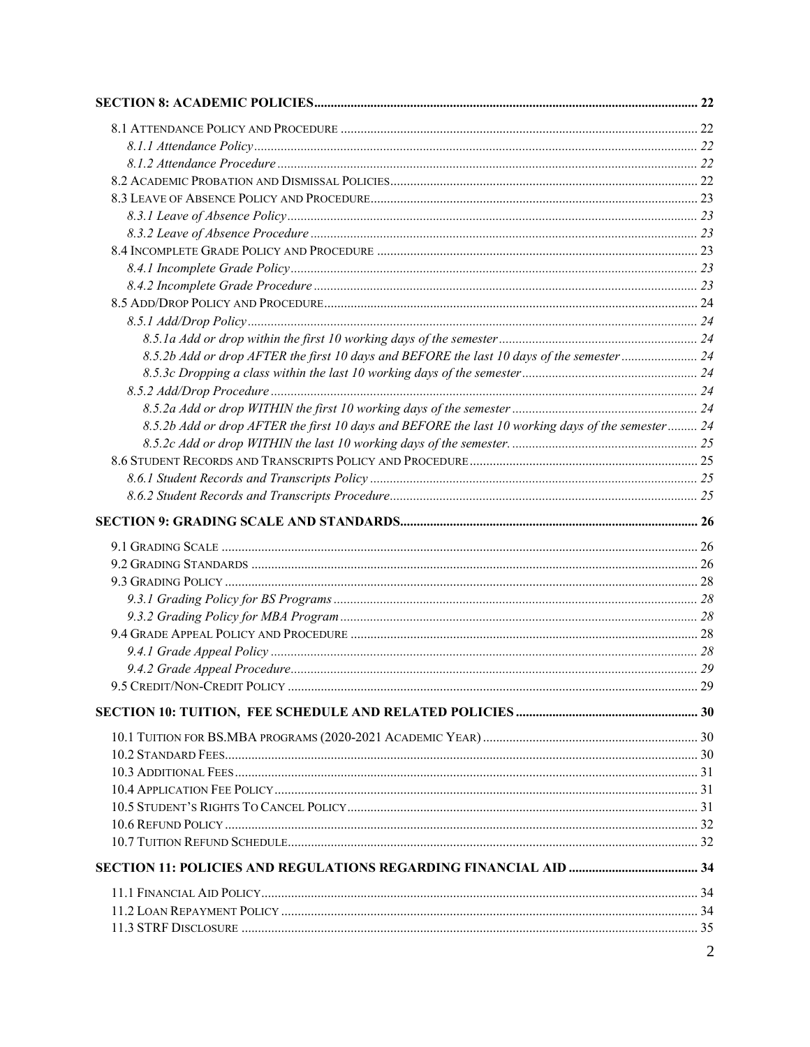**SECTION 8: ACADEMIC POLICIES** ..... 22

8.1 ATTENDANCE POLICY AND PROCEDURE ..... 22
- *8.1.1 Attendance Policy* ..... 22
- *8.1.2 Attendance Procedure* ..... 22

8.2 ACADEMIC PROBATION AND DISMISSAL POLICIES ..... 22

8.3 LEAVE OF ABSENCE POLICY AND PROCEDURE ..... 23
- *8.3.1 Leave of Absence Policy* ..... 23
- *8.3.2 Leave of Absence Procedure* ..... 23

8.4 INCOMPLETE GRADE POLICY AND PROCEDURE ..... 23
- *8.4.1 Incomplete Grade Policy* ..... 23
- *8.4.2 Incomplete Grade Procedure* ..... 23

8.5 ADD/DROP POLICY AND PROCEDURE ..... 24
- *8.5.1 Add/Drop Policy* ..... 24
  - *8.5.1a Add or drop within the first 10 working days of the semester* ..... 24
  - *8.5.2b Add or drop AFTER the first 10 days and BEFORE the last 10 days of the semester* ..... 24
  - *8.5.3c Dropping a class within the last 10 working days of the semester* ..... 24
- *8.5.2 Add/Drop Procedure* ..... 24
  - *8.5.2a Add or drop WITHIN the first 10 working days of the semester* ..... 24
  - *8.5.2b Add or drop AFTER the first 10 days and BEFORE the last 10 working days of the semester* ..... 24
  - *8.5.2c Add or drop WITHIN the last 10 working days of the semester.* ..... 25

8.6 STUDENT RECORDS AND TRANSCRIPTS POLICY AND PROCEDURE ..... 25
- *8.6.1 Student Records and Transcripts Policy* ..... 25
- *8.6.2 Student Records and Transcripts Procedure* ..... 25

**SECTION 9: GRADING SCALE AND STANDARDS** ..... 26

9.1 GRADING SCALE ..... 26

9.2 GRADING STANDARDS ..... 26

9.3 GRADING POLICY ..... 28
- *9.3.1 Grading Policy for BS Programs* ..... 28
- *9.3.2 Grading Policy for MBA Program* ..... 28

9.4 GRADE APPEAL POLICY AND PROCEDURE ..... 28
- *9.4.1 Grade Appeal Policy* ..... 28
- *9.4.2 Grade Appeal Procedure* ..... 29

9.5 CREDIT/NON-CREDIT POLICY ..... 29

**SECTION 10: TUITION, FEE SCHEDULE AND RELATED POLICIES** ..... 30

10.1 TUITION FOR BS.MBA PROGRAMS (2020-2021 ACADEMIC YEAR) ..... 30

10.2 STANDARD FEES ..... 30

10.3 ADDITIONAL FEES ..... 31

10.4 APPLICATION FEE POLICY ..... 31

10.5 STUDENT'S RIGHTS TO CANCEL POLICY ..... 31

10.6 REFUND POLICY ..... 32

10.7 TUITION REFUND SCHEDULE ..... 32

**SECTION 11: POLICIES AND REGULATIONS REGARDING FINANCIAL AID** ..... 34

11.1 FINANCIAL AID POLICY ..... 34

11.2 LOAN REPAYMENT POLICY ..... 34

11.3 STRF DISCLOSURE ..... 35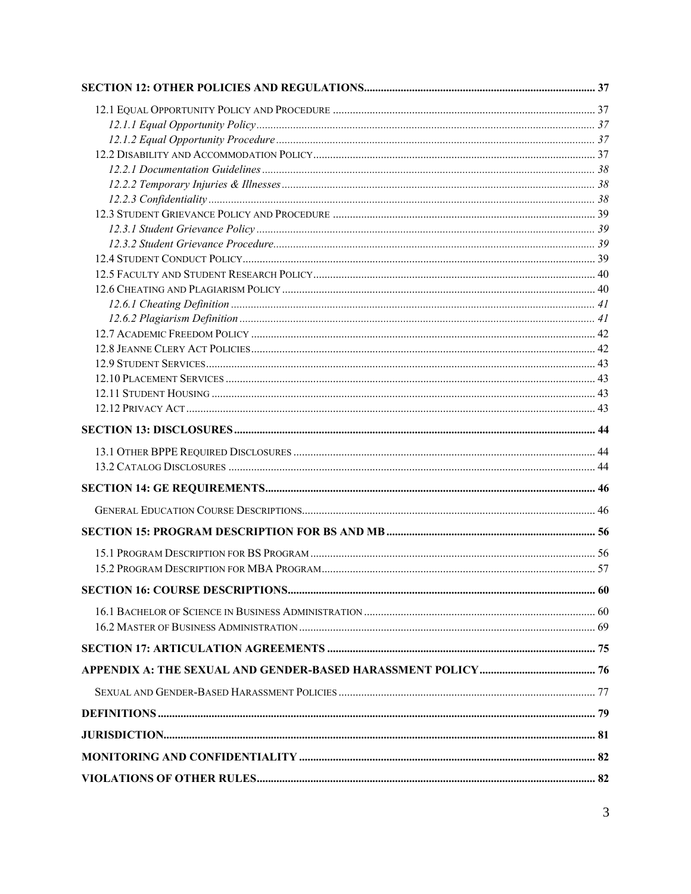**SECTION 12: OTHER POLICIES AND REGULATIONS** ........ 37

12.1 Equal Opportunity Policy and Procedure ........ 37

*12.1.1 Equal Opportunity Policy* ........ 37

*12.1.2 Equal Opportunity Procedure* ........ 37

12.2 Disability and Accommodation Policy ........ 37

*12.2.1 Documentation Guidelines* ........ 38

*12.2.2 Temporary Injuries & Illnesses* ........ 38

*12.2.3 Confidentiality* ........ 38

12.3 Student Grievance Policy and Procedure ........ 39

*12.3.1 Student Grievance Policy* ........ 39

*12.3.2 Student Grievance Procedure* ........ 39

12.4 Student Conduct Policy ........ 39

12.5 Faculty and Student Research Policy ........ 40

12.6 Cheating and Plagiarism Policy ........ 40

*12.6.1 Cheating Definition* ........ 41

*12.6.2 Plagiarism Definition* ........ 41

12.7 Academic Freedom Policy ........ 42

12.8 Jeanne Clery Act Policies ........ 42

12.9 Student Services ........ 43

12.10 Placement Services ........ 43

12.11 Student Housing ........ 43

12.12 Privacy Act ........ 43

**SECTION 13: DISCLOSURES** ........ 44

13.1 Other BPPE Required Disclosures ........ 44

13.2 Catalog Disclosures ........ 44

**SECTION 14: GE REQUIREMENTS** ........ 46

General Education Course Descriptions ........ 46

**SECTION 15: PROGRAM DESCRIPTION FOR BS AND MB** ........ 56

15.1 Program Description for BS Program ........ 56

15.2 Program Description for MBA Program ........ 57

**SECTION 16: COURSE DESCRIPTIONS** ........ 60

16.1 Bachelor of Science in Business Administration ........ 60

16.2 Master of Business Administration ........ 69

**SECTION 17: ARTICULATION AGREEMENTS** ........ 75

**APPENDIX A: THE SEXUAL AND GENDER-BASED HARASSMENT POLICY** ........ 76

Sexual and Gender-Based Harassment Policies ........ 77

**DEFINITIONS** ........ 79

**JURISDICTION** ........ 81

**MONITORING AND CONFIDENTIALITY** ........ 82

**VIOLATIONS OF OTHER RULES** ........ 82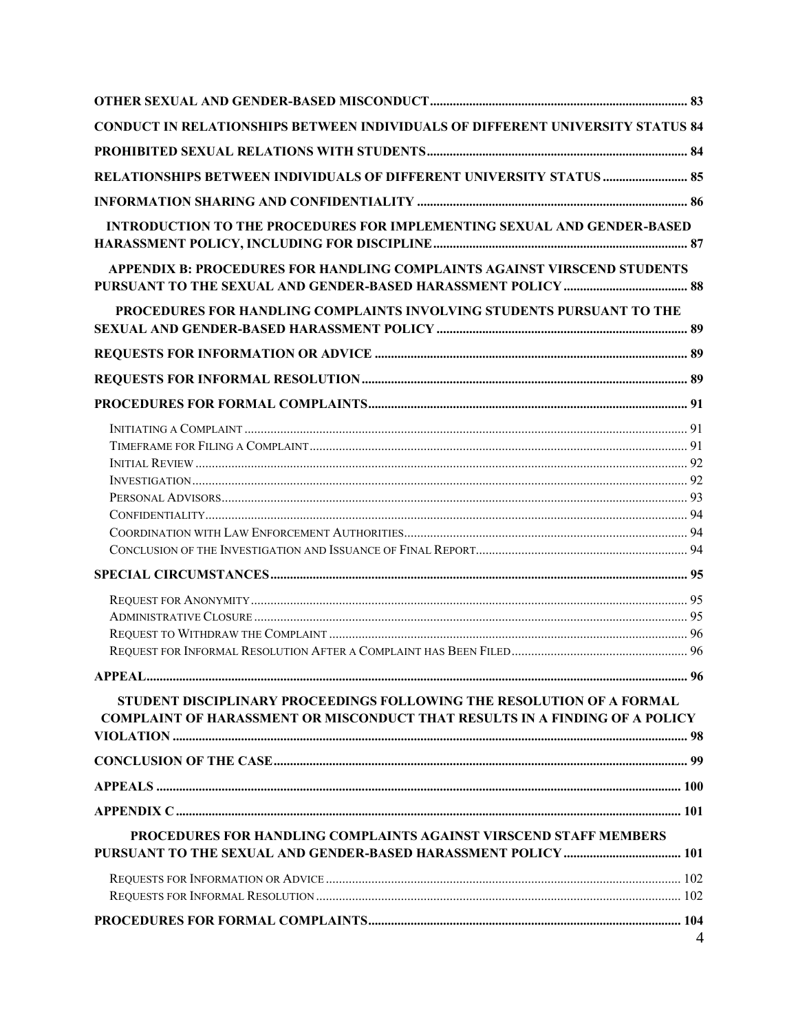**OTHER SEXUAL AND GENDER-BASED MISCONDUCT** .......... 83

**CONDUCT IN RELATIONSHIPS BETWEEN INDIVIDUALS OF DIFFERENT UNIVERSITY STATUS** 84

**PROHIBITED SEXUAL RELATIONS WITH STUDENTS** .......... 84

**RELATIONSHIPS BETWEEN INDIVIDUALS OF DIFFERENT UNIVERSITY STATUS** .......... 85

**INFORMATION SHARING AND CONFIDENTIALITY** .......... 86

**INTRODUCTION TO THE PROCEDURES FOR IMPLEMENTING SEXUAL AND GENDER-BASED HARASSMENT POLICY, INCLUDING FOR DISCIPLINE** .......... 87

**APPENDIX B: PROCEDURES FOR HANDLING COMPLAINTS AGAINST VIRSCEND STUDENTS PURSUANT TO THE SEXUAL AND GENDER-BASED HARASSMENT POLICY** .......... 88

**PROCEDURES FOR HANDLING COMPLAINTS INVOLVING STUDENTS PURSUANT TO THE SEXUAL AND GENDER-BASED HARASSMENT POLICY** .......... 89

**REQUESTS FOR INFORMATION OR ADVICE** .......... 89

**REQUESTS FOR INFORMAL RESOLUTION** .......... 89

**PROCEDURES FOR FORMAL COMPLAINTS** .......... 91

- INITIATING A COMPLAINT .......... 91
- TIMEFRAME FOR FILING A COMPLAINT .......... 91
- INITIAL REVIEW .......... 92
- INVESTIGATION .......... 92
- PERSONAL ADVISORS .......... 93
- CONFIDENTIALITY .......... 94
- COORDINATION WITH LAW ENFORCEMENT AUTHORITIES .......... 94
- CONCLUSION OF THE INVESTIGATION AND ISSUANCE OF FINAL REPORT .......... 94

**SPECIAL CIRCUMSTANCES** .......... 95

- REQUEST FOR ANONYMITY .......... 95
- ADMINISTRATIVE CLOSURE .......... 95
- REQUEST TO WITHDRAW THE COMPLAINT .......... 96
- REQUEST FOR INFORMAL RESOLUTION AFTER A COMPLAINT HAS BEEN FILED .......... 96

**APPEAL** .......... 96

**STUDENT DISCIPLINARY PROCEEDINGS FOLLOWING THE RESOLUTION OF A FORMAL COMPLAINT OF HARASSMENT OR MISCONDUCT THAT RESULTS IN A FINDING OF A POLICY VIOLATION** .......... 98

**CONCLUSION OF THE CASE** .......... 99

**APPEALS** .......... 100

**APPENDIX C** .......... 101

**PROCEDURES FOR HANDLING COMPLAINTS AGAINST VIRSCEND STAFF MEMBERS PURSUANT TO THE SEXUAL AND GENDER-BASED HARASSMENT POLICY** .......... 101

- REQUESTS FOR INFORMATION OR ADVICE .......... 102
- REQUESTS FOR INFORMAL RESOLUTION .......... 102

**PROCEDURES FOR FORMAL COMPLAINTS** .......... 104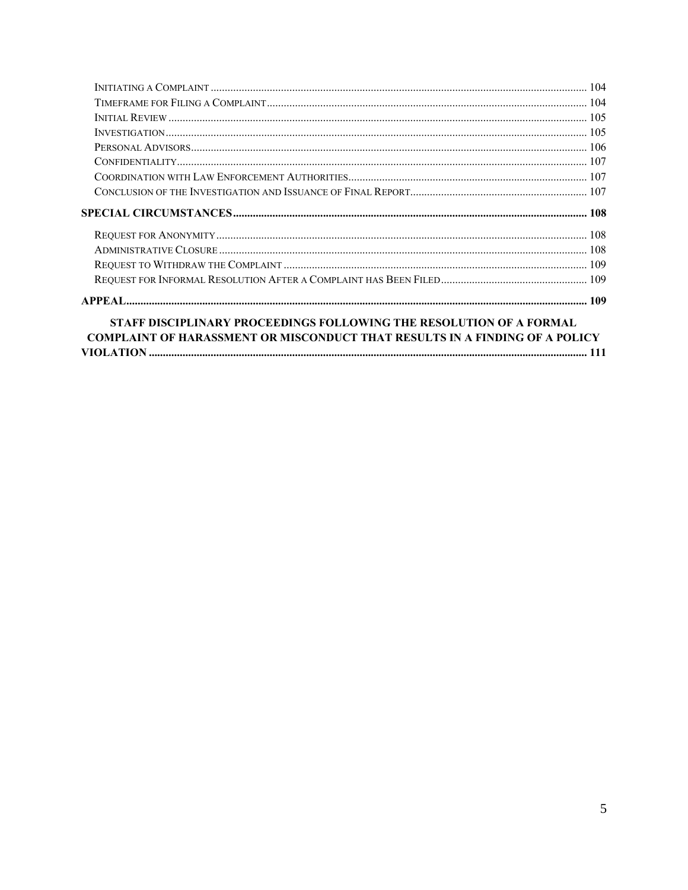- Initiating a Complaint ..... 104
- Timeframe for Filing a Complaint ..... 104
- Initial Review ..... 105
- Investigation ..... 105
- Personal Advisors ..... 106
- Confidentiality ..... 107
- Coordination with Law Enforcement Authorities ..... 107
- Conclusion of the Investigation and Issuance of Final Report ..... 107

**SPECIAL CIRCUMSTANCES ..... 108**

- Request for Anonymity ..... 108
- Administrative Closure ..... 108
- Request to Withdraw the Complaint ..... 109
- Request for Informal Resolution After a Complaint has Been Filed ..... 109

**APPEAL ..... 109**

**STAFF DISCIPLINARY PROCEEDINGS FOLLOWING THE RESOLUTION OF A FORMAL COMPLAINT OF HARASSMENT OR MISCONDUCT THAT RESULTS IN A FINDING OF A POLICY VIOLATION ..... 111**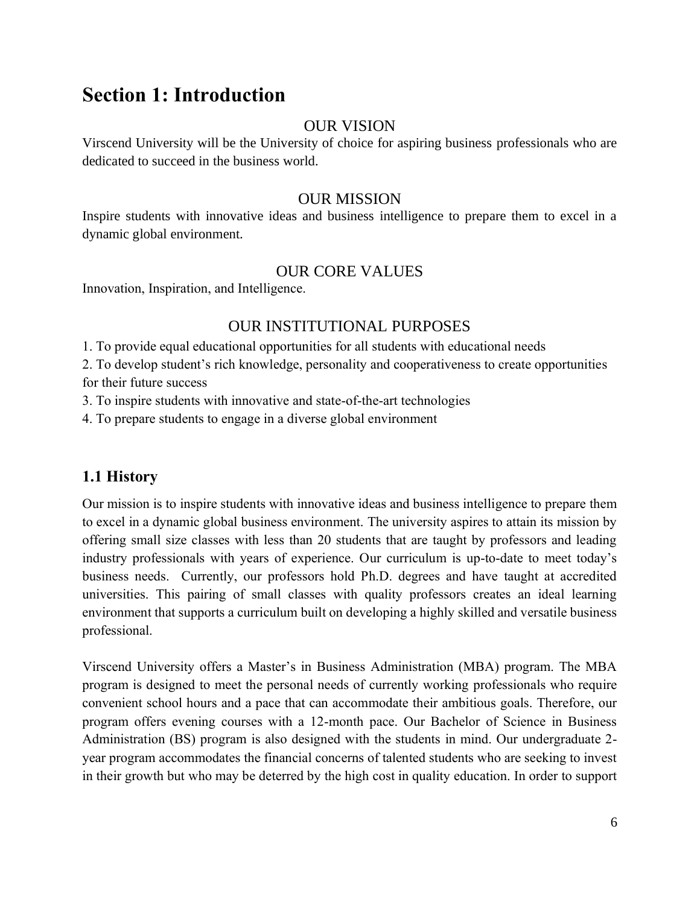# Section 1: Introduction

### OUR VISION

Virscend University will be the University of choice for aspiring business professionals who are dedicated to succeed in the business world.

### OUR MISSION

Inspire students with innovative ideas and business intelligence to prepare them to excel in a dynamic global environment.

### OUR CORE VALUES

Innovation, Inspiration, and Intelligence.

### OUR INSTITUTIONAL PURPOSES

1. To provide equal educational opportunities for all students with educational needs
2. To develop student's rich knowledge, personality and cooperativeness to create opportunities for their future success
3. To inspire students with innovative and state-of-the-art technologies
4. To prepare students to engage in a diverse global environment

## 1.1 History

Our mission is to inspire students with innovative ideas and business intelligence to prepare them to excel in a dynamic global business environment. The university aspires to attain its mission by offering small size classes with less than 20 students that are taught by professors and leading industry professionals with years of experience. Our curriculum is up-to-date to meet today's business needs. Currently, our professors hold Ph.D. degrees and have taught at accredited universities. This pairing of small classes with quality professors creates an ideal learning environment that supports a curriculum built on developing a highly skilled and versatile business professional.

Virscend University offers a Master's in Business Administration (MBA) program. The MBA program is designed to meet the personal needs of currently working professionals who require convenient school hours and a pace that can accommodate their ambitious goals. Therefore, our program offers evening courses with a 12-month pace. Our Bachelor of Science in Business Administration (BS) program is also designed with the students in mind. Our undergraduate 2-year program accommodates the financial concerns of talented students who are seeking to invest in their growth but who may be deterred by the high cost in quality education. In order to support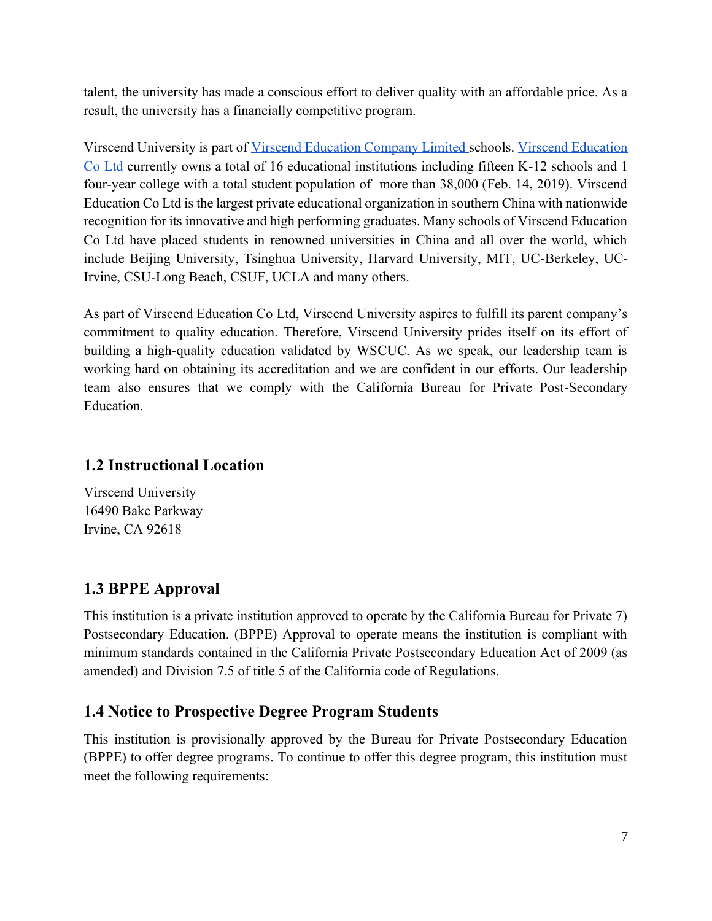talent, the university has made a conscious effort to deliver quality with an affordable price. As a result, the university has a financially competitive program.

Virscend University is part of Virscend Education Company Limited schools. Virscend Education Co Ltd currently owns a total of 16 educational institutions including fifteen K-12 schools and 1 four-year college with a total student population of more than 38,000 (Feb. 14, 2019). Virscend Education Co Ltd is the largest private educational organization in southern China with nationwide recognition for its innovative and high performing graduates. Many schools of Virscend Education Co Ltd have placed students in renowned universities in China and all over the world, which include Beijing University, Tsinghua University, Harvard University, MIT, UC-Berkeley, UC-Irvine, CSU-Long Beach, CSUF, UCLA and many others.

As part of Virscend Education Co Ltd, Virscend University aspires to fulfill its parent company's commitment to quality education. Therefore, Virscend University prides itself on its effort of building a high-quality education validated by WSCUC. As we speak, our leadership team is working hard on obtaining its accreditation and we are confident in our efforts. Our leadership team also ensures that we comply with the California Bureau for Private Post-Secondary Education.

## 1.2 Instructional Location

Virscend University
16490 Bake Parkway
Irvine, CA 92618

## 1.3 BPPE Approval

This institution is a private institution approved to operate by the California Bureau for Private 7) Postsecondary Education. (BPPE) Approval to operate means the institution is compliant with minimum standards contained in the California Private Postsecondary Education Act of 2009 (as amended) and Division 7.5 of title 5 of the California code of Regulations.

## 1.4 Notice to Prospective Degree Program Students

This institution is provisionally approved by the Bureau for Private Postsecondary Education (BPPE) to offer degree programs. To continue to offer this degree program, this institution must meet the following requirements: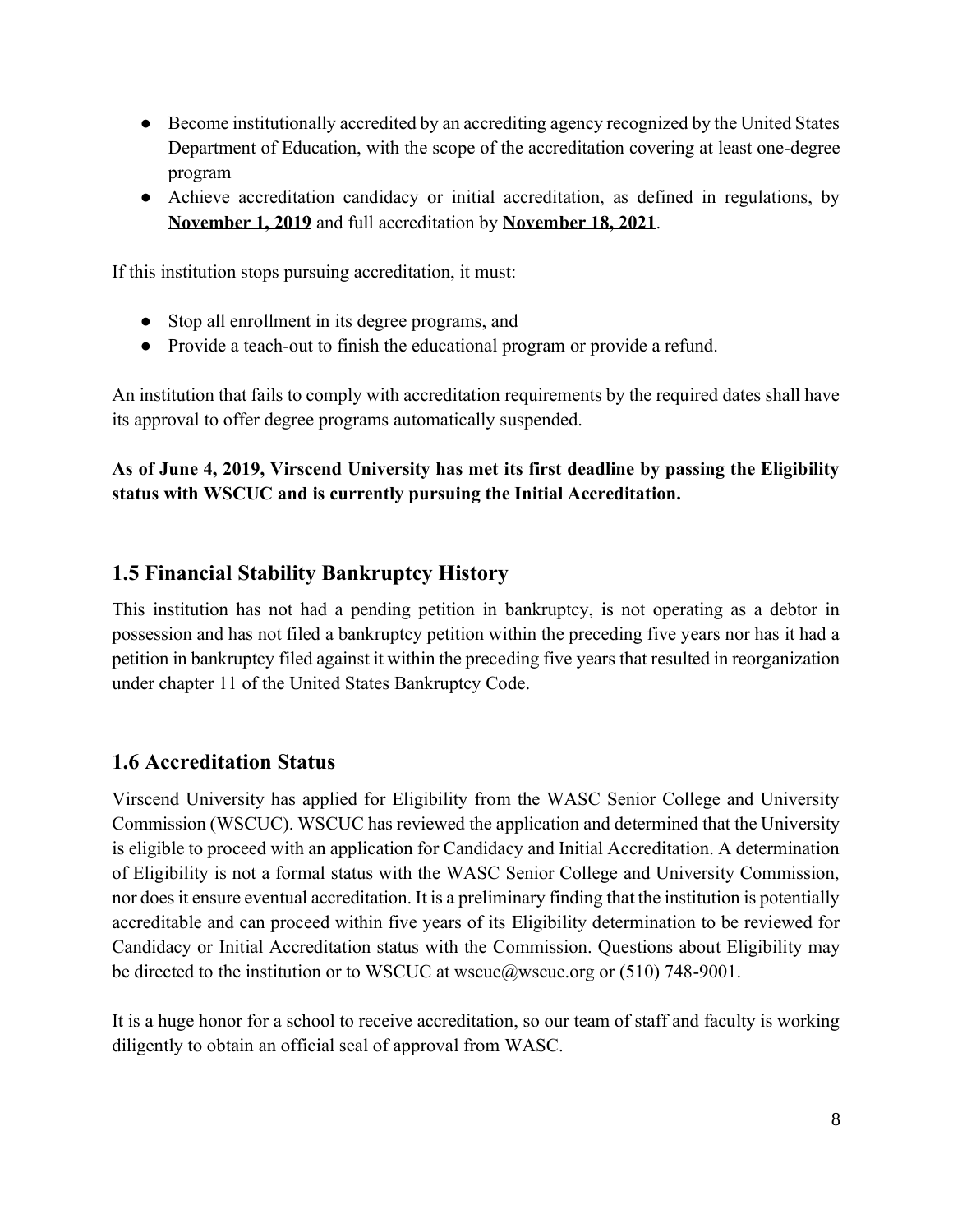- Become institutionally accredited by an accrediting agency recognized by the United States Department of Education, with the scope of the accreditation covering at least one-degree program
- Achieve accreditation candidacy or initial accreditation, as defined in regulations, by **November 1, 2019** and full accreditation by **November 18, 2021**.

If this institution stops pursuing accreditation, it must:

- Stop all enrollment in its degree programs, and
- Provide a teach-out to finish the educational program or provide a refund.

An institution that fails to comply with accreditation requirements by the required dates shall have its approval to offer degree programs automatically suspended.

**As of June 4, 2019, Virscend University has met its first deadline by passing the Eligibility status with WSCUC and is currently pursuing the Initial Accreditation.**

## 1.5 Financial Stability Bankruptcy History

This institution has not had a pending petition in bankruptcy, is not operating as a debtor in possession and has not filed a bankruptcy petition within the preceding five years nor has it had a petition in bankruptcy filed against it within the preceding five years that resulted in reorganization under chapter 11 of the United States Bankruptcy Code.

## 1.6 Accreditation Status

Virscend University has applied for Eligibility from the WASC Senior College and University Commission (WSCUC). WSCUC has reviewed the application and determined that the University is eligible to proceed with an application for Candidacy and Initial Accreditation. A determination of Eligibility is not a formal status with the WASC Senior College and University Commission, nor does it ensure eventual accreditation. It is a preliminary finding that the institution is potentially accreditable and can proceed within five years of its Eligibility determination to be reviewed for Candidacy or Initial Accreditation status with the Commission. Questions about Eligibility may be directed to the institution or to WSCUC at wscuc@wscuc.org or (510) 748-9001.

It is a huge honor for a school to receive accreditation, so our team of staff and faculty is working diligently to obtain an official seal of approval from WASC.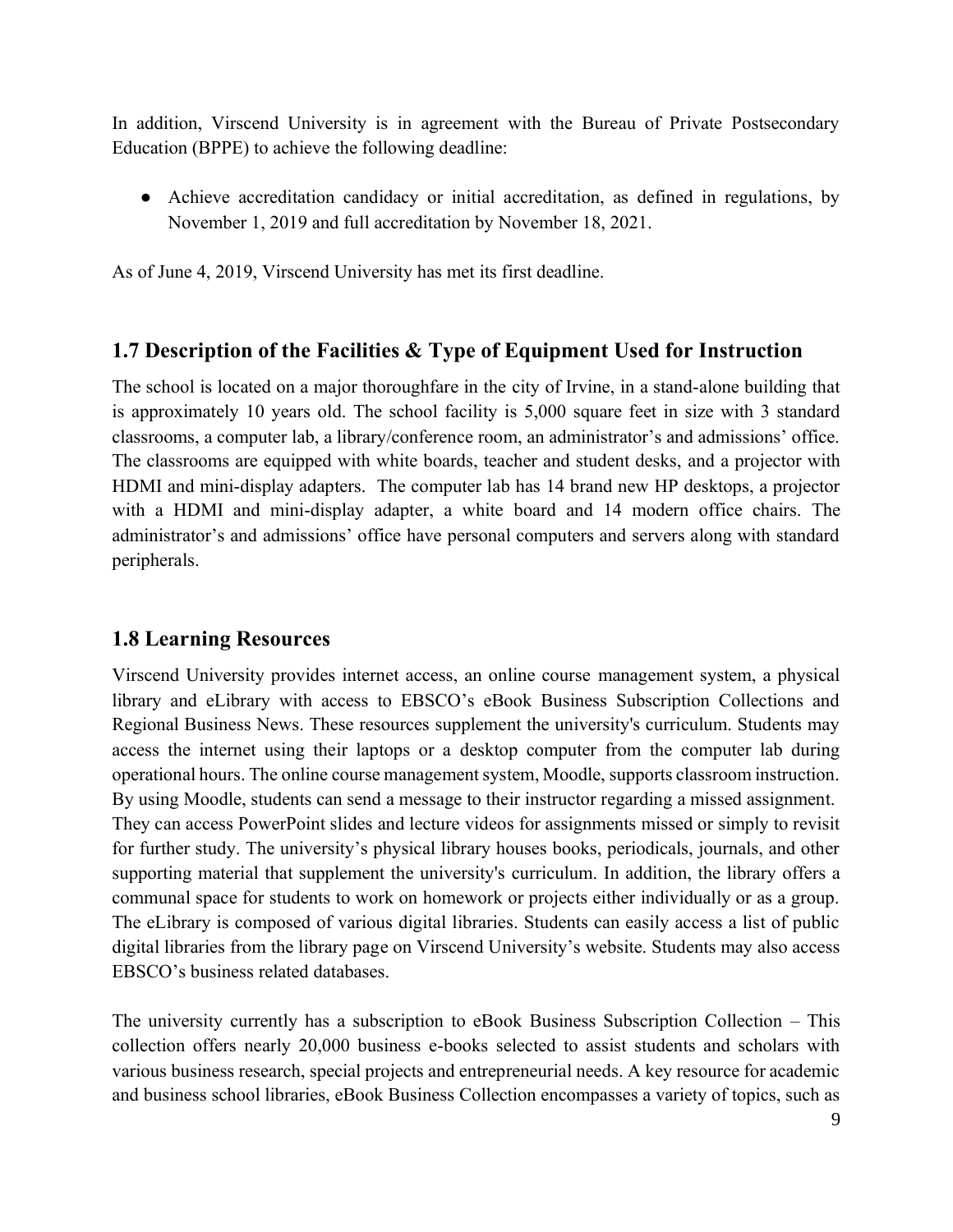In addition, Virscend University is in agreement with the Bureau of Private Postsecondary Education (BPPE) to achieve the following deadline:

- Achieve accreditation candidacy or initial accreditation, as defined in regulations, by November 1, 2019 and full accreditation by November 18, 2021.

As of June 4, 2019, Virscend University has met its first deadline.

## 1.7 Description of the Facilities & Type of Equipment Used for Instruction

The school is located on a major thoroughfare in the city of Irvine, in a stand-alone building that is approximately 10 years old. The school facility is 5,000 square feet in size with 3 standard classrooms, a computer lab, a library/conference room, an administrator's and admissions' office. The classrooms are equipped with white boards, teacher and student desks, and a projector with HDMI and mini-display adapters. The computer lab has 14 brand new HP desktops, a projector with a HDMI and mini-display adapter, a white board and 14 modern office chairs. The administrator's and admissions' office have personal computers and servers along with standard peripherals.

## 1.8 Learning Resources

Virscend University provides internet access, an online course management system, a physical library and eLibrary with access to EBSCO's eBook Business Subscription Collections and Regional Business News. These resources supplement the university's curriculum. Students may access the internet using their laptops or a desktop computer from the computer lab during operational hours. The online course management system, Moodle, supports classroom instruction. By using Moodle, students can send a message to their instructor regarding a missed assignment. They can access PowerPoint slides and lecture videos for assignments missed or simply to revisit for further study. The university's physical library houses books, periodicals, journals, and other supporting material that supplement the university's curriculum. In addition, the library offers a communal space for students to work on homework or projects either individually or as a group. The eLibrary is composed of various digital libraries. Students can easily access a list of public digital libraries from the library page on Virscend University's website. Students may also access EBSCO's business related databases.

The university currently has a subscription to eBook Business Subscription Collection – This collection offers nearly 20,000 business e-books selected to assist students and scholars with various business research, special projects and entrepreneurial needs. A key resource for academic and business school libraries, eBook Business Collection encompasses a variety of topics, such as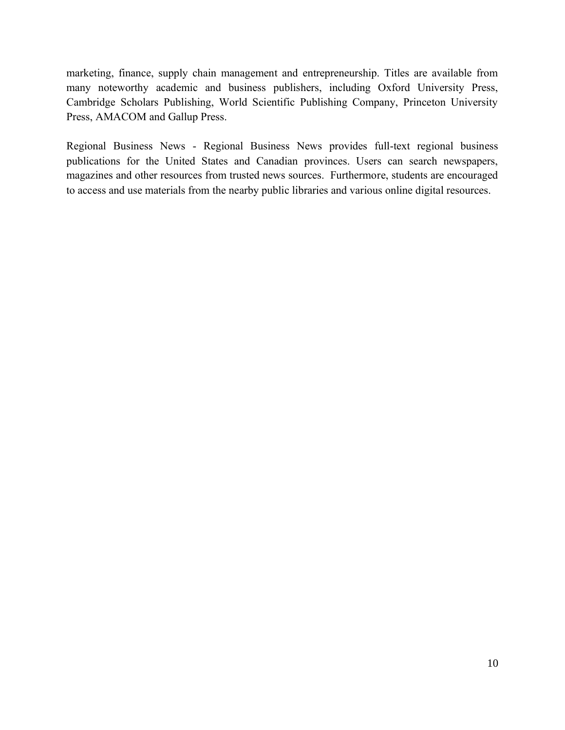marketing, finance, supply chain management and entrepreneurship. Titles are available from many noteworthy academic and business publishers, including Oxford University Press, Cambridge Scholars Publishing, World Scientific Publishing Company, Princeton University Press, AMACOM and Gallup Press.

Regional Business News - Regional Business News provides full-text regional business publications for the United States and Canadian provinces. Users can search newspapers, magazines and other resources from trusted news sources. Furthermore, students are encouraged to access and use materials from the nearby public libraries and various online digital resources.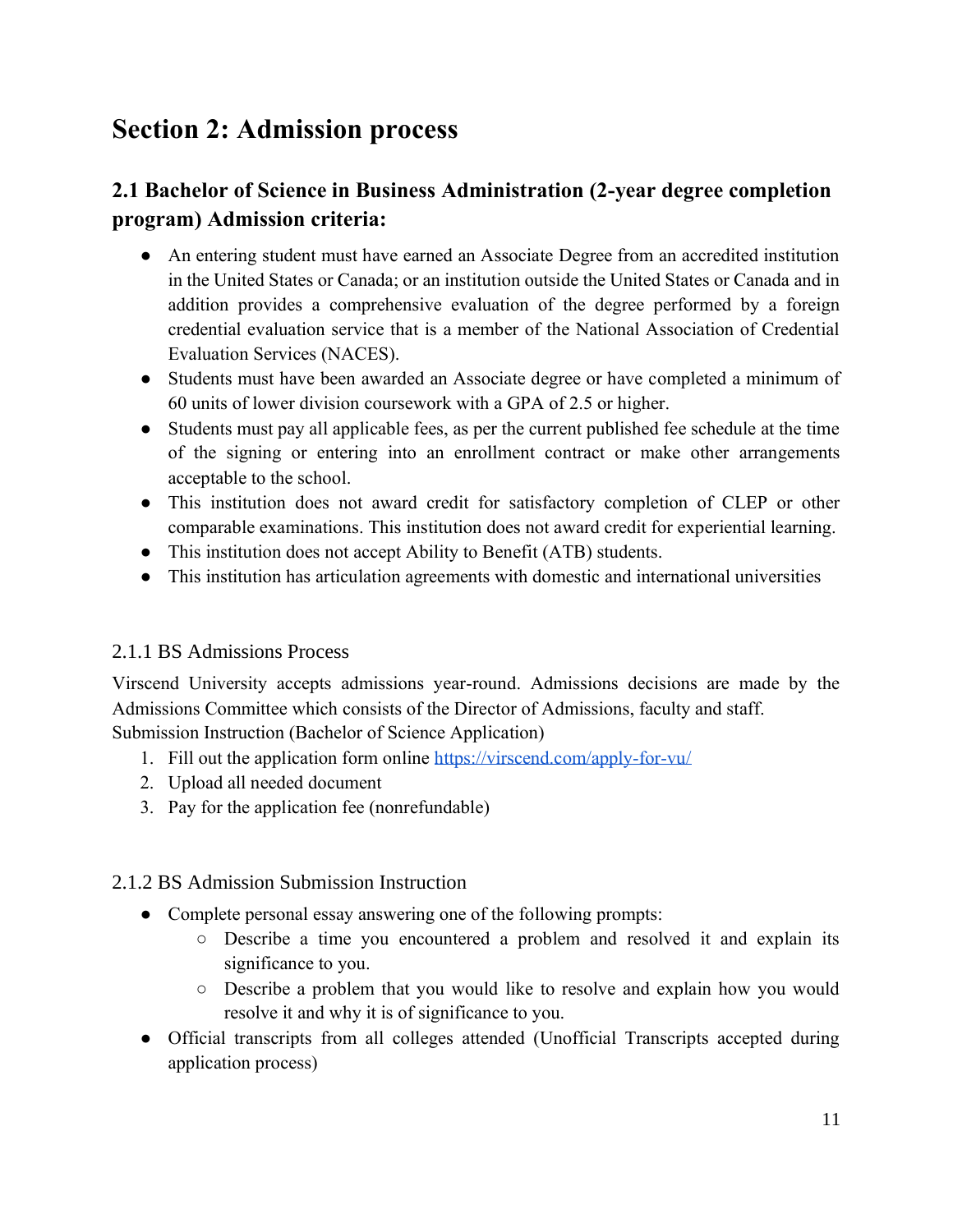# Section 2: Admission process

## 2.1 Bachelor of Science in Business Administration (2-year degree completion program) Admission criteria:

- An entering student must have earned an Associate Degree from an accredited institution in the United States or Canada; or an institution outside the United States or Canada and in addition provides a comprehensive evaluation of the degree performed by a foreign credential evaluation service that is a member of the National Association of Credential Evaluation Services (NACES).
- Students must have been awarded an Associate degree or have completed a minimum of 60 units of lower division coursework with a GPA of 2.5 or higher.
- Students must pay all applicable fees, as per the current published fee schedule at the time of the signing or entering into an enrollment contract or make other arrangements acceptable to the school.
- This institution does not award credit for satisfactory completion of CLEP or other comparable examinations. This institution does not award credit for experiential learning.
- This institution does not accept Ability to Benefit (ATB) students.
- This institution has articulation agreements with domestic and international universities

### 2.1.1 BS Admissions Process

Virscend University accepts admissions year-round. Admissions decisions are made by the Admissions Committee which consists of the Director of Admissions, faculty and staff.
Submission Instruction (Bachelor of Science Application)

1. Fill out the application form online [https://virscend.com/apply-for-vu/](https://virscend.com/apply-for-vu/)
2. Upload all needed document
3. Pay for the application fee (nonrefundable)

### 2.1.2 BS Admission Submission Instruction

- Complete personal essay answering one of the following prompts:
  - Describe a time you encountered a problem and resolved it and explain its significance to you.
  - Describe a problem that you would like to resolve and explain how you would resolve it and why it is of significance to you.
- Official transcripts from all colleges attended (Unofficial Transcripts accepted during application process)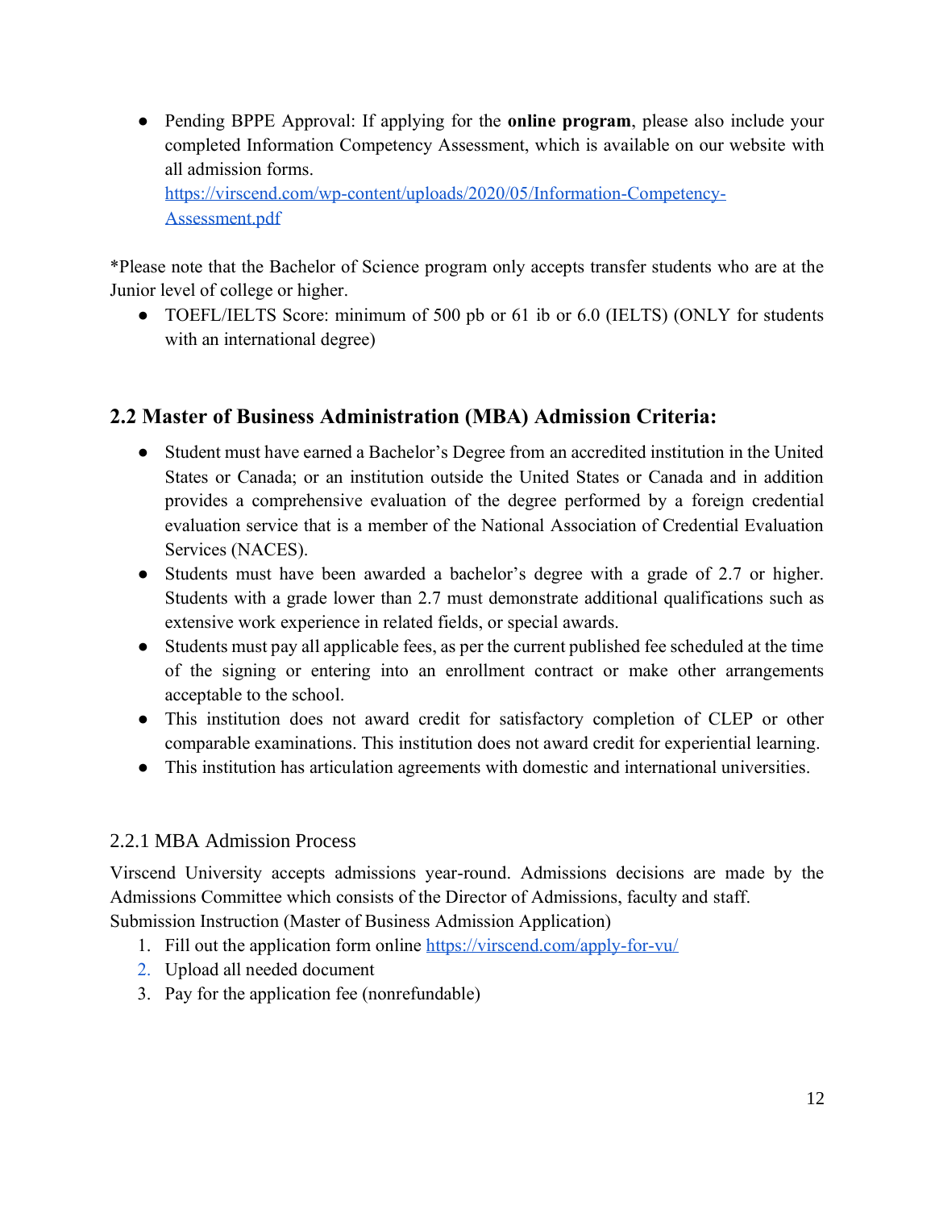- Pending BPPE Approval: If applying for the **online program**, please also include your completed Information Competency Assessment, which is available on our website with all admission forms. [https://virscend.com/wp-content/uploads/2020/05/Information-Competency-Assessment.pdf](https://virscend.com/wp-content/uploads/2020/05/Information-Competency-Assessment.pdf)

*Please note that the Bachelor of Science program only accepts transfer students who are at the Junior level of college or higher.

- TOEFL/IELTS Score: minimum of 500 pb or 61 ib or 6.0 (IELTS) (ONLY for students with an international degree)

## 2.2 Master of Business Administration (MBA) Admission Criteria:

- Student must have earned a Bachelor's Degree from an accredited institution in the United States or Canada; or an institution outside the United States or Canada and in addition provides a comprehensive evaluation of the degree performed by a foreign credential evaluation service that is a member of the National Association of Credential Evaluation Services (NACES).
- Students must have been awarded a bachelor's degree with a grade of 2.7 or higher. Students with a grade lower than 2.7 must demonstrate additional qualifications such as extensive work experience in related fields, or special awards.
- Students must pay all applicable fees, as per the current published fee scheduled at the time of the signing or entering into an enrollment contract or make other arrangements acceptable to the school.
- This institution does not award credit for satisfactory completion of CLEP or other comparable examinations. This institution does not award credit for experiential learning.
- This institution has articulation agreements with domestic and international universities.

### 2.2.1 MBA Admission Process

Virscend University accepts admissions year-round. Admissions decisions are made by the Admissions Committee which consists of the Director of Admissions, faculty and staff.

Submission Instruction (Master of Business Admission Application)

1. Fill out the application form online [https://virscend.com/apply-for-vu/](https://virscend.com/apply-for-vu/)
2. Upload all needed document
3. Pay for the application fee (nonrefundable)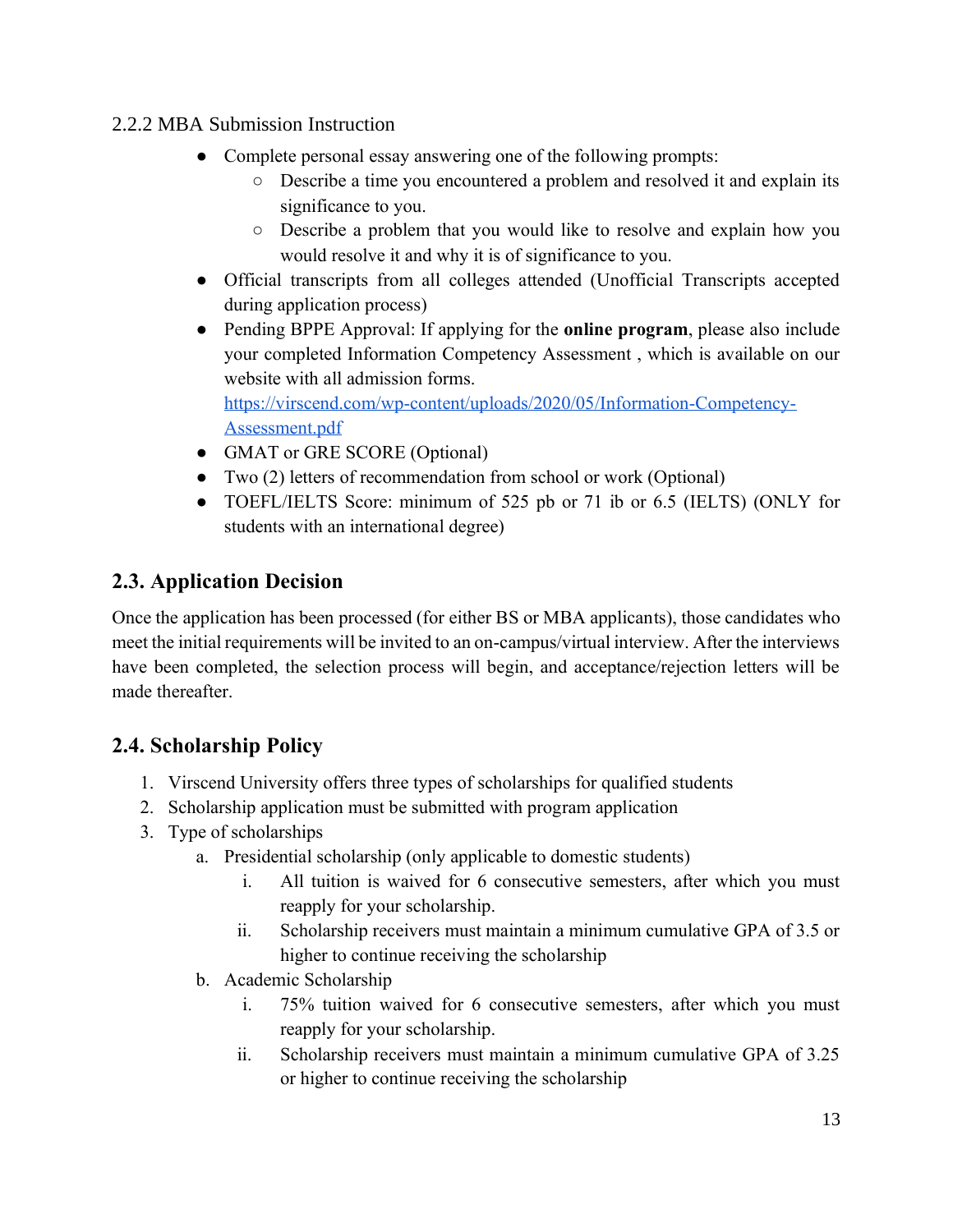### 2.2.2 MBA Submission Instruction

- Complete personal essay answering one of the following prompts:
  - Describe a time you encountered a problem and resolved it and explain its significance to you.
  - Describe a problem that you would like to resolve and explain how you would resolve it and why it is of significance to you.
- Official transcripts from all colleges attended (Unofficial Transcripts accepted during application process)
- Pending BPPE Approval: If applying for the **online program**, please also include your completed Information Competency Assessment , which is available on our website with all admission forms. [https://virscend.com/wp-content/uploads/2020/05/Information-Competency-Assessment.pdf](https://virscend.com/wp-content/uploads/2020/05/Information-Competency-Assessment.pdf)
- GMAT or GRE SCORE (Optional)
- Two (2) letters of recommendation from school or work (Optional)
- TOEFL/IELTS Score: minimum of 525 pb or 71 ib or 6.5 (IELTS) (ONLY for students with an international degree)

## 2.3. Application Decision

Once the application has been processed (for either BS or MBA applicants), those candidates who meet the initial requirements will be invited to an on-campus/virtual interview. After the interviews have been completed, the selection process will begin, and acceptance/rejection letters will be made thereafter.

## 2.4. Scholarship Policy

1. Virscend University offers three types of scholarships for qualified students
2. Scholarship application must be submitted with program application
3. Type of scholarships
   a. Presidential scholarship (only applicable to domestic students)
      i. All tuition is waived for 6 consecutive semesters, after which you must reapply for your scholarship.
      ii. Scholarship receivers must maintain a minimum cumulative GPA of 3.5 or higher to continue receiving the scholarship
   b. Academic Scholarship
      i. 75% tuition waived for 6 consecutive semesters, after which you must reapply for your scholarship.
      ii. Scholarship receivers must maintain a minimum cumulative GPA of 3.25 or higher to continue receiving the scholarship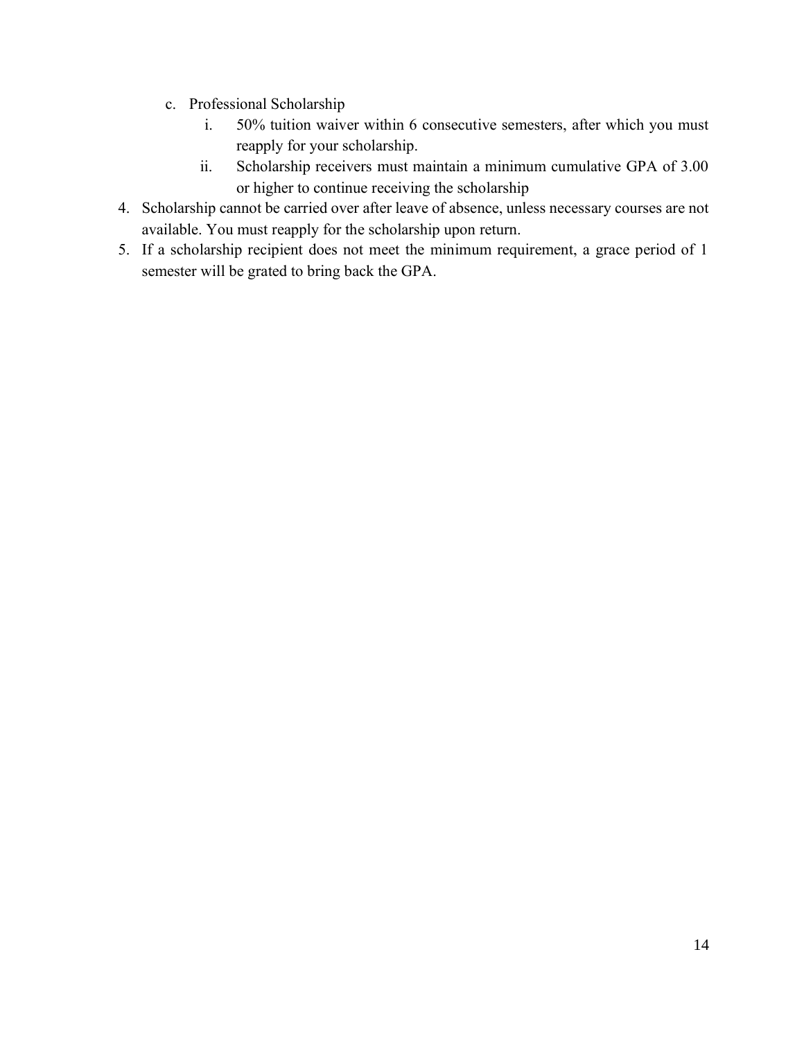c. Professional Scholarship
    i. 50% tuition waiver within 6 consecutive semesters, after which you must reapply for your scholarship.
    ii. Scholarship receivers must maintain a minimum cumulative GPA of 3.00 or higher to continue receiving the scholarship

4. Scholarship cannot be carried over after leave of absence, unless necessary courses are not available. You must reapply for the scholarship upon return.
5. If a scholarship recipient does not meet the minimum requirement, a grace period of 1 semester will be grated to bring back the GPA.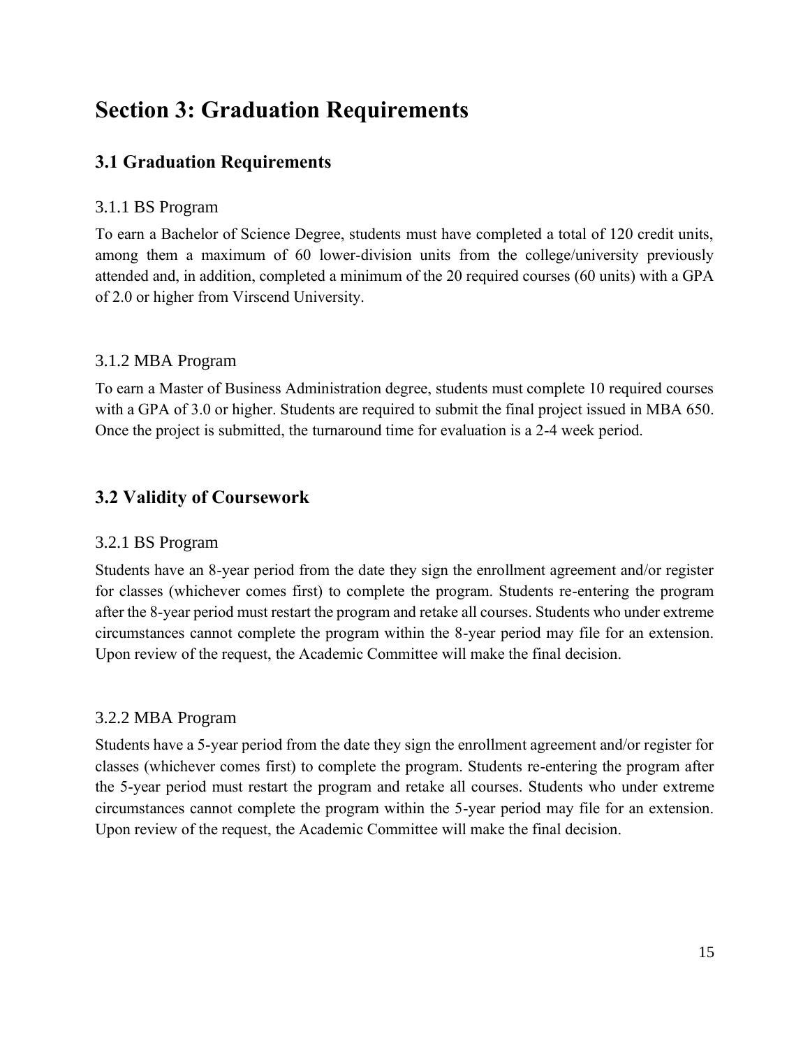# Section 3: Graduation Requirements

## 3.1 Graduation Requirements

### 3.1.1 BS Program

To earn a Bachelor of Science Degree, students must have completed a total of 120 credit units, among them a maximum of 60 lower-division units from the college/university previously attended and, in addition, completed a minimum of the 20 required courses (60 units) with a GPA of 2.0 or higher from Virscend University.

### 3.1.2 MBA Program

To earn a Master of Business Administration degree, students must complete 10 required courses with a GPA of 3.0 or higher. Students are required to submit the final project issued in MBA 650. Once the project is submitted, the turnaround time for evaluation is a 2-4 week period.

## 3.2 Validity of Coursework

### 3.2.1 BS Program

Students have an 8-year period from the date they sign the enrollment agreement and/or register for classes (whichever comes first) to complete the program. Students re-entering the program after the 8-year period must restart the program and retake all courses. Students who under extreme circumstances cannot complete the program within the 8-year period may file for an extension. Upon review of the request, the Academic Committee will make the final decision.

### 3.2.2 MBA Program

Students have a 5-year period from the date they sign the enrollment agreement and/or register for classes (whichever comes first) to complete the program. Students re-entering the program after the 5-year period must restart the program and retake all courses. Students who under extreme circumstances cannot complete the program within the 5-year period may file for an extension. Upon review of the request, the Academic Committee will make the final decision.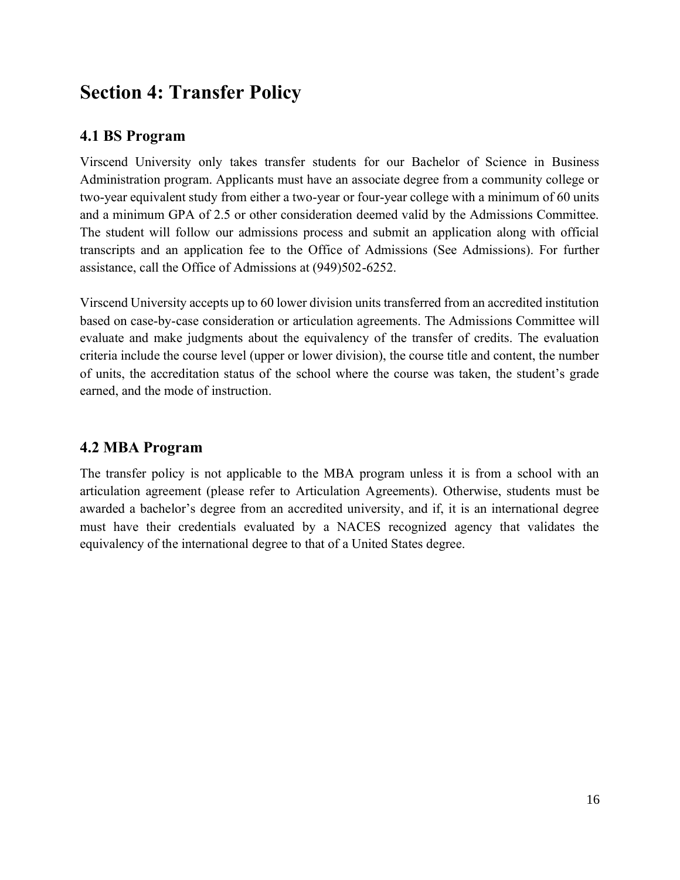# Section 4: Transfer Policy

## 4.1 BS Program

Virscend University only takes transfer students for our Bachelor of Science in Business Administration program. Applicants must have an associate degree from a community college or two-year equivalent study from either a two-year or four-year college with a minimum of 60 units and a minimum GPA of 2.5 or other consideration deemed valid by the Admissions Committee. The student will follow our admissions process and submit an application along with official transcripts and an application fee to the Office of Admissions (See Admissions). For further assistance, call the Office of Admissions at (949)502-6252.

Virscend University accepts up to 60 lower division units transferred from an accredited institution based on case-by-case consideration or articulation agreements. The Admissions Committee will evaluate and make judgments about the equivalency of the transfer of credits. The evaluation criteria include the course level (upper or lower division), the course title and content, the number of units, the accreditation status of the school where the course was taken, the student's grade earned, and the mode of instruction.

## 4.2 MBA Program

The transfer policy is not applicable to the MBA program unless it is from a school with an articulation agreement (please refer to Articulation Agreements). Otherwise, students must be awarded a bachelor's degree from an accredited university, and if, it is an international degree must have their credentials evaluated by a NACES recognized agency that validates the equivalency of the international degree to that of a United States degree.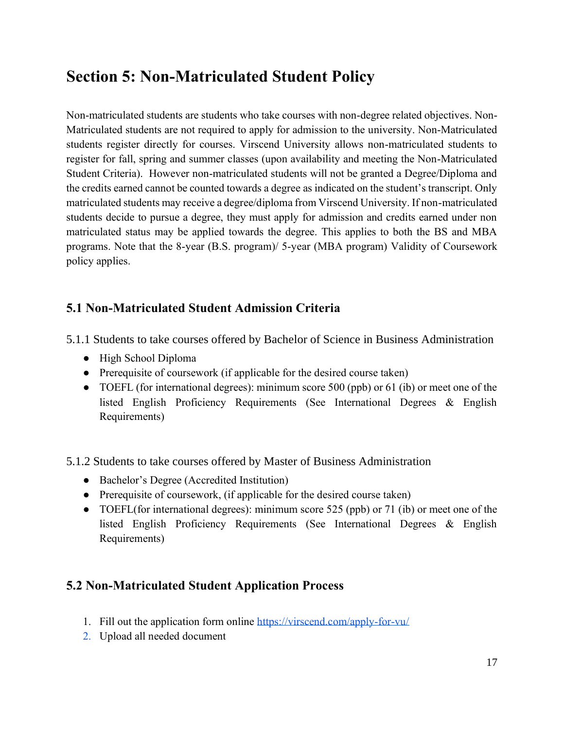# Section 5: Non-Matriculated Student Policy

Non-matriculated students are students who take courses with non-degree related objectives. Non-Matriculated students are not required to apply for admission to the university. Non-Matriculated students register directly for courses. Virscend University allows non-matriculated students to register for fall, spring and summer classes (upon availability and meeting the Non-Matriculated Student Criteria). However non-matriculated students will not be granted a Degree/Diploma and the credits earned cannot be counted towards a degree as indicated on the student's transcript. Only matriculated students may receive a degree/diploma from Virscend University. If non-matriculated students decide to pursue a degree, they must apply for admission and credits earned under non matriculated status may be applied towards the degree. This applies to both the BS and MBA programs. Note that the 8-year (B.S. program)/ 5-year (MBA program) Validity of Coursework policy applies.

## 5.1 Non-Matriculated Student Admission Criteria

5.1.1 Students to take courses offered by Bachelor of Science in Business Administration

- High School Diploma
- Prerequisite of coursework (if applicable for the desired course taken)
- TOEFL (for international degrees): minimum score 500 (ppb) or 61 (ib) or meet one of the listed English Proficiency Requirements (See International Degrees & English Requirements)

5.1.2 Students to take courses offered by Master of Business Administration

- Bachelor's Degree (Accredited Institution)
- Prerequisite of coursework, (if applicable for the desired course taken)
- TOEFL(for international degrees): minimum score 525 (ppb) or 71 (ib) or meet one of the listed English Proficiency Requirements (See International Degrees & English Requirements)

## 5.2 Non-Matriculated Student Application Process

1. Fill out the application form online https://virscend.com/apply-for-vu/
2. Upload all needed document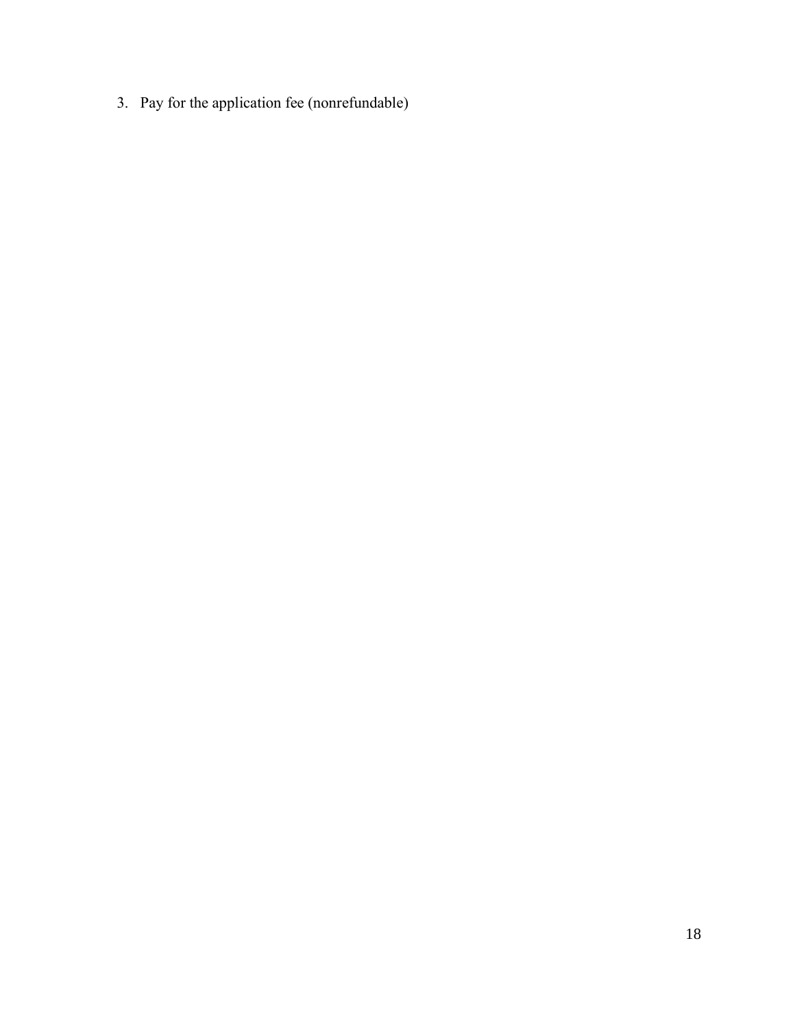3. Pay for the application fee (nonrefundable)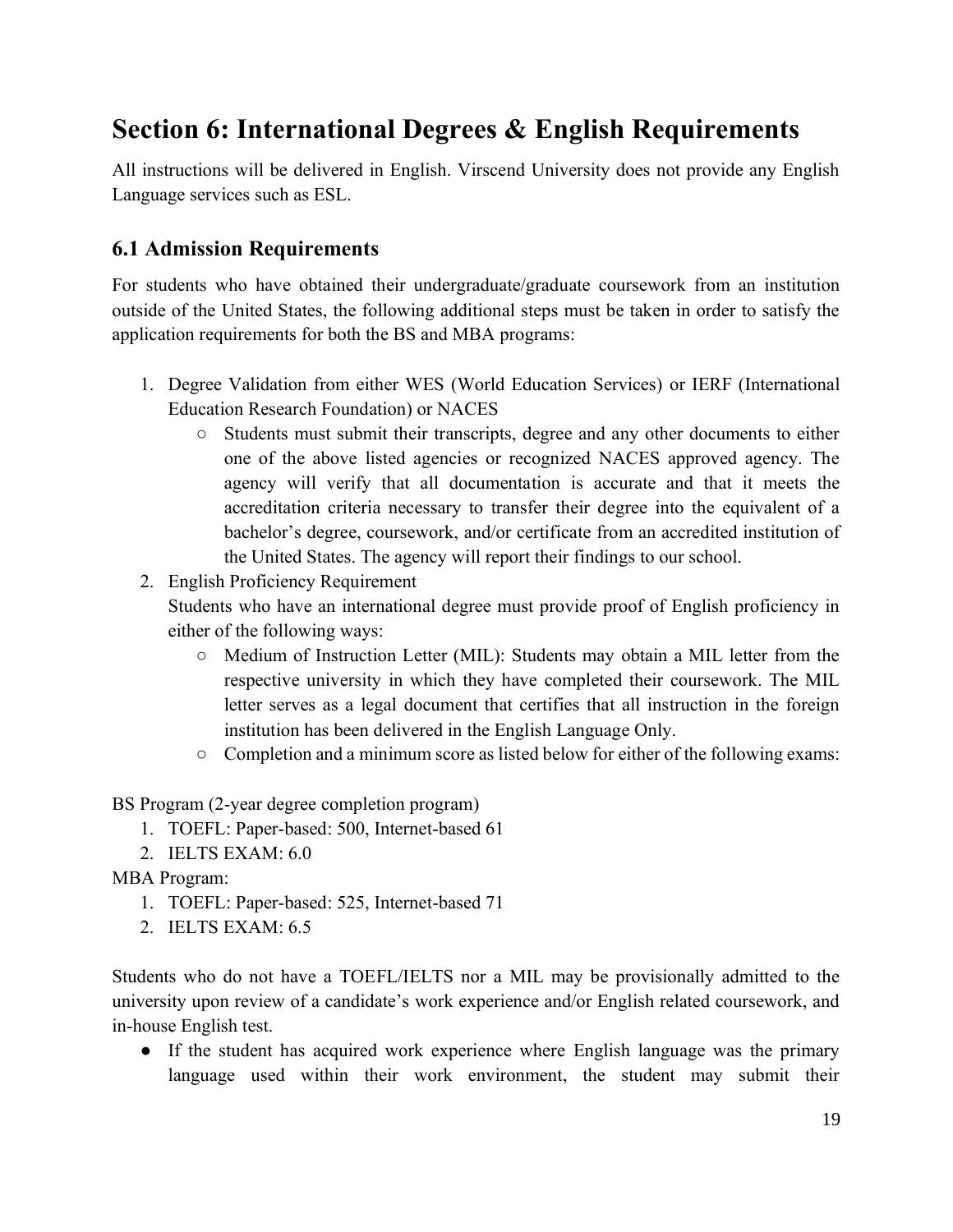# Section 6: International Degrees & English Requirements

All instructions will be delivered in English. Virscend University does not provide any English Language services such as ESL.

## 6.1 Admission Requirements

For students who have obtained their undergraduate/graduate coursework from an institution outside of the United States, the following additional steps must be taken in order to satisfy the application requirements for both the BS and MBA programs:

1. Degree Validation from either WES (World Education Services) or IERF (International Education Research Foundation) or NACES
   - Students must submit their transcripts, degree and any other documents to either one of the above listed agencies or recognized NACES approved agency. The agency will verify that all documentation is accurate and that it meets the accreditation criteria necessary to transfer their degree into the equivalent of a bachelor's degree, coursework, and/or certificate from an accredited institution of the United States. The agency will report their findings to our school.
2. English Proficiency Requirement
   Students who have an international degree must provide proof of English proficiency in either of the following ways:
   - Medium of Instruction Letter (MIL): Students may obtain a MIL letter from the respective university in which they have completed their coursework. The MIL letter serves as a legal document that certifies that all instruction in the foreign institution has been delivered in the English Language Only.
   - Completion and a minimum score as listed below for either of the following exams:

BS Program (2-year degree completion program)

1. TOEFL: Paper-based: 500, Internet-based 61
2. IELTS EXAM: 6.0

MBA Program:

1. TOEFL: Paper-based: 525, Internet-based 71
2. IELTS EXAM: 6.5

Students who do not have a TOEFL/IELTS nor a MIL may be provisionally admitted to the university upon review of a candidate's work experience and/or English related coursework, and in-house English test.

- If the student has acquired work experience where English language was the primary language used within their work environment, the student may submit their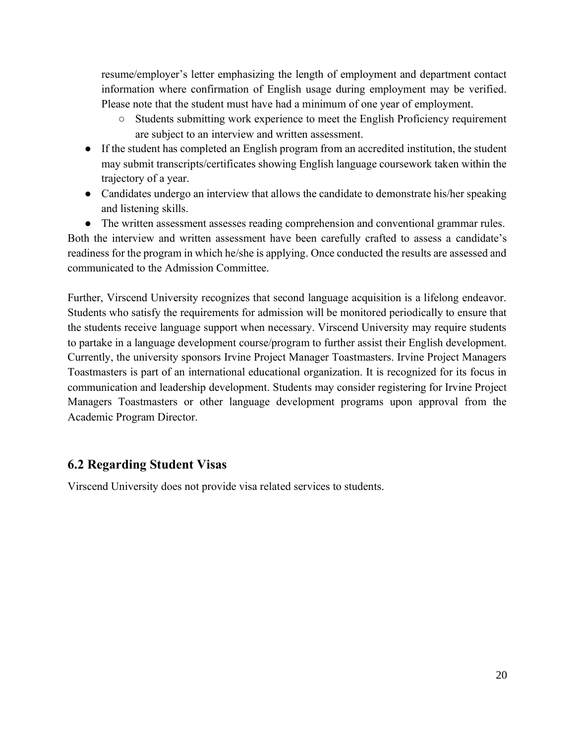resume/employer's letter emphasizing the length of employment and department contact information where confirmation of English usage during employment may be verified. Please note that the student must have had a minimum of one year of employment.
    - Students submitting work experience to meet the English Proficiency requirement are subject to an interview and written assessment.
- If the student has completed an English program from an accredited institution, the student may submit transcripts/certificates showing English language coursework taken within the trajectory of a year.
- Candidates undergo an interview that allows the candidate to demonstrate his/her speaking and listening skills.
- The written assessment assesses reading comprehension and conventional grammar rules.

Both the interview and written assessment have been carefully crafted to assess a candidate's readiness for the program in which he/she is applying. Once conducted the results are assessed and communicated to the Admission Committee.

Further, Virscend University recognizes that second language acquisition is a lifelong endeavor. Students who satisfy the requirements for admission will be monitored periodically to ensure that the students receive language support when necessary. Virscend University may require students to partake in a language development course/program to further assist their English development. Currently, the university sponsors Irvine Project Manager Toastmasters. Irvine Project Managers Toastmasters is part of an international educational organization. It is recognized for its focus in communication and leadership development. Students may consider registering for Irvine Project Managers Toastmasters or other language development programs upon approval from the Academic Program Director.

## 6.2 Regarding Student Visas

Virscend University does not provide visa related services to students.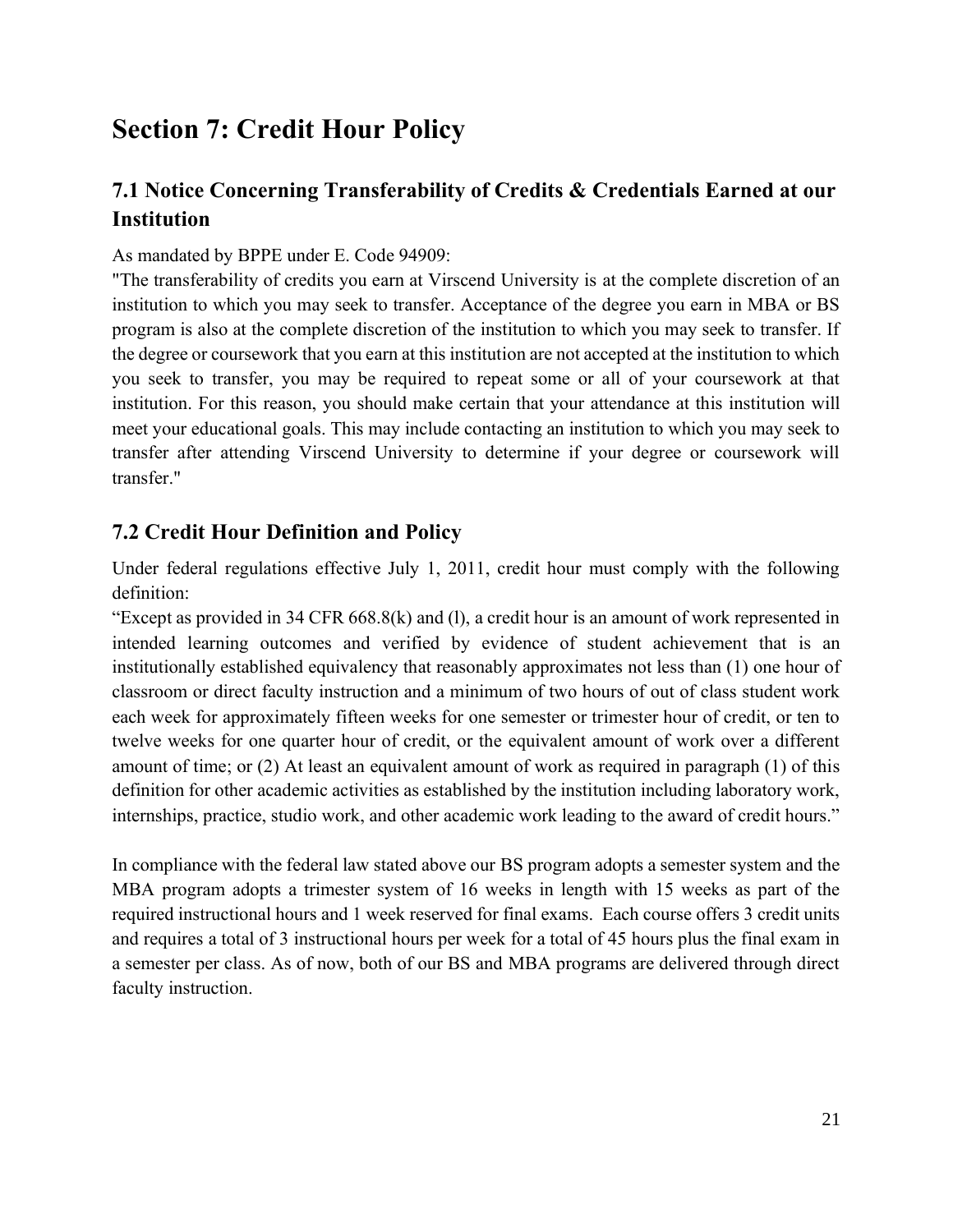# Section 7: Credit Hour Policy

## 7.1 Notice Concerning Transferability of Credits & Credentials Earned at our Institution

As mandated by BPPE under E. Code 94909:
"The transferability of credits you earn at Virscend University is at the complete discretion of an institution to which you may seek to transfer. Acceptance of the degree you earn in MBA or BS program is also at the complete discretion of the institution to which you may seek to transfer. If the degree or coursework that you earn at this institution are not accepted at the institution to which you seek to transfer, you may be required to repeat some or all of your coursework at that institution. For this reason, you should make certain that your attendance at this institution will meet your educational goals. This may include contacting an institution to which you may seek to transfer after attending Virscend University to determine if your degree or coursework will transfer."

## 7.2 Credit Hour Definition and Policy

Under federal regulations effective July 1, 2011, credit hour must comply with the following definition:
"Except as provided in 34 CFR 668.8(k) and (l), a credit hour is an amount of work represented in intended learning outcomes and verified by evidence of student achievement that is an institutionally established equivalency that reasonably approximates not less than (1) one hour of classroom or direct faculty instruction and a minimum of two hours of out of class student work each week for approximately fifteen weeks for one semester or trimester hour of credit, or ten to twelve weeks for one quarter hour of credit, or the equivalent amount of work over a different amount of time; or (2) At least an equivalent amount of work as required in paragraph (1) of this definition for other academic activities as established by the institution including laboratory work, internships, practice, studio work, and other academic work leading to the award of credit hours."

In compliance with the federal law stated above our BS program adopts a semester system and the MBA program adopts a trimester system of 16 weeks in length with 15 weeks as part of the required instructional hours and 1 week reserved for final exams. Each course offers 3 credit units and requires a total of 3 instructional hours per week for a total of 45 hours plus the final exam in a semester per class. As of now, both of our BS and MBA programs are delivered through direct faculty instruction.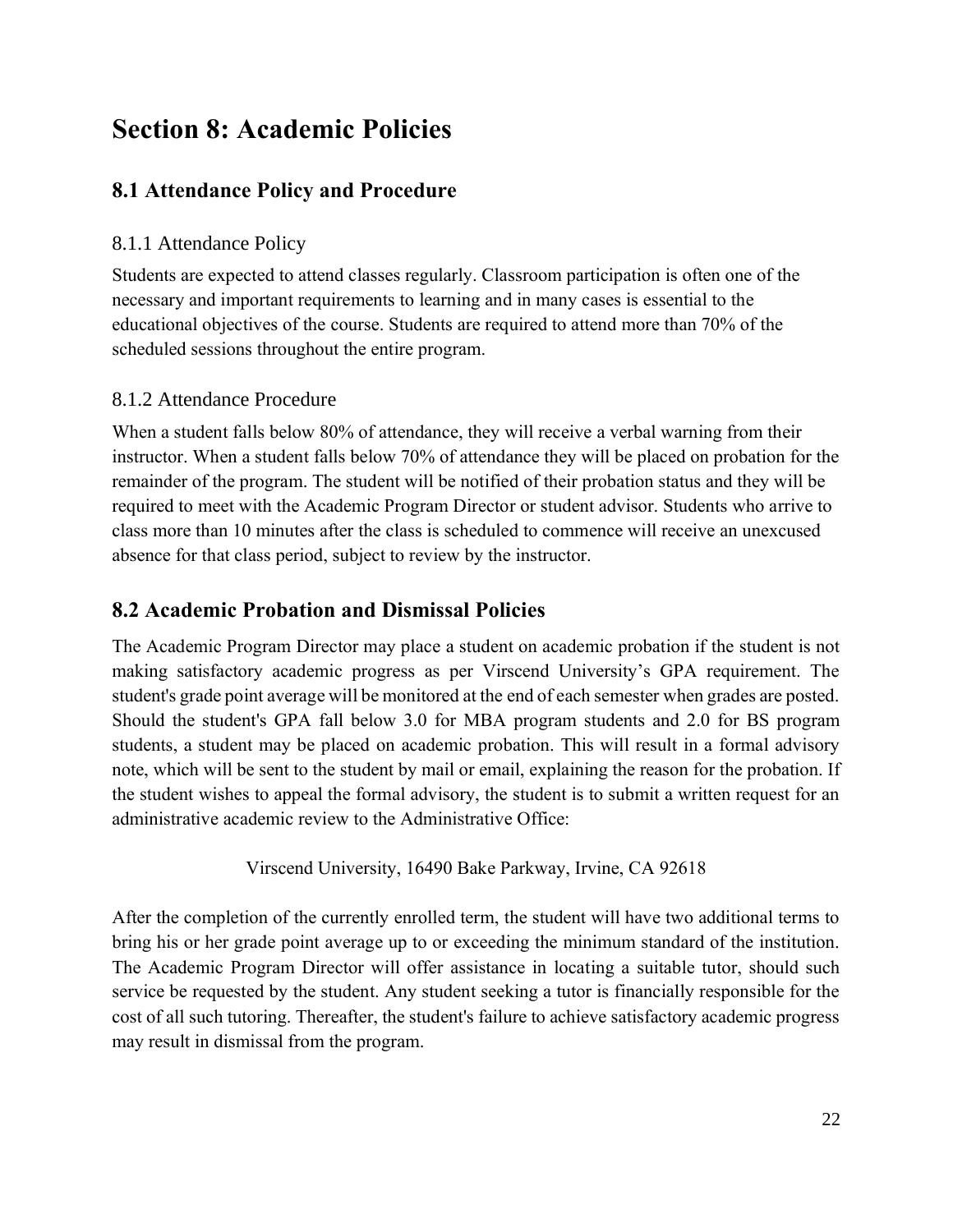# Section 8: Academic Policies

## 8.1 Attendance Policy and Procedure

### 8.1.1 Attendance Policy

Students are expected to attend classes regularly. Classroom participation is often one of the necessary and important requirements to learning and in many cases is essential to the educational objectives of the course. Students are required to attend more than 70% of the scheduled sessions throughout the entire program.

### 8.1.2 Attendance Procedure

When a student falls below 80% of attendance, they will receive a verbal warning from their instructor. When a student falls below 70% of attendance they will be placed on probation for the remainder of the program. The student will be notified of their probation status and they will be required to meet with the Academic Program Director or student advisor. Students who arrive to class more than 10 minutes after the class is scheduled to commence will receive an unexcused absence for that class period, subject to review by the instructor.

## 8.2 Academic Probation and Dismissal Policies

The Academic Program Director may place a student on academic probation if the student is not making satisfactory academic progress as per Virscend University's GPA requirement. The student's grade point average will be monitored at the end of each semester when grades are posted. Should the student's GPA fall below 3.0 for MBA program students and 2.0 for BS program students, a student may be placed on academic probation. This will result in a formal advisory note, which will be sent to the student by mail or email, explaining the reason for the probation. If the student wishes to appeal the formal advisory, the student is to submit a written request for an administrative academic review to the Administrative Office:

Virscend University, 16490 Bake Parkway, Irvine, CA 92618

After the completion of the currently enrolled term, the student will have two additional terms to bring his or her grade point average up to or exceeding the minimum standard of the institution. The Academic Program Director will offer assistance in locating a suitable tutor, should such service be requested by the student. Any student seeking a tutor is financially responsible for the cost of all such tutoring. Thereafter, the student's failure to achieve satisfactory academic progress may result in dismissal from the program.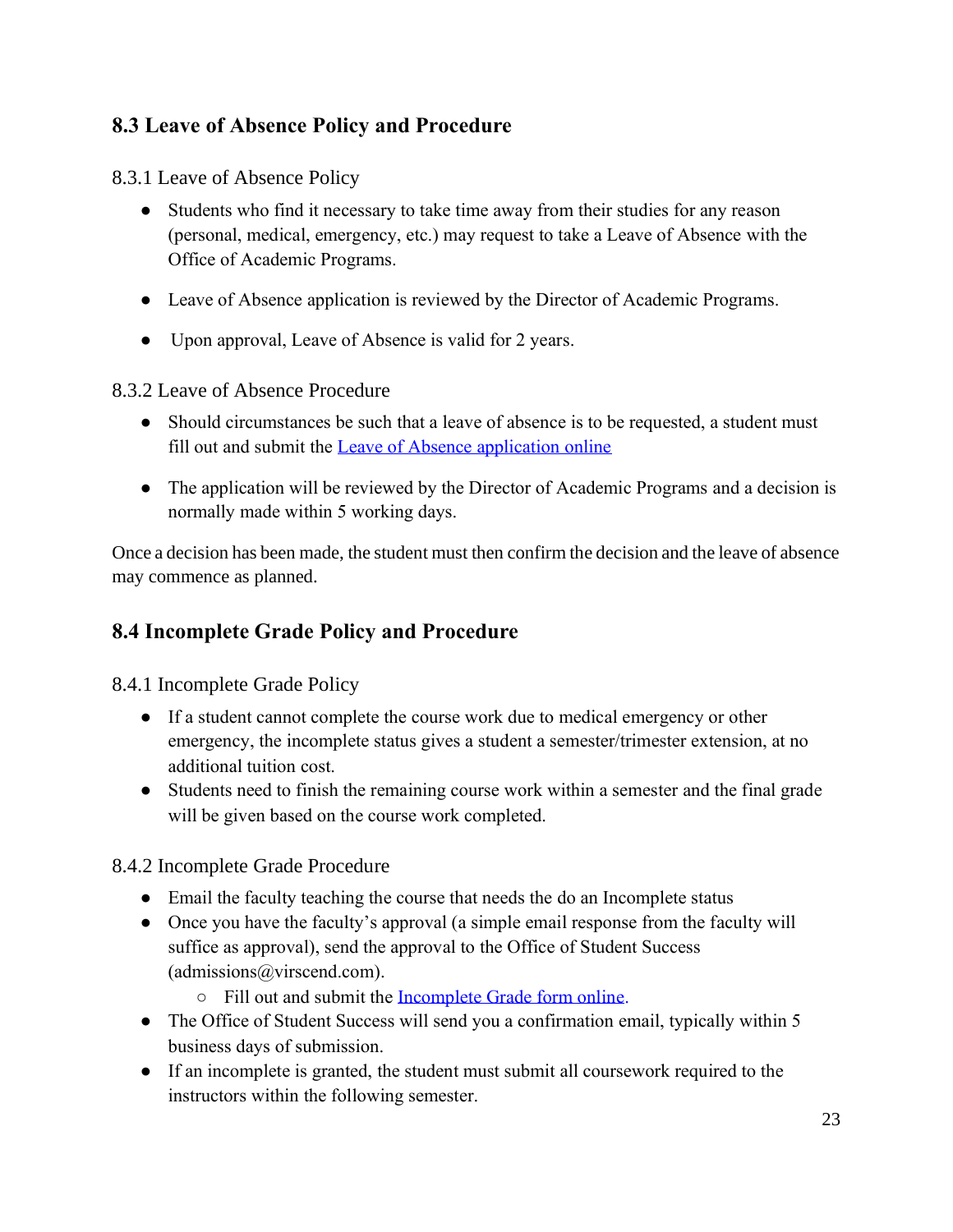## 8.3 Leave of Absence Policy and Procedure

### 8.3.1 Leave of Absence Policy

- Students who find it necessary to take time away from their studies for any reason (personal, medical, emergency, etc.) may request to take a Leave of Absence with the Office of Academic Programs.
- Leave of Absence application is reviewed by the Director of Academic Programs.
- Upon approval, Leave of Absence is valid for 2 years.

### 8.3.2 Leave of Absence Procedure

- Should circumstances be such that a leave of absence is to be requested, a student must fill out and submit the Leave of Absence application online
- The application will be reviewed by the Director of Academic Programs and a decision is normally made within 5 working days.

Once a decision has been made, the student must then confirm the decision and the leave of absence may commence as planned.

## 8.4 Incomplete Grade Policy and Procedure

### 8.4.1 Incomplete Grade Policy

- If a student cannot complete the course work due to medical emergency or other emergency, the incomplete status gives a student a semester/trimester extension, at no additional tuition cost.
- Students need to finish the remaining course work within a semester and the final grade will be given based on the course work completed.

### 8.4.2 Incomplete Grade Procedure

- Email the faculty teaching the course that needs the do an Incomplete status
- Once you have the faculty's approval (a simple email response from the faculty will suffice as approval), send the approval to the Office of Student Success (admissions@virscend.com).
    - Fill out and submit the Incomplete Grade form online.
- The Office of Student Success will send you a confirmation email, typically within 5 business days of submission.
- If an incomplete is granted, the student must submit all coursework required to the instructors within the following semester.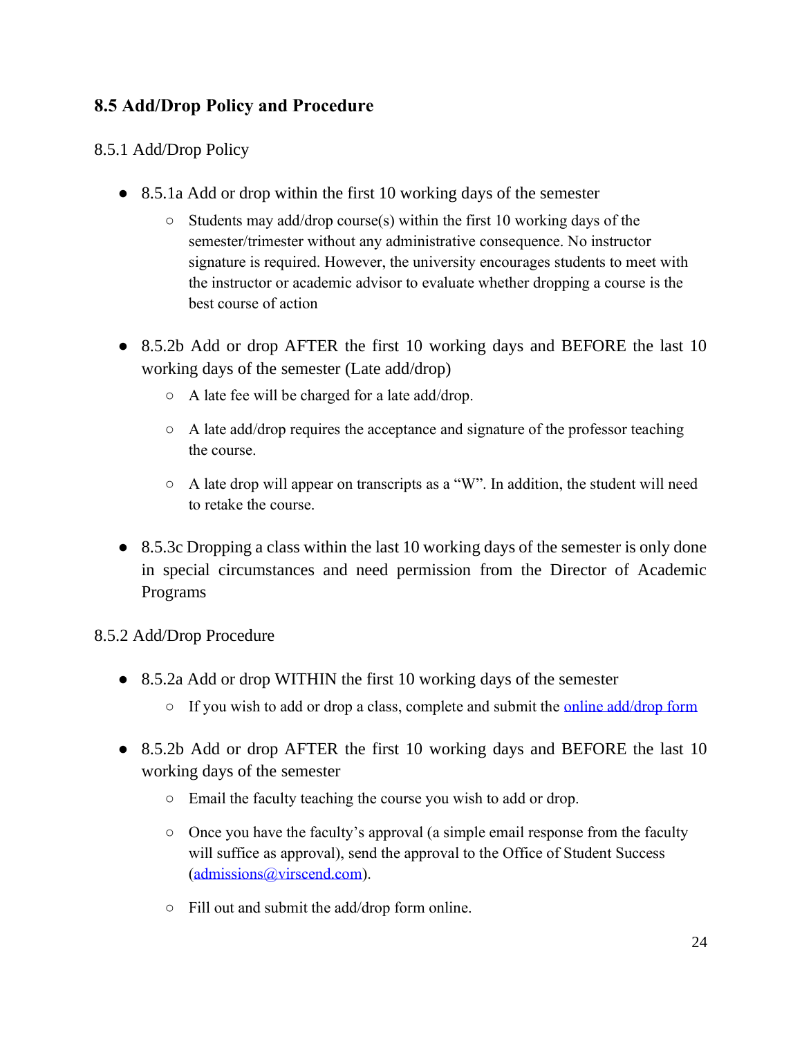## 8.5 Add/Drop Policy and Procedure

8.5.1 Add/Drop Policy

- 8.5.1a Add or drop within the first 10 working days of the semester
  - Students may add/drop course(s) within the first 10 working days of the semester/trimester without any administrative consequence. No instructor signature is required. However, the university encourages students to meet with the instructor or academic advisor to evaluate whether dropping a course is the best course of action
- 8.5.2b Add or drop AFTER the first 10 working days and BEFORE the last 10 working days of the semester (Late add/drop)
  - A late fee will be charged for a late add/drop.
  - A late add/drop requires the acceptance and signature of the professor teaching the course.
  - A late drop will appear on transcripts as a "W". In addition, the student will need to retake the course.
- 8.5.3c Dropping a class within the last 10 working days of the semester is only done in special circumstances and need permission from the Director of Academic Programs

8.5.2 Add/Drop Procedure

- 8.5.2a Add or drop WITHIN the first 10 working days of the semester
  - If you wish to add or drop a class, complete and submit the online add/drop form
- 8.5.2b Add or drop AFTER the first 10 working days and BEFORE the last 10 working days of the semester
  - Email the faculty teaching the course you wish to add or drop.
  - Once you have the faculty's approval (a simple email response from the faculty will suffice as approval), send the approval to the Office of Student Success (admissions@virscend.com).
  - Fill out and submit the add/drop form online.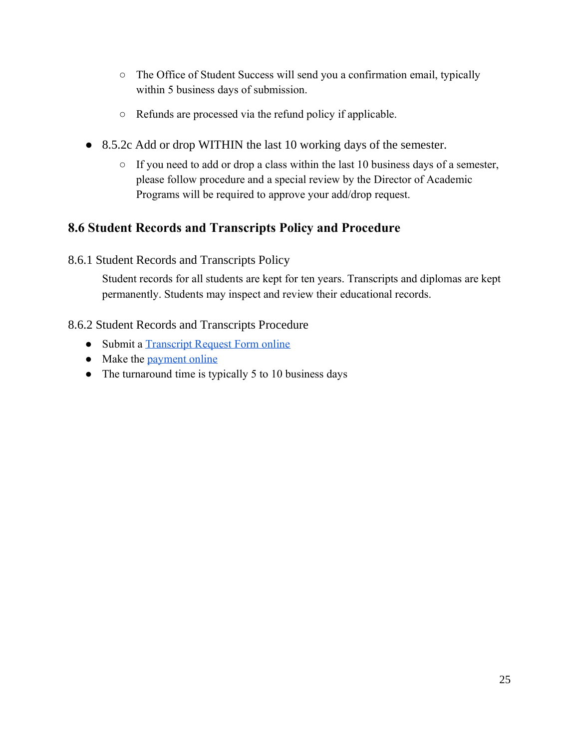- The Office of Student Success will send you a confirmation email, typically within 5 business days of submission.
  - Refunds are processed via the refund policy if applicable.

- 8.5.2c Add or drop WITHIN the last 10 working days of the semester.
  - If you need to add or drop a class within the last 10 business days of a semester, please follow procedure and a special review by the Director of Academic Programs will be required to approve your add/drop request.

## 8.6 Student Records and Transcripts Policy and Procedure

### 8.6.1 Student Records and Transcripts Policy

Student records for all students are kept for ten years. Transcripts and diplomas are kept permanently. Students may inspect and review their educational records.

### 8.6.2 Student Records and Transcripts Procedure

- Submit a Transcript Request Form online
- Make the payment online
- The turnaround time is typically 5 to 10 business days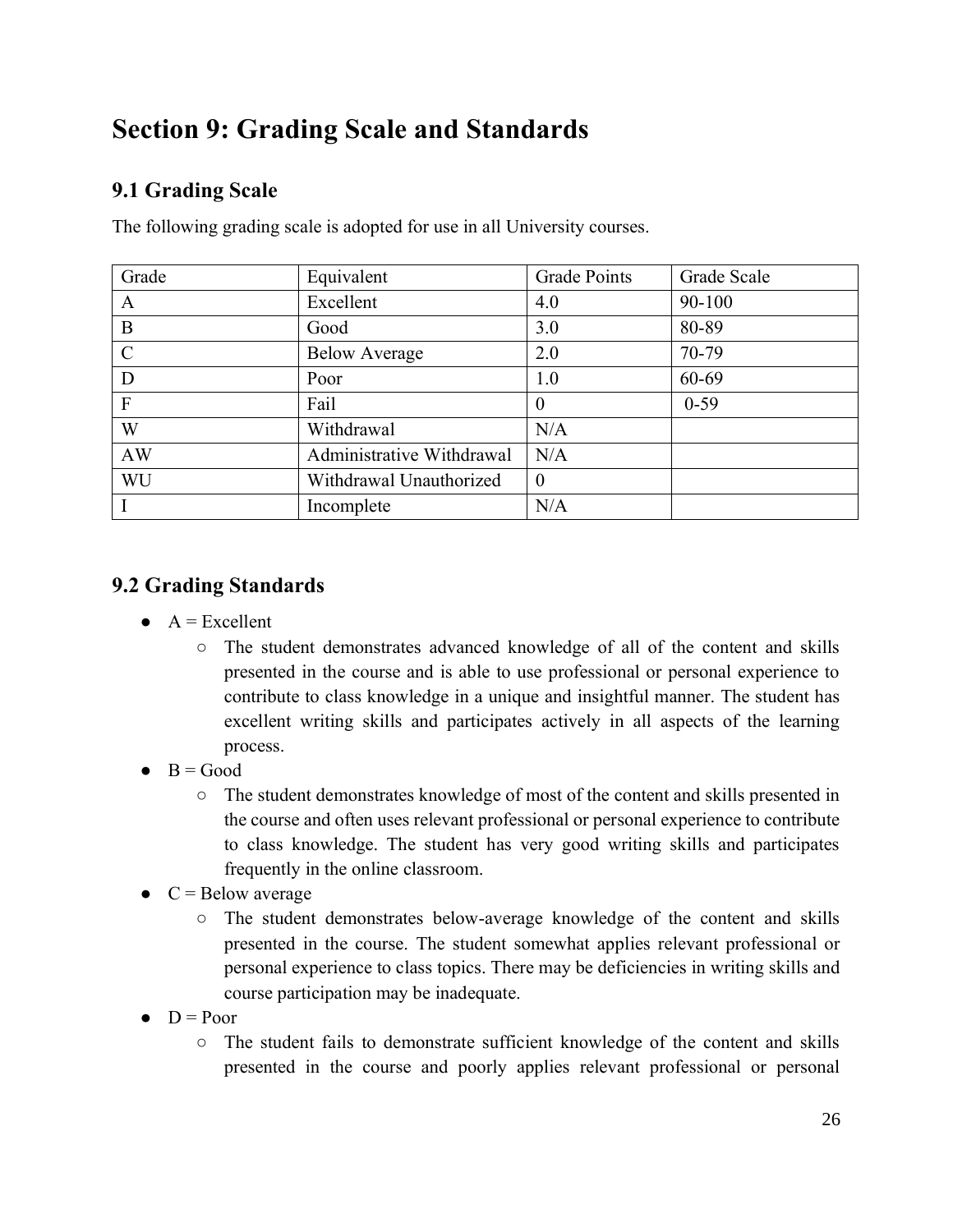# Section 9: Grading Scale and Standards

## 9.1 Grading Scale

The following grading scale is adopted for use in all University courses.

| Grade | Equivalent | Grade Points | Grade Scale |
|---|---|---|---|
| A | Excellent | 4.0 | 90-100 |
| B | Good | 3.0 | 80-89 |
| C | Below Average | 2.0 | 70-79 |
| D | Poor | 1.0 | 60-69 |
| F | Fail | 0 | 0-59 |
| W | Withdrawal | N/A | |
| AW | Administrative Withdrawal | N/A | |
| WU | Withdrawal Unauthorized | 0 | |
| I | Incomplete | N/A | |

## 9.2 Grading Standards

- A = Excellent
  - The student demonstrates advanced knowledge of all of the content and skills presented in the course and is able to use professional or personal experience to contribute to class knowledge in a unique and insightful manner. The student has excellent writing skills and participates actively in all aspects of the learning process.
- B = Good
  - The student demonstrates knowledge of most of the content and skills presented in the course and often uses relevant professional or personal experience to contribute to class knowledge. The student has very good writing skills and participates frequently in the online classroom.
- C = Below average
  - The student demonstrates below-average knowledge of the content and skills presented in the course. The student somewhat applies relevant professional or personal experience to class topics. There may be deficiencies in writing skills and course participation may be inadequate.
- D = Poor
  - The student fails to demonstrate sufficient knowledge of the content and skills presented in the course and poorly applies relevant professional or personal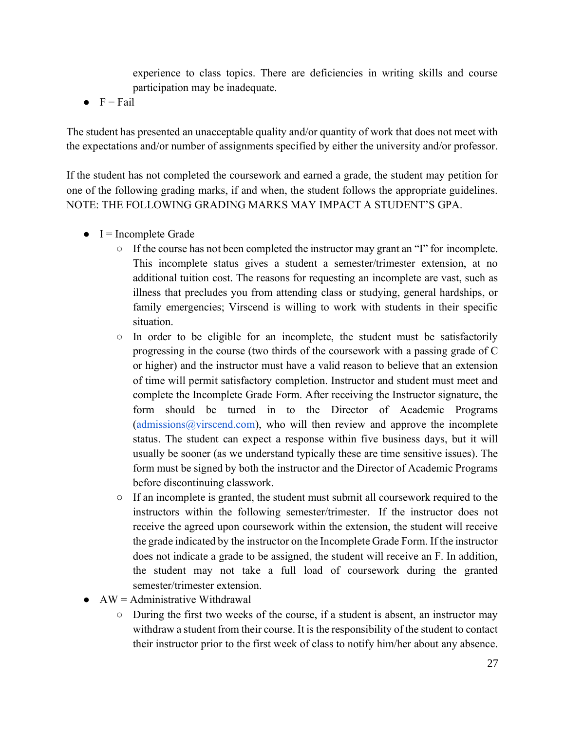experience to class topics. There are deficiencies in writing skills and course participation may be inadequate.

- F = Fail

The student has presented an unacceptable quality and/or quantity of work that does not meet with the expectations and/or number of assignments specified by either the university and/or professor.

If the student has not completed the coursework and earned a grade, the student may petition for one of the following grading marks, if and when, the student follows the appropriate guidelines. NOTE: THE FOLLOWING GRADING MARKS MAY IMPACT A STUDENT'S GPA.

- I = Incomplete Grade
  - If the course has not been completed the instructor may grant an "I" for incomplete. This incomplete status gives a student a semester/trimester extension, at no additional tuition cost. The reasons for requesting an incomplete are vast, such as illness that precludes you from attending class or studying, general hardships, or family emergencies; Virscend is willing to work with students in their specific situation.
  - In order to be eligible for an incomplete, the student must be satisfactorily progressing in the course (two thirds of the coursework with a passing grade of C or higher) and the instructor must have a valid reason to believe that an extension of time will permit satisfactory completion. Instructor and student must meet and complete the Incomplete Grade Form. After receiving the Instructor signature, the form should be turned in to the Director of Academic Programs (admissions@virscend.com), who will then review and approve the incomplete status. The student can expect a response within five business days, but it will usually be sooner (as we understand typically these are time sensitive issues). The form must be signed by both the instructor and the Director of Academic Programs before discontinuing classwork.
  - If an incomplete is granted, the student must submit all coursework required to the instructors within the following semester/trimester. If the instructor does not receive the agreed upon coursework within the extension, the student will receive the grade indicated by the instructor on the Incomplete Grade Form. If the instructor does not indicate a grade to be assigned, the student will receive an F. In addition, the student may not take a full load of coursework during the granted semester/trimester extension.
- AW = Administrative Withdrawal
  - During the first two weeks of the course, if a student is absent, an instructor may withdraw a student from their course. It is the responsibility of the student to contact their instructor prior to the first week of class to notify him/her about any absence.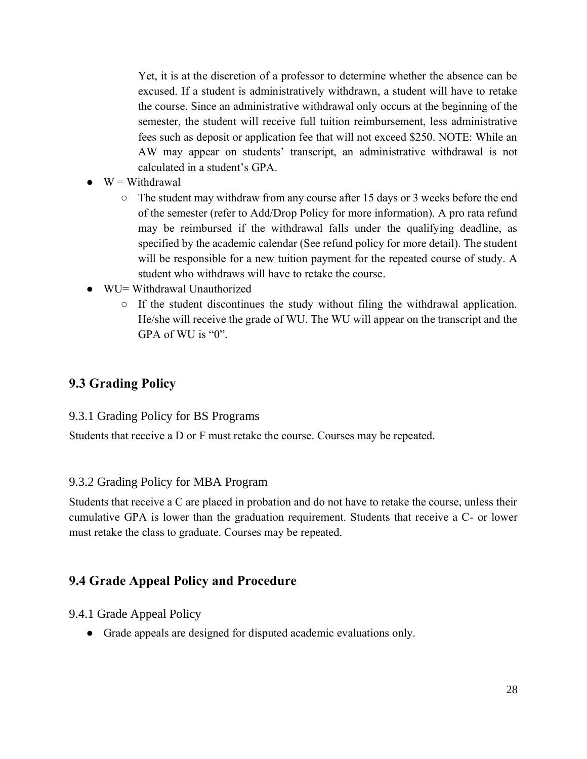Yet, it is at the discretion of a professor to determine whether the absence can be excused. If a student is administratively withdrawn, a student will have to retake the course. Since an administrative withdrawal only occurs at the beginning of the semester, the student will receive full tuition reimbursement, less administrative fees such as deposit or application fee that will not exceed $250. NOTE: While an AW may appear on students' transcript, an administrative withdrawal is not calculated in a student's GPA.

- W = Withdrawal
    - The student may withdraw from any course after 15 days or 3 weeks before the end of the semester (refer to Add/Drop Policy for more information). A pro rata refund may be reimbursed if the withdrawal falls under the qualifying deadline, as specified by the academic calendar (See refund policy for more detail). The student will be responsible for a new tuition payment for the repeated course of study. A student who withdraws will have to retake the course.
- WU= Withdrawal Unauthorized
    - If the student discontinues the study without filing the withdrawal application. He/she will receive the grade of WU. The WU will appear on the transcript and the GPA of WU is "0".

## 9.3 Grading Policy

### 9.3.1 Grading Policy for BS Programs

Students that receive a D or F must retake the course. Courses may be repeated.

### 9.3.2 Grading Policy for MBA Program

Students that receive a C are placed in probation and do not have to retake the course, unless their cumulative GPA is lower than the graduation requirement. Students that receive a C- or lower must retake the class to graduate. Courses may be repeated.

## 9.4 Grade Appeal Policy and Procedure

### 9.4.1 Grade Appeal Policy

- Grade appeals are designed for disputed academic evaluations only.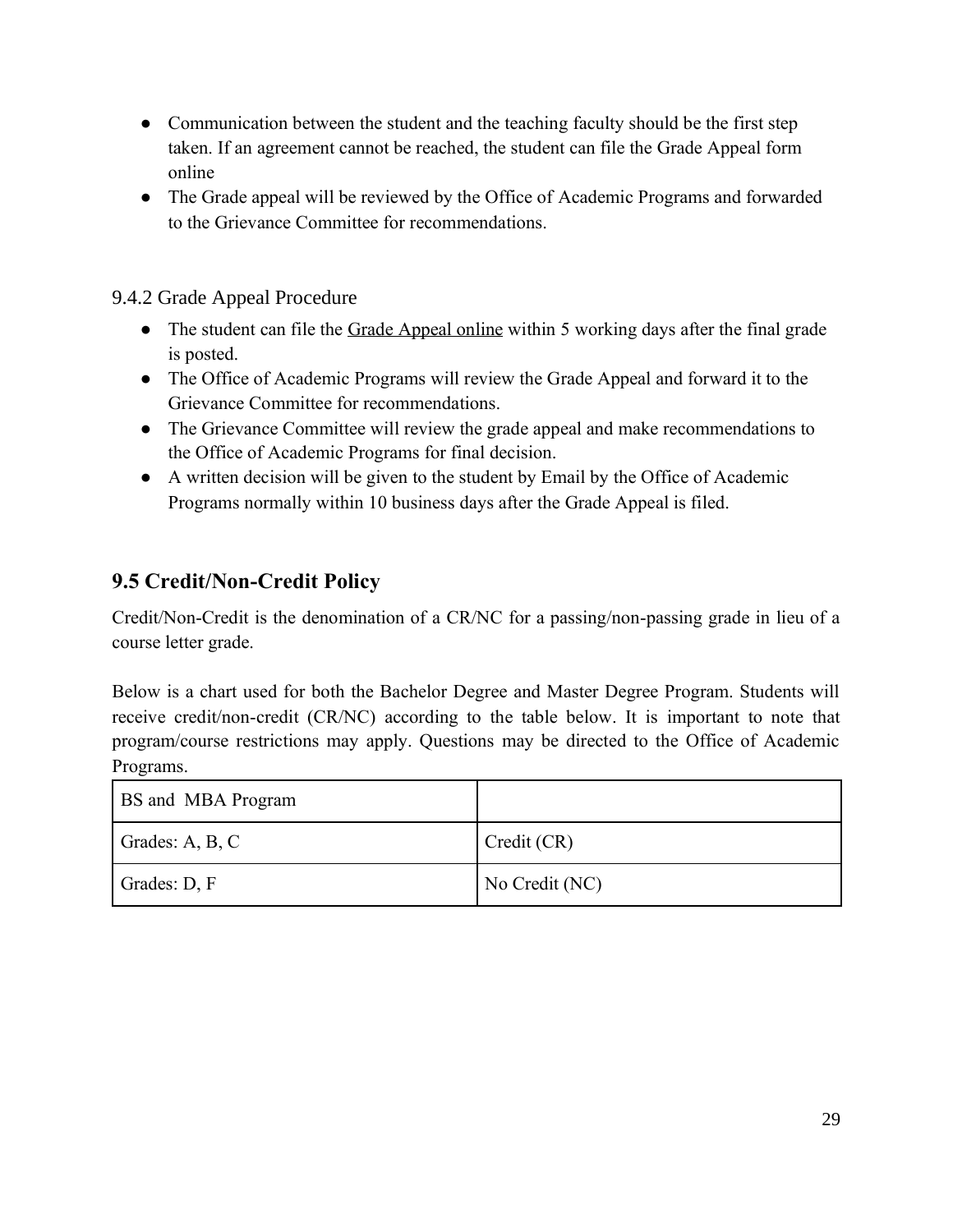- Communication between the student and the teaching faculty should be the first step taken. If an agreement cannot be reached, the student can file the Grade Appeal form online
- The Grade appeal will be reviewed by the Office of Academic Programs and forwarded to the Grievance Committee for recommendations.

### 9.4.2 Grade Appeal Procedure

- The student can file the Grade Appeal online within 5 working days after the final grade is posted.
- The Office of Academic Programs will review the Grade Appeal and forward it to the Grievance Committee for recommendations.
- The Grievance Committee will review the grade appeal and make recommendations to the Office of Academic Programs for final decision.
- A written decision will be given to the student by Email by the Office of Academic Programs normally within 10 business days after the Grade Appeal is filed.

## 9.5 Credit/Non-Credit Policy

Credit/Non-Credit is the denomination of a CR/NC for a passing/non-passing grade in lieu of a course letter grade.

Below is a chart used for both the Bachelor Degree and Master Degree Program. Students will receive credit/non-credit (CR/NC) according to the table below. It is important to note that program/course restrictions may apply. Questions may be directed to the Office of Academic Programs.

| BS and MBA Program | |
|---|---|
| Grades: A, B, C | Credit (CR) |
| Grades: D, F | No Credit (NC) |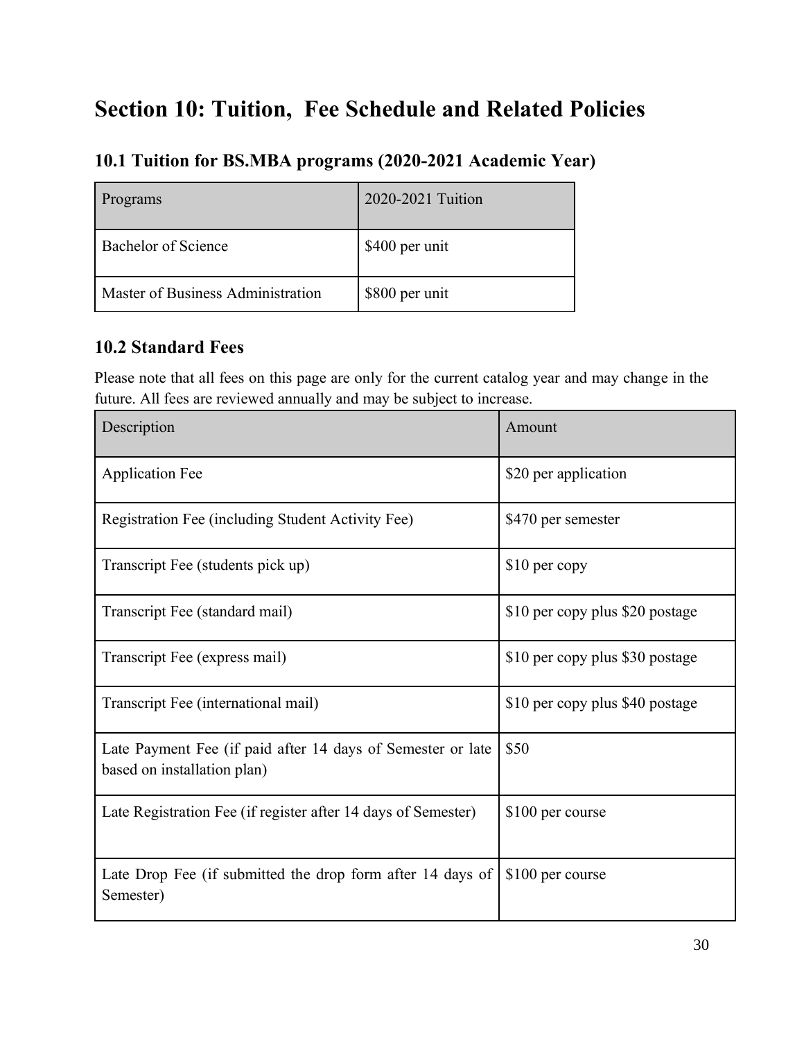# Section 10: Tuition,  Fee Schedule and Related Policies

## 10.1 Tuition for BS.MBA programs (2020-2021 Academic Year)

| Programs | 2020-2021 Tuition |
|---|---|
| Bachelor of Science | $400 per unit |
| Master of Business Administration | $800 per unit |

## 10.2 Standard Fees

Please note that all fees on this page are only for the current catalog year and may change in the future. All fees are reviewed annually and may be subject to increase.

| Description | Amount |
|---|---|
| Application Fee | $20 per application |
| Registration Fee (including Student Activity Fee) | $470 per semester |
| Transcript Fee (students pick up) | $10 per copy |
| Transcript Fee (standard mail) | $10 per copy plus $20 postage |
| Transcript Fee (express mail) | $10 per copy plus $30 postage |
| Transcript Fee (international mail) | $10 per copy plus $40 postage |
| Late Payment Fee (if paid after 14 days of Semester or late based on installation plan) | $50 |
| Late Registration Fee (if register after 14 days of Semester) | $100 per course |
| Late Drop Fee (if submitted the drop form after 14 days of Semester) | $100 per course |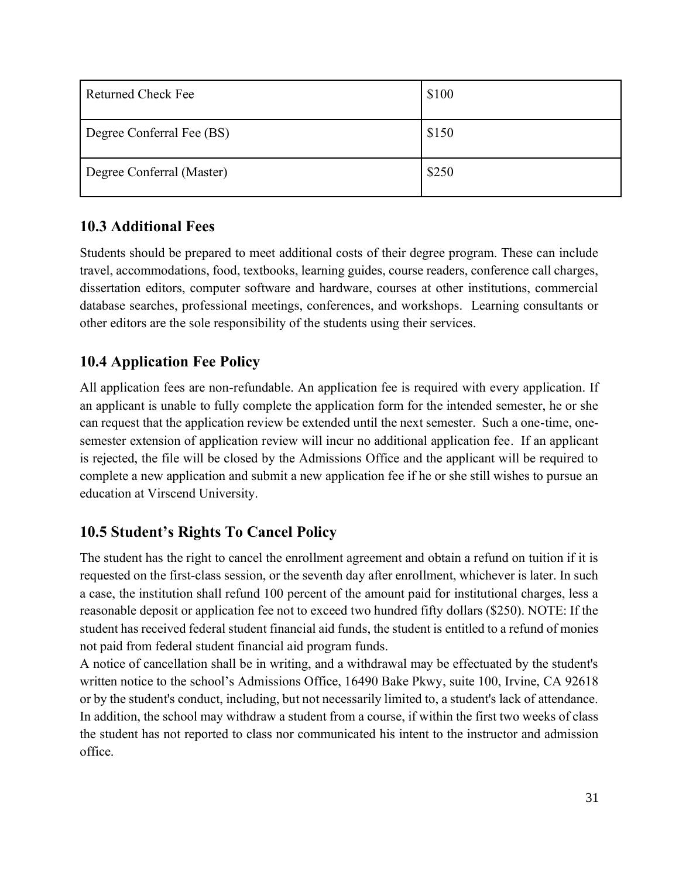| Returned Check Fee | $100 |
|---|---|
| Degree Conferral Fee (BS) | $150 |
| Degree Conferral (Master) | $250 |

## 10.3 Additional Fees

Students should be prepared to meet additional costs of their degree program. These can include travel, accommodations, food, textbooks, learning guides, course readers, conference call charges, dissertation editors, computer software and hardware, courses at other institutions, commercial database searches, professional meetings, conferences, and workshops. Learning consultants or other editors are the sole responsibility of the students using their services.

## 10.4 Application Fee Policy

All application fees are non-refundable. An application fee is required with every application. If an applicant is unable to fully complete the application form for the intended semester, he or she can request that the application review be extended until the next semester. Such a one-time, one-semester extension of application review will incur no additional application fee. If an applicant is rejected, the file will be closed by the Admissions Office and the applicant will be required to complete a new application and submit a new application fee if he or she still wishes to pursue an education at Virscend University.

## 10.5 Student's Rights To Cancel Policy

The student has the right to cancel the enrollment agreement and obtain a refund on tuition if it is requested on the first-class session, or the seventh day after enrollment, whichever is later. In such a case, the institution shall refund 100 percent of the amount paid for institutional charges, less a reasonable deposit or application fee not to exceed two hundred fifty dollars ($250). NOTE: If the student has received federal student financial aid funds, the student is entitled to a refund of monies not paid from federal student financial aid program funds.

A notice of cancellation shall be in writing, and a withdrawal may be effectuated by the student's written notice to the school's Admissions Office, 16490 Bake Pkwy, suite 100, Irvine, CA 92618 or by the student's conduct, including, but not necessarily limited to, a student's lack of attendance. In addition, the school may withdraw a student from a course, if within the first two weeks of class the student has not reported to class nor communicated his intent to the instructor and admission office.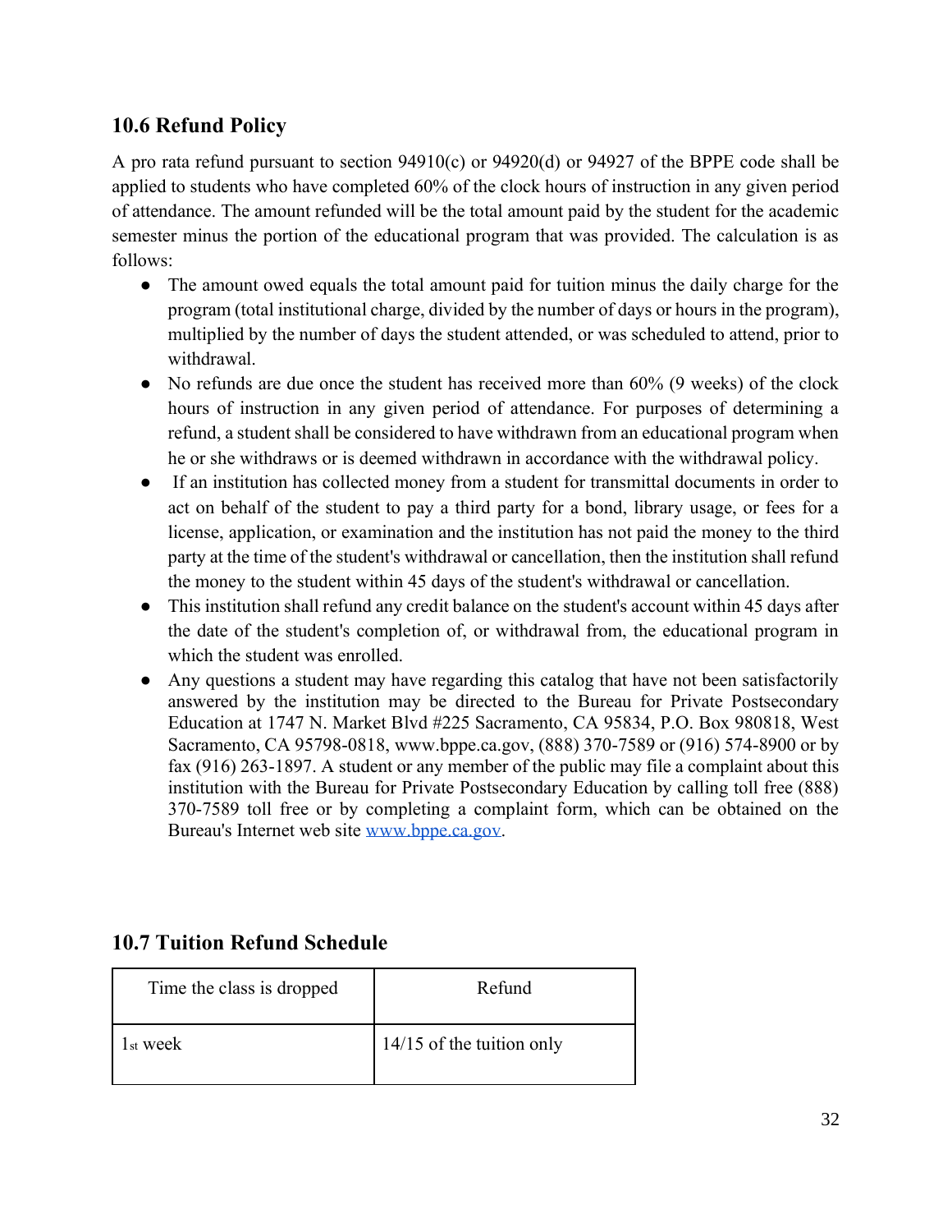## 10.6 Refund Policy

A pro rata refund pursuant to section 94910(c) or 94920(d) or 94927 of the BPPE code shall be applied to students who have completed 60% of the clock hours of instruction in any given period of attendance. The amount refunded will be the total amount paid by the student for the academic semester minus the portion of the educational program that was provided. The calculation is as follows:

- The amount owed equals the total amount paid for tuition minus the daily charge for the program (total institutional charge, divided by the number of days or hours in the program), multiplied by the number of days the student attended, or was scheduled to attend, prior to withdrawal.
- No refunds are due once the student has received more than 60% (9 weeks) of the clock hours of instruction in any given period of attendance. For purposes of determining a refund, a student shall be considered to have withdrawn from an educational program when he or she withdraws or is deemed withdrawn in accordance with the withdrawal policy.
- If an institution has collected money from a student for transmittal documents in order to act on behalf of the student to pay a third party for a bond, library usage, or fees for a license, application, or examination and the institution has not paid the money to the third party at the time of the student's withdrawal or cancellation, then the institution shall refund the money to the student within 45 days of the student's withdrawal or cancellation.
- This institution shall refund any credit balance on the student's account within 45 days after the date of the student's completion of, or withdrawal from, the educational program in which the student was enrolled.
- Any questions a student may have regarding this catalog that have not been satisfactorily answered by the institution may be directed to the Bureau for Private Postsecondary Education at 1747 N. Market Blvd #225 Sacramento, CA 95834, P.O. Box 980818, West Sacramento, CA 95798-0818, www.bppe.ca.gov, (888) 370-7589 or (916) 574-8900 or by fax (916) 263-1897. A student or any member of the public may file a complaint about this institution with the Bureau for Private Postsecondary Education by calling toll free (888) 370-7589 toll free or by completing a complaint form, which can be obtained on the Bureau's Internet web site [www.bppe.ca.gov](http://www.bppe.ca.gov).

## 10.7 Tuition Refund Schedule

| Time the class is dropped | Refund |
|---|---|
| 1st week | 14/15 of the tuition only |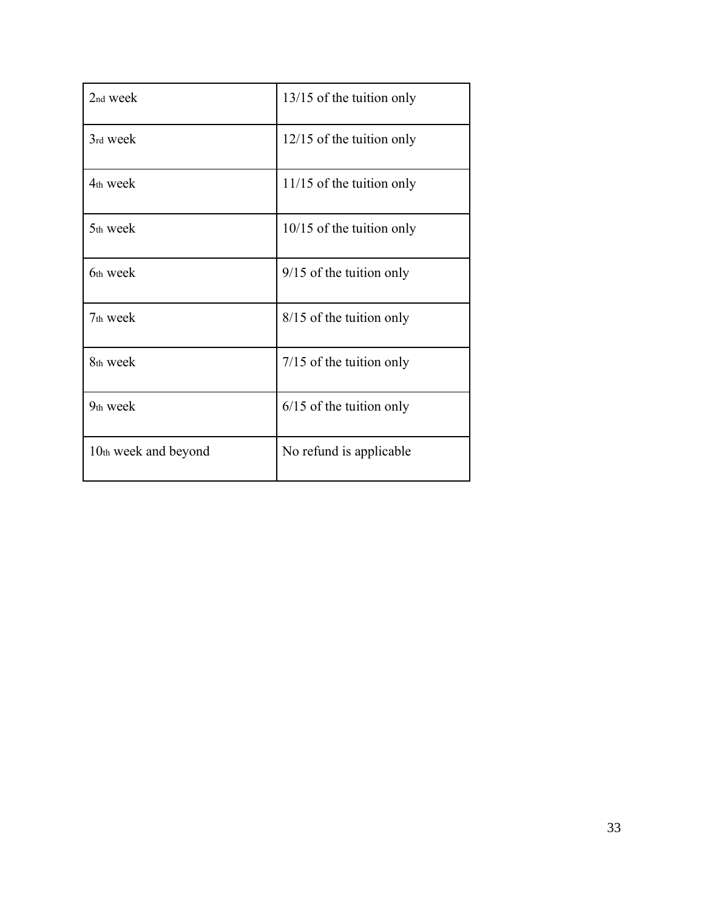| 2nd week | 13/15 of the tuition only |
|---|---|
| 3rd week | 12/15 of the tuition only |
| 4th week | 11/15 of the tuition only |
| 5th week | 10/15 of the tuition only |
| 6th week | 9/15 of the tuition only |
| 7th week | 8/15 of the tuition only |
| 8th week | 7/15 of the tuition only |
| 9th week | 6/15 of the tuition only |
| 10th week and beyond | No refund is applicable |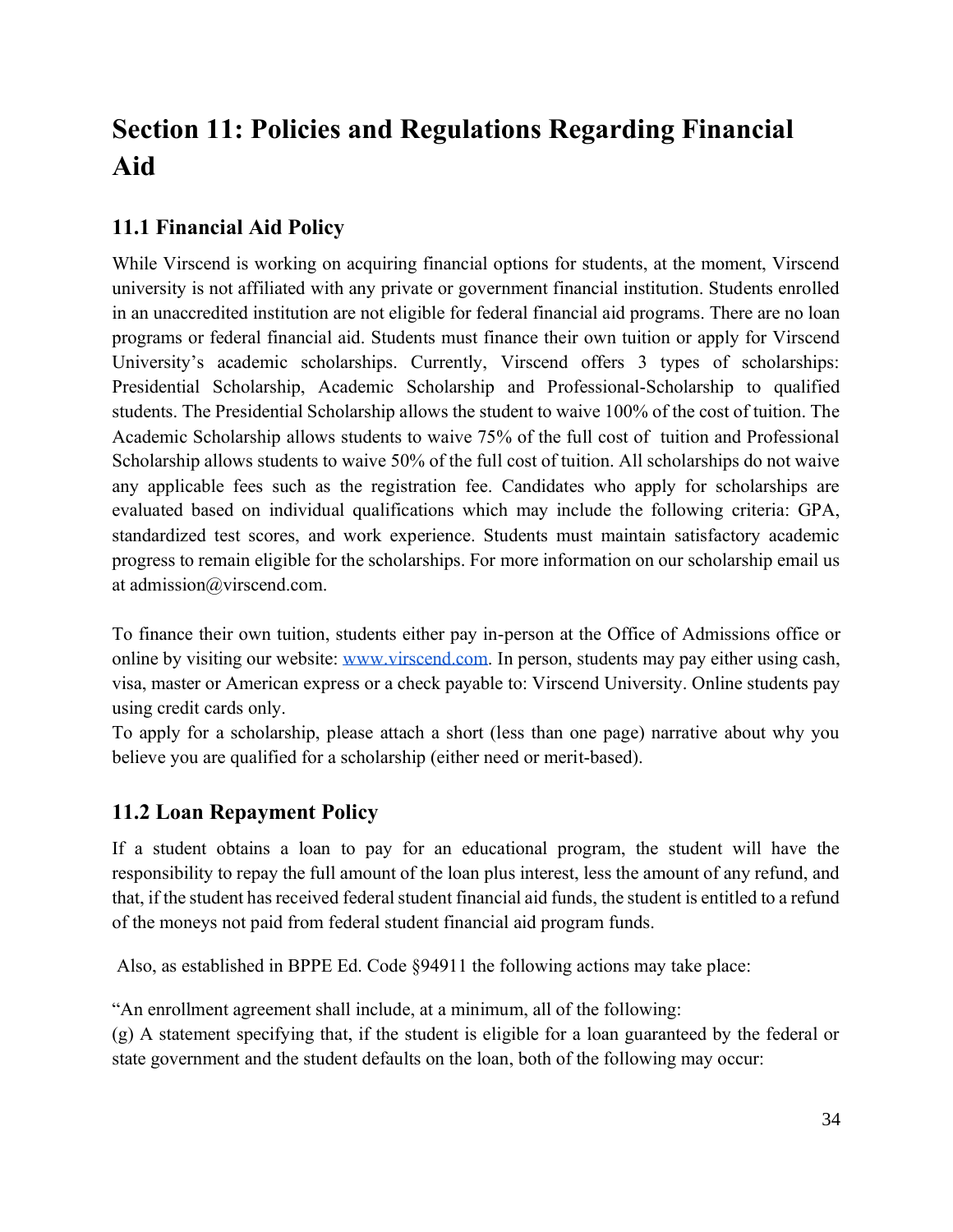# Section 11: Policies and Regulations Regarding Financial Aid

## 11.1 Financial Aid Policy

While Virscend is working on acquiring financial options for students, at the moment, Virscend university is not affiliated with any private or government financial institution. Students enrolled in an unaccredited institution are not eligible for federal financial aid programs. There are no loan programs or federal financial aid. Students must finance their own tuition or apply for Virscend University's academic scholarships. Currently, Virscend offers 3 types of scholarships: Presidential Scholarship, Academic Scholarship and Professional-Scholarship to qualified students. The Presidential Scholarship allows the student to waive 100% of the cost of tuition. The Academic Scholarship allows students to waive 75% of the full cost of tuition and Professional Scholarship allows students to waive 50% of the full cost of tuition. All scholarships do not waive any applicable fees such as the registration fee. Candidates who apply for scholarships are evaluated based on individual qualifications which may include the following criteria: GPA, standardized test scores, and work experience. Students must maintain satisfactory academic progress to remain eligible for the scholarships. For more information on our scholarship email us at admission@virscend.com.

To finance their own tuition, students either pay in-person at the Office of Admissions office or online by visiting our website: [www.virscend.com](http://www.virscend.com). In person, students may pay either using cash, visa, master or American express or a check payable to: Virscend University. Online students pay using credit cards only.

To apply for a scholarship, please attach a short (less than one page) narrative about why you believe you are qualified for a scholarship (either need or merit-based).

## 11.2 Loan Repayment Policy

If a student obtains a loan to pay for an educational program, the student will have the responsibility to repay the full amount of the loan plus interest, less the amount of any refund, and that, if the student has received federal student financial aid funds, the student is entitled to a refund of the moneys not paid from federal student financial aid program funds.

Also, as established in BPPE Ed. Code §94911 the following actions may take place:

"An enrollment agreement shall include, at a minimum, all of the following:

(g) A statement specifying that, if the student is eligible for a loan guaranteed by the federal or state government and the student defaults on the loan, both of the following may occur: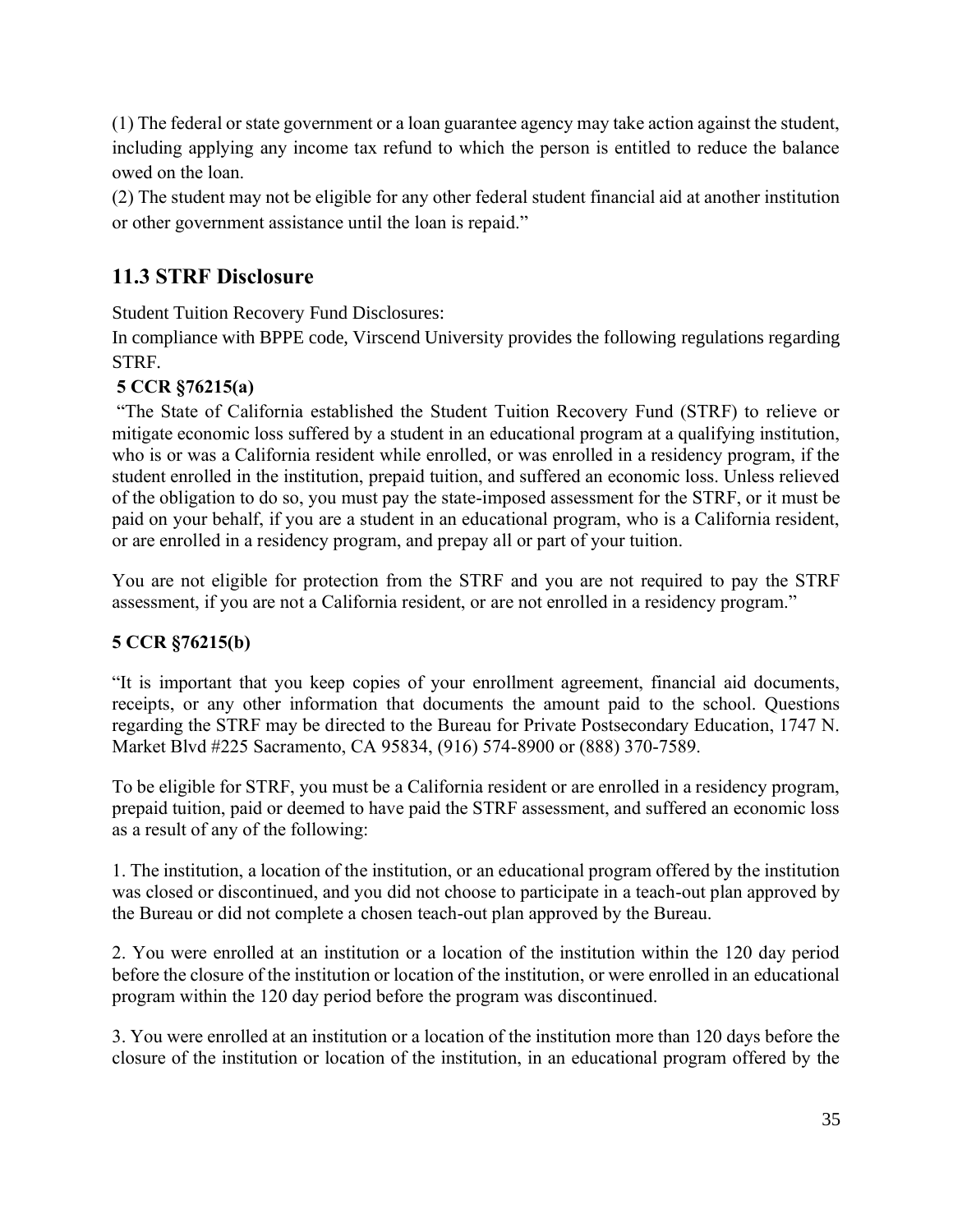(1) The federal or state government or a loan guarantee agency may take action against the student, including applying any income tax refund to which the person is entitled to reduce the balance owed on the loan.

(2) The student may not be eligible for any other federal student financial aid at another institution or other government assistance until the loan is repaid."

## 11.3 STRF Disclosure

Student Tuition Recovery Fund Disclosures:

In compliance with BPPE code, Virscend University provides the following regulations regarding STRF.

**5 CCR §76215(a)**

"The State of California established the Student Tuition Recovery Fund (STRF) to relieve or mitigate economic loss suffered by a student in an educational program at a qualifying institution, who is or was a California resident while enrolled, or was enrolled in a residency program, if the student enrolled in the institution, prepaid tuition, and suffered an economic loss. Unless relieved of the obligation to do so, you must pay the state-imposed assessment for the STRF, or it must be paid on your behalf, if you are a student in an educational program, who is a California resident, or are enrolled in a residency program, and prepay all or part of your tuition.

You are not eligible for protection from the STRF and you are not required to pay the STRF assessment, if you are not a California resident, or are not enrolled in a residency program."

**5 CCR §76215(b)**

"It is important that you keep copies of your enrollment agreement, financial aid documents, receipts, or any other information that documents the amount paid to the school. Questions regarding the STRF may be directed to the Bureau for Private Postsecondary Education, 1747 N. Market Blvd #225 Sacramento, CA 95834, (916) 574-8900 or (888) 370-7589.

To be eligible for STRF, you must be a California resident or are enrolled in a residency program, prepaid tuition, paid or deemed to have paid the STRF assessment, and suffered an economic loss as a result of any of the following:

1. The institution, a location of the institution, or an educational program offered by the institution was closed or discontinued, and you did not choose to participate in a teach-out plan approved by the Bureau or did not complete a chosen teach-out plan approved by the Bureau.

2. You were enrolled at an institution or a location of the institution within the 120 day period before the closure of the institution or location of the institution, or were enrolled in an educational program within the 120 day period before the program was discontinued.

3. You were enrolled at an institution or a location of the institution more than 120 days before the closure of the institution or location of the institution, in an educational program offered by the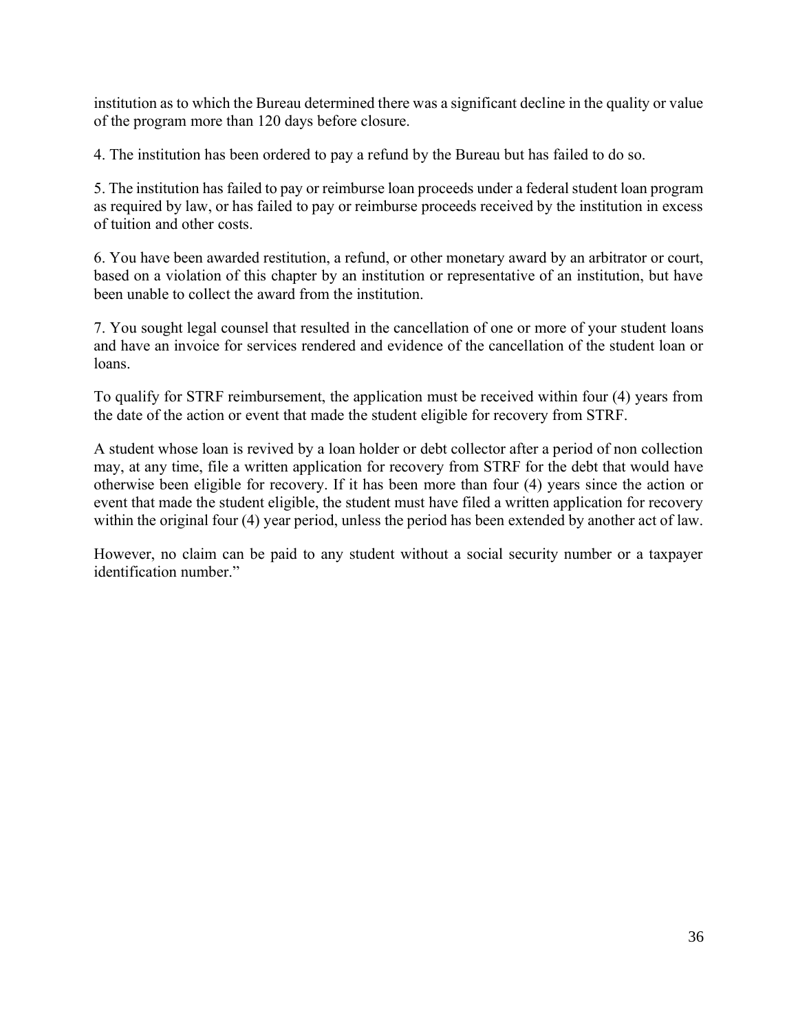institution as to which the Bureau determined there was a significant decline in the quality or value of the program more than 120 days before closure.

4. The institution has been ordered to pay a refund by the Bureau but has failed to do so.

5. The institution has failed to pay or reimburse loan proceeds under a federal student loan program as required by law, or has failed to pay or reimburse proceeds received by the institution in excess of tuition and other costs.

6. You have been awarded restitution, a refund, or other monetary award by an arbitrator or court, based on a violation of this chapter by an institution or representative of an institution, but have been unable to collect the award from the institution.

7. You sought legal counsel that resulted in the cancellation of one or more of your student loans and have an invoice for services rendered and evidence of the cancellation of the student loan or loans.

To qualify for STRF reimbursement, the application must be received within four (4) years from the date of the action or event that made the student eligible for recovery from STRF.

A student whose loan is revived by a loan holder or debt collector after a period of non collection may, at any time, file a written application for recovery from STRF for the debt that would have otherwise been eligible for recovery. If it has been more than four (4) years since the action or event that made the student eligible, the student must have filed a written application for recovery within the original four (4) year period, unless the period has been extended by another act of law.

However, no claim can be paid to any student without a social security number or a taxpayer identification number."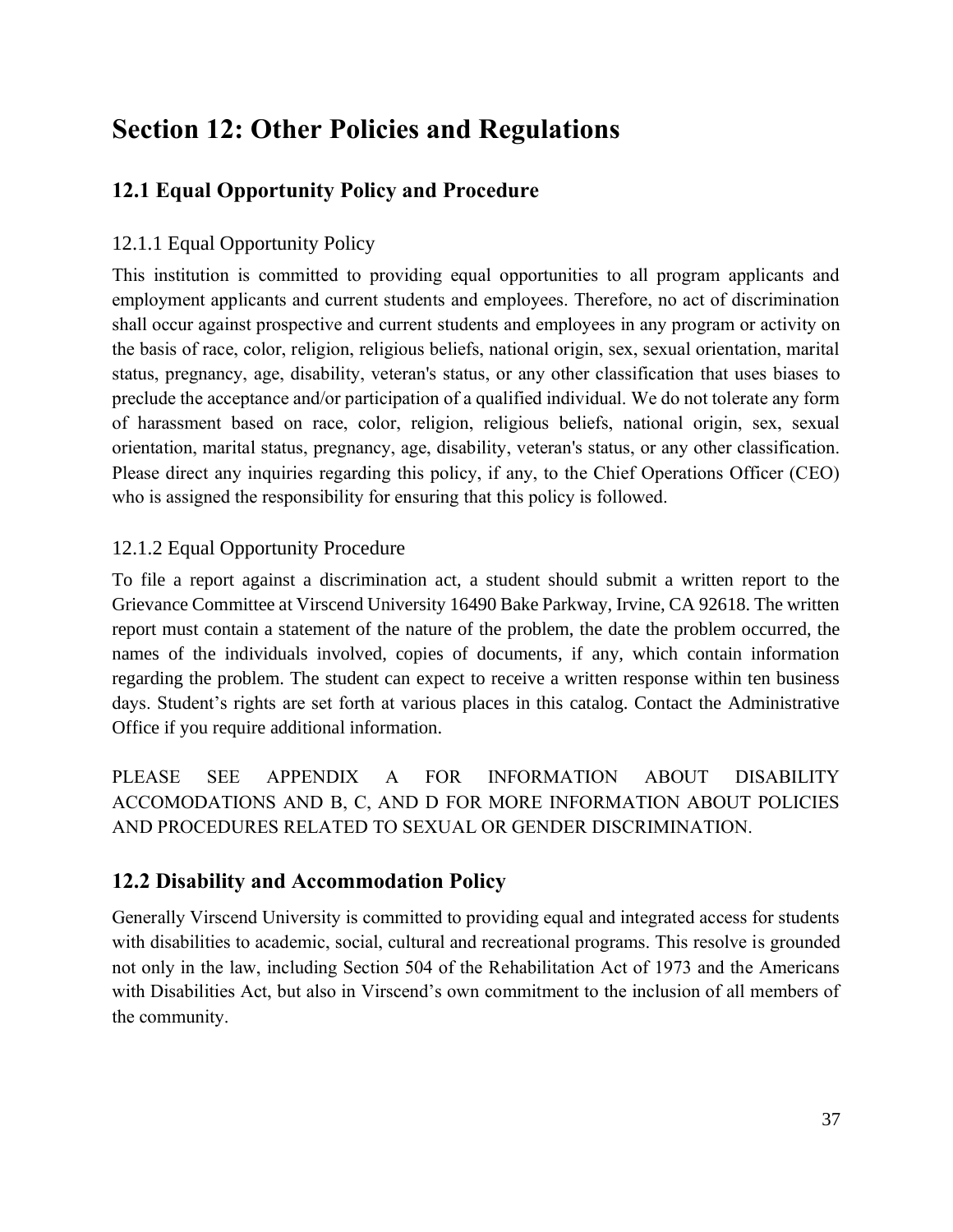# Section 12: Other Policies and Regulations

## 12.1 Equal Opportunity Policy and Procedure

### 12.1.1 Equal Opportunity Policy

This institution is committed to providing equal opportunities to all program applicants and employment applicants and current students and employees. Therefore, no act of discrimination shall occur against prospective and current students and employees in any program or activity on the basis of race, color, religion, religious beliefs, national origin, sex, sexual orientation, marital status, pregnancy, age, disability, veteran's status, or any other classification that uses biases to preclude the acceptance and/or participation of a qualified individual. We do not tolerate any form of harassment based on race, color, religion, religious beliefs, national origin, sex, sexual orientation, marital status, pregnancy, age, disability, veteran's status, or any other classification. Please direct any inquiries regarding this policy, if any, to the Chief Operations Officer (CEO) who is assigned the responsibility for ensuring that this policy is followed.

### 12.1.2 Equal Opportunity Procedure

To file a report against a discrimination act, a student should submit a written report to the Grievance Committee at Virscend University 16490 Bake Parkway, Irvine, CA 92618. The written report must contain a statement of the nature of the problem, the date the problem occurred, the names of the individuals involved, copies of documents, if any, which contain information regarding the problem. The student can expect to receive a written response within ten business days. Student's rights are set forth at various places in this catalog. Contact the Administrative Office if you require additional information.

PLEASE SEE APPENDIX A FOR INFORMATION ABOUT DISABILITY ACCOMODATIONS AND B, C, AND D FOR MORE INFORMATION ABOUT POLICIES AND PROCEDURES RELATED TO SEXUAL OR GENDER DISCRIMINATION.

## 12.2 Disability and Accommodation Policy

Generally Virscend University is committed to providing equal and integrated access for students with disabilities to academic, social, cultural and recreational programs. This resolve is grounded not only in the law, including Section 504 of the Rehabilitation Act of 1973 and the Americans with Disabilities Act, but also in Virscend's own commitment to the inclusion of all members of the community.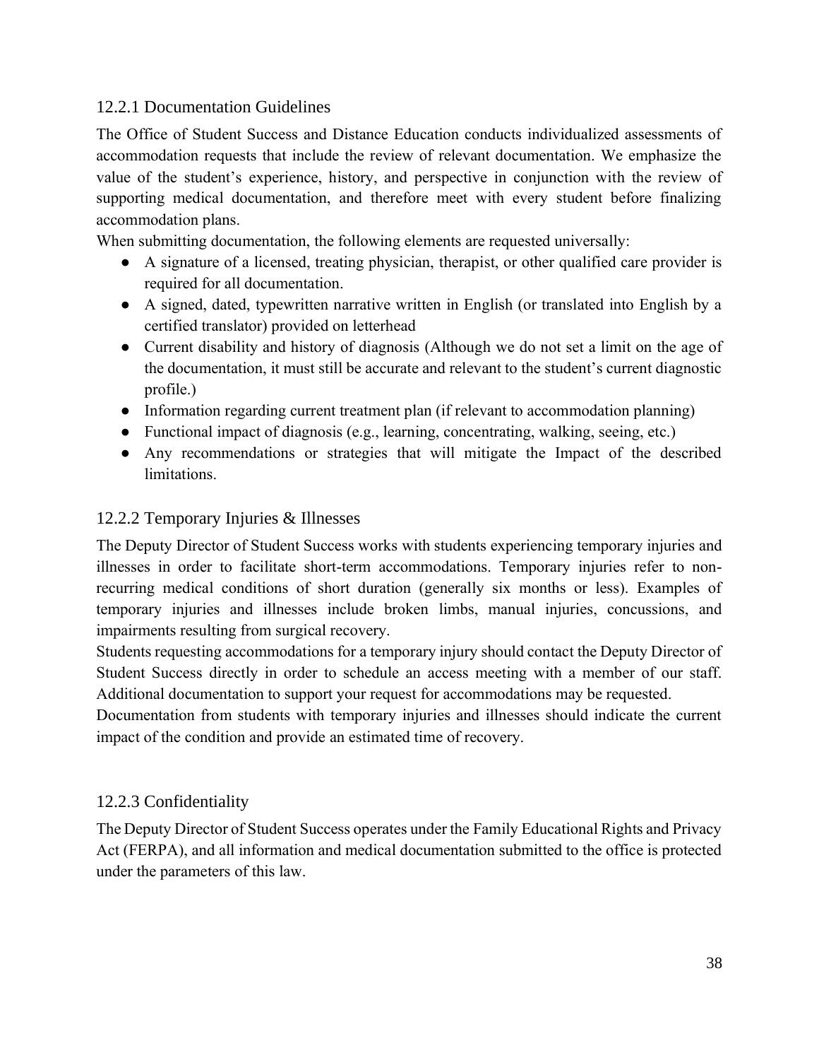### 12.2.1 Documentation Guidelines

The Office of Student Success and Distance Education conducts individualized assessments of accommodation requests that include the review of relevant documentation. We emphasize the value of the student's experience, history, and perspective in conjunction with the review of supporting medical documentation, and therefore meet with every student before finalizing accommodation plans.

When submitting documentation, the following elements are requested universally:

- A signature of a licensed, treating physician, therapist, or other qualified care provider is required for all documentation.
- A signed, dated, typewritten narrative written in English (or translated into English by a certified translator) provided on letterhead
- Current disability and history of diagnosis (Although we do not set a limit on the age of the documentation, it must still be accurate and relevant to the student's current diagnostic profile.)
- Information regarding current treatment plan (if relevant to accommodation planning)
- Functional impact of diagnosis (e.g., learning, concentrating, walking, seeing, etc.)
- Any recommendations or strategies that will mitigate the Impact of the described limitations.

### 12.2.2 Temporary Injuries & Illnesses

The Deputy Director of Student Success works with students experiencing temporary injuries and illnesses in order to facilitate short-term accommodations. Temporary injuries refer to non-recurring medical conditions of short duration (generally six months or less). Examples of temporary injuries and illnesses include broken limbs, manual injuries, concussions, and impairments resulting from surgical recovery.

Students requesting accommodations for a temporary injury should contact the Deputy Director of Student Success directly in order to schedule an access meeting with a member of our staff. Additional documentation to support your request for accommodations may be requested.

Documentation from students with temporary injuries and illnesses should indicate the current impact of the condition and provide an estimated time of recovery.

### 12.2.3 Confidentiality

The Deputy Director of Student Success operates under the Family Educational Rights and Privacy Act (FERPA), and all information and medical documentation submitted to the office is protected under the parameters of this law.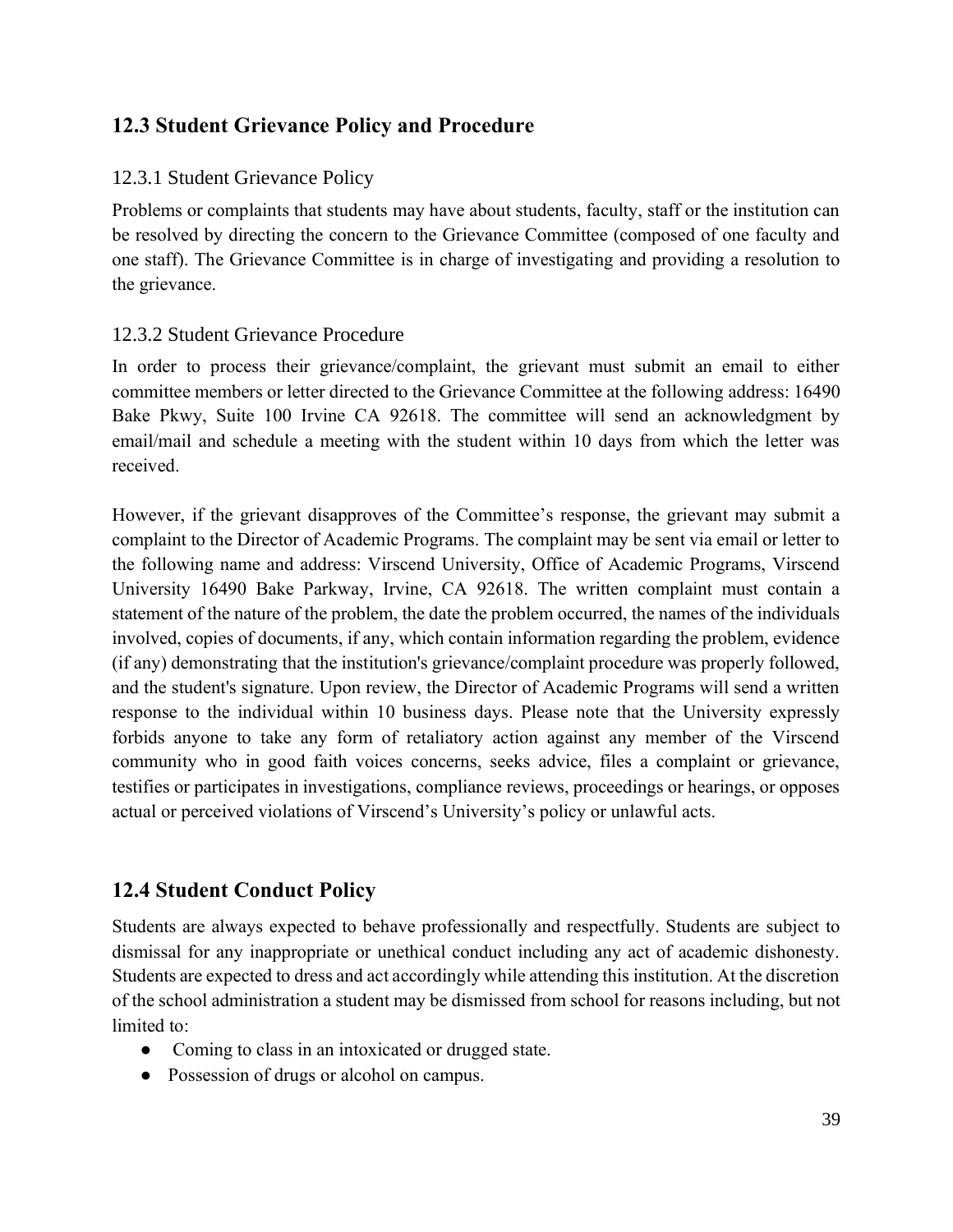## 12.3 Student Grievance Policy and Procedure

### 12.3.1 Student Grievance Policy

Problems or complaints that students may have about students, faculty, staff or the institution can be resolved by directing the concern to the Grievance Committee (composed of one faculty and one staff). The Grievance Committee is in charge of investigating and providing a resolution to the grievance.

### 12.3.2 Student Grievance Procedure

In order to process their grievance/complaint, the grievant must submit an email to either committee members or letter directed to the Grievance Committee at the following address: 16490 Bake Pkwy, Suite 100 Irvine CA 92618. The committee will send an acknowledgment by email/mail and schedule a meeting with the student within 10 days from which the letter was received.

However, if the grievant disapproves of the Committee's response, the grievant may submit a complaint to the Director of Academic Programs. The complaint may be sent via email or letter to the following name and address: Virscend University, Office of Academic Programs, Virscend University 16490 Bake Parkway, Irvine, CA 92618. The written complaint must contain a statement of the nature of the problem, the date the problem occurred, the names of the individuals involved, copies of documents, if any, which contain information regarding the problem, evidence (if any) demonstrating that the institution's grievance/complaint procedure was properly followed, and the student's signature. Upon review, the Director of Academic Programs will send a written response to the individual within 10 business days. Please note that the University expressly forbids anyone to take any form of retaliatory action against any member of the Virscend community who in good faith voices concerns, seeks advice, files a complaint or grievance, testifies or participates in investigations, compliance reviews, proceedings or hearings, or opposes actual or perceived violations of Virscend's University's policy or unlawful acts.

## 12.4 Student Conduct Policy

Students are always expected to behave professionally and respectfully. Students are subject to dismissal for any inappropriate or unethical conduct including any act of academic dishonesty. Students are expected to dress and act accordingly while attending this institution. At the discretion of the school administration a student may be dismissed from school for reasons including, but not limited to:

- Coming to class in an intoxicated or drugged state.
- Possession of drugs or alcohol on campus.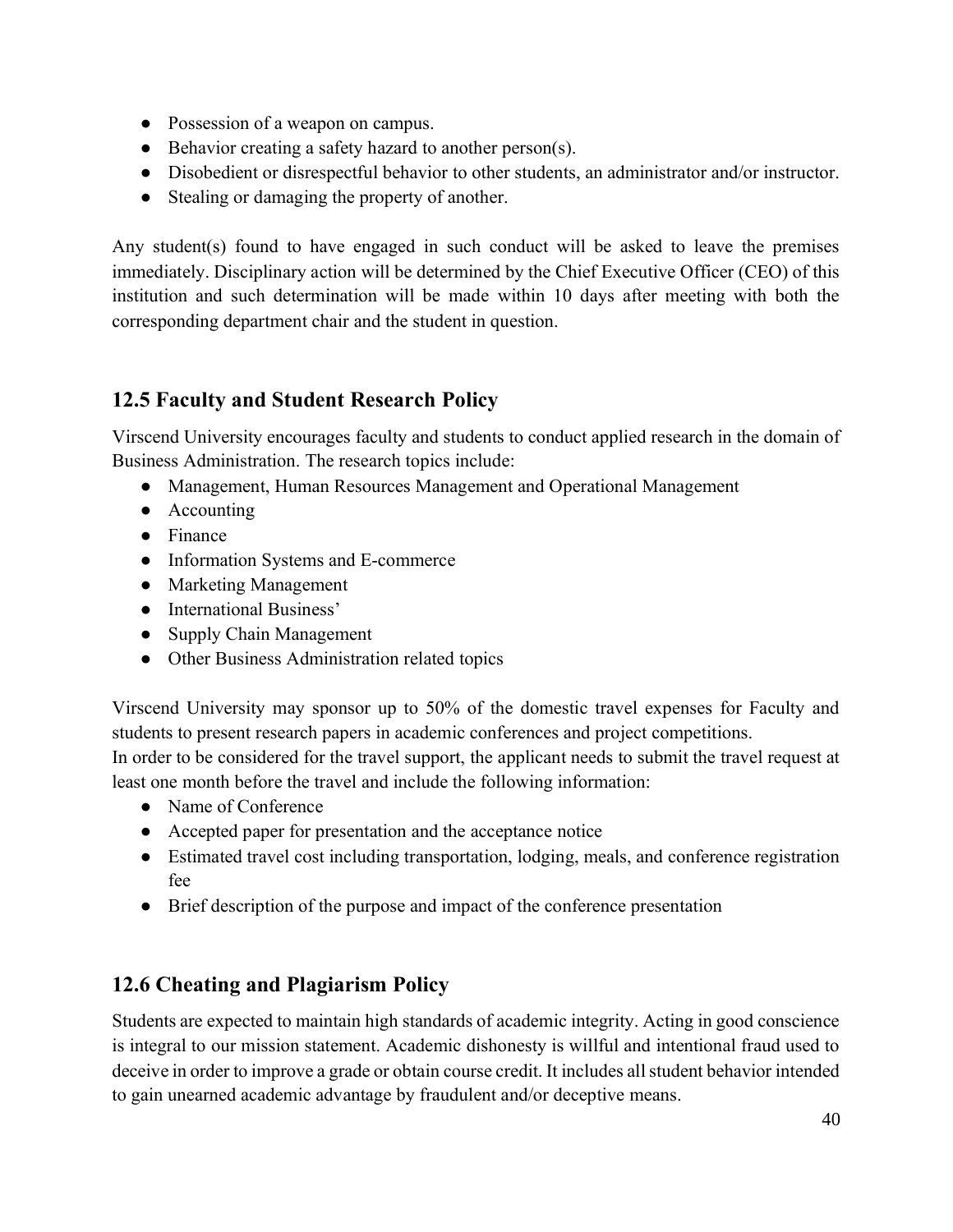- Possession of a weapon on campus.
- Behavior creating a safety hazard to another person(s).
- Disobedient or disrespectful behavior to other students, an administrator and/or instructor.
- Stealing or damaging the property of another.

Any student(s) found to have engaged in such conduct will be asked to leave the premises immediately. Disciplinary action will be determined by the Chief Executive Officer (CEO) of this institution and such determination will be made within 10 days after meeting with both the corresponding department chair and the student in question.

## 12.5 Faculty and Student Research Policy

Virscend University encourages faculty and students to conduct applied research in the domain of Business Administration. The research topics include:

- Management, Human Resources Management and Operational Management
- Accounting
- Finance
- Information Systems and E-commerce
- Marketing Management
- International Business'
- Supply Chain Management
- Other Business Administration related topics

Virscend University may sponsor up to 50% of the domestic travel expenses for Faculty and students to present research papers in academic conferences and project competitions.
In order to be considered for the travel support, the applicant needs to submit the travel request at least one month before the travel and include the following information:

- Name of Conference
- Accepted paper for presentation and the acceptance notice
- Estimated travel cost including transportation, lodging, meals, and conference registration fee
- Brief description of the purpose and impact of the conference presentation

## 12.6 Cheating and Plagiarism Policy

Students are expected to maintain high standards of academic integrity. Acting in good conscience is integral to our mission statement. Academic dishonesty is willful and intentional fraud used to deceive in order to improve a grade or obtain course credit. It includes all student behavior intended to gain unearned academic advantage by fraudulent and/or deceptive means.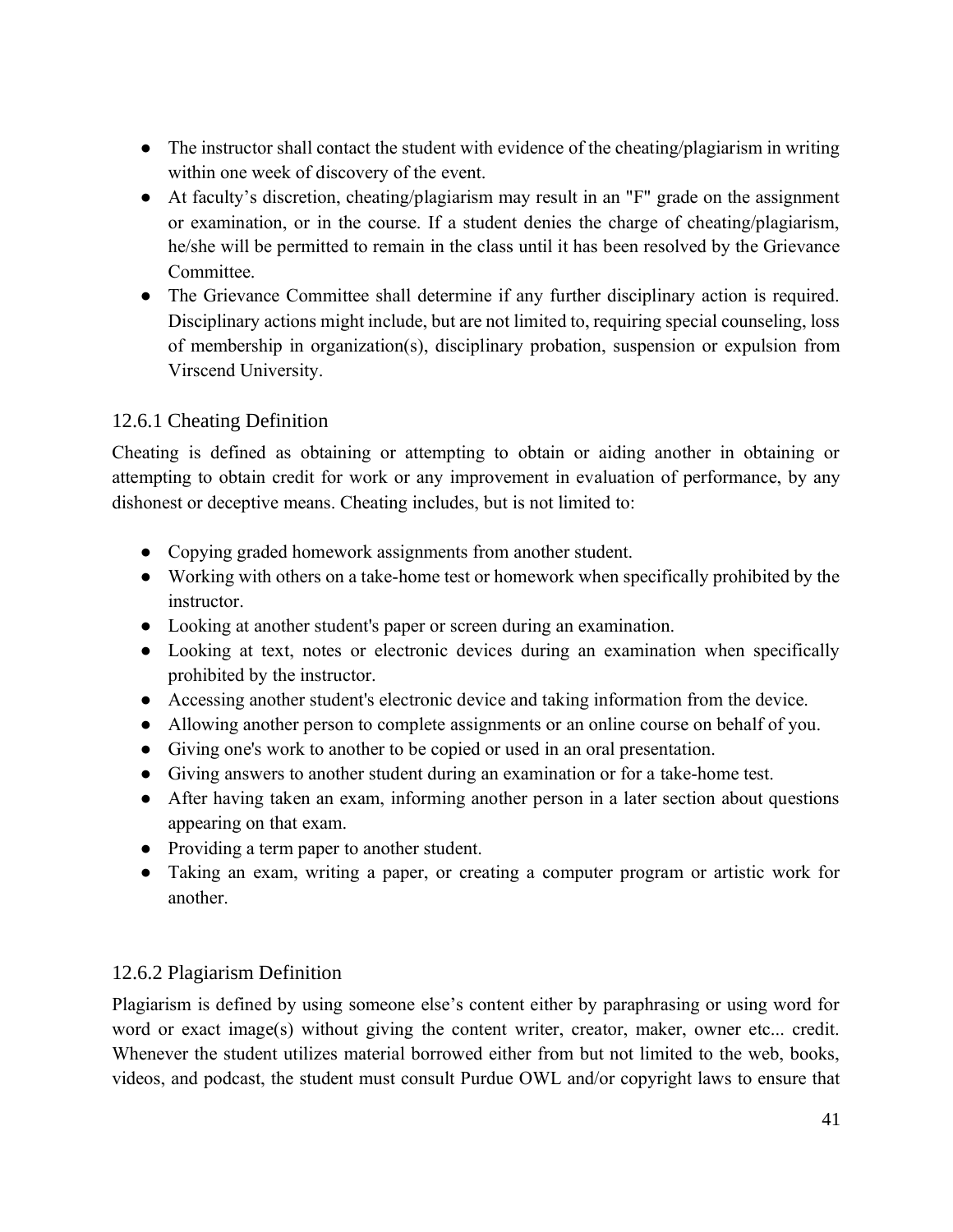- The instructor shall contact the student with evidence of the cheating/plagiarism in writing within one week of discovery of the event.
- At faculty's discretion, cheating/plagiarism may result in an "F" grade on the assignment or examination, or in the course. If a student denies the charge of cheating/plagiarism, he/she will be permitted to remain in the class until it has been resolved by the Grievance Committee.
- The Grievance Committee shall determine if any further disciplinary action is required. Disciplinary actions might include, but are not limited to, requiring special counseling, loss of membership in organization(s), disciplinary probation, suspension or expulsion from Virscend University.

### 12.6.1 Cheating Definition

Cheating is defined as obtaining or attempting to obtain or aiding another in obtaining or attempting to obtain credit for work or any improvement in evaluation of performance, by any dishonest or deceptive means. Cheating includes, but is not limited to:

- Copying graded homework assignments from another student.
- Working with others on a take-home test or homework when specifically prohibited by the instructor.
- Looking at another student's paper or screen during an examination.
- Looking at text, notes or electronic devices during an examination when specifically prohibited by the instructor.
- Accessing another student's electronic device and taking information from the device.
- Allowing another person to complete assignments or an online course on behalf of you.
- Giving one's work to another to be copied or used in an oral presentation.
- Giving answers to another student during an examination or for a take-home test.
- After having taken an exam, informing another person in a later section about questions appearing on that exam.
- Providing a term paper to another student.
- Taking an exam, writing a paper, or creating a computer program or artistic work for another.

### 12.6.2 Plagiarism Definition

Plagiarism is defined by using someone else's content either by paraphrasing or using word for word or exact image(s) without giving the content writer, creator, maker, owner etc... credit. Whenever the student utilizes material borrowed either from but not limited to the web, books, videos, and podcast, the student must consult Purdue OWL and/or copyright laws to ensure that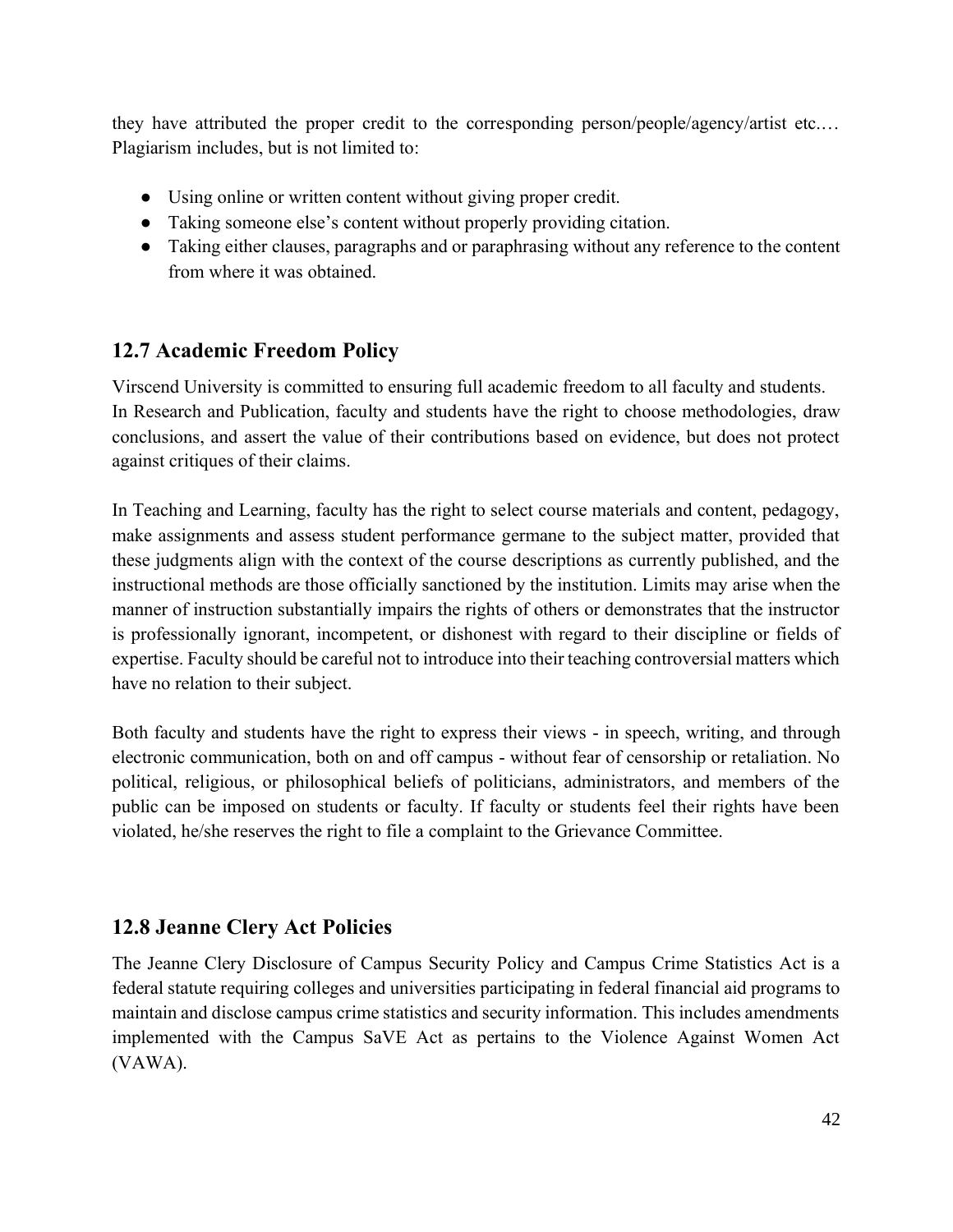they have attributed the proper credit to the corresponding person/people/agency/artist etc.… Plagiarism includes, but is not limited to:

- Using online or written content without giving proper credit.
- Taking someone else's content without properly providing citation.
- Taking either clauses, paragraphs and or paraphrasing without any reference to the content from where it was obtained.

## 12.7 Academic Freedom Policy

Virscend University is committed to ensuring full academic freedom to all faculty and students. In Research and Publication, faculty and students have the right to choose methodologies, draw conclusions, and assert the value of their contributions based on evidence, but does not protect against critiques of their claims.

In Teaching and Learning, faculty has the right to select course materials and content, pedagogy, make assignments and assess student performance germane to the subject matter, provided that these judgments align with the context of the course descriptions as currently published, and the instructional methods are those officially sanctioned by the institution. Limits may arise when the manner of instruction substantially impairs the rights of others or demonstrates that the instructor is professionally ignorant, incompetent, or dishonest with regard to their discipline or fields of expertise. Faculty should be careful not to introduce into their teaching controversial matters which have no relation to their subject.

Both faculty and students have the right to express their views - in speech, writing, and through electronic communication, both on and off campus - without fear of censorship or retaliation. No political, religious, or philosophical beliefs of politicians, administrators, and members of the public can be imposed on students or faculty. If faculty or students feel their rights have been violated, he/she reserves the right to file a complaint to the Grievance Committee.

## 12.8 Jeanne Clery Act Policies

The Jeanne Clery Disclosure of Campus Security Policy and Campus Crime Statistics Act is a federal statute requiring colleges and universities participating in federal financial aid programs to maintain and disclose campus crime statistics and security information. This includes amendments implemented with the Campus SaVE Act as pertains to the Violence Against Women Act (VAWA).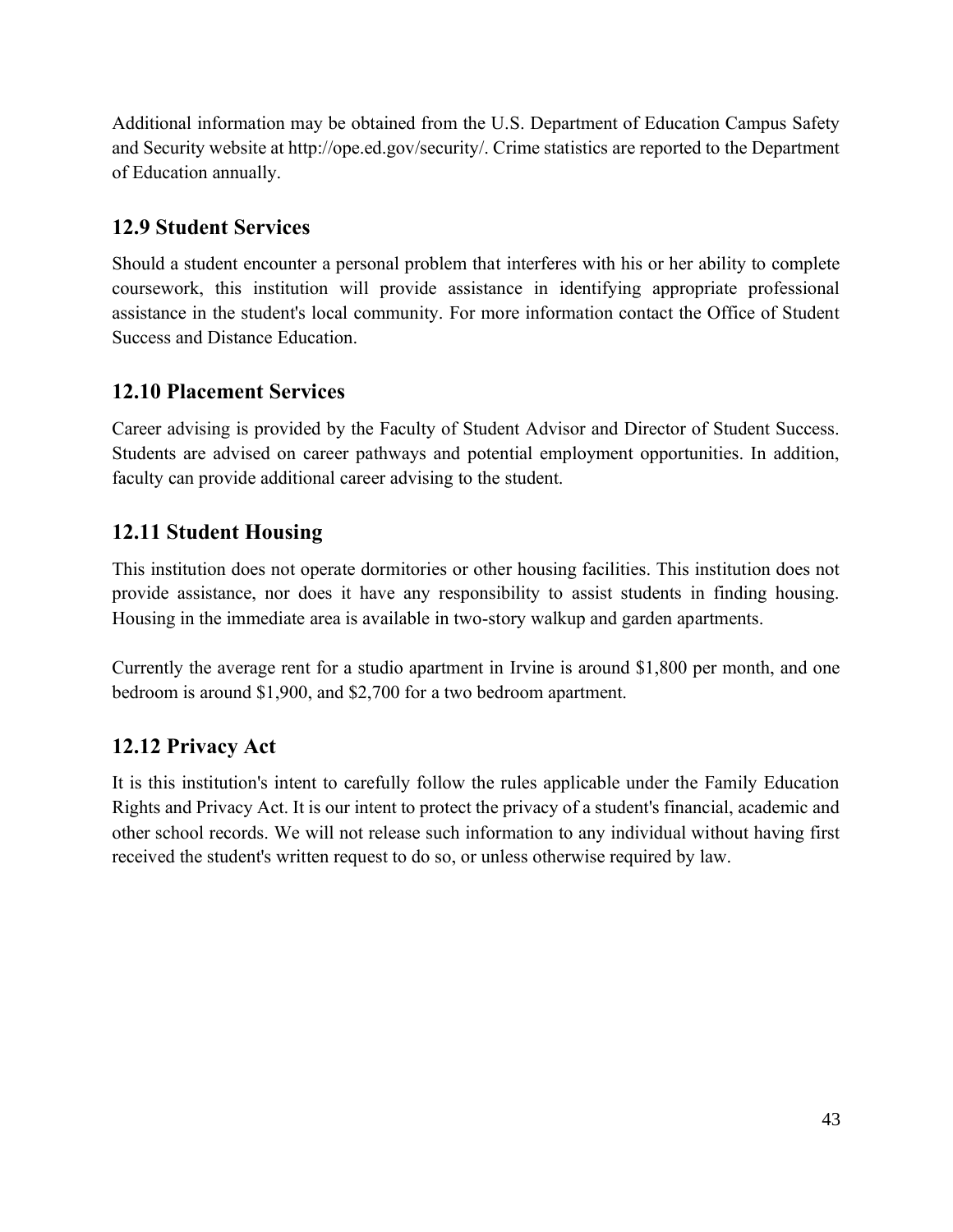Additional information may be obtained from the U.S. Department of Education Campus Safety and Security website at http://ope.ed.gov/security/. Crime statistics are reported to the Department of Education annually.

## 12.9 Student Services

Should a student encounter a personal problem that interferes with his or her ability to complete coursework, this institution will provide assistance in identifying appropriate professional assistance in the student's local community. For more information contact the Office of Student Success and Distance Education.

## 12.10 Placement Services

Career advising is provided by the Faculty of Student Advisor and Director of Student Success. Students are advised on career pathways and potential employment opportunities. In addition, faculty can provide additional career advising to the student.

## 12.11 Student Housing

This institution does not operate dormitories or other housing facilities. This institution does not provide assistance, nor does it have any responsibility to assist students in finding housing. Housing in the immediate area is available in two-story walkup and garden apartments.

Currently the average rent for a studio apartment in Irvine is around $1,800 per month, and one bedroom is around $1,900, and $2,700 for a two bedroom apartment.

## 12.12 Privacy Act

It is this institution's intent to carefully follow the rules applicable under the Family Education Rights and Privacy Act. It is our intent to protect the privacy of a student's financial, academic and other school records. We will not release such information to any individual without having first received the student's written request to do so, or unless otherwise required by law.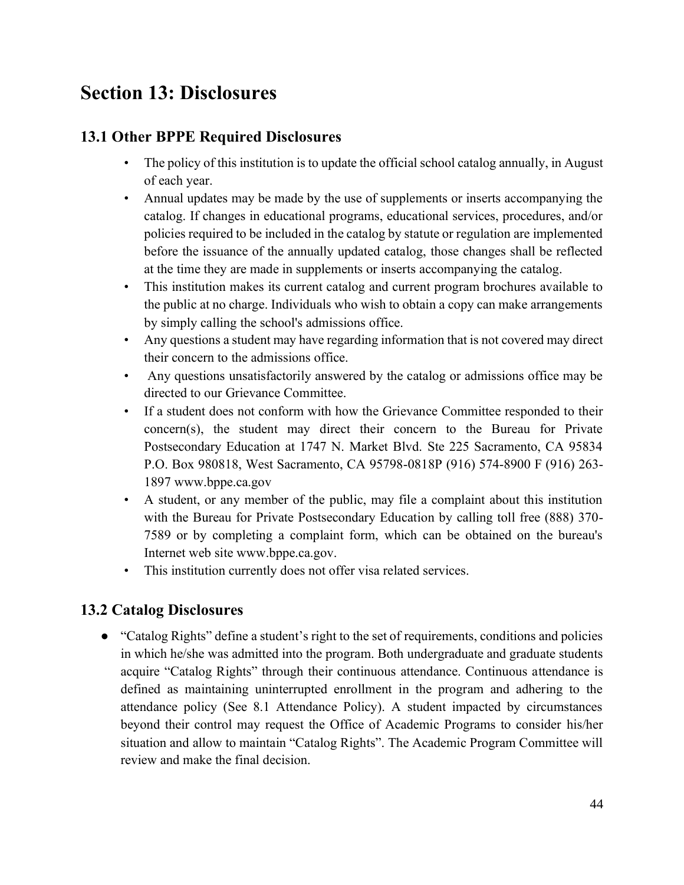# Section 13: Disclosures

## 13.1 Other BPPE Required Disclosures

- The policy of this institution is to update the official school catalog annually, in August of each year.
- Annual updates may be made by the use of supplements or inserts accompanying the catalog. If changes in educational programs, educational services, procedures, and/or policies required to be included in the catalog by statute or regulation are implemented before the issuance of the annually updated catalog, those changes shall be reflected at the time they are made in supplements or inserts accompanying the catalog.
- This institution makes its current catalog and current program brochures available to the public at no charge. Individuals who wish to obtain a copy can make arrangements by simply calling the school's admissions office.
- Any questions a student may have regarding information that is not covered may direct their concern to the admissions office.
- Any questions unsatisfactorily answered by the catalog or admissions office may be directed to our Grievance Committee.
- If a student does not conform with how the Grievance Committee responded to their concern(s), the student may direct their concern to the Bureau for Private Postsecondary Education at 1747 N. Market Blvd. Ste 225 Sacramento, CA 95834 P.O. Box 980818, West Sacramento, CA 95798-0818P (916) 574-8900 F (916) 263-1897 www.bppe.ca.gov
- A student, or any member of the public, may file a complaint about this institution with the Bureau for Private Postsecondary Education by calling toll free (888) 370-7589 or by completing a complaint form, which can be obtained on the bureau's Internet web site www.bppe.ca.gov.
- This institution currently does not offer visa related services.

## 13.2 Catalog Disclosures

- "Catalog Rights" define a student's right to the set of requirements, conditions and policies in which he/she was admitted into the program. Both undergraduate and graduate students acquire "Catalog Rights" through their continuous attendance. Continuous attendance is defined as maintaining uninterrupted enrollment in the program and adhering to the attendance policy (See 8.1 Attendance Policy). A student impacted by circumstances beyond their control may request the Office of Academic Programs to consider his/her situation and allow to maintain "Catalog Rights". The Academic Program Committee will review and make the final decision.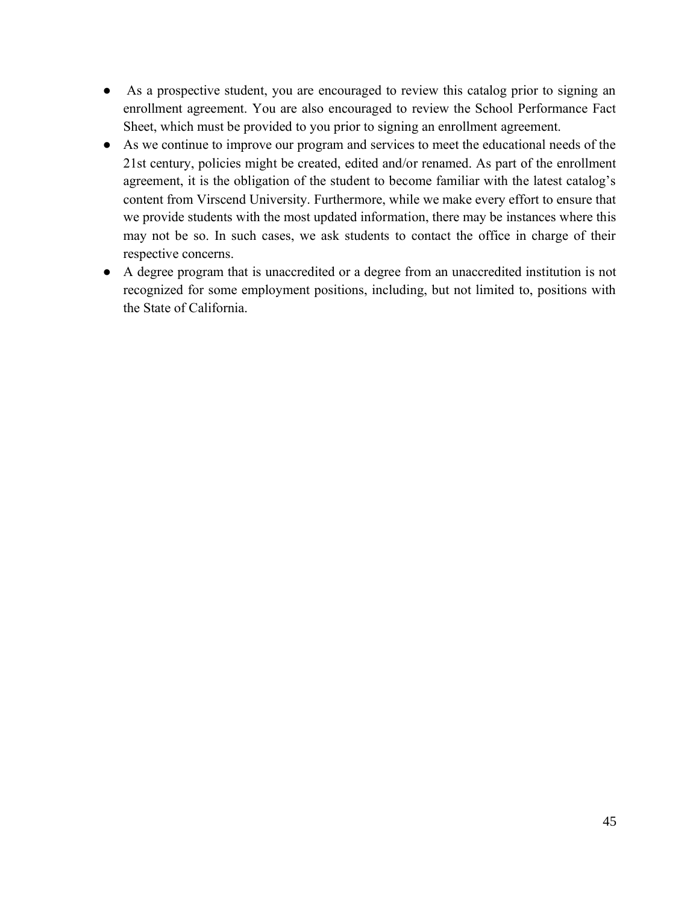- As a prospective student, you are encouraged to review this catalog prior to signing an enrollment agreement. You are also encouraged to review the School Performance Fact Sheet, which must be provided to you prior to signing an enrollment agreement.
- As we continue to improve our program and services to meet the educational needs of the 21st century, policies might be created, edited and/or renamed. As part of the enrollment agreement, it is the obligation of the student to become familiar with the latest catalog's content from Virscend University. Furthermore, while we make every effort to ensure that we provide students with the most updated information, there may be instances where this may not be so. In such cases, we ask students to contact the office in charge of their respective concerns.
- A degree program that is unaccredited or a degree from an unaccredited institution is not recognized for some employment positions, including, but not limited to, positions with the State of California.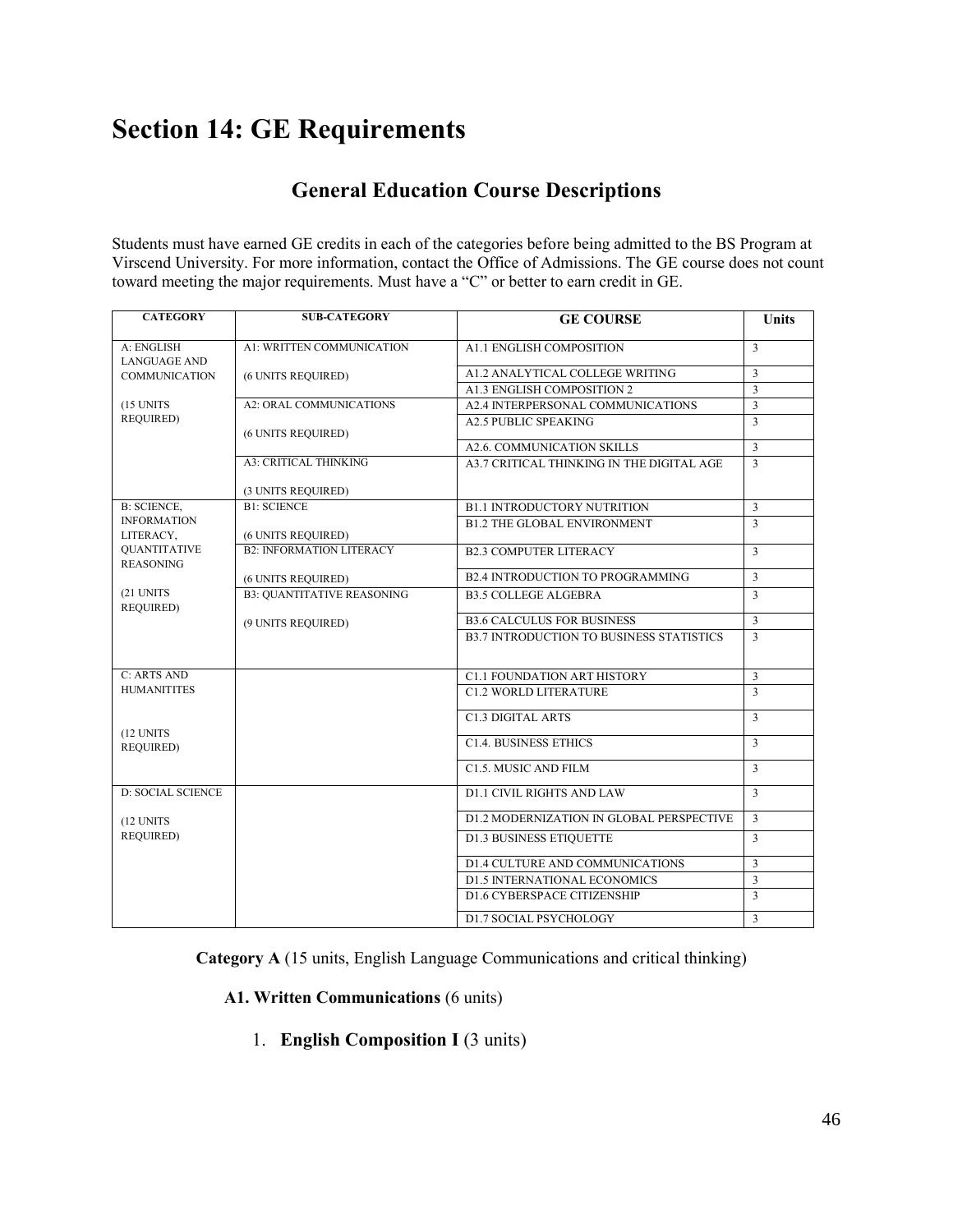# Section 14: GE Requirements

## General Education Course Descriptions

Students must have earned GE credits in each of the categories before being admitted to the BS Program at Virscend University. For more information, contact the Office of Admissions. The GE course does not count toward meeting the major requirements. Must have a "C" or better to earn credit in GE.

| CATEGORY | SUB-CATEGORY | GE COURSE | Units |
|---|---|---|---|
| A: ENGLISH LANGUAGE AND COMMUNICATION (15 UNITS REQUIRED) | A1: WRITTEN COMMUNICATION (6 UNITS REQUIRED) | A1.1 ENGLISH COMPOSITION | 3 |
| | | A1.2 ANALYTICAL COLLEGE WRITING | 3 |
| | | A1.3 ENGLISH COMPOSITION 2 | 3 |
| | A2: ORAL COMMUNICATIONS (6 UNITS REQUIRED) | A2.4 INTERPERSONAL COMMUNICATIONS | 3 |
| | | A2.5 PUBLIC SPEAKING | 3 |
| | | A2.6. COMMUNICATION SKILLS | 3 |
| | A3: CRITICAL THINKING (3 UNITS REQUIRED) | A3.7 CRITICAL THINKING IN THE DIGITAL AGE | 3 |
| B: SCIENCE, INFORMATION LITERACY, QUANTITATIVE REASONING (21 UNITS REQUIRED) | B1: SCIENCE (6 UNITS REQUIRED) | B1.1 INTRODUCTORY NUTRITION | 3 |
| | | B1.2 THE GLOBAL ENVIRONMENT | 3 |
| | B2: INFORMATION LITERACY (6 UNITS REQUIRED) | B2.3 COMPUTER LITERACY | 3 |
| | | B2.4 INTRODUCTION TO PROGRAMMING | 3 |
| | B3: QUANTITATIVE REASONING (9 UNITS REQUIRED) | B3.5 COLLEGE ALGEBRA | 3 |
| | | B3.6 CALCULUS FOR BUSINESS | 3 |
| | | B3.7 INTRODUCTION TO BUSINESS STATISTICS | 3 |
| C: ARTS AND HUMANITITES (12 UNITS REQUIRED) | | C1.1 FOUNDATION ART HISTORY | 3 |
| | | C1.2 WORLD LITERATURE | 3 |
| | | C1.3 DIGITAL ARTS | 3 |
| | | C1.4. BUSINESS ETHICS | 3 |
| | | C1.5. MUSIC AND FILM | 3 |
| D: SOCIAL SCIENCE (12 UNITS REQUIRED) | | D1.1 CIVIL RIGHTS AND LAW | 3 |
| | | D1.2 MODERNIZATION IN GLOBAL PERSPECTIVE | 3 |
| | | D1.3 BUSINESS ETIQUETTE | 3 |
| | | D1.4 CULTURE AND COMMUNICATIONS | 3 |
| | | D1.5 INTERNATIONAL ECONOMICS | 3 |
| | | D1.6 CYBERSPACE CITIZENSHIP | 3 |
| | | D1.7 SOCIAL PSYCHOLOGY | 3 |

**Category A** (15 units, English Language Communications and critical thinking)

**A1. Written Communications** (6 units)

1. **English Composition I** (3 units)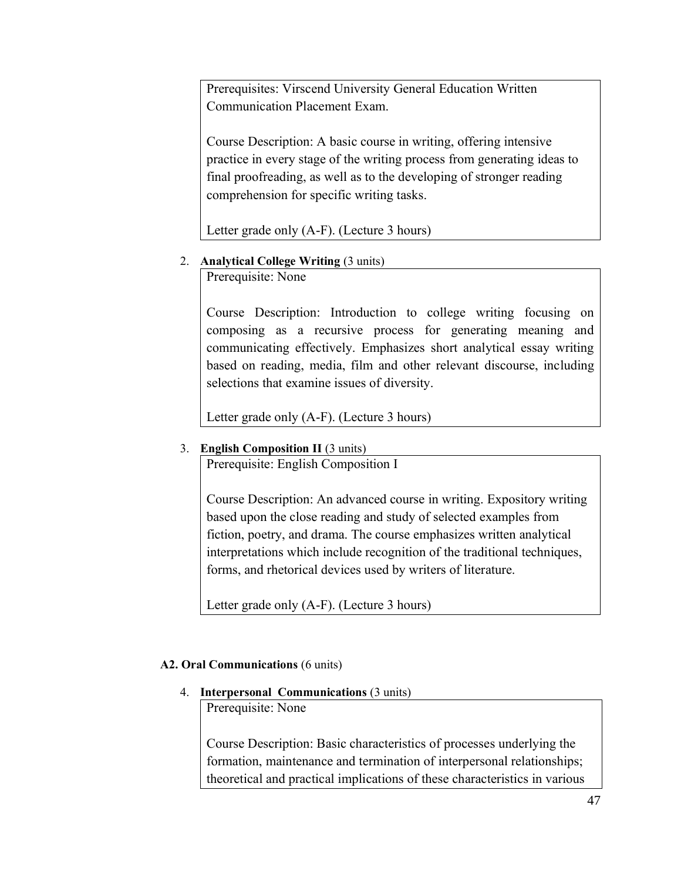Prerequisites: Virscend University General Education Written Communication Placement Exam.

Course Description: A basic course in writing, offering intensive practice in every stage of the writing process from generating ideas to final proofreading, as well as to the developing of stronger reading comprehension for specific writing tasks.

Letter grade only (A-F). (Lecture 3 hours)

2. **Analytical College Writing** (3 units)

   Prerequisite: None

   Course Description: Introduction to college writing focusing on composing as a recursive process for generating meaning and communicating effectively. Emphasizes short analytical essay writing based on reading, media, film and other relevant discourse, including selections that examine issues of diversity.

   Letter grade only (A-F). (Lecture 3 hours)

3. **English Composition II** (3 units)

   Prerequisite: English Composition I

   Course Description: An advanced course in writing. Expository writing based upon the close reading and study of selected examples from fiction, poetry, and drama. The course emphasizes written analytical interpretations which include recognition of the traditional techniques, forms, and rhetorical devices used by writers of literature.

   Letter grade only (A-F). (Lecture 3 hours)

**A2. Oral Communications** (6 units)

4. **Interpersonal Communications** (3 units)

   Prerequisite: None

   Course Description: Basic characteristics of processes underlying the formation, maintenance and termination of interpersonal relationships; theoretical and practical implications of these characteristics in various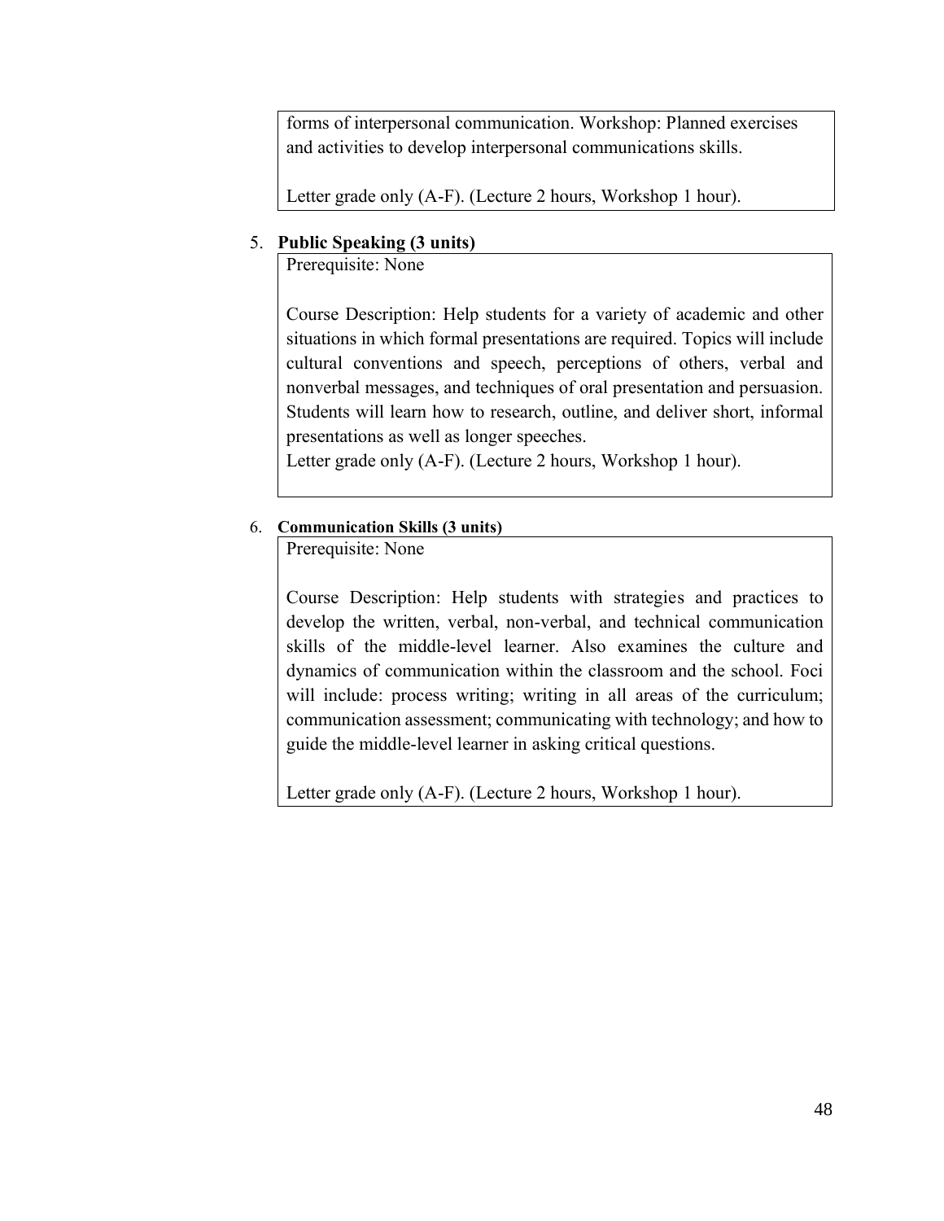forms of interpersonal communication. Workshop: Planned exercises and activities to develop interpersonal communications skills.

Letter grade only (A-F). (Lecture 2 hours, Workshop 1 hour).

5. **Public Speaking (3 units)**

Prerequisite: None

Course Description: Help students for a variety of academic and other situations in which formal presentations are required. Topics will include cultural conventions and speech, perceptions of others, verbal and nonverbal messages, and techniques of oral presentation and persuasion. Students will learn how to research, outline, and deliver short, informal presentations as well as longer speeches.
Letter grade only (A-F). (Lecture 2 hours, Workshop 1 hour).

6. **Communication Skills (3 units)**

Prerequisite: None

Course Description: Help students with strategies and practices to develop the written, verbal, non-verbal, and technical communication skills of the middle-level learner. Also examines the culture and dynamics of communication within the classroom and the school. Foci will include: process writing; writing in all areas of the curriculum; communication assessment; communicating with technology; and how to guide the middle-level learner in asking critical questions.

Letter grade only (A-F). (Lecture 2 hours, Workshop 1 hour).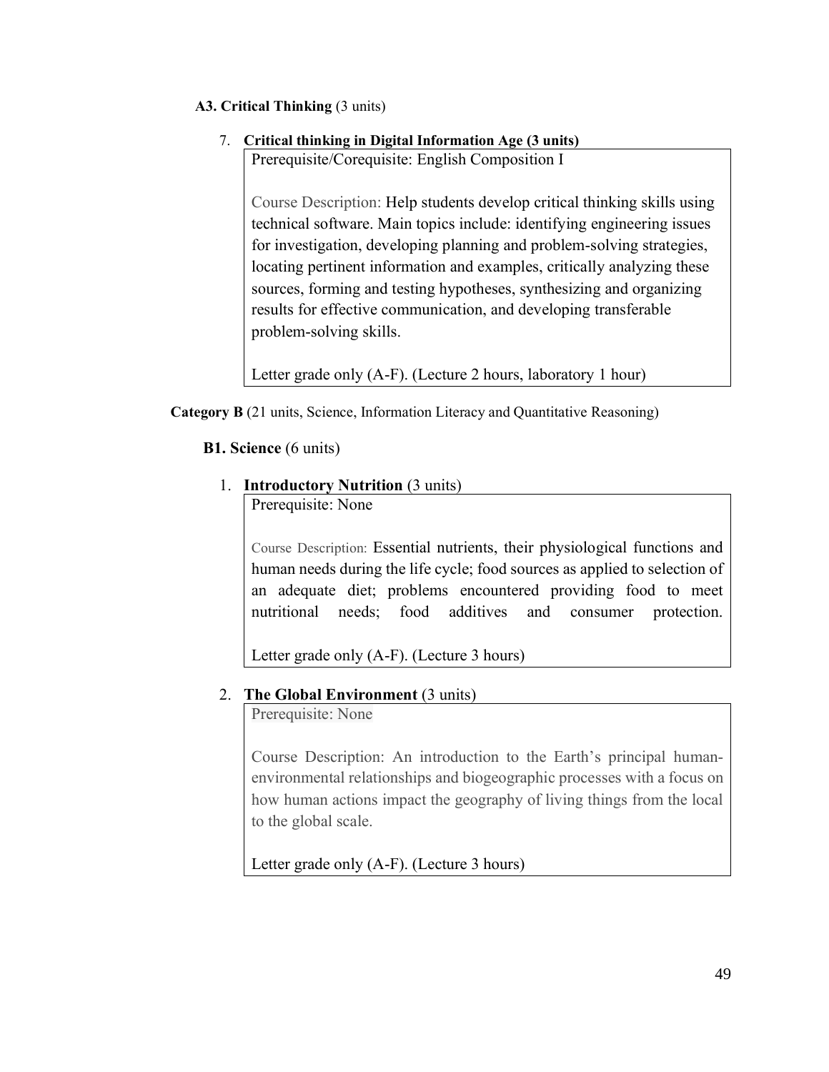**A3. Critical Thinking** (3 units)

7. **Critical thinking in Digital Information Age (3 units)**

   Prerequisite/Corequisite: English Composition I

   Course Description: Help students develop critical thinking skills using technical software. Main topics include: identifying engineering issues for investigation, developing planning and problem-solving strategies, locating pertinent information and examples, critically analyzing these sources, forming and testing hypotheses, synthesizing and organizing results for effective communication, and developing transferable problem-solving skills.

   Letter grade only (A-F). (Lecture 2 hours, laboratory 1 hour)

**Category B** (21 units, Science, Information Literacy and Quantitative Reasoning)

**B1. Science** (6 units)

1. **Introductory Nutrition** (3 units)

   Prerequisite: None

   Course Description: Essential nutrients, their physiological functions and human needs during the life cycle; food sources as applied to selection of an adequate diet; problems encountered providing food to meet nutritional needs; food additives and consumer protection.

   Letter grade only (A-F). (Lecture 3 hours)

2. **The Global Environment** (3 units)

   Prerequisite: None

   Course Description: An introduction to the Earth's principal human-environmental relationships and biogeographic processes with a focus on how human actions impact the geography of living things from the local to the global scale.

   Letter grade only (A-F). (Lecture 3 hours)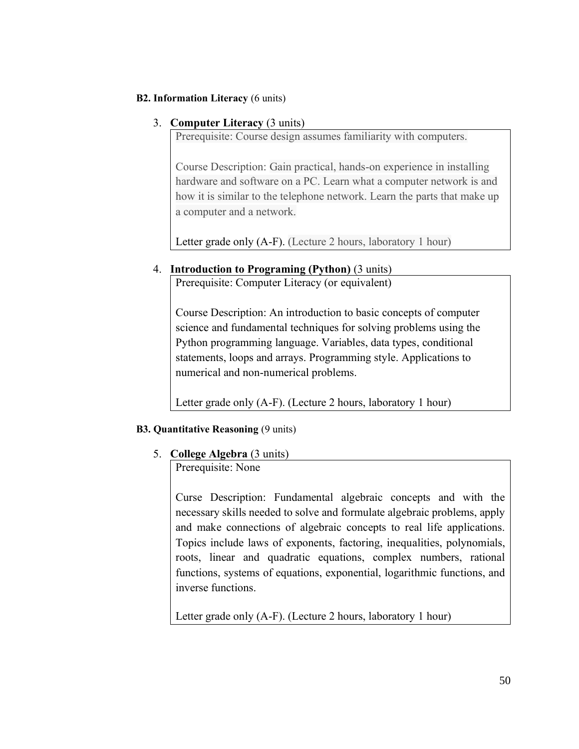**B2. Information Literacy** (6 units)

3. **Computer Literacy** (3 units)

   Prerequisite: Course design assumes familiarity with computers.

   Course Description: Gain practical, hands-on experience in installing hardware and software on a PC. Learn what a computer network is and how it is similar to the telephone network. Learn the parts that make up a computer and a network.

   Letter grade only (A-F). (Lecture 2 hours, laboratory 1 hour)

4. **Introduction to Programing (Python)** (3 units)

   Prerequisite: Computer Literacy (or equivalent)

   Course Description: An introduction to basic concepts of computer science and fundamental techniques for solving problems using the Python programming language. Variables, data types, conditional statements, loops and arrays. Programming style. Applications to numerical and non-numerical problems.

   Letter grade only (A-F). (Lecture 2 hours, laboratory 1 hour)

**B3. Quantitative Reasoning** (9 units)

5. **College Algebra** (3 units)

   Prerequisite: None

   Curse Description: Fundamental algebraic concepts and with the necessary skills needed to solve and formulate algebraic problems, apply and make connections of algebraic concepts to real life applications. Topics include laws of exponents, factoring, inequalities, polynomials, roots, linear and quadratic equations, complex numbers, rational functions, systems of equations, exponential, logarithmic functions, and inverse functions.

   Letter grade only (A-F). (Lecture 2 hours, laboratory 1 hour)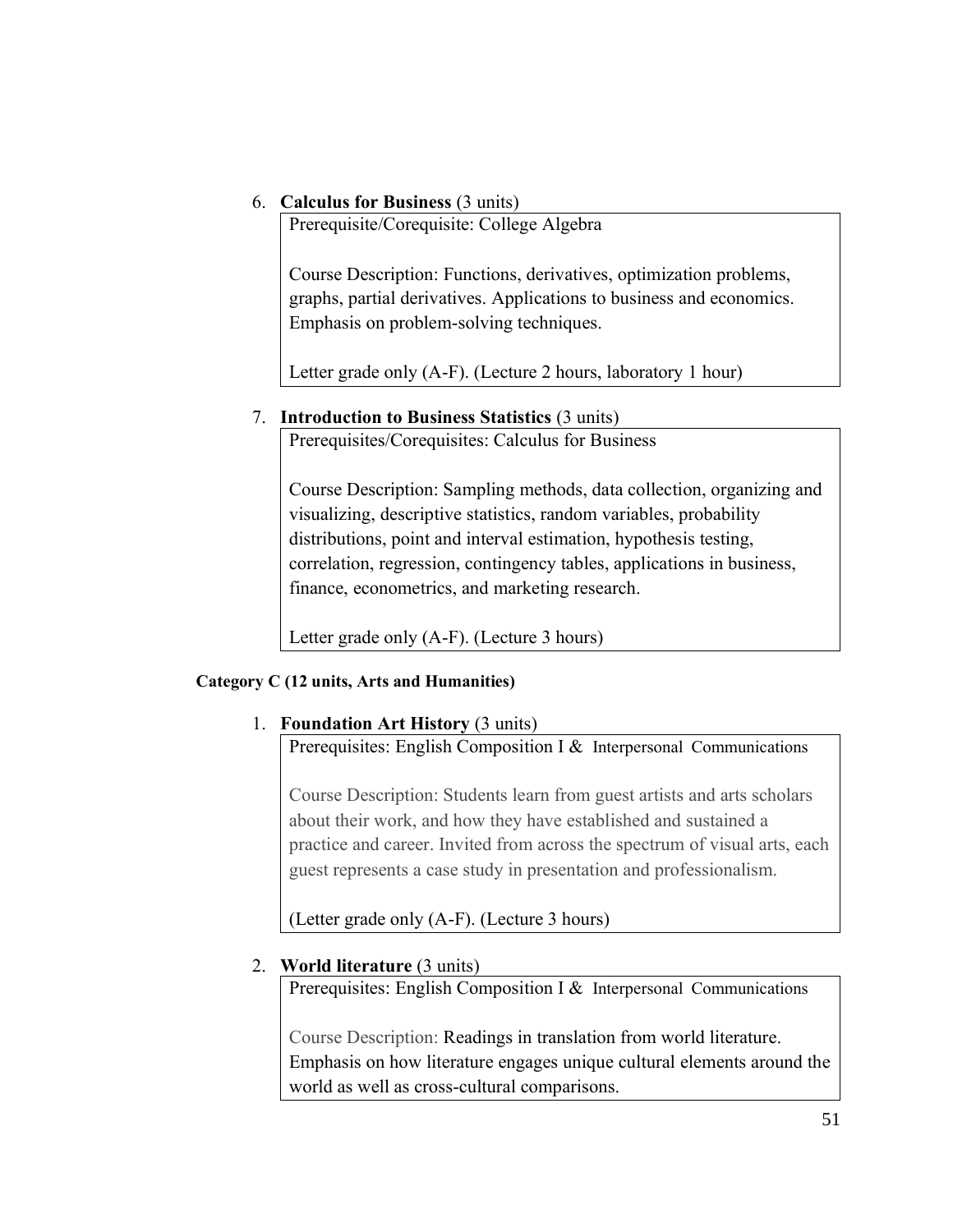6. **Calculus for Business** (3 units)

   Prerequisite/Corequisite: College Algebra

   Course Description: Functions, derivatives, optimization problems, graphs, partial derivatives. Applications to business and economics. Emphasis on problem-solving techniques.

   Letter grade only (A-F). (Lecture 2 hours, laboratory 1 hour)

7. **Introduction to Business Statistics** (3 units)

   Prerequisites/Corequisites: Calculus for Business

   Course Description: Sampling methods, data collection, organizing and visualizing, descriptive statistics, random variables, probability distributions, point and interval estimation, hypothesis testing, correlation, regression, contingency tables, applications in business, finance, econometrics, and marketing research.

   Letter grade only (A-F). (Lecture 3 hours)

**Category C (12 units, Arts and Humanities)**

1. **Foundation Art History** (3 units)

   Prerequisites: English Composition I & Interpersonal Communications

   Course Description: Students learn from guest artists and arts scholars about their work, and how they have established and sustained a practice and career. Invited from across the spectrum of visual arts, each guest represents a case study in presentation and professionalism.

   (Letter grade only (A-F). (Lecture 3 hours)

2. **World literature** (3 units)

   Prerequisites: English Composition I & Interpersonal Communications

   Course Description: Readings in translation from world literature. Emphasis on how literature engages unique cultural elements around the world as well as cross-cultural comparisons.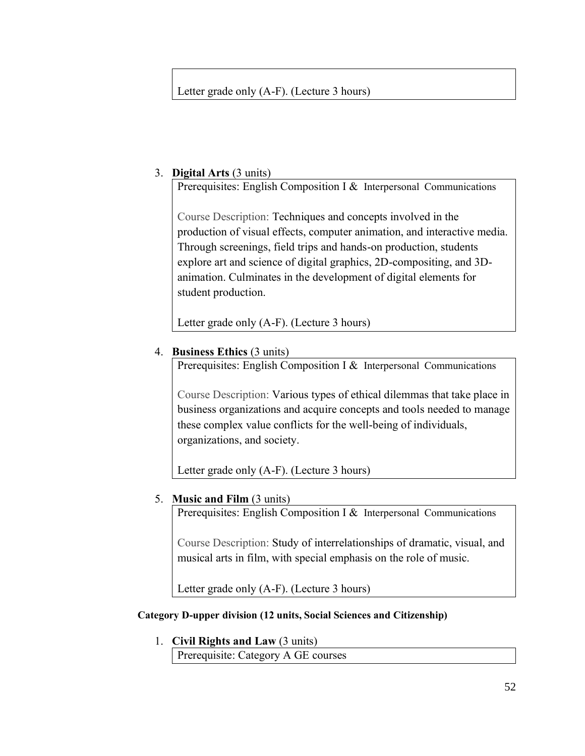Letter grade only (A-F). (Lecture 3 hours)

3. **Digital Arts** (3 units)

   Prerequisites: English Composition I & Interpersonal Communications

   Course Description: Techniques and concepts involved in the production of visual effects, computer animation, and interactive media. Through screenings, field trips and hands-on production, students explore art and science of digital graphics, 2D-compositing, and 3D-animation. Culminates in the development of digital elements for student production.

   Letter grade only (A-F). (Lecture 3 hours)

4. **Business Ethics** (3 units)

   Prerequisites: English Composition I & Interpersonal Communications

   Course Description: Various types of ethical dilemmas that take place in business organizations and acquire concepts and tools needed to manage these complex value conflicts for the well-being of individuals, organizations, and society.

   Letter grade only (A-F). (Lecture 3 hours)

5. **Music and Film** (3 units)

   Prerequisites: English Composition I & Interpersonal Communications

   Course Description: Study of interrelationships of dramatic, visual, and musical arts in film, with special emphasis on the role of music.

   Letter grade only (A-F). (Lecture 3 hours)

**Category D-upper division (12 units, Social Sciences and Citizenship)**

1. **Civil Rights and Law** (3 units)

   Prerequisite: Category A GE courses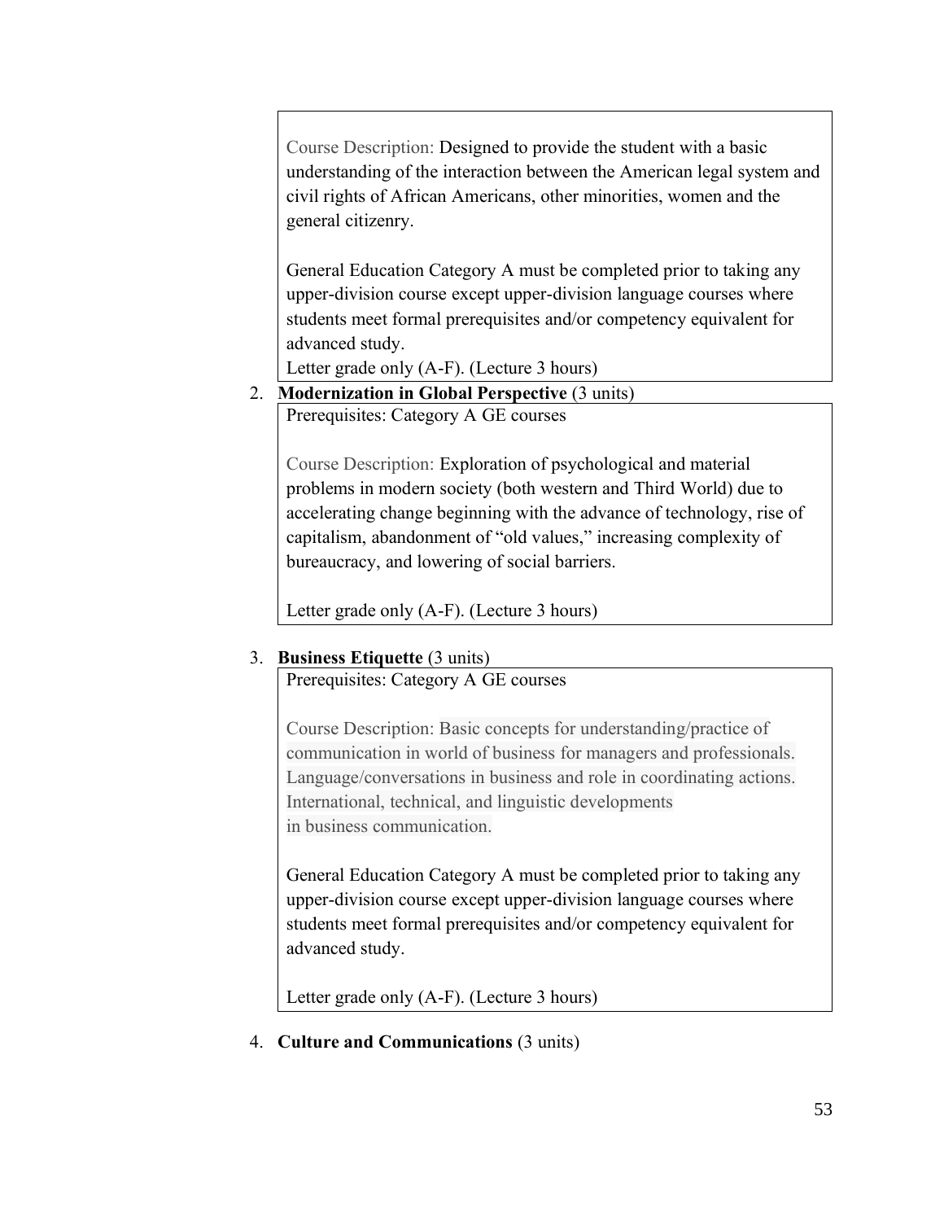Course Description: Designed to provide the student with a basic understanding of the interaction between the American legal system and civil rights of African Americans, other minorities, women and the general citizenry.

General Education Category A must be completed prior to taking any upper-division course except upper-division language courses where students meet formal prerequisites and/or competency equivalent for advanced study.

Letter grade only (A-F). (Lecture 3 hours)

2. **Modernization in Global Perspective** (3 units)

Prerequisites: Category A GE courses

Course Description: Exploration of psychological and material problems in modern society (both western and Third World) due to accelerating change beginning with the advance of technology, rise of capitalism, abandonment of "old values," increasing complexity of bureaucracy, and lowering of social barriers.

Letter grade only (A-F). (Lecture 3 hours)

3. **Business Etiquette** (3 units)

Prerequisites: Category A GE courses

Course Description: Basic concepts for understanding/practice of communication in world of business for managers and professionals. Language/conversations in business and role in coordinating actions. International, technical, and linguistic developments in business communication.

General Education Category A must be completed prior to taking any upper-division course except upper-division language courses where students meet formal prerequisites and/or competency equivalent for advanced study.

Letter grade only (A-F). (Lecture 3 hours)

4. **Culture and Communications** (3 units)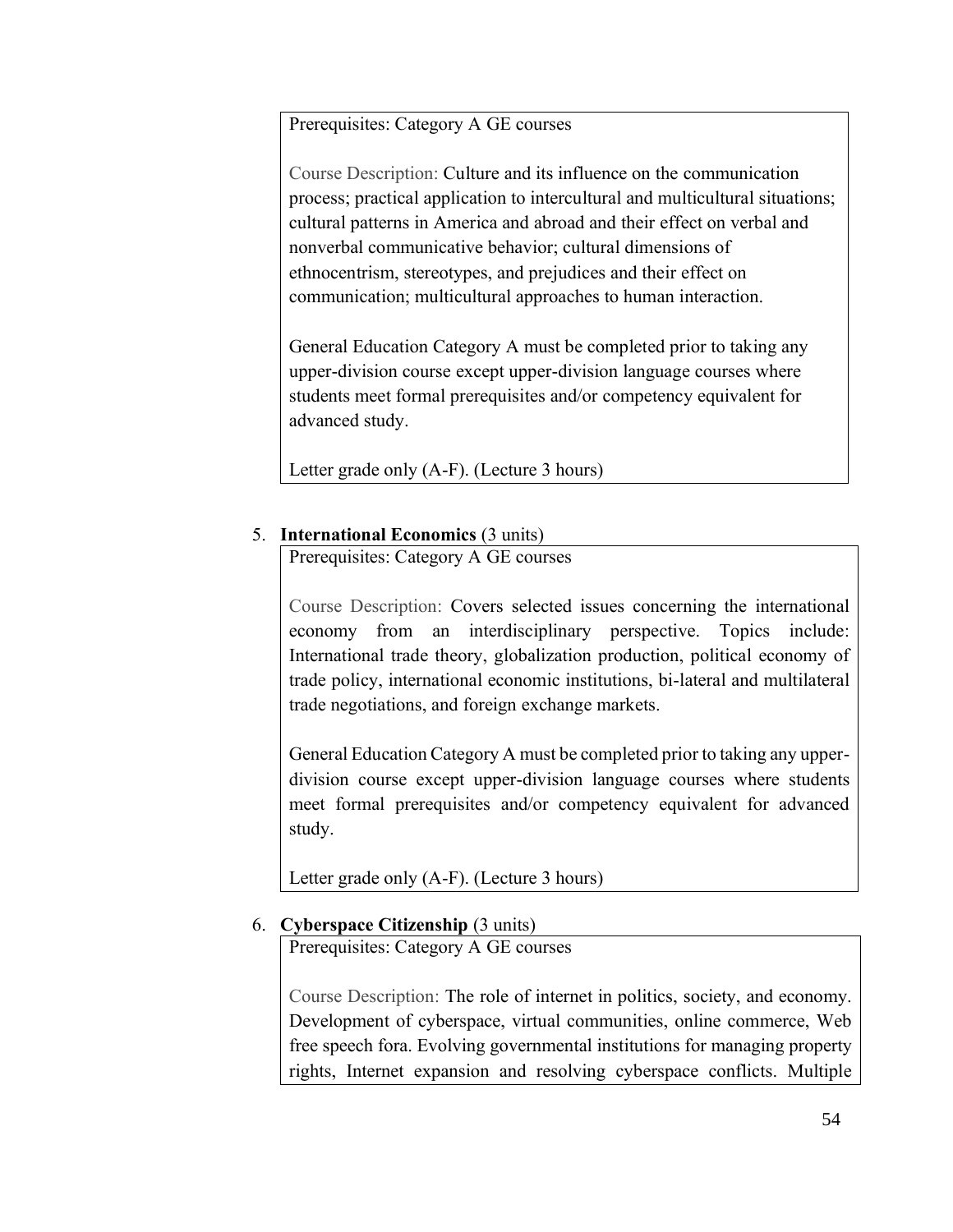Prerequisites: Category A GE courses

Course Description: Culture and its influence on the communication process; practical application to intercultural and multicultural situations; cultural patterns in America and abroad and their effect on verbal and nonverbal communicative behavior; cultural dimensions of ethnocentrism, stereotypes, and prejudices and their effect on communication; multicultural approaches to human interaction.

General Education Category A must be completed prior to taking any upper-division course except upper-division language courses where students meet formal prerequisites and/or competency equivalent for advanced study.

Letter grade only (A-F). (Lecture 3 hours)

5. **International Economics** (3 units)

Prerequisites: Category A GE courses

Course Description: Covers selected issues concerning the international economy from an interdisciplinary perspective. Topics include: International trade theory, globalization production, political economy of trade policy, international economic institutions, bi-lateral and multilateral trade negotiations, and foreign exchange markets.

General Education Category A must be completed prior to taking any upper-division course except upper-division language courses where students meet formal prerequisites and/or competency equivalent for advanced study.

Letter grade only (A-F). (Lecture 3 hours)

6. **Cyberspace Citizenship** (3 units)

Prerequisites: Category A GE courses

Course Description: The role of internet in politics, society, and economy. Development of cyberspace, virtual communities, online commerce, Web free speech fora. Evolving governmental institutions for managing property rights, Internet expansion and resolving cyberspace conflicts. Multiple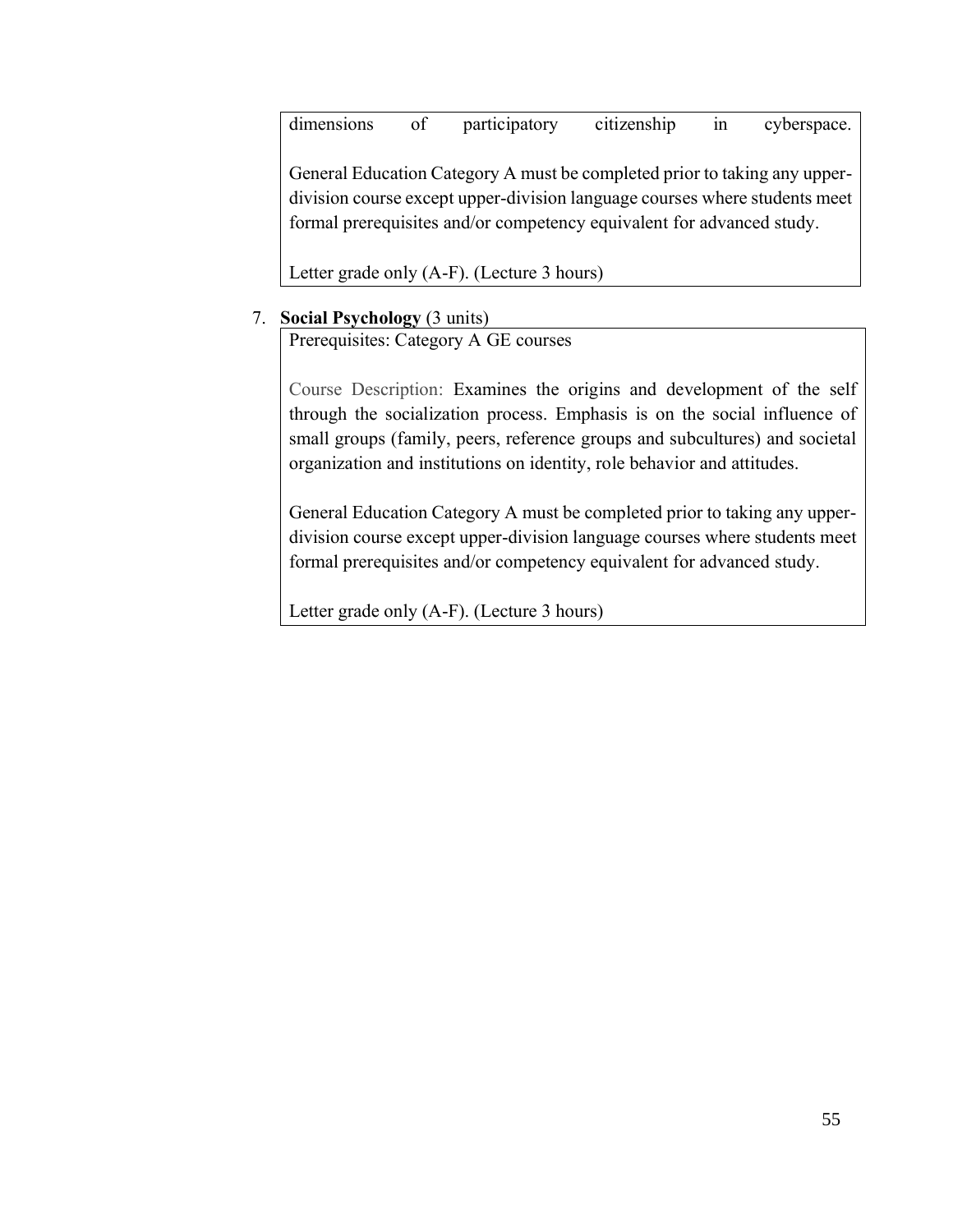dimensions of participatory citizenship in cyberspace.

General Education Category A must be completed prior to taking any upper-division course except upper-division language courses where students meet formal prerequisites and/or competency equivalent for advanced study.

Letter grade only (A-F). (Lecture 3 hours)

7. **Social Psychology** (3 units)

Prerequisites: Category A GE courses

Course Description: Examines the origins and development of the self through the socialization process. Emphasis is on the social influence of small groups (family, peers, reference groups and subcultures) and societal organization and institutions on identity, role behavior and attitudes.

General Education Category A must be completed prior to taking any upper-division course except upper-division language courses where students meet formal prerequisites and/or competency equivalent for advanced study.

Letter grade only (A-F). (Lecture 3 hours)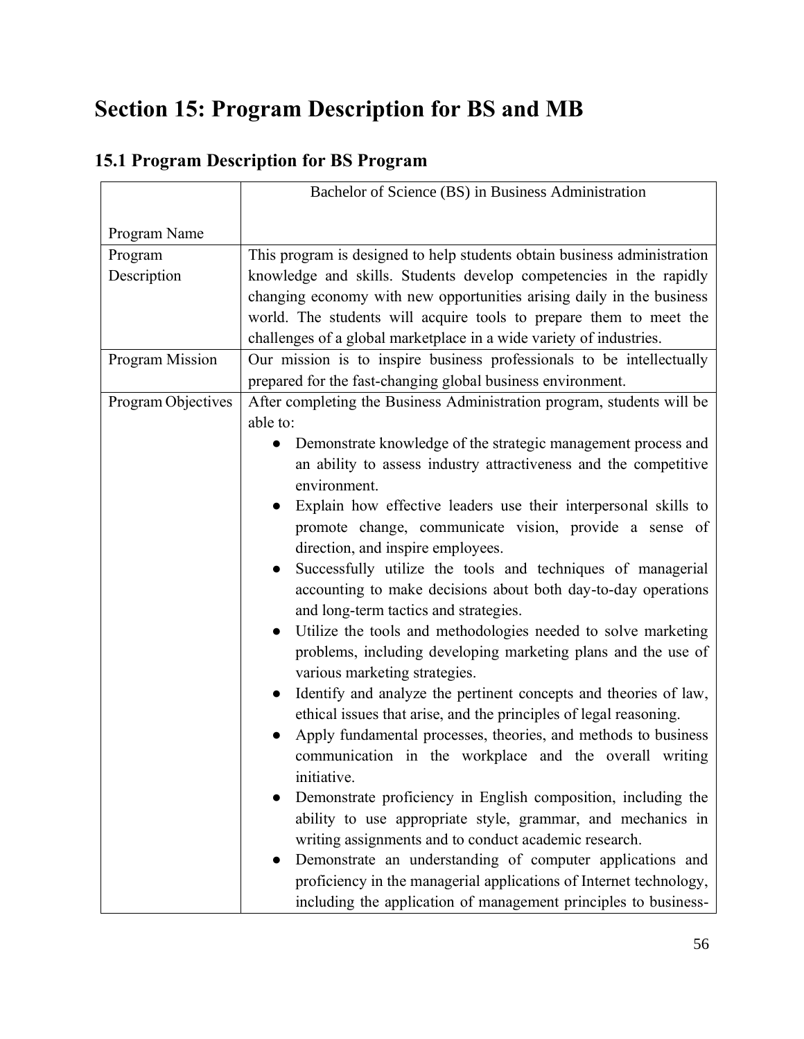# Section 15: Program Description for BS and MB

## 15.1 Program Description for BS Program

| Program Name | Bachelor of Science (BS) in Business Administration |
|---|---|
| Program Description | This program is designed to help students obtain business administration knowledge and skills. Students develop competencies in the rapidly changing economy with new opportunities arising daily in the business world. The students will acquire tools to prepare them to meet the challenges of a global marketplace in a wide variety of industries. |
| Program Mission | Our mission is to inspire business professionals to be intellectually prepared for the fast-changing global business environment. |
| Program Objectives | After completing the Business Administration program, students will be able to:<br>● Demonstrate knowledge of the strategic management process and an ability to assess industry attractiveness and the competitive environment.<br>● Explain how effective leaders use their interpersonal skills to promote change, communicate vision, provide a sense of direction, and inspire employees.<br>● Successfully utilize the tools and techniques of managerial accounting to make decisions about both day-to-day operations and long-term tactics and strategies.<br>● Utilize the tools and methodologies needed to solve marketing problems, including developing marketing plans and the use of various marketing strategies.<br>● Identify and analyze the pertinent concepts and theories of law, ethical issues that arise, and the principles of legal reasoning.<br>● Apply fundamental processes, theories, and methods to business communication in the workplace and the overall writing initiative.<br>● Demonstrate proficiency in English composition, including the ability to use appropriate style, grammar, and mechanics in writing assignments and to conduct academic research.<br>● Demonstrate an understanding of computer applications and proficiency in the managerial applications of Internet technology, including the application of management principles to business- |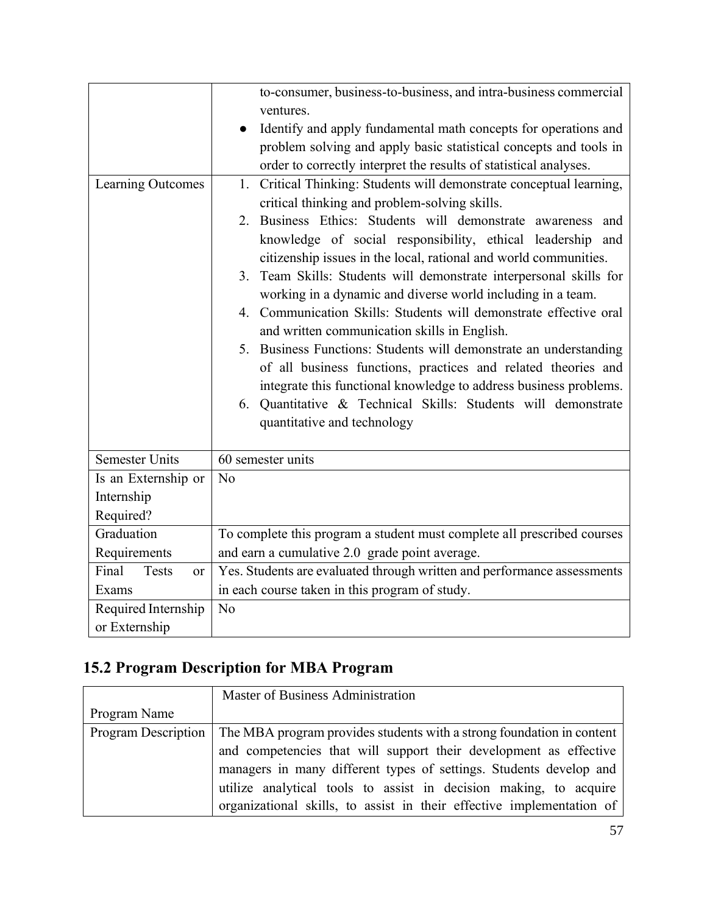| | |
|---|---|
| | to-consumer, business-to-business, and intra-business commercial ventures.<br>● Identify and apply fundamental math concepts for operations and problem solving and apply basic statistical concepts and tools in order to correctly interpret the results of statistical analyses. |
| Learning Outcomes | 1. Critical Thinking: Students will demonstrate conceptual learning, critical thinking and problem-solving skills.<br>2. Business Ethics: Students will demonstrate awareness and knowledge of social responsibility, ethical leadership and citizenship issues in the local, rational and world communities.<br>3. Team Skills: Students will demonstrate interpersonal skills for working in a dynamic and diverse world including in a team.<br>4. Communication Skills: Students will demonstrate effective oral and written communication skills in English.<br>5. Business Functions: Students will demonstrate an understanding of all business functions, practices and related theories and integrate this functional knowledge to address business problems.<br>6. Quantitative & Technical Skills: Students will demonstrate quantitative and technology |
| Semester Units | 60 semester units |
| Is an Externship or Internship Required? | No |
| Graduation Requirements | To complete this program a student must complete all prescribed courses and earn a cumulative 2.0 grade point average. |
| Final Tests or Exams | Yes. Students are evaluated through written and performance assessments in each course taken in this program of study. |
| Required Internship or Externship | No |

## 15.2 Program Description for MBA Program

| | |
|---|---|
| Program Name | Master of Business Administration |
| Program Description | The MBA program provides students with a strong foundation in content and competencies that will support their development as effective managers in many different types of settings. Students develop and utilize analytical tools to assist in decision making, to acquire organizational skills, to assist in their effective implementation of |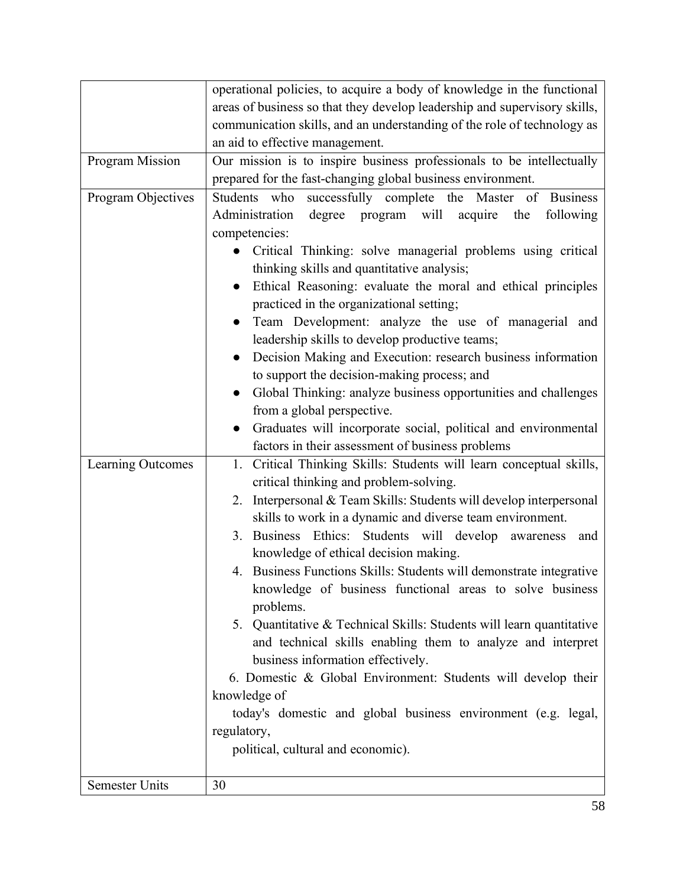| | |
|---|---|
| | operational policies, to acquire a body of knowledge in the functional areas of business so that they develop leadership and supervisory skills, communication skills, and an understanding of the role of technology as an aid to effective management. |
| Program Mission | Our mission is to inspire business professionals to be intellectually prepared for the fast-changing global business environment. |
| Program Objectives | Students who successfully complete the Master of Business Administration degree program will acquire the following competencies:<br>● Critical Thinking: solve managerial problems using critical thinking skills and quantitative analysis;<br>● Ethical Reasoning: evaluate the moral and ethical principles practiced in the organizational setting;<br>● Team Development: analyze the use of managerial and leadership skills to develop productive teams;<br>● Decision Making and Execution: research business information to support the decision-making process; and<br>● Global Thinking: analyze business opportunities and challenges from a global perspective.<br>● Graduates will incorporate social, political and environmental factors in their assessment of business problems |
| Learning Outcomes | 1. Critical Thinking Skills: Students will learn conceptual skills, critical thinking and problem-solving.<br>2. Interpersonal & Team Skills: Students will develop interpersonal skills to work in a dynamic and diverse team environment.<br>3. Business Ethics: Students will develop awareness and knowledge of ethical decision making.<br>4. Business Functions Skills: Students will demonstrate integrative knowledge of business functional areas to solve business problems.<br>5. Quantitative & Technical Skills: Students will learn quantitative and technical skills enabling them to analyze and interpret business information effectively.<br>6. Domestic & Global Environment: Students will develop their knowledge of today's domestic and global business environment (e.g. legal, regulatory, political, cultural and economic). |
| Semester Units | 30 |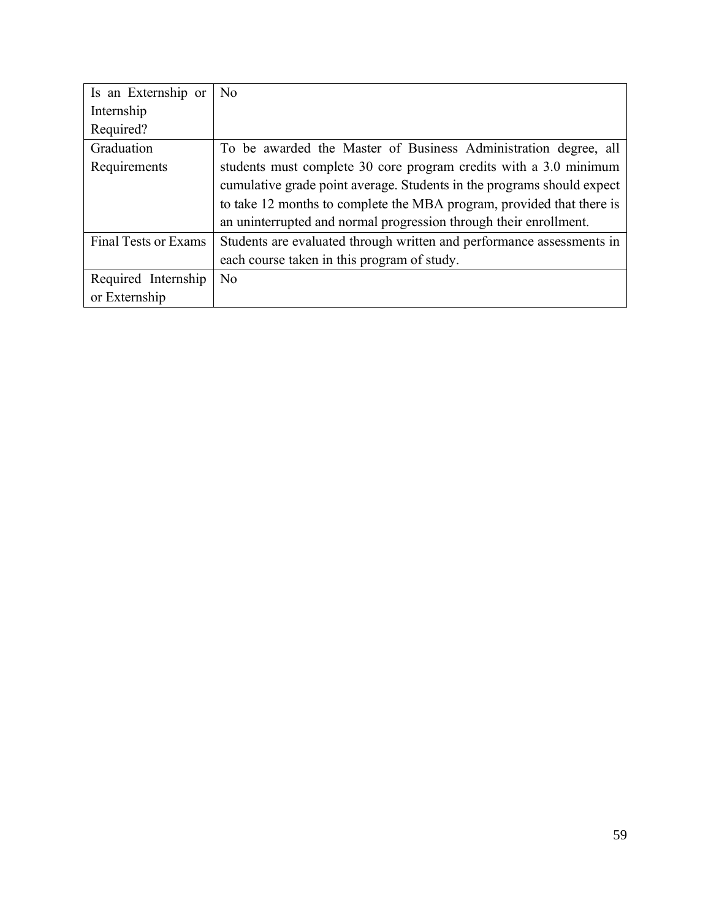| Is an Externship or Internship Required? | No |
| --- | --- |
| Graduation Requirements | To be awarded the Master of Business Administration degree, all students must complete 30 core program credits with a 3.0 minimum cumulative grade point average. Students in the programs should expect to take 12 months to complete the MBA program, provided that there is an uninterrupted and normal progression through their enrollment. |
| Final Tests or Exams | Students are evaluated through written and performance assessments in each course taken in this program of study. |
| Required Internship or Externship | No |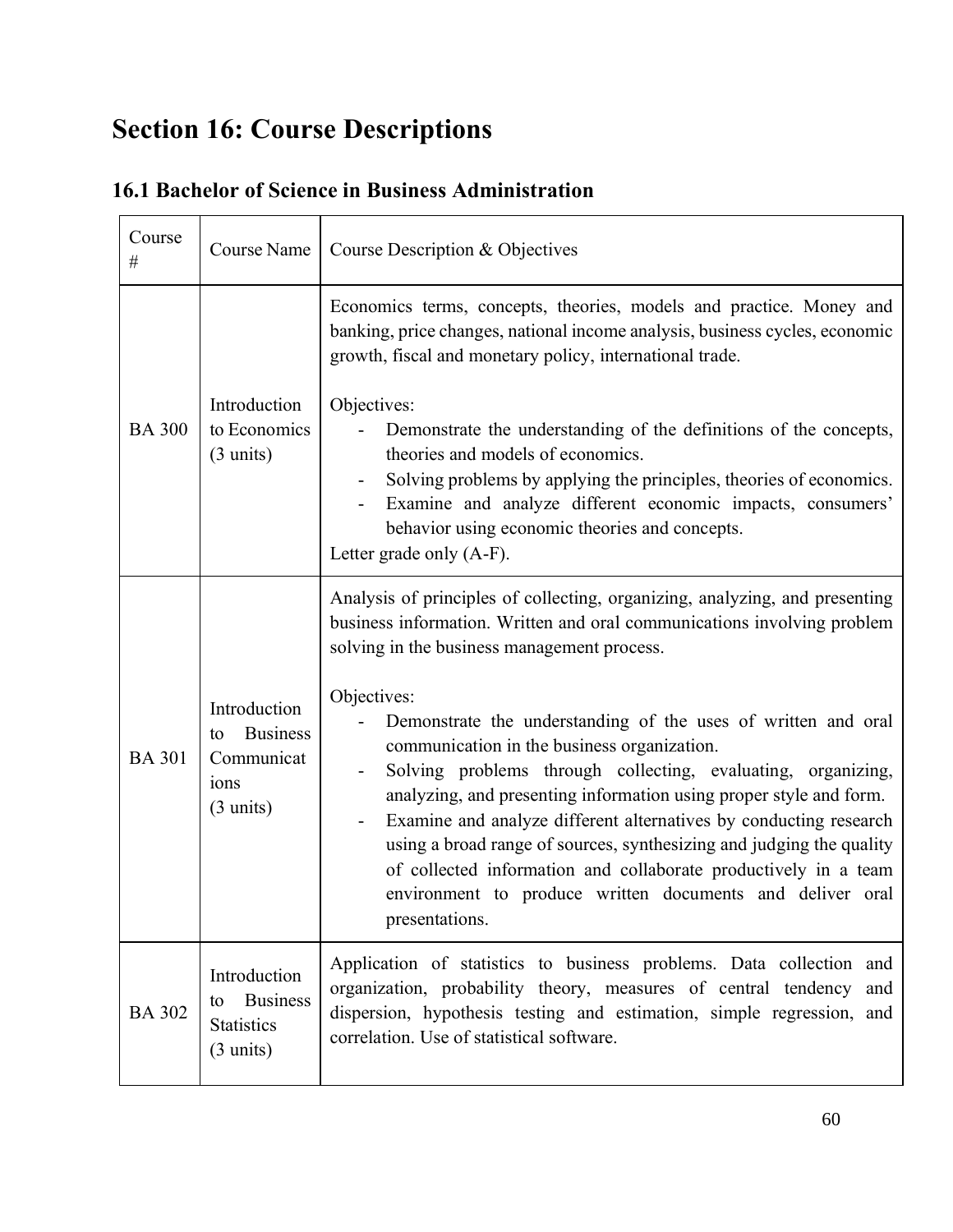# Section 16: Course Descriptions

## 16.1 Bachelor of Science in Business Administration

| Course # | Course Name | Course Description & Objectives |
|---|---|---|
| BA 300 | Introduction to Economics (3 units) | Economics terms, concepts, theories, models and practice. Money and banking, price changes, national income analysis, business cycles, economic growth, fiscal and monetary policy, international trade.<br><br>Objectives:<br>- Demonstrate the understanding of the definitions of the concepts, theories and models of economics.<br>- Solving problems by applying the principles, theories of economics.<br>- Examine and analyze different economic impacts, consumers' behavior using economic theories and concepts.<br><br>Letter grade only (A-F). |
| BA 301 | Introduction to Business Communications (3 units) | Analysis of principles of collecting, organizing, analyzing, and presenting business information. Written and oral communications involving problem solving in the business management process.<br><br>Objectives:<br>- Demonstrate the understanding of the uses of written and oral communication in the business organization.<br>- Solving problems through collecting, evaluating, organizing, analyzing, and presenting information using proper style and form.<br>- Examine and analyze different alternatives by conducting research using a broad range of sources, synthesizing and judging the quality of collected information and collaborate productively in a team environment to produce written documents and deliver oral presentations. |
| BA 302 | Introduction to Business Statistics (3 units) | Application of statistics to business problems. Data collection and organization, probability theory, measures of central tendency and dispersion, hypothesis testing and estimation, simple regression, and correlation. Use of statistical software. |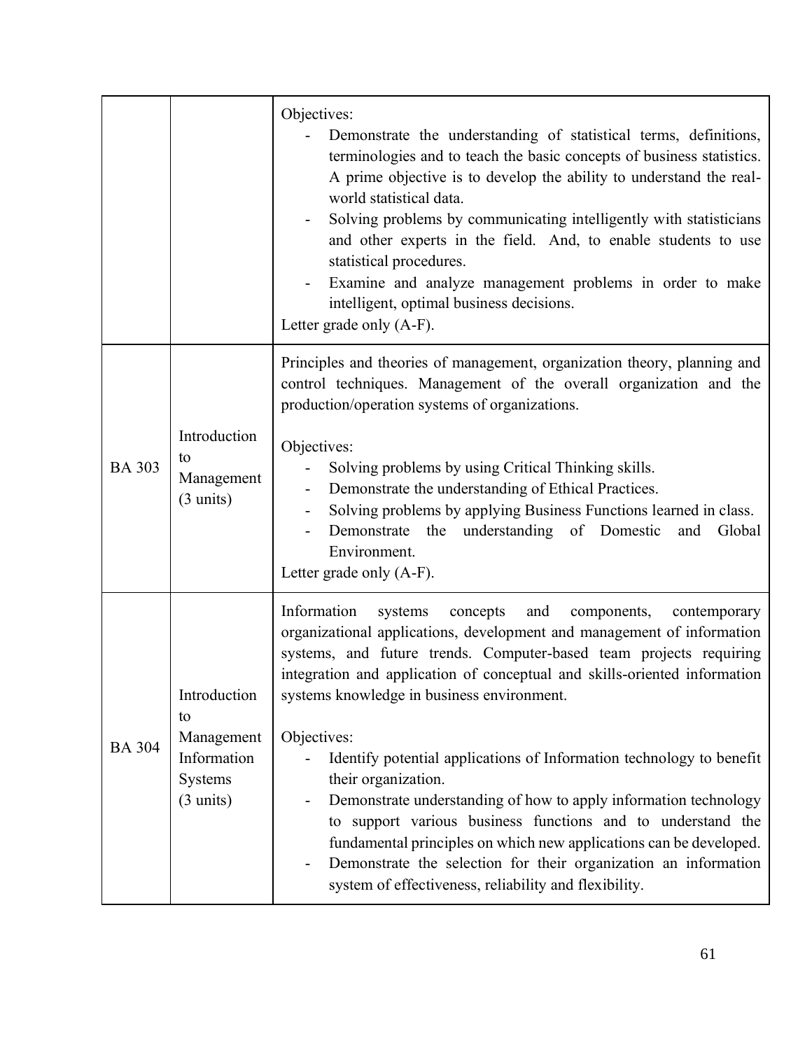| | | |
|---|---|---|
| | | Objectives:<br>- Demonstrate the understanding of statistical terms, definitions, terminologies and to teach the basic concepts of business statistics. A prime objective is to develop the ability to understand the real-world statistical data.<br>- Solving problems by communicating intelligently with statisticians and other experts in the field. And, to enable students to use statistical procedures.<br>- Examine and analyze management problems in order to make intelligent, optimal business decisions.<br>Letter grade only (A-F). |
| BA 303 | Introduction to Management (3 units) | Principles and theories of management, organization theory, planning and control techniques. Management of the overall organization and the production/operation systems of organizations.<br><br>Objectives:<br>- Solving problems by using Critical Thinking skills.<br>- Demonstrate the understanding of Ethical Practices.<br>- Solving problems by applying Business Functions learned in class.<br>- Demonstrate the understanding of Domestic and Global Environment.<br>Letter grade only (A-F). |
| BA 304 | Introduction to Management Information Systems (3 units) | Information systems concepts and components, contemporary organizational applications, development and management of information systems, and future trends. Computer-based team projects requiring integration and application of conceptual and skills-oriented information systems knowledge in business environment.<br><br>Objectives:<br>- Identify potential applications of Information technology to benefit their organization.<br>- Demonstrate understanding of how to apply information technology to support various business functions and to understand the fundamental principles on which new applications can be developed.<br>- Demonstrate the selection for their organization an information system of effectiveness, reliability and flexibility. |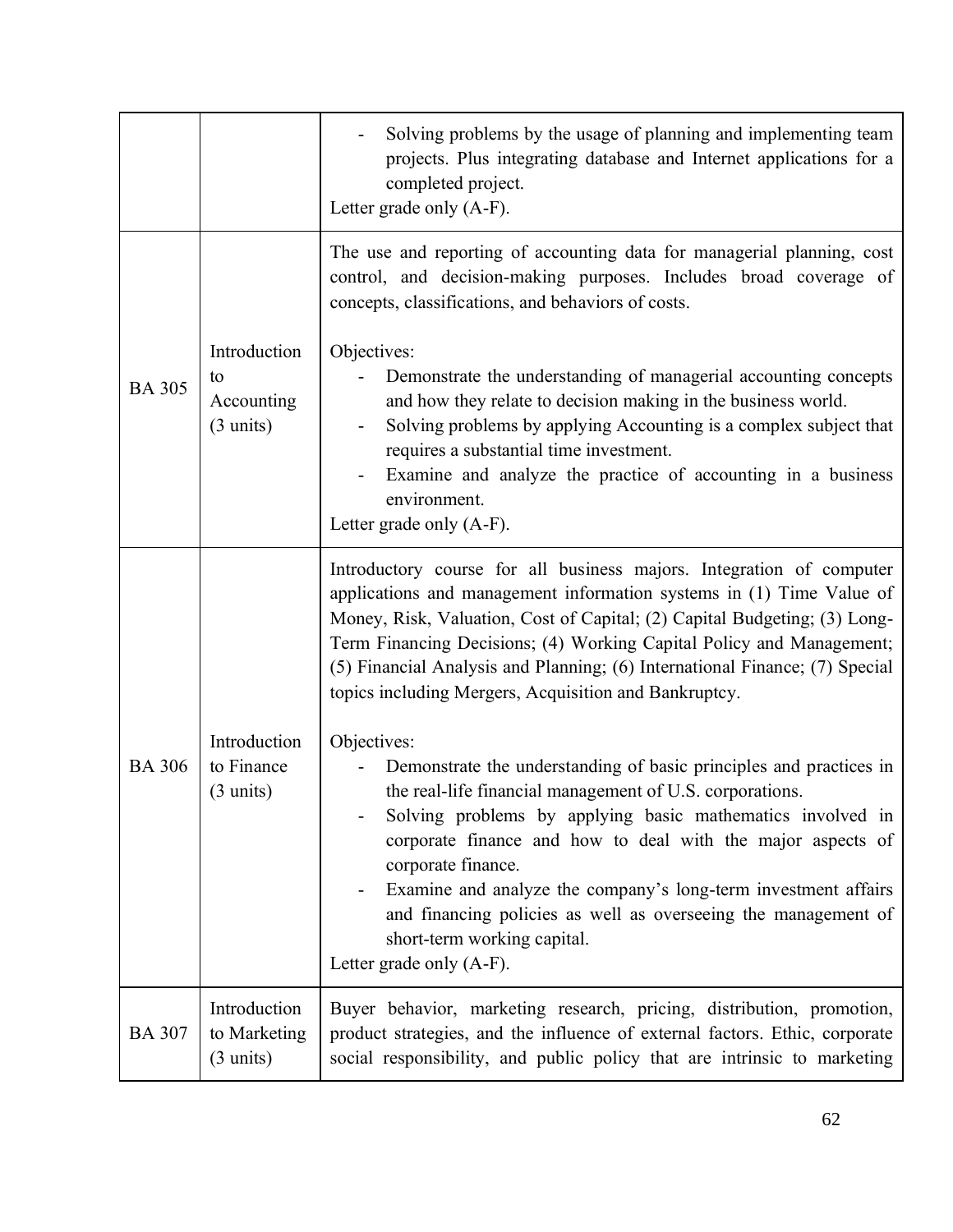| | | |
|---|---|---|
| | | - Solving problems by the usage of planning and implementing team projects. Plus integrating database and Internet applications for a completed project.<br>Letter grade only (A-F). |
| BA 305 | Introduction to Accounting (3 units) | The use and reporting of accounting data for managerial planning, cost control, and decision-making purposes. Includes broad coverage of concepts, classifications, and behaviors of costs.<br><br>Objectives:<br>- Demonstrate the understanding of managerial accounting concepts and how they relate to decision making in the business world.<br>- Solving problems by applying Accounting is a complex subject that requires a substantial time investment.<br>- Examine and analyze the practice of accounting in a business environment.<br>Letter grade only (A-F). |
| BA 306 | Introduction to Finance (3 units) | Introductory course for all business majors. Integration of computer applications and management information systems in (1) Time Value of Money, Risk, Valuation, Cost of Capital; (2) Capital Budgeting; (3) Long-Term Financing Decisions; (4) Working Capital Policy and Management; (5) Financial Analysis and Planning; (6) International Finance; (7) Special topics including Mergers, Acquisition and Bankruptcy.<br><br>Objectives:<br>- Demonstrate the understanding of basic principles and practices in the real-life financial management of U.S. corporations.<br>- Solving problems by applying basic mathematics involved in corporate finance and how to deal with the major aspects of corporate finance.<br>- Examine and analyze the company's long-term investment affairs and financing policies as well as overseeing the management of short-term working capital.<br>Letter grade only (A-F). |
| BA 307 | Introduction to Marketing (3 units) | Buyer behavior, marketing research, pricing, distribution, promotion, product strategies, and the influence of external factors. Ethic, corporate social responsibility, and public policy that are intrinsic to marketing |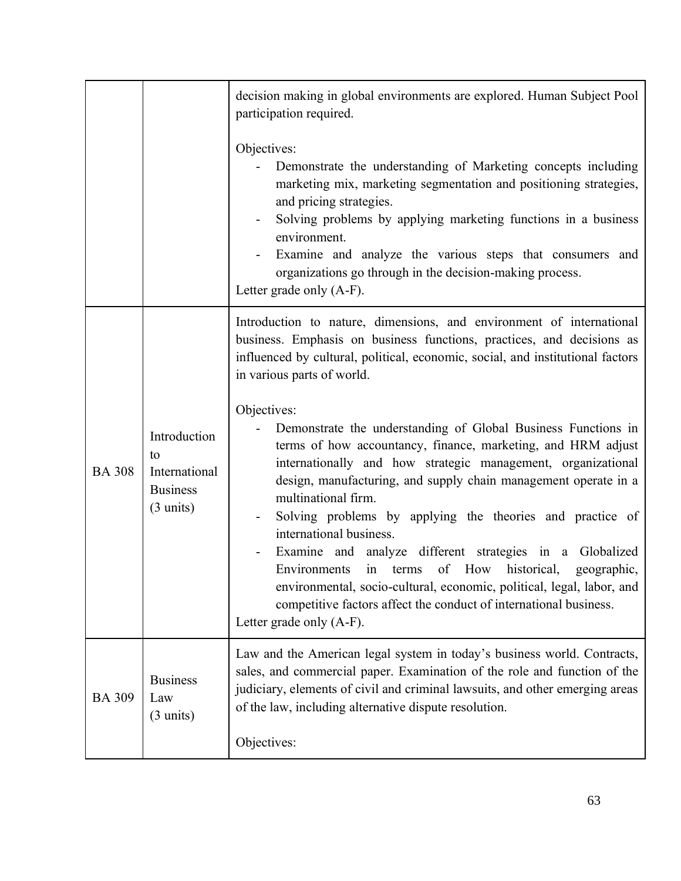| | | |
|---|---|---|
| | | decision making in global environments are explored. Human Subject Pool participation required.<br><br>Objectives:<br>- Demonstrate the understanding of Marketing concepts including marketing mix, marketing segmentation and positioning strategies, and pricing strategies.<br>- Solving problems by applying marketing functions in a business environment.<br>- Examine and analyze the various steps that consumers and organizations go through in the decision-making process.<br><br>Letter grade only (A-F). |
| BA 308 | Introduction to International Business (3 units) | Introduction to nature, dimensions, and environment of international business. Emphasis on business functions, practices, and decisions as influenced by cultural, political, economic, social, and institutional factors in various parts of world.<br><br>Objectives:<br>- Demonstrate the understanding of Global Business Functions in terms of how accountancy, finance, marketing, and HRM adjust internationally and how strategic management, organizational design, manufacturing, and supply chain management operate in a multinational firm.<br>- Solving problems by applying the theories and practice of international business.<br>- Examine and analyze different strategies in a Globalized Environments in terms of How historical, geographic, environmental, socio-cultural, economic, political, legal, labor, and competitive factors affect the conduct of international business.<br><br>Letter grade only (A-F). |
| BA 309 | Business Law (3 units) | Law and the American legal system in today's business world. Contracts, sales, and commercial paper. Examination of the role and function of the judiciary, elements of civil and criminal lawsuits, and other emerging areas of the law, including alternative dispute resolution.<br><br>Objectives: |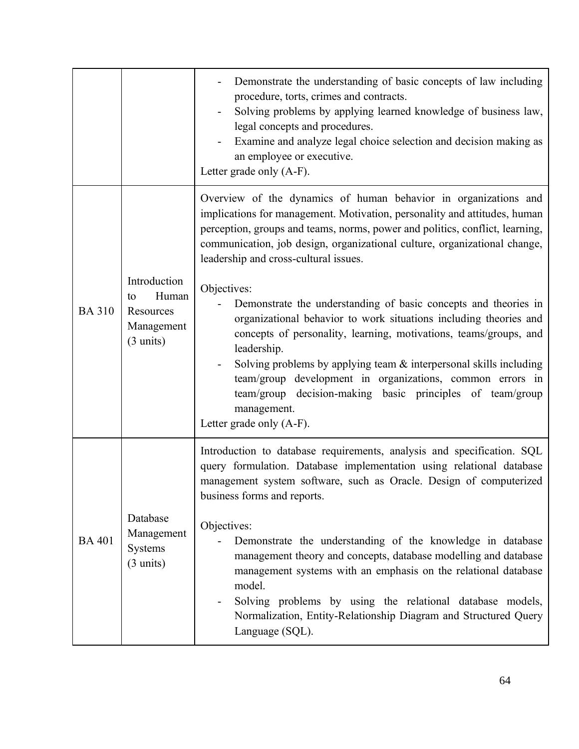|  |  |  |
|---|---|---|
|  |  | - Demonstrate the understanding of basic concepts of law including procedure, torts, crimes and contracts.<br>- Solving problems by applying learned knowledge of business law, legal concepts and procedures.<br>- Examine and analyze legal choice selection and decision making as an employee or executive.<br>Letter grade only (A-F). |
| BA 310 | Introduction to Human Resources Management (3 units) | Overview of the dynamics of human behavior in organizations and implications for management. Motivation, personality and attitudes, human perception, groups and teams, norms, power and politics, conflict, learning, communication, job design, organizational culture, organizational change, leadership and cross-cultural issues.<br><br>Objectives:<br>- Demonstrate the understanding of basic concepts and theories in organizational behavior to work situations including theories and concepts of personality, learning, motivations, teams/groups, and leadership.<br>- Solving problems by applying team & interpersonal skills including team/group development in organizations, common errors in team/group decision-making basic principles of team/group management.<br>Letter grade only (A-F). |
| BA 401 | Database Management Systems (3 units) | Introduction to database requirements, analysis and specification. SQL query formulation. Database implementation using relational database management system software, such as Oracle. Design of computerized business forms and reports.<br><br>Objectives:<br>- Demonstrate the understanding of the knowledge in database management theory and concepts, database modelling and database management systems with an emphasis on the relational database model.<br>- Solving problems by using the relational database models, Normalization, Entity-Relationship Diagram and Structured Query Language (SQL). |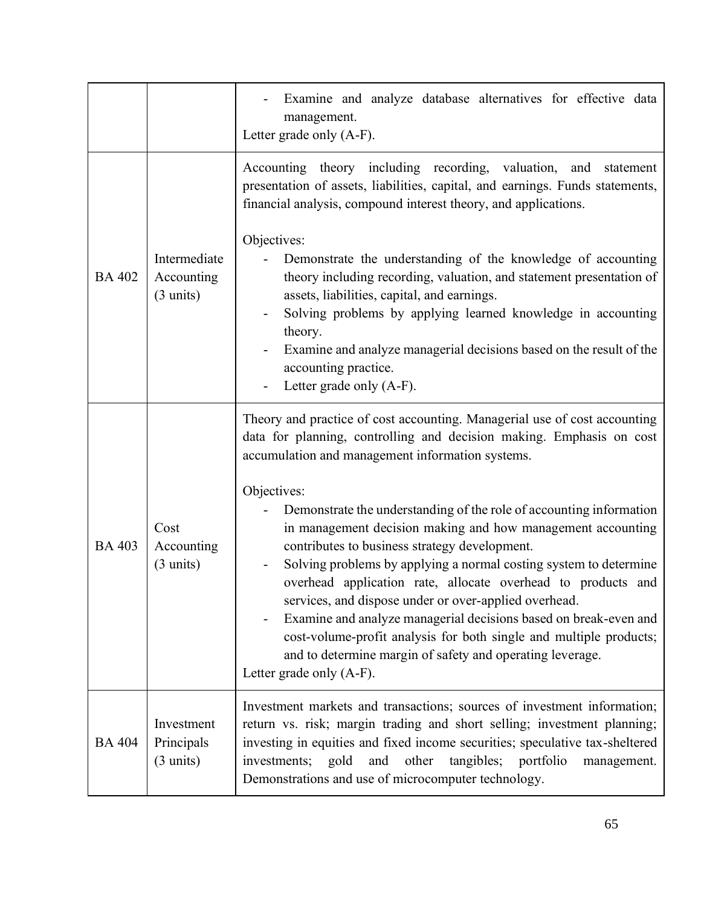| | | |
|---|---|---|
| | | - Examine and analyze database alternatives for effective data management.<br>Letter grade only (A-F). |
| BA 402 | Intermediate Accounting (3 units) | Accounting theory including recording, valuation, and statement presentation of assets, liabilities, capital, and earnings. Funds statements, financial analysis, compound interest theory, and applications.<br><br>Objectives:<br>- Demonstrate the understanding of the knowledge of accounting theory including recording, valuation, and statement presentation of assets, liabilities, capital, and earnings.<br>- Solving problems by applying learned knowledge in accounting theory.<br>- Examine and analyze managerial decisions based on the result of the accounting practice.<br>- Letter grade only (A-F). |
| BA 403 | Cost Accounting (3 units) | Theory and practice of cost accounting. Managerial use of cost accounting data for planning, controlling and decision making. Emphasis on cost accumulation and management information systems.<br><br>Objectives:<br>- Demonstrate the understanding of the role of accounting information in management decision making and how management accounting contributes to business strategy development.<br>- Solving problems by applying a normal costing system to determine overhead application rate, allocate overhead to products and services, and dispose under or over-applied overhead.<br>- Examine and analyze managerial decisions based on break-even and cost-volume-profit analysis for both single and multiple products; and to determine margin of safety and operating leverage.<br>Letter grade only (A-F). |
| BA 404 | Investment Principals (3 units) | Investment markets and transactions; sources of investment information; return vs. risk; margin trading and short selling; investment planning; investing in equities and fixed income securities; speculative tax-sheltered investments; gold and other tangibles; portfolio management. Demonstrations and use of microcomputer technology. |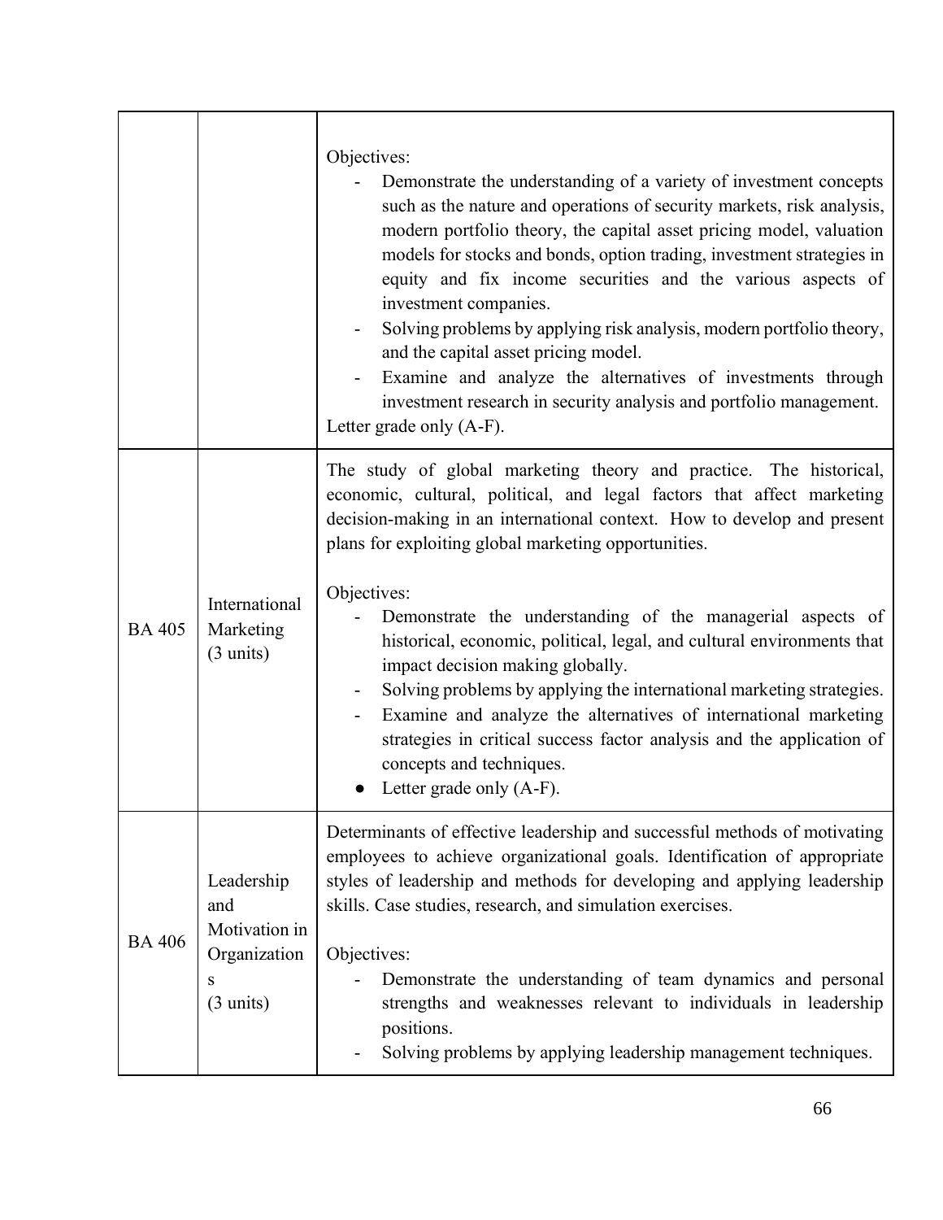| | | |
|---|---|---|
| | | Objectives:<br>- Demonstrate the understanding of a variety of investment concepts such as the nature and operations of security markets, risk analysis, modern portfolio theory, the capital asset pricing model, valuation models for stocks and bonds, option trading, investment strategies in equity and fix income securities and the various aspects of investment companies.<br>- Solving problems by applying risk analysis, modern portfolio theory, and the capital asset pricing model.<br>- Examine and analyze the alternatives of investments through investment research in security analysis and portfolio management.<br>Letter grade only (A-F). |
| BA 405 | International Marketing (3 units) | The study of global marketing theory and practice. The historical, economic, cultural, political, and legal factors that affect marketing decision-making in an international context. How to develop and present plans for exploiting global marketing opportunities.<br><br>Objectives:<br>- Demonstrate the understanding of the managerial aspects of historical, economic, political, legal, and cultural environments that impact decision making globally.<br>- Solving problems by applying the international marketing strategies.<br>- Examine and analyze the alternatives of international marketing strategies in critical success factor analysis and the application of concepts and techniques.<br>● Letter grade only (A-F). |
| BA 406 | Leadership and Motivation in Organizations (3 units) | Determinants of effective leadership and successful methods of motivating employees to achieve organizational goals. Identification of appropriate styles of leadership and methods for developing and applying leadership skills. Case studies, research, and simulation exercises.<br><br>Objectives:<br>- Demonstrate the understanding of team dynamics and personal strengths and weaknesses relevant to individuals in leadership positions.<br>- Solving problems by applying leadership management techniques. |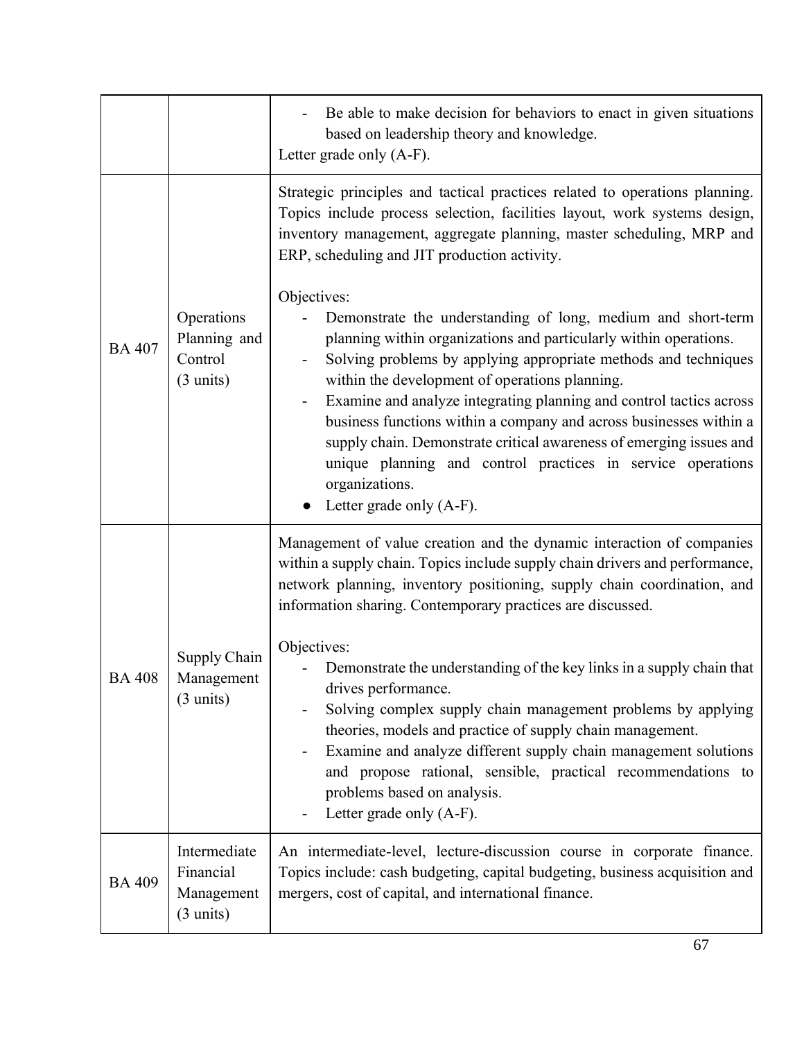| | | |
|---|---|---|
| | | - Be able to make decision for behaviors to enact in given situations based on leadership theory and knowledge.<br>Letter grade only (A-F). |
| BA 407 | Operations Planning and Control (3 units) | Strategic principles and tactical practices related to operations planning. Topics include process selection, facilities layout, work systems design, inventory management, aggregate planning, master scheduling, MRP and ERP, scheduling and JIT production activity.<br><br>Objectives:<br>- Demonstrate the understanding of long, medium and short-term planning within organizations and particularly within operations.<br>- Solving problems by applying appropriate methods and techniques within the development of operations planning.<br>- Examine and analyze integrating planning and control tactics across business functions within a company and across businesses within a supply chain. Demonstrate critical awareness of emerging issues and unique planning and control practices in service operations organizations.<br>● Letter grade only (A-F). |
| BA 408 | Supply Chain Management (3 units) | Management of value creation and the dynamic interaction of companies within a supply chain. Topics include supply chain drivers and performance, network planning, inventory positioning, supply chain coordination, and information sharing. Contemporary practices are discussed.<br><br>Objectives:<br>- Demonstrate the understanding of the key links in a supply chain that drives performance.<br>- Solving complex supply chain management problems by applying theories, models and practice of supply chain management.<br>- Examine and analyze different supply chain management solutions and propose rational, sensible, practical recommendations to problems based on analysis.<br>- Letter grade only (A-F). |
| BA 409 | Intermediate Financial Management (3 units) | An intermediate-level, lecture-discussion course in corporate finance. Topics include: cash budgeting, capital budgeting, business acquisition and mergers, cost of capital, and international finance. |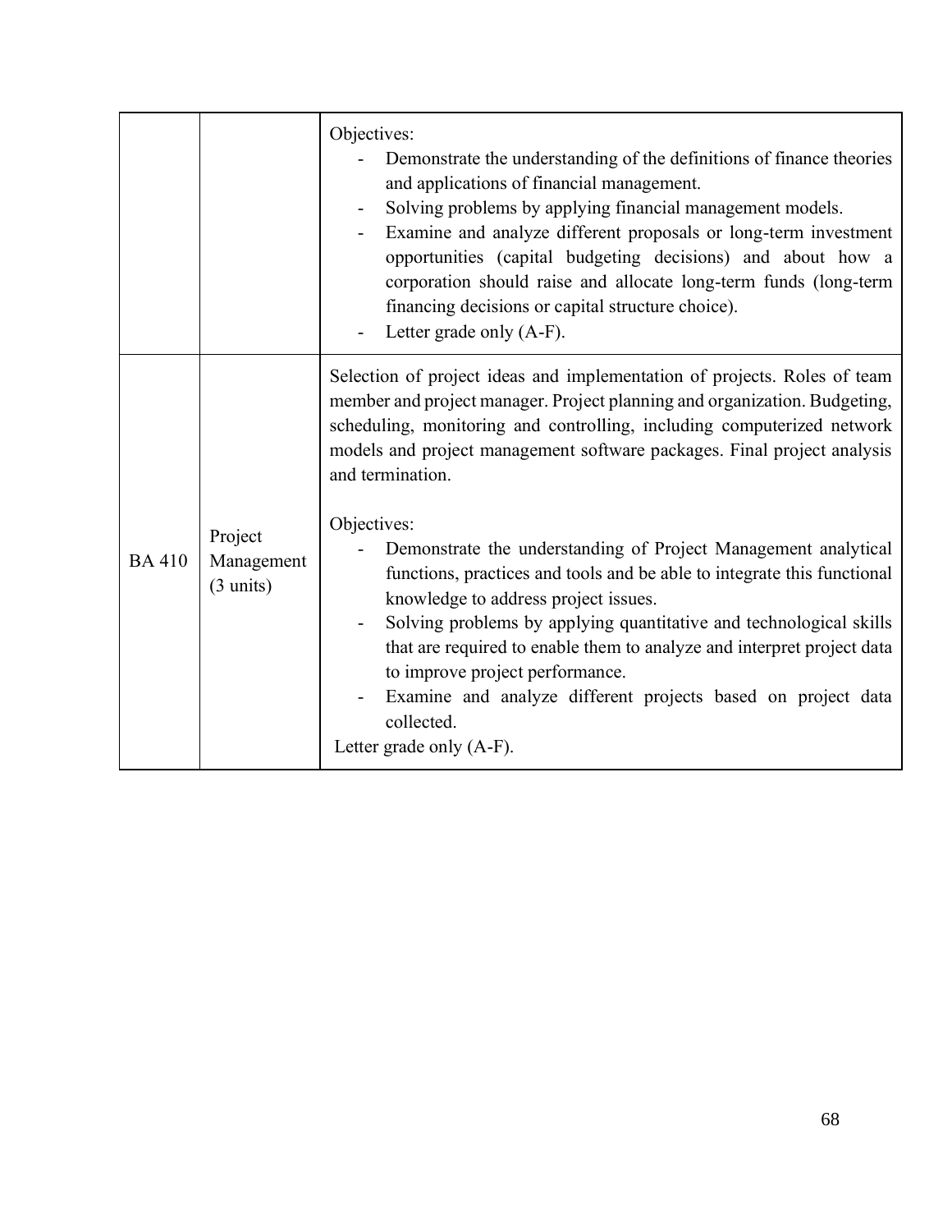|  |  | Objectives:<br>- Demonstrate the understanding of the definitions of finance theories and applications of financial management.<br>- Solving problems by applying financial management models.<br>- Examine and analyze different proposals or long-term investment opportunities (capital budgeting decisions) and about how a corporation should raise and allocate long-term funds (long-term financing decisions or capital structure choice).<br>- Letter grade only (A-F). |
| --- | --- | --- |
| BA 410 | Project Management (3 units) | Selection of project ideas and implementation of projects. Roles of team member and project manager. Project planning and organization. Budgeting, scheduling, monitoring and controlling, including computerized network models and project management software packages. Final project analysis and termination.<br><br>Objectives:<br>- Demonstrate the understanding of Project Management analytical functions, practices and tools and be able to integrate this functional knowledge to address project issues.<br>- Solving problems by applying quantitative and technological skills that are required to enable them to analyze and interpret project data to improve project performance.<br>- Examine and analyze different projects based on project data collected.<br>Letter grade only (A-F). |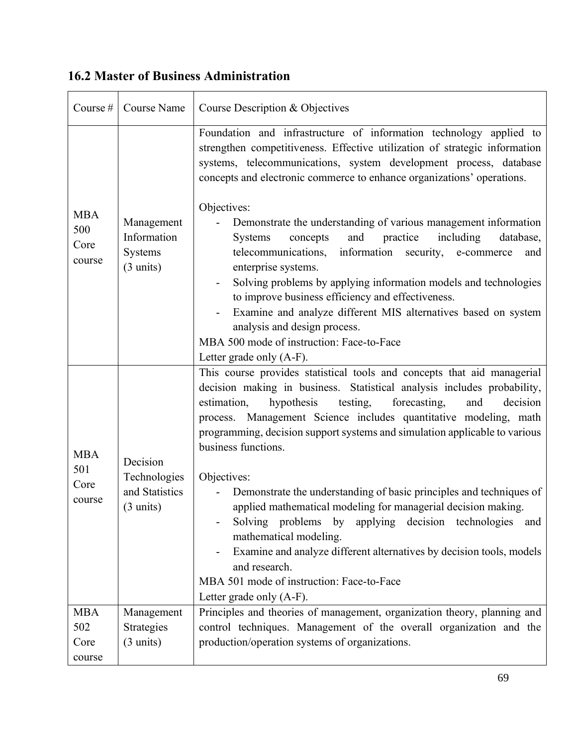## 16.2 Master of Business Administration

| Course # | Course Name | Course Description & Objectives |
|---|---|---|
| MBA 500 Core course | Management Information Systems (3 units) | Foundation and infrastructure of information technology applied to strengthen competitiveness. Effective utilization of strategic information systems, telecommunications, system development process, database concepts and electronic commerce to enhance organizations' operations.<br><br>Objectives:<br>- Demonstrate the understanding of various management information Systems concepts and practice including database, telecommunications, information security, e-commerce and enterprise systems.<br>- Solving problems by applying information models and technologies to improve business efficiency and effectiveness.<br>- Examine and analyze different MIS alternatives based on system analysis and design process.<br><br>MBA 500 mode of instruction: Face-to-Face<br>Letter grade only (A-F). |
| MBA 501 Core course | Decision Technologies and Statistics (3 units) | This course provides statistical tools and concepts that aid managerial decision making in business. Statistical analysis includes probability, estimation, hypothesis testing, forecasting, and decision process. Management Science includes quantitative modeling, math programming, decision support systems and simulation applicable to various business functions.<br><br>Objectives:<br>- Demonstrate the understanding of basic principles and techniques of applied mathematical modeling for managerial decision making.<br>- Solving problems by applying decision technologies and mathematical modeling.<br>- Examine and analyze different alternatives by decision tools, models and research.<br><br>MBA 501 mode of instruction: Face-to-Face<br>Letter grade only (A-F). |
| MBA 502 Core course | Management Strategies (3 units) | Principles and theories of management, organization theory, planning and control techniques. Management of the overall organization and the production/operation systems of organizations. |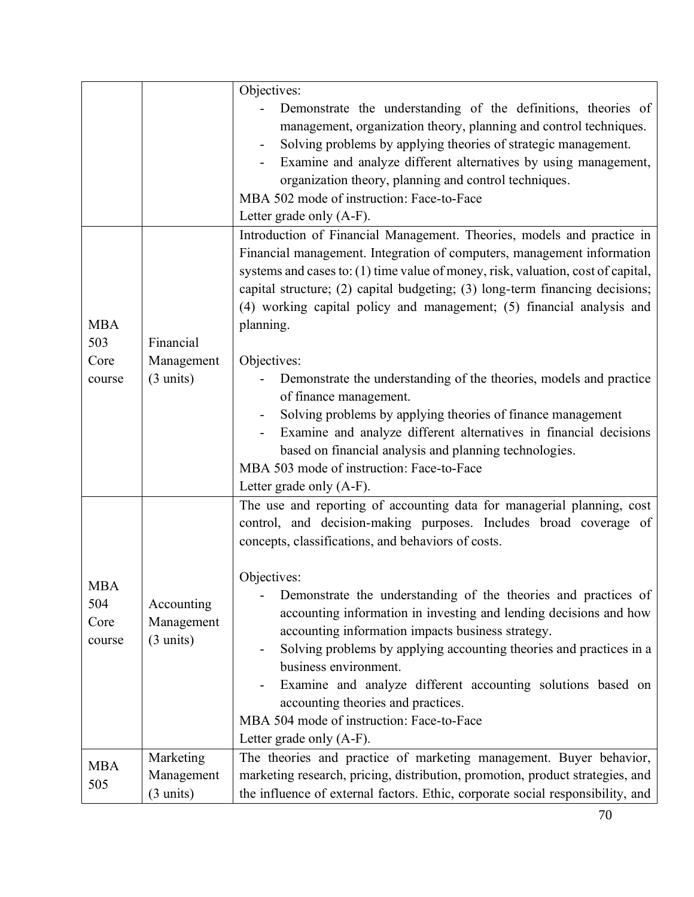| | | |
|---|---|---|
| | | Objectives:<br>- Demonstrate the understanding of the definitions, theories of management, organization theory, planning and control techniques.<br>- Solving problems by applying theories of strategic management.<br>- Examine and analyze different alternatives by using management, organization theory, planning and control techniques.<br>MBA 502 mode of instruction: Face-to-Face<br>Letter grade only (A-F). |
| MBA 503 Core course | Financial Management (3 units) | Introduction of Financial Management. Theories, models and practice in Financial management. Integration of computers, management information systems and cases to: (1) time value of money, risk, valuation, cost of capital, capital structure; (2) capital budgeting; (3) long-term financing decisions; (4) working capital policy and management; (5) financial analysis and planning.<br><br>Objectives:<br>- Demonstrate the understanding of the theories, models and practice of finance management.<br>- Solving problems by applying theories of finance management<br>- Examine and analyze different alternatives in financial decisions based on financial analysis and planning technologies.<br>MBA 503 mode of instruction: Face-to-Face<br>Letter grade only (A-F). |
| MBA 504 Core course | Accounting Management (3 units) | The use and reporting of accounting data for managerial planning, cost control, and decision-making purposes. Includes broad coverage of concepts, classifications, and behaviors of costs.<br><br>Objectives:<br>- Demonstrate the understanding of the theories and practices of accounting information in investing and lending decisions and how accounting information impacts business strategy.<br>- Solving problems by applying accounting theories and practices in a business environment.<br>- Examine and analyze different accounting solutions based on accounting theories and practices.<br>MBA 504 mode of instruction: Face-to-Face<br>Letter grade only (A-F). |
| MBA 505 | Marketing Management (3 units) | The theories and practice of marketing management. Buyer behavior, marketing research, pricing, distribution, promotion, product strategies, and the influence of external factors. Ethic, corporate social responsibility, and |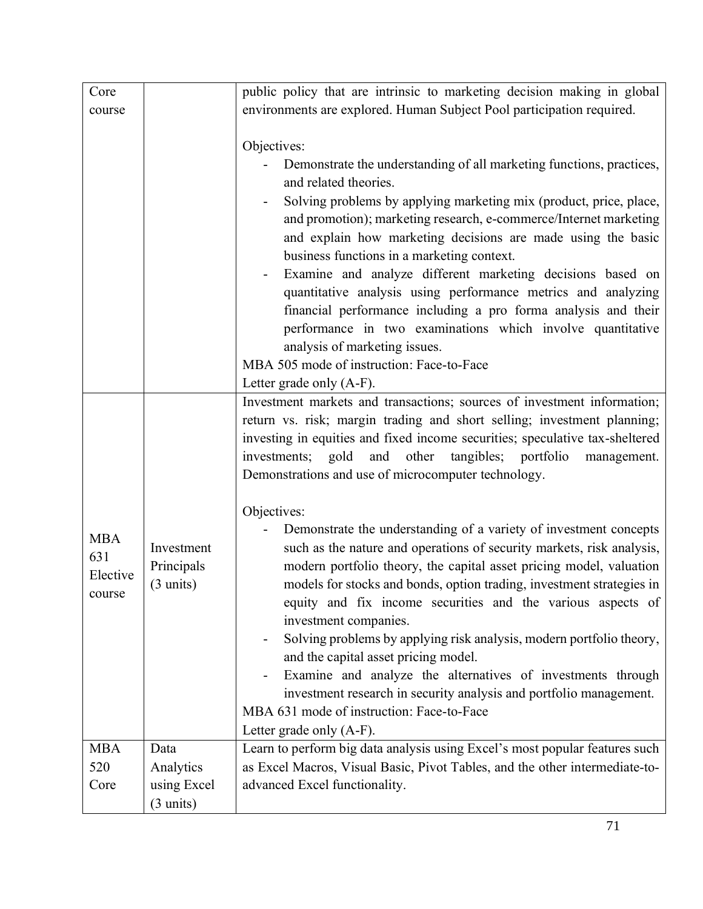| | | |
|---|---|---|
| Core course | | public policy that are intrinsic to marketing decision making in global environments are explored. Human Subject Pool participation required.<br><br>Objectives:<br>- Demonstrate the understanding of all marketing functions, practices, and related theories.<br>- Solving problems by applying marketing mix (product, price, place, and promotion); marketing research, e-commerce/Internet marketing and explain how marketing decisions are made using the basic business functions in a marketing context.<br>- Examine and analyze different marketing decisions based on quantitative analysis using performance metrics and analyzing financial performance including a pro forma analysis and their performance in two examinations which involve quantitative analysis of marketing issues.<br><br>MBA 505 mode of instruction: Face-to-Face<br>Letter grade only (A-F). |
| MBA 631 Elective course | Investment Principals (3 units) | Investment markets and transactions; sources of investment information; return vs. risk; margin trading and short selling; investment planning; investing in equities and fixed income securities; speculative tax-sheltered investments; gold and other tangibles; portfolio management. Demonstrations and use of microcomputer technology.<br><br>Objectives:<br>- Demonstrate the understanding of a variety of investment concepts such as the nature and operations of security markets, risk analysis, modern portfolio theory, the capital asset pricing model, valuation models for stocks and bonds, option trading, investment strategies in equity and fix income securities and the various aspects of investment companies.<br>- Solving problems by applying risk analysis, modern portfolio theory, and the capital asset pricing model.<br>- Examine and analyze the alternatives of investments through investment research in security analysis and portfolio management.<br><br>MBA 631 mode of instruction: Face-to-Face<br>Letter grade only (A-F). |
| MBA 520 Core | Data Analytics using Excel (3 units) | Learn to perform big data analysis using Excel's most popular features such as Excel Macros, Visual Basic, Pivot Tables, and the other intermediate-to-advanced Excel functionality. |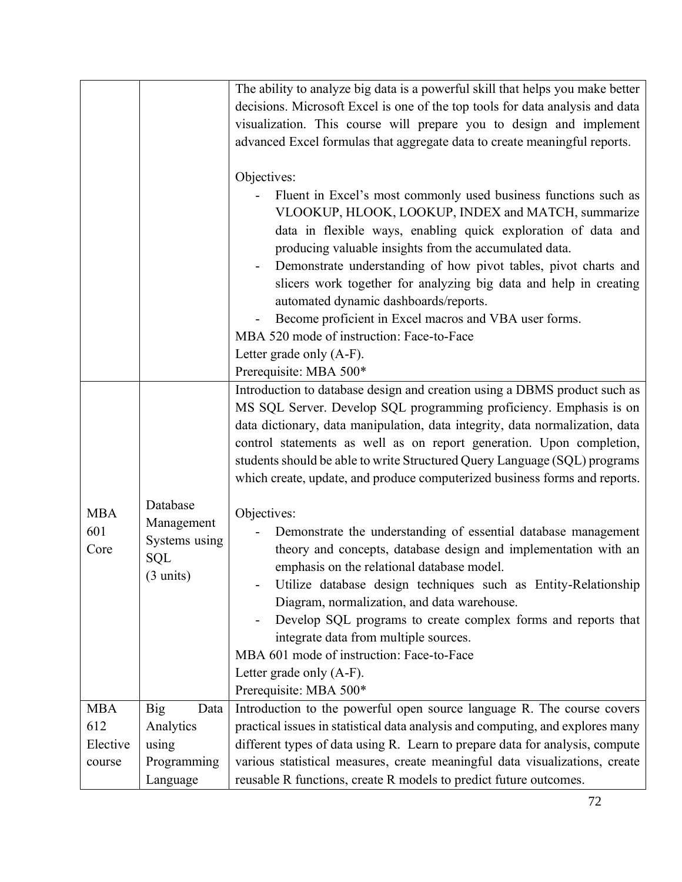| | | |
|---|---|---|
| | | The ability to analyze big data is a powerful skill that helps you make better decisions. Microsoft Excel is one of the top tools for data analysis and data visualization. This course will prepare you to design and implement advanced Excel formulas that aggregate data to create meaningful reports.<br><br>Objectives:<br>- Fluent in Excel's most commonly used business functions such as VLOOKUP, HLOOK, LOOKUP, INDEX and MATCH, summarize data in flexible ways, enabling quick exploration of data and producing valuable insights from the accumulated data.<br>- Demonstrate understanding of how pivot tables, pivot charts and slicers work together for analyzing big data and help in creating automated dynamic dashboards/reports.<br>- Become proficient in Excel macros and VBA user forms.<br><br>MBA 520 mode of instruction: Face-to-Face<br>Letter grade only (A-F).<br>Prerequisite: MBA 500* |
| MBA 601 Core | Database Management Systems using SQL (3 units) | Introduction to database design and creation using a DBMS product such as MS SQL Server. Develop SQL programming proficiency. Emphasis is on data dictionary, data manipulation, data integrity, data normalization, data control statements as well as on report generation. Upon completion, students should be able to write Structured Query Language (SQL) programs which create, update, and produce computerized business forms and reports.<br><br>Objectives:<br>- Demonstrate the understanding of essential database management theory and concepts, database design and implementation with an emphasis on the relational database model.<br>- Utilize database design techniques such as Entity-Relationship Diagram, normalization, and data warehouse.<br>- Develop SQL programs to create complex forms and reports that integrate data from multiple sources.<br><br>MBA 601 mode of instruction: Face-to-Face<br>Letter grade only (A-F).<br>Prerequisite: MBA 500* |
| MBA 612 Elective course | Big Data Analytics using Programming Language | Introduction to the powerful open source language R. The course covers practical issues in statistical data analysis and computing, and explores many different types of data using R. Learn to prepare data for analysis, compute various statistical measures, create meaningful data visualizations, create reusable R functions, create R models to predict future outcomes. |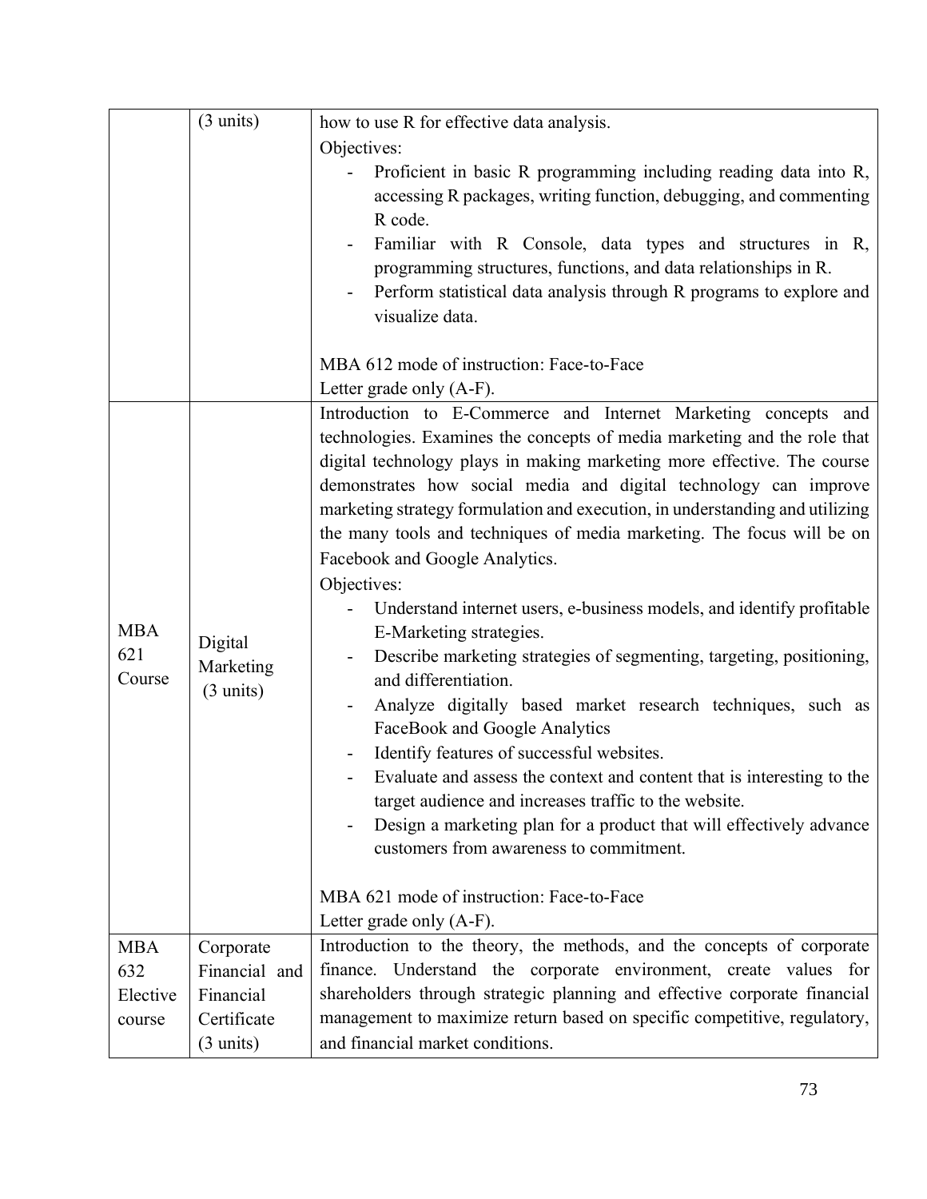| | | |
|---|---|---|
| | (3 units) | how to use R for effective data analysis.<br>Objectives:<br>- Proficient in basic R programming including reading data into R, accessing R packages, writing function, debugging, and commenting R code.<br>- Familiar with R Console, data types and structures in R, programming structures, functions, and data relationships in R.<br>- Perform statistical data analysis through R programs to explore and visualize data.<br><br>MBA 612 mode of instruction: Face-to-Face<br>Letter grade only (A-F). |
| MBA 621 Course | Digital Marketing (3 units) | Introduction to E-Commerce and Internet Marketing concepts and technologies. Examines the concepts of media marketing and the role that digital technology plays in making marketing more effective. The course demonstrates how social media and digital technology can improve marketing strategy formulation and execution, in understanding and utilizing the many tools and techniques of media marketing. The focus will be on Facebook and Google Analytics.<br>Objectives:<br>- Understand internet users, e-business models, and identify profitable E-Marketing strategies.<br>- Describe marketing strategies of segmenting, targeting, positioning, and differentiation.<br>- Analyze digitally based market research techniques, such as FaceBook and Google Analytics<br>- Identify features of successful websites.<br>- Evaluate and assess the context and content that is interesting to the target audience and increases traffic to the website.<br>- Design a marketing plan for a product that will effectively advance customers from awareness to commitment.<br><br>MBA 621 mode of instruction: Face-to-Face<br>Letter grade only (A-F). |
| MBA 632 Elective course | Corporate Financial and Financial Certificate (3 units) | Introduction to the theory, the methods, and the concepts of corporate finance. Understand the corporate environment, create values for shareholders through strategic planning and effective corporate financial management to maximize return based on specific competitive, regulatory, and financial market conditions. |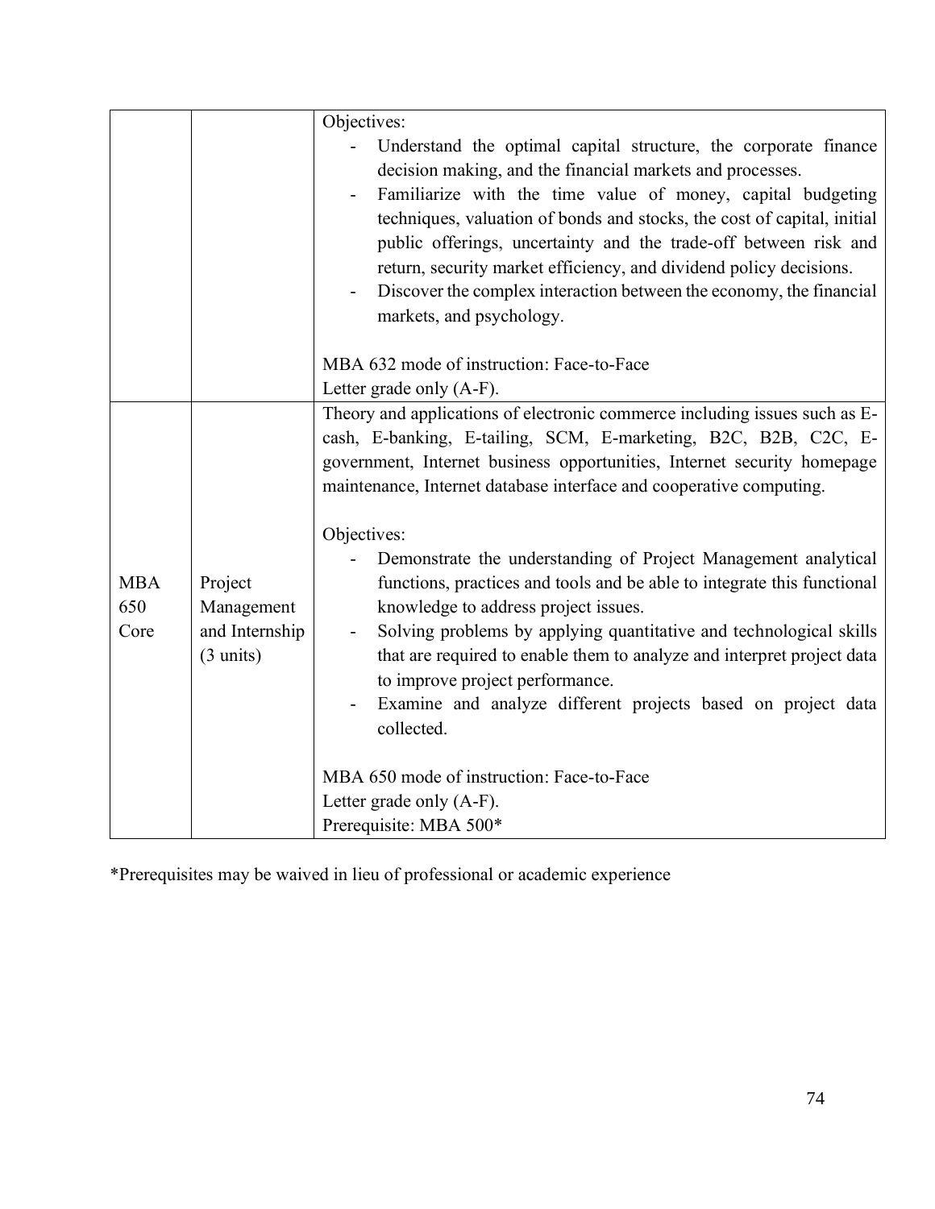| | | |
|---|---|---|
| | | Objectives:<br>- Understand the optimal capital structure, the corporate finance decision making, and the financial markets and processes.<br>- Familiarize with the time value of money, capital budgeting techniques, valuation of bonds and stocks, the cost of capital, initial public offerings, uncertainty and the trade-off between risk and return, security market efficiency, and dividend policy decisions.<br>- Discover the complex interaction between the economy, the financial markets, and psychology.<br><br>MBA 632 mode of instruction: Face-to-Face<br>Letter grade only (A-F). |
| MBA 650 Core | Project Management and Internship (3 units) | Theory and applications of electronic commerce including issues such as E-cash, E-banking, E-tailing, SCM, E-marketing, B2C, B2B, C2C, E-government, Internet business opportunities, Internet security homepage maintenance, Internet database interface and cooperative computing.<br><br>Objectives:<br>- Demonstrate the understanding of Project Management analytical functions, practices and tools and be able to integrate this functional knowledge to address project issues.<br>- Solving problems by applying quantitative and technological skills that are required to enable them to analyze and interpret project data to improve project performance.<br>- Examine and analyze different projects based on project data collected.<br><br>MBA 650 mode of instruction: Face-to-Face<br>Letter grade only (A-F).<br>Prerequisite: MBA 500* |

*Prerequisites may be waived in lieu of professional or academic experience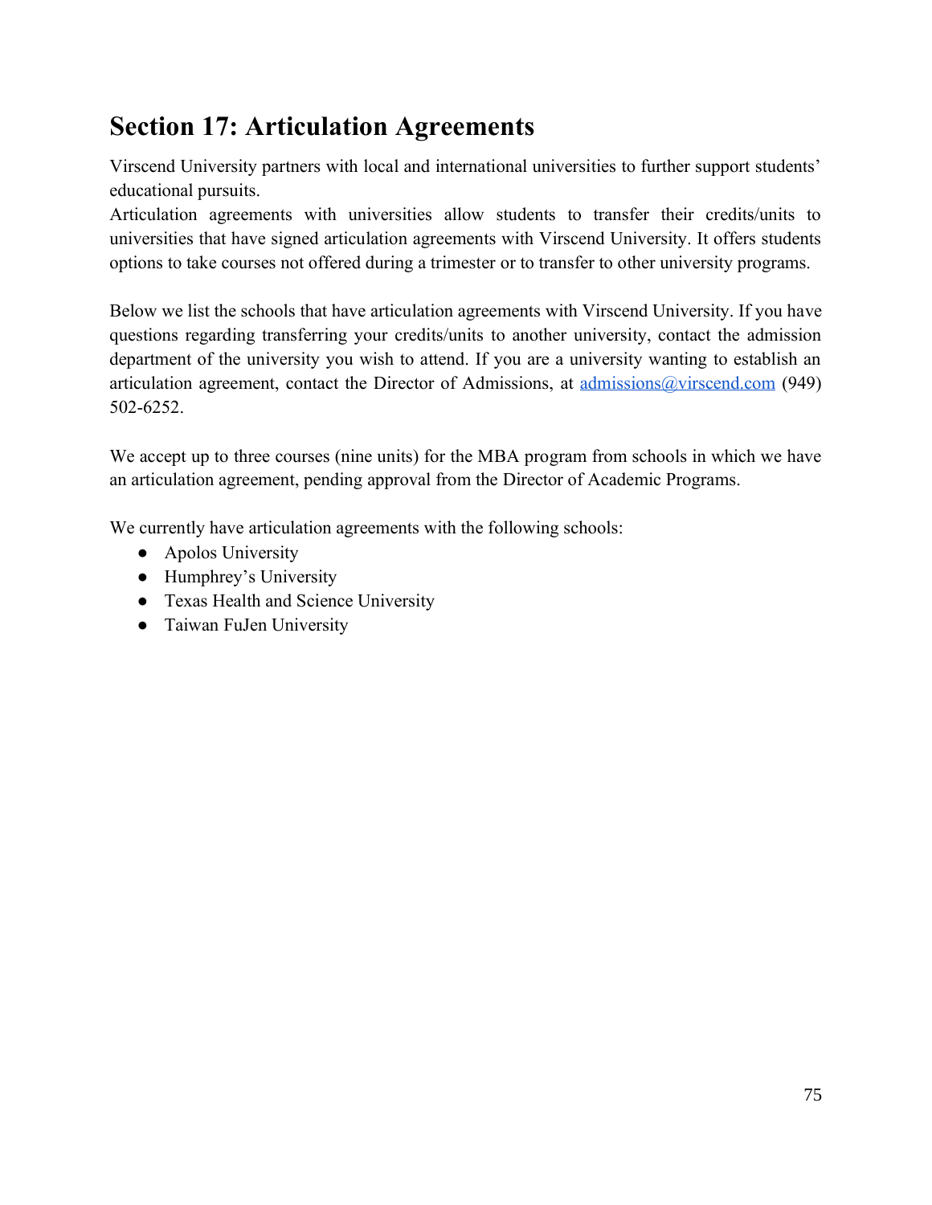# Section 17: Articulation Agreements

Virscend University partners with local and international universities to further support students' educational pursuits.
Articulation agreements with universities allow students to transfer their credits/units to universities that have signed articulation agreements with Virscend University. It offers students options to take courses not offered during a trimester or to transfer to other university programs.

Below we list the schools that have articulation agreements with Virscend University. If you have questions regarding transferring your credits/units to another university, contact the admission department of the university you wish to attend. If you are a university wanting to establish an articulation agreement, contact the Director of Admissions, at admissions@virscend.com (949) 502-6252.

We accept up to three courses (nine units) for the MBA program from schools in which we have an articulation agreement, pending approval from the Director of Academic Programs.

We currently have articulation agreements with the following schools:

- Apolos University
- Humphrey's University
- Texas Health and Science University
- Taiwan FuJen University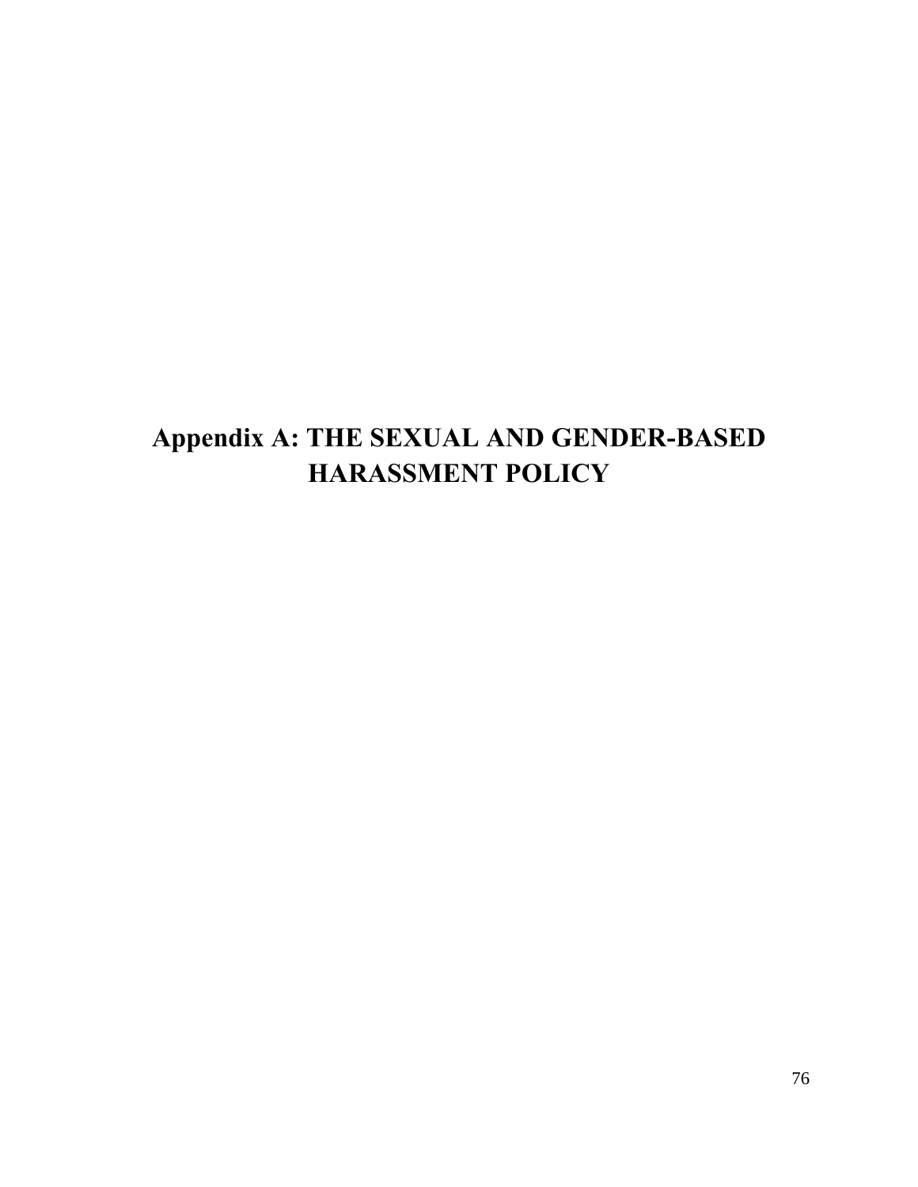# Appendix A: THE SEXUAL AND GENDER-BASED HARASSMENT POLICY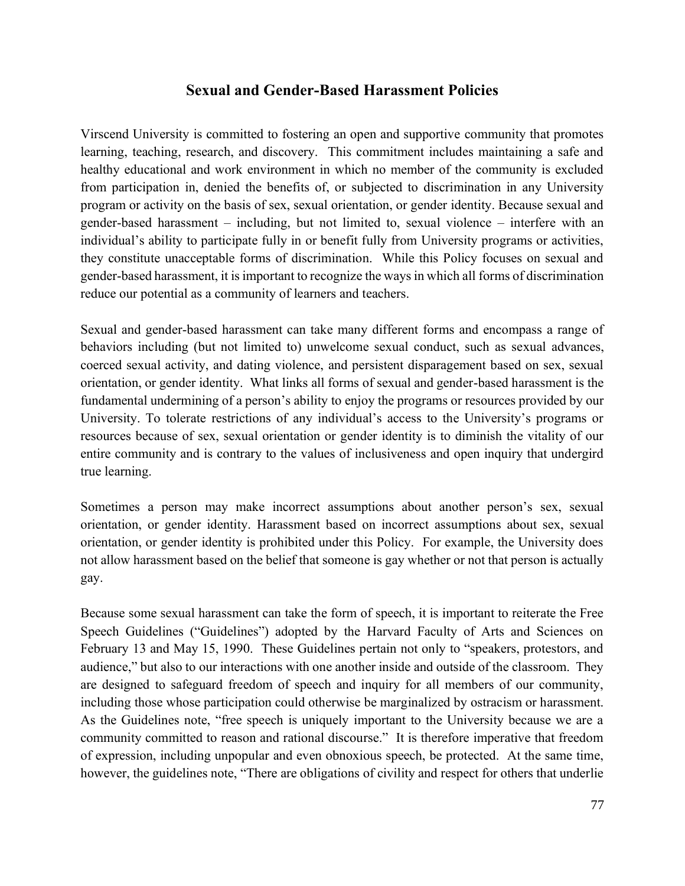## Sexual and Gender-Based Harassment Policies

Virscend University is committed to fostering an open and supportive community that promotes learning, teaching, research, and discovery. This commitment includes maintaining a safe and healthy educational and work environment in which no member of the community is excluded from participation in, denied the benefits of, or subjected to discrimination in any University program or activity on the basis of sex, sexual orientation, or gender identity. Because sexual and gender-based harassment – including, but not limited to, sexual violence – interfere with an individual's ability to participate fully in or benefit fully from University programs or activities, they constitute unacceptable forms of discrimination. While this Policy focuses on sexual and gender-based harassment, it is important to recognize the ways in which all forms of discrimination reduce our potential as a community of learners and teachers.

Sexual and gender-based harassment can take many different forms and encompass a range of behaviors including (but not limited to) unwelcome sexual conduct, such as sexual advances, coerced sexual activity, and dating violence, and persistent disparagement based on sex, sexual orientation, or gender identity. What links all forms of sexual and gender-based harassment is the fundamental undermining of a person's ability to enjoy the programs or resources provided by our University. To tolerate restrictions of any individual's access to the University's programs or resources because of sex, sexual orientation or gender identity is to diminish the vitality of our entire community and is contrary to the values of inclusiveness and open inquiry that undergird true learning.

Sometimes a person may make incorrect assumptions about another person's sex, sexual orientation, or gender identity. Harassment based on incorrect assumptions about sex, sexual orientation, or gender identity is prohibited under this Policy. For example, the University does not allow harassment based on the belief that someone is gay whether or not that person is actually gay.

Because some sexual harassment can take the form of speech, it is important to reiterate the Free Speech Guidelines ("Guidelines") adopted by the Harvard Faculty of Arts and Sciences on February 13 and May 15, 1990. These Guidelines pertain not only to "speakers, protestors, and audience," but also to our interactions with one another inside and outside of the classroom. They are designed to safeguard freedom of speech and inquiry for all members of our community, including those whose participation could otherwise be marginalized by ostracism or harassment. As the Guidelines note, "free speech is uniquely important to the University because we are a community committed to reason and rational discourse." It is therefore imperative that freedom of expression, including unpopular and even obnoxious speech, be protected. At the same time, however, the guidelines note, "There are obligations of civility and respect for others that underlie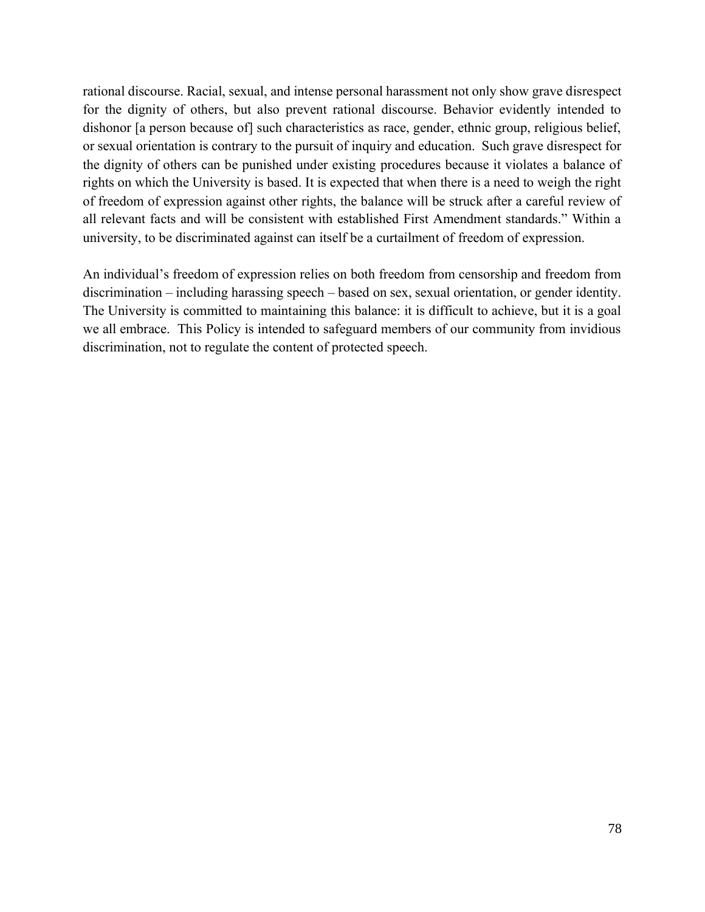rational discourse. Racial, sexual, and intense personal harassment not only show grave disrespect for the dignity of others, but also prevent rational discourse. Behavior evidently intended to dishonor [a person because of] such characteristics as race, gender, ethnic group, religious belief, or sexual orientation is contrary to the pursuit of inquiry and education. Such grave disrespect for the dignity of others can be punished under existing procedures because it violates a balance of rights on which the University is based. It is expected that when there is a need to weigh the right of freedom of expression against other rights, the balance will be struck after a careful review of all relevant facts and will be consistent with established First Amendment standards." Within a university, to be discriminated against can itself be a curtailment of freedom of expression.

An individual's freedom of expression relies on both freedom from censorship and freedom from discrimination – including harassing speech – based on sex, sexual orientation, or gender identity. The University is committed to maintaining this balance: it is difficult to achieve, but it is a goal we all embrace. This Policy is intended to safeguard members of our community from invidious discrimination, not to regulate the content of protected speech.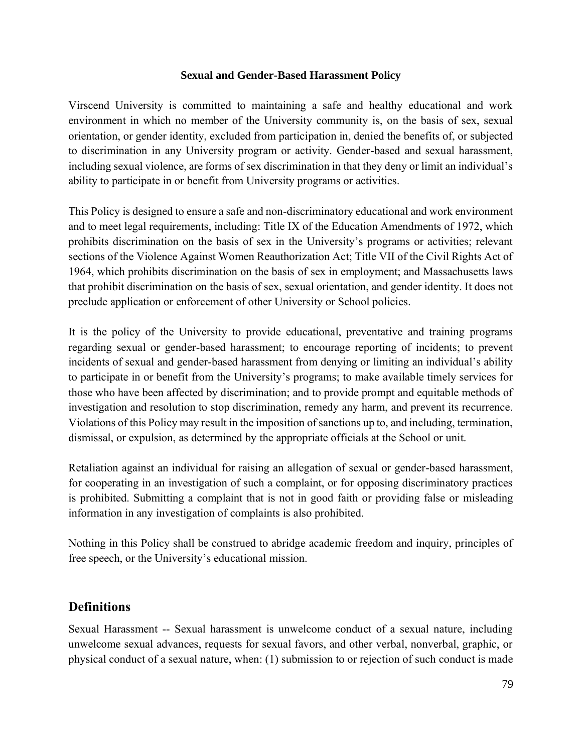**Sexual and Gender-Based Harassment Policy**

Virscend University is committed to maintaining a safe and healthy educational and work environment in which no member of the University community is, on the basis of sex, sexual orientation, or gender identity, excluded from participation in, denied the benefits of, or subjected to discrimination in any University program or activity. Gender-based and sexual harassment, including sexual violence, are forms of sex discrimination in that they deny or limit an individual's ability to participate in or benefit from University programs or activities.

This Policy is designed to ensure a safe and non-discriminatory educational and work environment and to meet legal requirements, including: Title IX of the Education Amendments of 1972, which prohibits discrimination on the basis of sex in the University's programs or activities; relevant sections of the Violence Against Women Reauthorization Act; Title VII of the Civil Rights Act of 1964, which prohibits discrimination on the basis of sex in employment; and Massachusetts laws that prohibit discrimination on the basis of sex, sexual orientation, and gender identity. It does not preclude application or enforcement of other University or School policies.

It is the policy of the University to provide educational, preventative and training programs regarding sexual or gender-based harassment; to encourage reporting of incidents; to prevent incidents of sexual and gender-based harassment from denying or limiting an individual's ability to participate in or benefit from the University's programs; to make available timely services for those who have been affected by discrimination; and to provide prompt and equitable methods of investigation and resolution to stop discrimination, remedy any harm, and prevent its recurrence. Violations of this Policy may result in the imposition of sanctions up to, and including, termination, dismissal, or expulsion, as determined by the appropriate officials at the School or unit.

Retaliation against an individual for raising an allegation of sexual or gender-based harassment, for cooperating in an investigation of such a complaint, or for opposing discriminatory practices is prohibited. Submitting a complaint that is not in good faith or providing false or misleading information in any investigation of complaints is also prohibited.

Nothing in this Policy shall be construed to abridge academic freedom and inquiry, principles of free speech, or the University's educational mission.

## Definitions

Sexual Harassment -- Sexual harassment is unwelcome conduct of a sexual nature, including unwelcome sexual advances, requests for sexual favors, and other verbal, nonverbal, graphic, or physical conduct of a sexual nature, when: (1) submission to or rejection of such conduct is made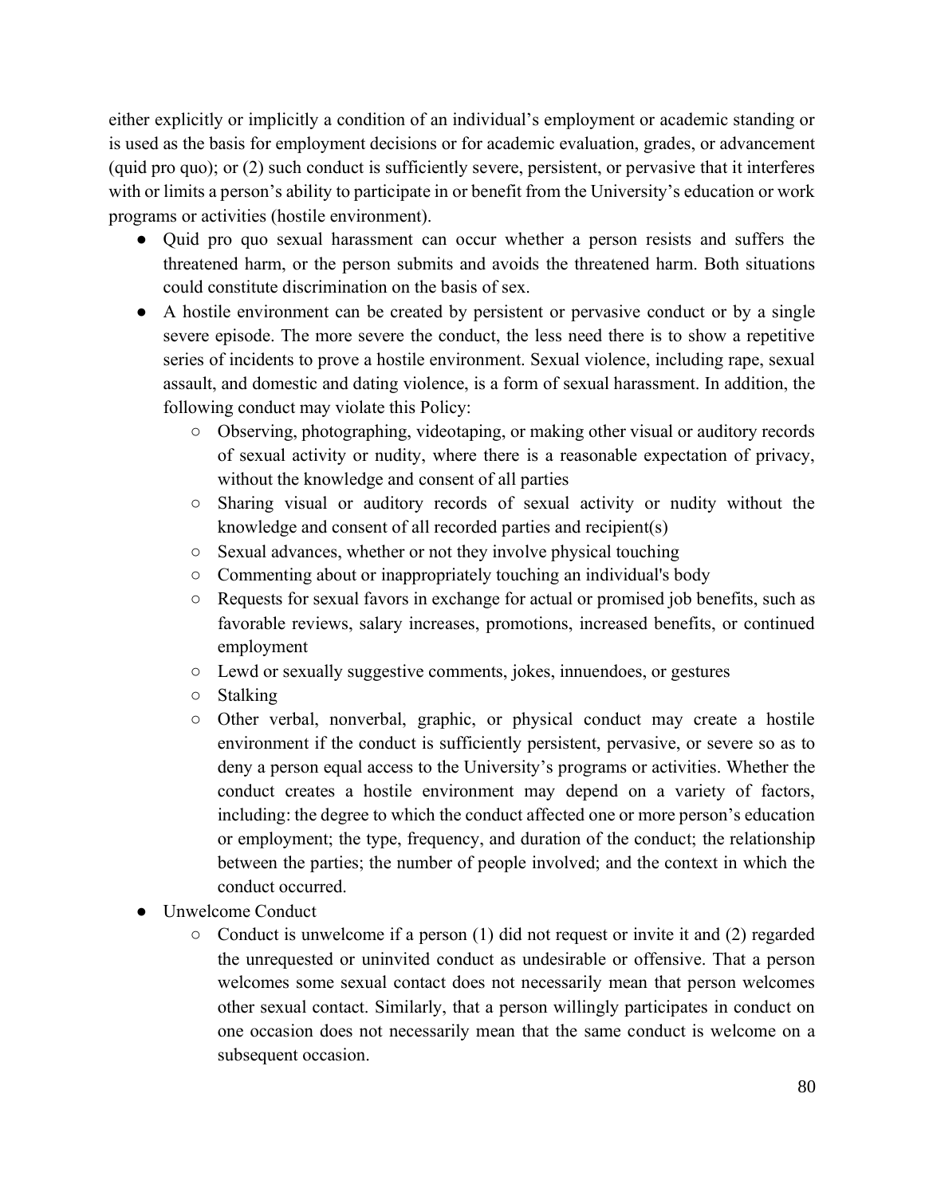either explicitly or implicitly a condition of an individual's employment or academic standing or is used as the basis for employment decisions or for academic evaluation, grades, or advancement (quid pro quo); or (2) such conduct is sufficiently severe, persistent, or pervasive that it interferes with or limits a person's ability to participate in or benefit from the University's education or work programs or activities (hostile environment).

- Quid pro quo sexual harassment can occur whether a person resists and suffers the threatened harm, or the person submits and avoids the threatened harm. Both situations could constitute discrimination on the basis of sex.
- A hostile environment can be created by persistent or pervasive conduct or by a single severe episode. The more severe the conduct, the less need there is to show a repetitive series of incidents to prove a hostile environment. Sexual violence, including rape, sexual assault, and domestic and dating violence, is a form of sexual harassment. In addition, the following conduct may violate this Policy:
  - Observing, photographing, videotaping, or making other visual or auditory records of sexual activity or nudity, where there is a reasonable expectation of privacy, without the knowledge and consent of all parties
  - Sharing visual or auditory records of sexual activity or nudity without the knowledge and consent of all recorded parties and recipient(s)
  - Sexual advances, whether or not they involve physical touching
  - Commenting about or inappropriately touching an individual's body
  - Requests for sexual favors in exchange for actual or promised job benefits, such as favorable reviews, salary increases, promotions, increased benefits, or continued employment
  - Lewd or sexually suggestive comments, jokes, innuendoes, or gestures
  - Stalking
  - Other verbal, nonverbal, graphic, or physical conduct may create a hostile environment if the conduct is sufficiently persistent, pervasive, or severe so as to deny a person equal access to the University's programs or activities. Whether the conduct creates a hostile environment may depend on a variety of factors, including: the degree to which the conduct affected one or more person's education or employment; the type, frequency, and duration of the conduct; the relationship between the parties; the number of people involved; and the context in which the conduct occurred.
- Unwelcome Conduct
  - Conduct is unwelcome if a person (1) did not request or invite it and (2) regarded the unrequested or uninvited conduct as undesirable or offensive. That a person welcomes some sexual contact does not necessarily mean that person welcomes other sexual contact. Similarly, that a person willingly participates in conduct on one occasion does not necessarily mean that the same conduct is welcome on a subsequent occasion.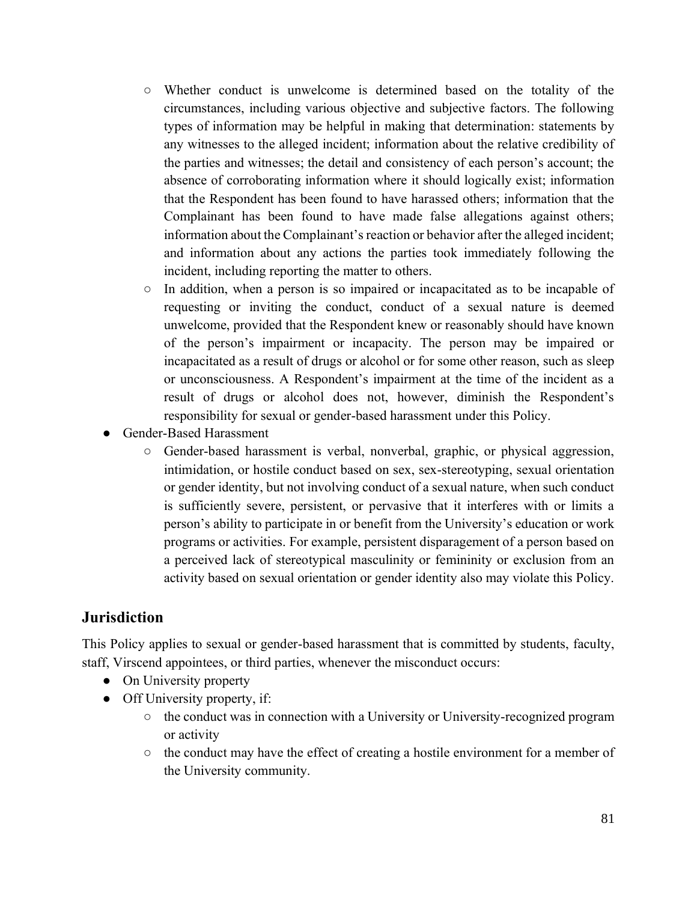- Whether conduct is unwelcome is determined based on the totality of the circumstances, including various objective and subjective factors. The following types of information may be helpful in making that determination: statements by any witnesses to the alleged incident; information about the relative credibility of the parties and witnesses; the detail and consistency of each person's account; the absence of corroborating information where it should logically exist; information that the Respondent has been found to have harassed others; information that the Complainant has been found to have made false allegations against others; information about the Complainant's reaction or behavior after the alleged incident; and information about any actions the parties took immediately following the incident, including reporting the matter to others.
  - In addition, when a person is so impaired or incapacitated as to be incapable of requesting or inviting the conduct, conduct of a sexual nature is deemed unwelcome, provided that the Respondent knew or reasonably should have known of the person's impairment or incapacity. The person may be impaired or incapacitated as a result of drugs or alcohol or for some other reason, such as sleep or unconsciousness. A Respondent's impairment at the time of the incident as a result of drugs or alcohol does not, however, diminish the Respondent's responsibility for sexual or gender-based harassment under this Policy.
- Gender-Based Harassment
  - Gender-based harassment is verbal, nonverbal, graphic, or physical aggression, intimidation, or hostile conduct based on sex, sex-stereotyping, sexual orientation or gender identity, but not involving conduct of a sexual nature, when such conduct is sufficiently severe, persistent, or pervasive that it interferes with or limits a person's ability to participate in or benefit from the University's education or work programs or activities. For example, persistent disparagement of a person based on a perceived lack of stereotypical masculinity or femininity or exclusion from an activity based on sexual orientation or gender identity also may violate this Policy.

## Jurisdiction

This Policy applies to sexual or gender-based harassment that is committed by students, faculty, staff, Virscend appointees, or third parties, whenever the misconduct occurs:

- On University property
- Off University property, if:
  - the conduct was in connection with a University or University-recognized program or activity
  - the conduct may have the effect of creating a hostile environment for a member of the University community.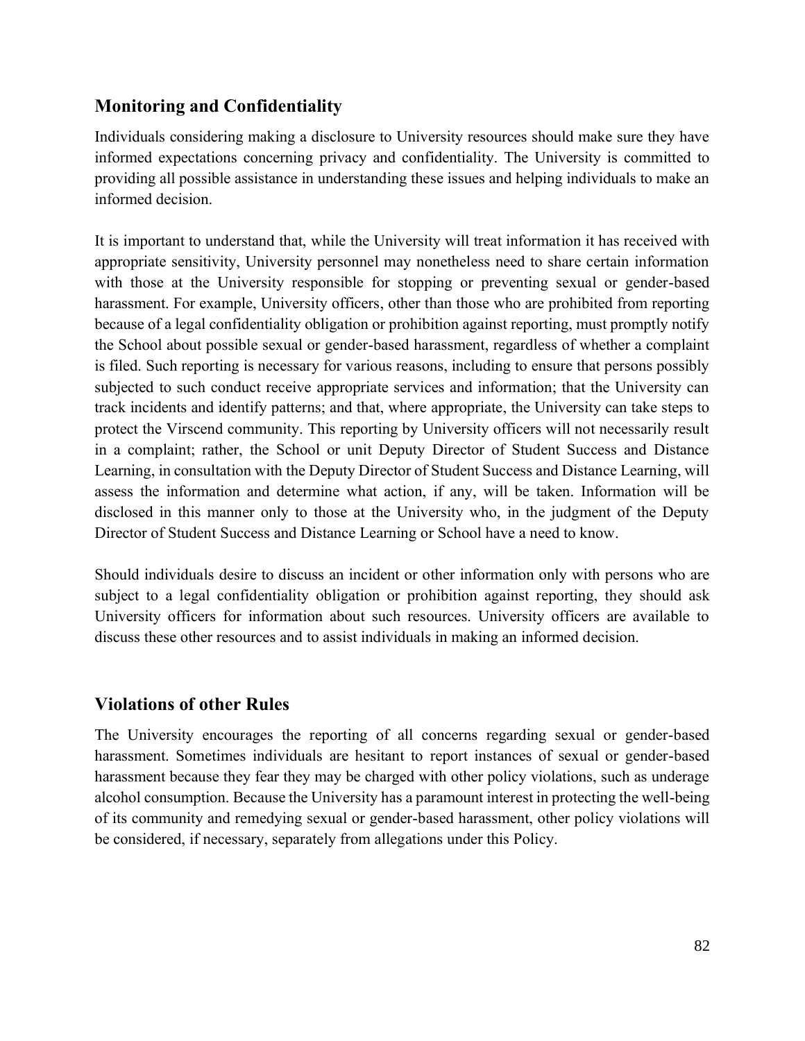## Monitoring and Confidentiality

Individuals considering making a disclosure to University resources should make sure they have informed expectations concerning privacy and confidentiality. The University is committed to providing all possible assistance in understanding these issues and helping individuals to make an informed decision.

It is important to understand that, while the University will treat information it has received with appropriate sensitivity, University personnel may nonetheless need to share certain information with those at the University responsible for stopping or preventing sexual or gender-based harassment. For example, University officers, other than those who are prohibited from reporting because of a legal confidentiality obligation or prohibition against reporting, must promptly notify the School about possible sexual or gender-based harassment, regardless of whether a complaint is filed. Such reporting is necessary for various reasons, including to ensure that persons possibly subjected to such conduct receive appropriate services and information; that the University can track incidents and identify patterns; and that, where appropriate, the University can take steps to protect the Virscend community. This reporting by University officers will not necessarily result in a complaint; rather, the School or unit Deputy Director of Student Success and Distance Learning, in consultation with the Deputy Director of Student Success and Distance Learning, will assess the information and determine what action, if any, will be taken. Information will be disclosed in this manner only to those at the University who, in the judgment of the Deputy Director of Student Success and Distance Learning or School have a need to know.

Should individuals desire to discuss an incident or other information only with persons who are subject to a legal confidentiality obligation or prohibition against reporting, they should ask University officers for information about such resources. University officers are available to discuss these other resources and to assist individuals in making an informed decision.

## Violations of other Rules

The University encourages the reporting of all concerns regarding sexual or gender-based harassment. Sometimes individuals are hesitant to report instances of sexual or gender-based harassment because they fear they may be charged with other policy violations, such as underage alcohol consumption. Because the University has a paramount interest in protecting the well-being of its community and remedying sexual or gender-based harassment, other policy violations will be considered, if necessary, separately from allegations under this Policy.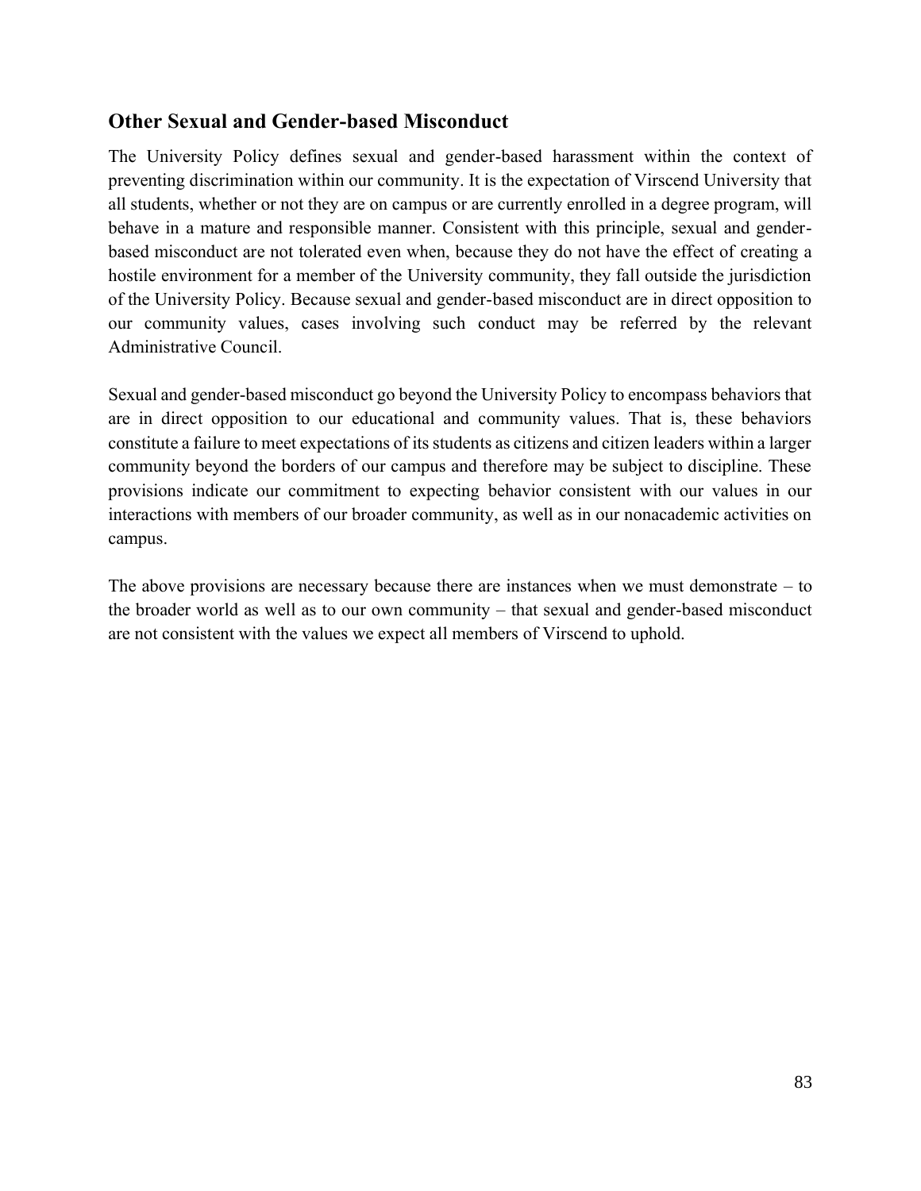## Other Sexual and Gender-based Misconduct

The University Policy defines sexual and gender-based harassment within the context of preventing discrimination within our community. It is the expectation of Virscend University that all students, whether or not they are on campus or are currently enrolled in a degree program, will behave in a mature and responsible manner. Consistent with this principle, sexual and gender-based misconduct are not tolerated even when, because they do not have the effect of creating a hostile environment for a member of the University community, they fall outside the jurisdiction of the University Policy. Because sexual and gender-based misconduct are in direct opposition to our community values, cases involving such conduct may be referred by the relevant Administrative Council.

Sexual and gender-based misconduct go beyond the University Policy to encompass behaviors that are in direct opposition to our educational and community values. That is, these behaviors constitute a failure to meet expectations of its students as citizens and citizen leaders within a larger community beyond the borders of our campus and therefore may be subject to discipline. These provisions indicate our commitment to expecting behavior consistent with our values in our interactions with members of our broader community, as well as in our nonacademic activities on campus.

The above provisions are necessary because there are instances when we must demonstrate – to the broader world as well as to our own community – that sexual and gender-based misconduct are not consistent with the values we expect all members of Virscend to uphold.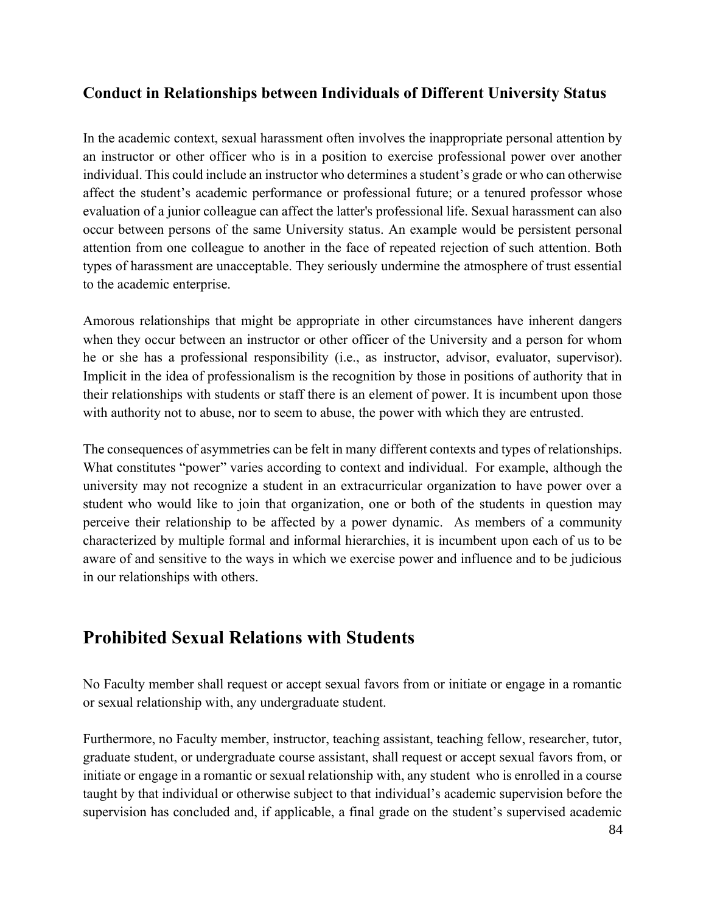### Conduct in Relationships between Individuals of Different University Status

In the academic context, sexual harassment often involves the inappropriate personal attention by an instructor or other officer who is in a position to exercise professional power over another individual. This could include an instructor who determines a student's grade or who can otherwise affect the student's academic performance or professional future; or a tenured professor whose evaluation of a junior colleague can affect the latter's professional life. Sexual harassment can also occur between persons of the same University status. An example would be persistent personal attention from one colleague to another in the face of repeated rejection of such attention. Both types of harassment are unacceptable. They seriously undermine the atmosphere of trust essential to the academic enterprise.

Amorous relationships that might be appropriate in other circumstances have inherent dangers when they occur between an instructor or other officer of the University and a person for whom he or she has a professional responsibility (i.e., as instructor, advisor, evaluator, supervisor). Implicit in the idea of professionalism is the recognition by those in positions of authority that in their relationships with students or staff there is an element of power. It is incumbent upon those with authority not to abuse, nor to seem to abuse, the power with which they are entrusted.

The consequences of asymmetries can be felt in many different contexts and types of relationships. What constitutes "power" varies according to context and individual. For example, although the university may not recognize a student in an extracurricular organization to have power over a student who would like to join that organization, one or both of the students in question may perceive their relationship to be affected by a power dynamic. As members of a community characterized by multiple formal and informal hierarchies, it is incumbent upon each of us to be aware of and sensitive to the ways in which we exercise power and influence and to be judicious in our relationships with others.

## Prohibited Sexual Relations with Students

No Faculty member shall request or accept sexual favors from or initiate or engage in a romantic or sexual relationship with, any undergraduate student.

Furthermore, no Faculty member, instructor, teaching assistant, teaching fellow, researcher, tutor, graduate student, or undergraduate course assistant, shall request or accept sexual favors from, or initiate or engage in a romantic or sexual relationship with, any student who is enrolled in a course taught by that individual or otherwise subject to that individual's academic supervision before the supervision has concluded and, if applicable, a final grade on the student's supervised academic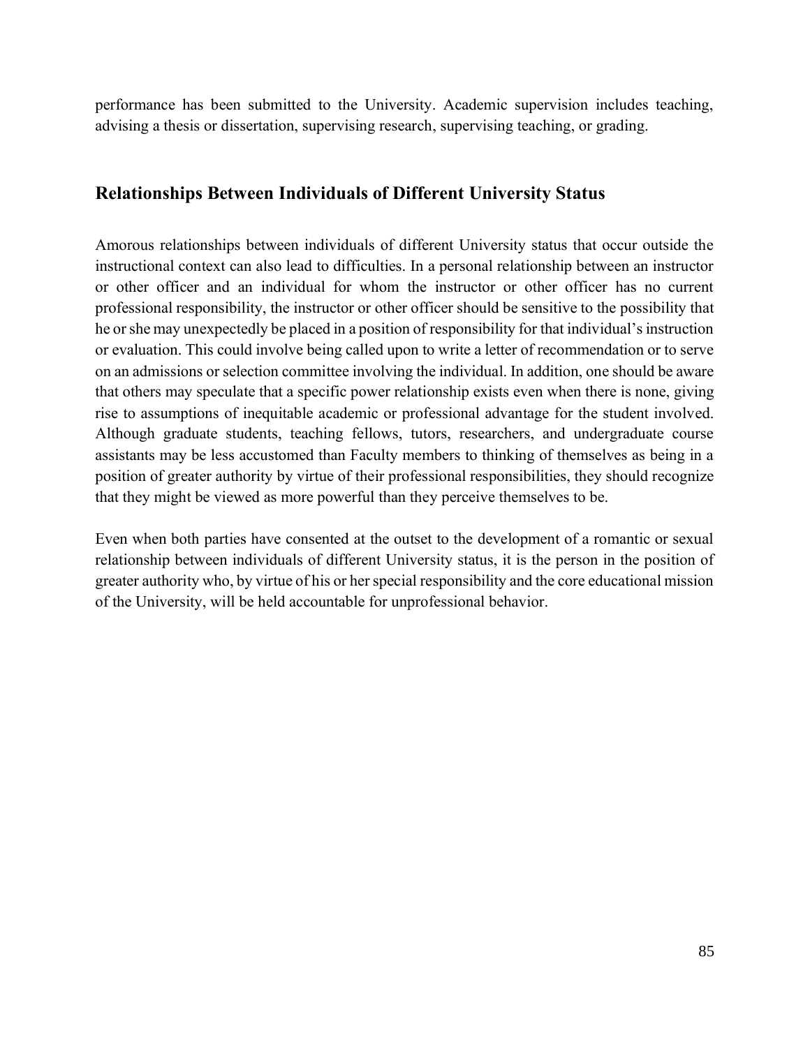performance has been submitted to the University. Academic supervision includes teaching, advising a thesis or dissertation, supervising research, supervising teaching, or grading.

## Relationships Between Individuals of Different University Status

Amorous relationships between individuals of different University status that occur outside the instructional context can also lead to difficulties. In a personal relationship between an instructor or other officer and an individual for whom the instructor or other officer has no current professional responsibility, the instructor or other officer should be sensitive to the possibility that he or she may unexpectedly be placed in a position of responsibility for that individual's instruction or evaluation. This could involve being called upon to write a letter of recommendation or to serve on an admissions or selection committee involving the individual. In addition, one should be aware that others may speculate that a specific power relationship exists even when there is none, giving rise to assumptions of inequitable academic or professional advantage for the student involved. Although graduate students, teaching fellows, tutors, researchers, and undergraduate course assistants may be less accustomed than Faculty members to thinking of themselves as being in a position of greater authority by virtue of their professional responsibilities, they should recognize that they might be viewed as more powerful than they perceive themselves to be.

Even when both parties have consented at the outset to the development of a romantic or sexual relationship between individuals of different University status, it is the person in the position of greater authority who, by virtue of his or her special responsibility and the core educational mission of the University, will be held accountable for unprofessional behavior.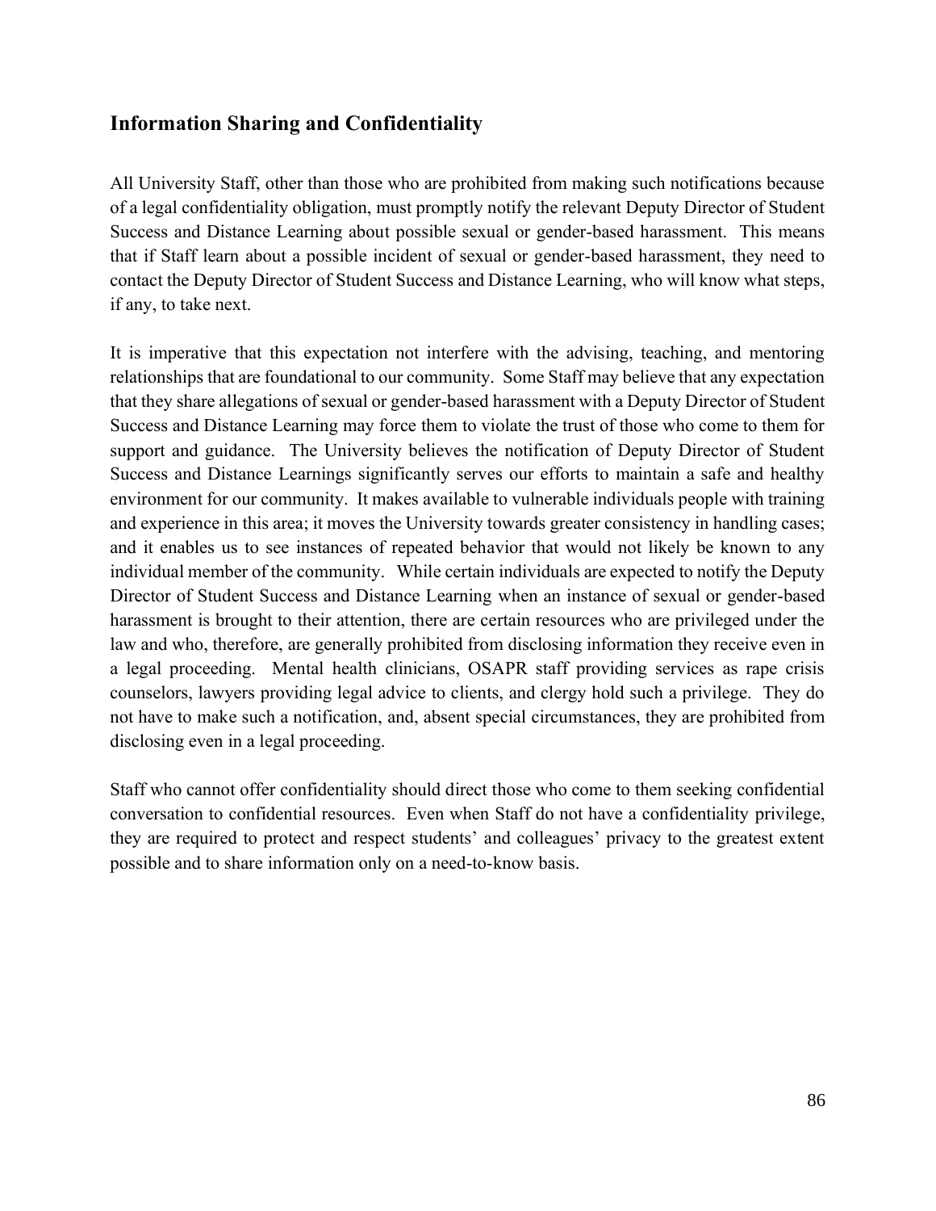## Information Sharing and Confidentiality

All University Staff, other than those who are prohibited from making such notifications because of a legal confidentiality obligation, must promptly notify the relevant Deputy Director of Student Success and Distance Learning about possible sexual or gender-based harassment. This means that if Staff learn about a possible incident of sexual or gender-based harassment, they need to contact the Deputy Director of Student Success and Distance Learning, who will know what steps, if any, to take next.

It is imperative that this expectation not interfere with the advising, teaching, and mentoring relationships that are foundational to our community. Some Staff may believe that any expectation that they share allegations of sexual or gender-based harassment with a Deputy Director of Student Success and Distance Learning may force them to violate the trust of those who come to them for support and guidance. The University believes the notification of Deputy Director of Student Success and Distance Learnings significantly serves our efforts to maintain a safe and healthy environment for our community. It makes available to vulnerable individuals people with training and experience in this area; it moves the University towards greater consistency in handling cases; and it enables us to see instances of repeated behavior that would not likely be known to any individual member of the community. While certain individuals are expected to notify the Deputy Director of Student Success and Distance Learning when an instance of sexual or gender-based harassment is brought to their attention, there are certain resources who are privileged under the law and who, therefore, are generally prohibited from disclosing information they receive even in a legal proceeding. Mental health clinicians, OSAPR staff providing services as rape crisis counselors, lawyers providing legal advice to clients, and clergy hold such a privilege. They do not have to make such a notification, and, absent special circumstances, they are prohibited from disclosing even in a legal proceeding.

Staff who cannot offer confidentiality should direct those who come to them seeking confidential conversation to confidential resources. Even when Staff do not have a confidentiality privilege, they are required to protect and respect students' and colleagues' privacy to the greatest extent possible and to share information only on a need-to-know basis.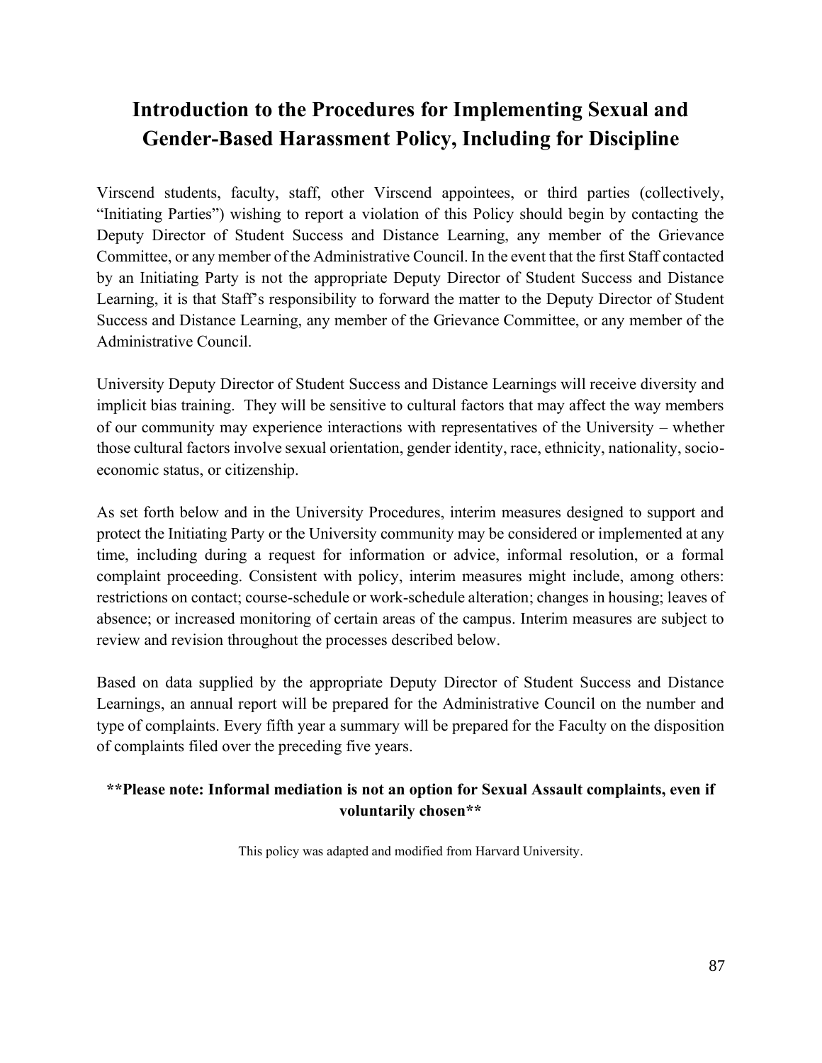# Introduction to the Procedures for Implementing Sexual and Gender-Based Harassment Policy, Including for Discipline

Virscend students, faculty, staff, other Virscend appointees, or third parties (collectively, "Initiating Parties") wishing to report a violation of this Policy should begin by contacting the Deputy Director of Student Success and Distance Learning, any member of the Grievance Committee, or any member of the Administrative Council. In the event that the first Staff contacted by an Initiating Party is not the appropriate Deputy Director of Student Success and Distance Learning, it is that Staff's responsibility to forward the matter to the Deputy Director of Student Success and Distance Learning, any member of the Grievance Committee, or any member of the Administrative Council.

University Deputy Director of Student Success and Distance Learnings will receive diversity and implicit bias training. They will be sensitive to cultural factors that may affect the way members of our community may experience interactions with representatives of the University – whether those cultural factors involve sexual orientation, gender identity, race, ethnicity, nationality, socio-economic status, or citizenship.

As set forth below and in the University Procedures, interim measures designed to support and protect the Initiating Party or the University community may be considered or implemented at any time, including during a request for information or advice, informal resolution, or a formal complaint proceeding. Consistent with policy, interim measures might include, among others: restrictions on contact; course-schedule or work-schedule alteration; changes in housing; leaves of absence; or increased monitoring of certain areas of the campus. Interim measures are subject to review and revision throughout the processes described below.

Based on data supplied by the appropriate Deputy Director of Student Success and Distance Learnings, an annual report will be prepared for the Administrative Council on the number and type of complaints. Every fifth year a summary will be prepared for the Faculty on the disposition of complaints filed over the preceding five years.

**\*\*Please note: Informal mediation is not an option for Sexual Assault complaints, even if voluntarily chosen\*\***

This policy was adapted and modified from Harvard University.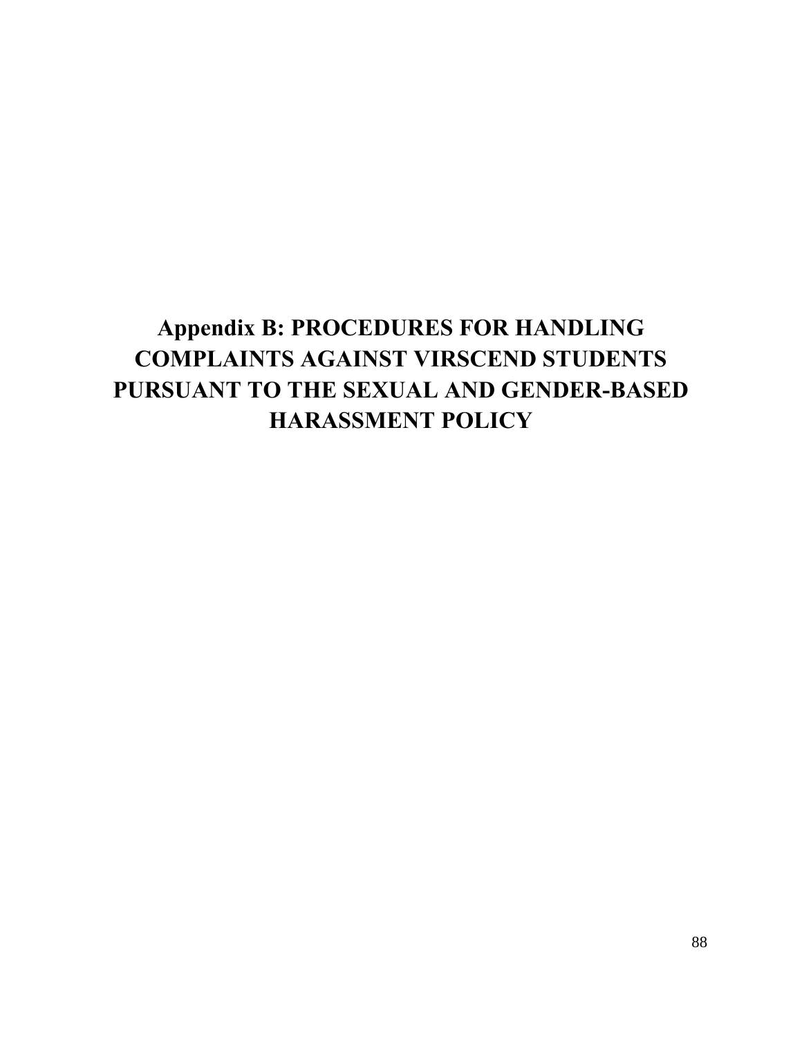# Appendix B: PROCEDURES FOR HANDLING COMPLAINTS AGAINST VIRSCEND STUDENTS PURSUANT TO THE SEXUAL AND GENDER-BASED HARASSMENT POLICY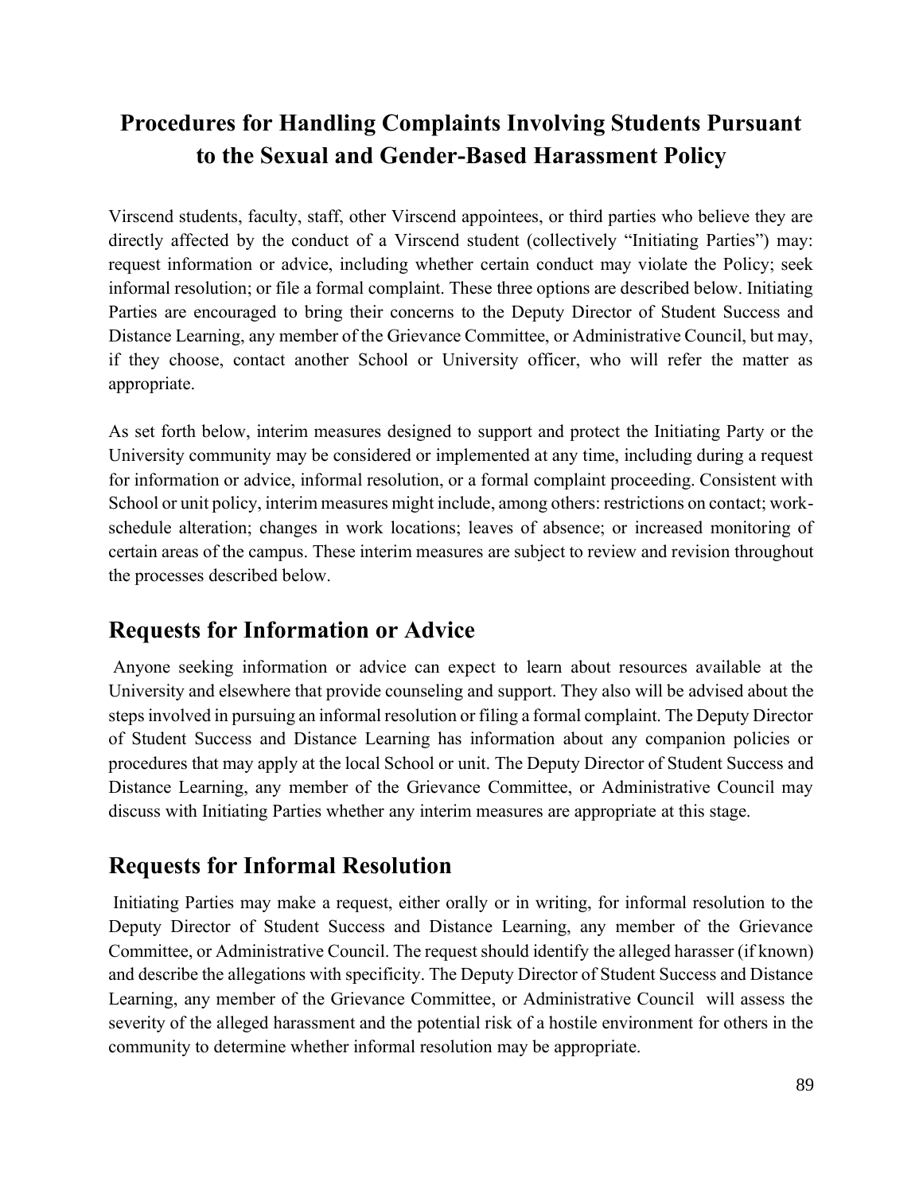# Procedures for Handling Complaints Involving Students Pursuant to the Sexual and Gender-Based Harassment Policy

Virscend students, faculty, staff, other Virscend appointees, or third parties who believe they are directly affected by the conduct of a Virscend student (collectively "Initiating Parties") may: request information or advice, including whether certain conduct may violate the Policy; seek informal resolution; or file a formal complaint. These three options are described below. Initiating Parties are encouraged to bring their concerns to the Deputy Director of Student Success and Distance Learning, any member of the Grievance Committee, or Administrative Council, but may, if they choose, contact another School or University officer, who will refer the matter as appropriate.

As set forth below, interim measures designed to support and protect the Initiating Party or the University community may be considered or implemented at any time, including during a request for information or advice, informal resolution, or a formal complaint proceeding. Consistent with School or unit policy, interim measures might include, among others: restrictions on contact; work-schedule alteration; changes in work locations; leaves of absence; or increased monitoring of certain areas of the campus. These interim measures are subject to review and revision throughout the processes described below.

## Requests for Information or Advice

Anyone seeking information or advice can expect to learn about resources available at the University and elsewhere that provide counseling and support. They also will be advised about the steps involved in pursuing an informal resolution or filing a formal complaint. The Deputy Director of Student Success and Distance Learning has information about any companion policies or procedures that may apply at the local School or unit. The Deputy Director of Student Success and Distance Learning, any member of the Grievance Committee, or Administrative Council may discuss with Initiating Parties whether any interim measures are appropriate at this stage.

## Requests for Informal Resolution

Initiating Parties may make a request, either orally or in writing, for informal resolution to the Deputy Director of Student Success and Distance Learning, any member of the Grievance Committee, or Administrative Council. The request should identify the alleged harasser (if known) and describe the allegations with specificity. The Deputy Director of Student Success and Distance Learning, any member of the Grievance Committee, or Administrative Council will assess the severity of the alleged harassment and the potential risk of a hostile environment for others in the community to determine whether informal resolution may be appropriate.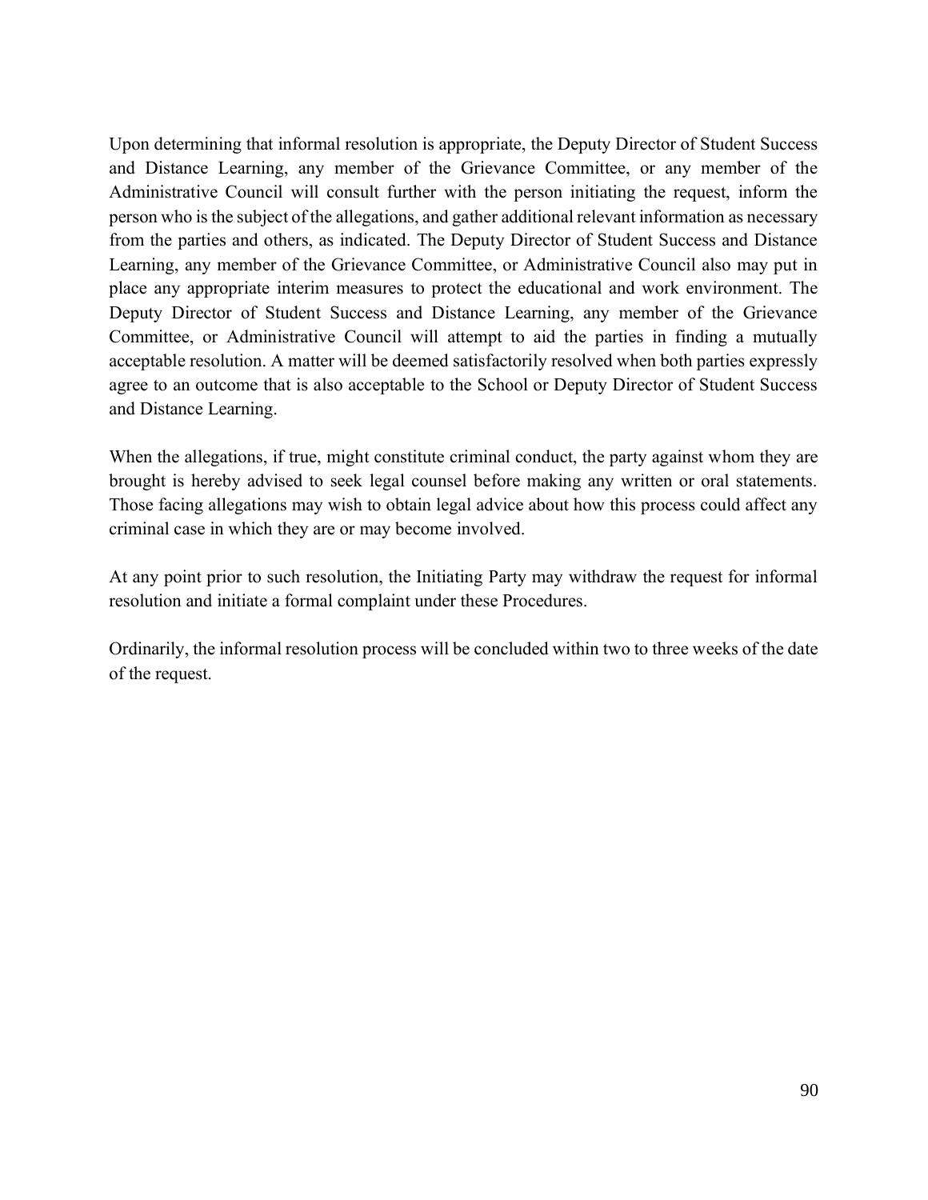Upon determining that informal resolution is appropriate, the Deputy Director of Student Success and Distance Learning, any member of the Grievance Committee, or any member of the Administrative Council will consult further with the person initiating the request, inform the person who is the subject of the allegations, and gather additional relevant information as necessary from the parties and others, as indicated. The Deputy Director of Student Success and Distance Learning, any member of the Grievance Committee, or Administrative Council also may put in place any appropriate interim measures to protect the educational and work environment. The Deputy Director of Student Success and Distance Learning, any member of the Grievance Committee, or Administrative Council will attempt to aid the parties in finding a mutually acceptable resolution. A matter will be deemed satisfactorily resolved when both parties expressly agree to an outcome that is also acceptable to the School or Deputy Director of Student Success and Distance Learning.

When the allegations, if true, might constitute criminal conduct, the party against whom they are brought is hereby advised to seek legal counsel before making any written or oral statements. Those facing allegations may wish to obtain legal advice about how this process could affect any criminal case in which they are or may become involved.

At any point prior to such resolution, the Initiating Party may withdraw the request for informal resolution and initiate a formal complaint under these Procedures.

Ordinarily, the informal resolution process will be concluded within two to three weeks of the date of the request.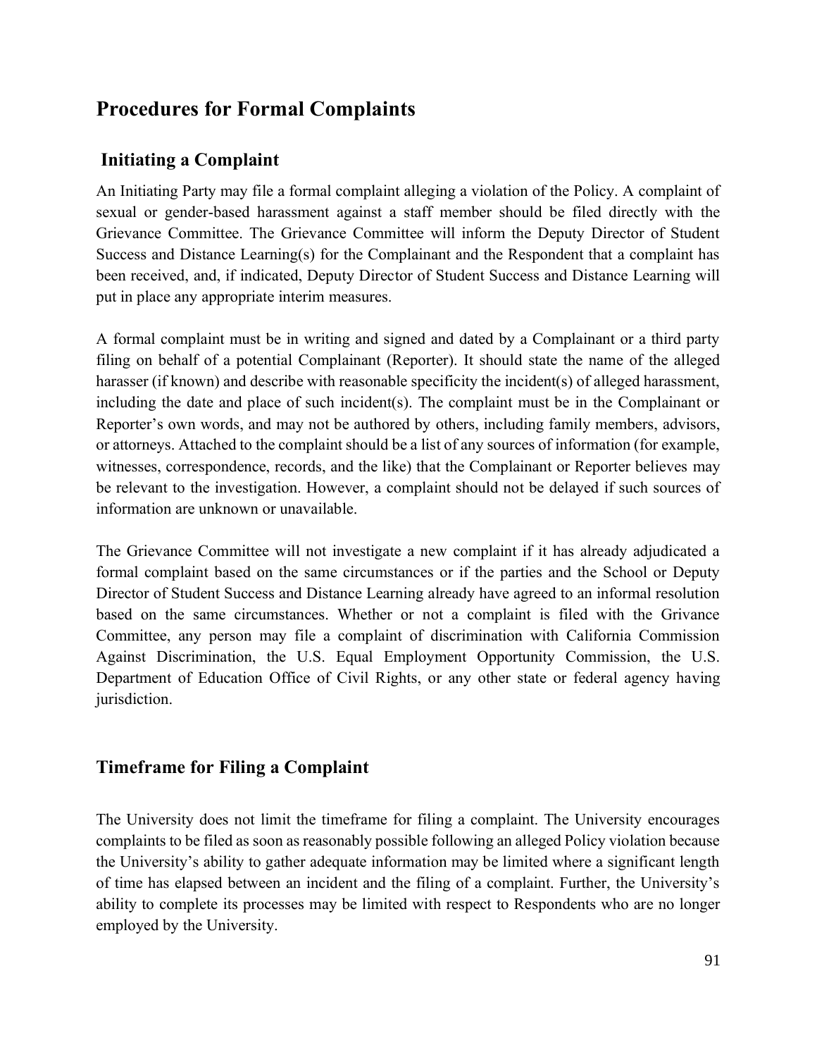## Procedures for Formal Complaints

### Initiating a Complaint

An Initiating Party may file a formal complaint alleging a violation of the Policy. A complaint of sexual or gender-based harassment against a staff member should be filed directly with the Grievance Committee. The Grievance Committee will inform the Deputy Director of Student Success and Distance Learning(s) for the Complainant and the Respondent that a complaint has been received, and, if indicated, Deputy Director of Student Success and Distance Learning will put in place any appropriate interim measures.

A formal complaint must be in writing and signed and dated by a Complainant or a third party filing on behalf of a potential Complainant (Reporter). It should state the name of the alleged harasser (if known) and describe with reasonable specificity the incident(s) of alleged harassment, including the date and place of such incident(s). The complaint must be in the Complainant or Reporter's own words, and may not be authored by others, including family members, advisors, or attorneys. Attached to the complaint should be a list of any sources of information (for example, witnesses, correspondence, records, and the like) that the Complainant or Reporter believes may be relevant to the investigation. However, a complaint should not be delayed if such sources of information are unknown or unavailable.

The Grievance Committee will not investigate a new complaint if it has already adjudicated a formal complaint based on the same circumstances or if the parties and the School or Deputy Director of Student Success and Distance Learning already have agreed to an informal resolution based on the same circumstances. Whether or not a complaint is filed with the Grivance Committee, any person may file a complaint of discrimination with California Commission Against Discrimination, the U.S. Equal Employment Opportunity Commission, the U.S. Department of Education Office of Civil Rights, or any other state or federal agency having jurisdiction.

### Timeframe for Filing a Complaint

The University does not limit the timeframe for filing a complaint. The University encourages complaints to be filed as soon as reasonably possible following an alleged Policy violation because the University's ability to gather adequate information may be limited where a significant length of time has elapsed between an incident and the filing of a complaint. Further, the University's ability to complete its processes may be limited with respect to Respondents who are no longer employed by the University.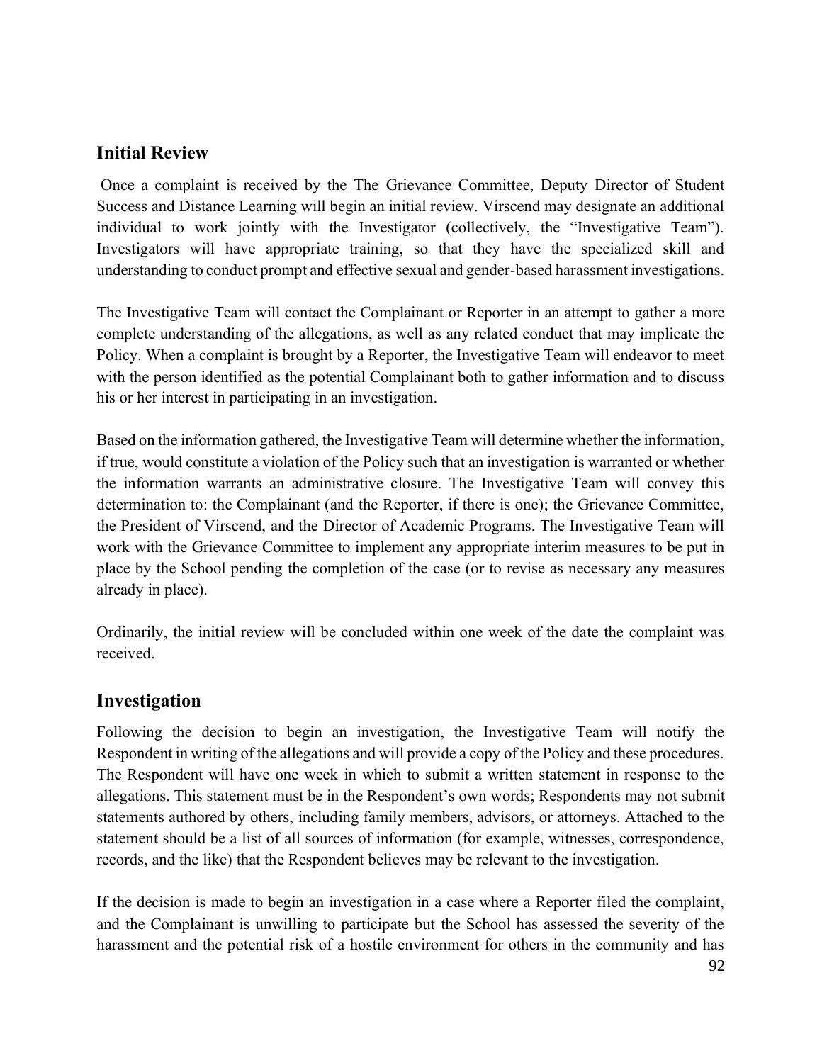## Initial Review

Once a complaint is received by the The Grievance Committee, Deputy Director of Student Success and Distance Learning will begin an initial review. Virscend may designate an additional individual to work jointly with the Investigator (collectively, the "Investigative Team"). Investigators will have appropriate training, so that they have the specialized skill and understanding to conduct prompt and effective sexual and gender-based harassment investigations.

The Investigative Team will contact the Complainant or Reporter in an attempt to gather a more complete understanding of the allegations, as well as any related conduct that may implicate the Policy. When a complaint is brought by a Reporter, the Investigative Team will endeavor to meet with the person identified as the potential Complainant both to gather information and to discuss his or her interest in participating in an investigation.

Based on the information gathered, the Investigative Team will determine whether the information, if true, would constitute a violation of the Policy such that an investigation is warranted or whether the information warrants an administrative closure. The Investigative Team will convey this determination to: the Complainant (and the Reporter, if there is one); the Grievance Committee, the President of Virscend, and the Director of Academic Programs. The Investigative Team will work with the Grievance Committee to implement any appropriate interim measures to be put in place by the School pending the completion of the case (or to revise as necessary any measures already in place).

Ordinarily, the initial review will be concluded within one week of the date the complaint was received.

## Investigation

Following the decision to begin an investigation, the Investigative Team will notify the Respondent in writing of the allegations and will provide a copy of the Policy and these procedures. The Respondent will have one week in which to submit a written statement in response to the allegations. This statement must be in the Respondent's own words; Respondents may not submit statements authored by others, including family members, advisors, or attorneys. Attached to the statement should be a list of all sources of information (for example, witnesses, correspondence, records, and the like) that the Respondent believes may be relevant to the investigation.

If the decision is made to begin an investigation in a case where a Reporter filed the complaint, and the Complainant is unwilling to participate but the School has assessed the severity of the harassment and the potential risk of a hostile environment for others in the community and has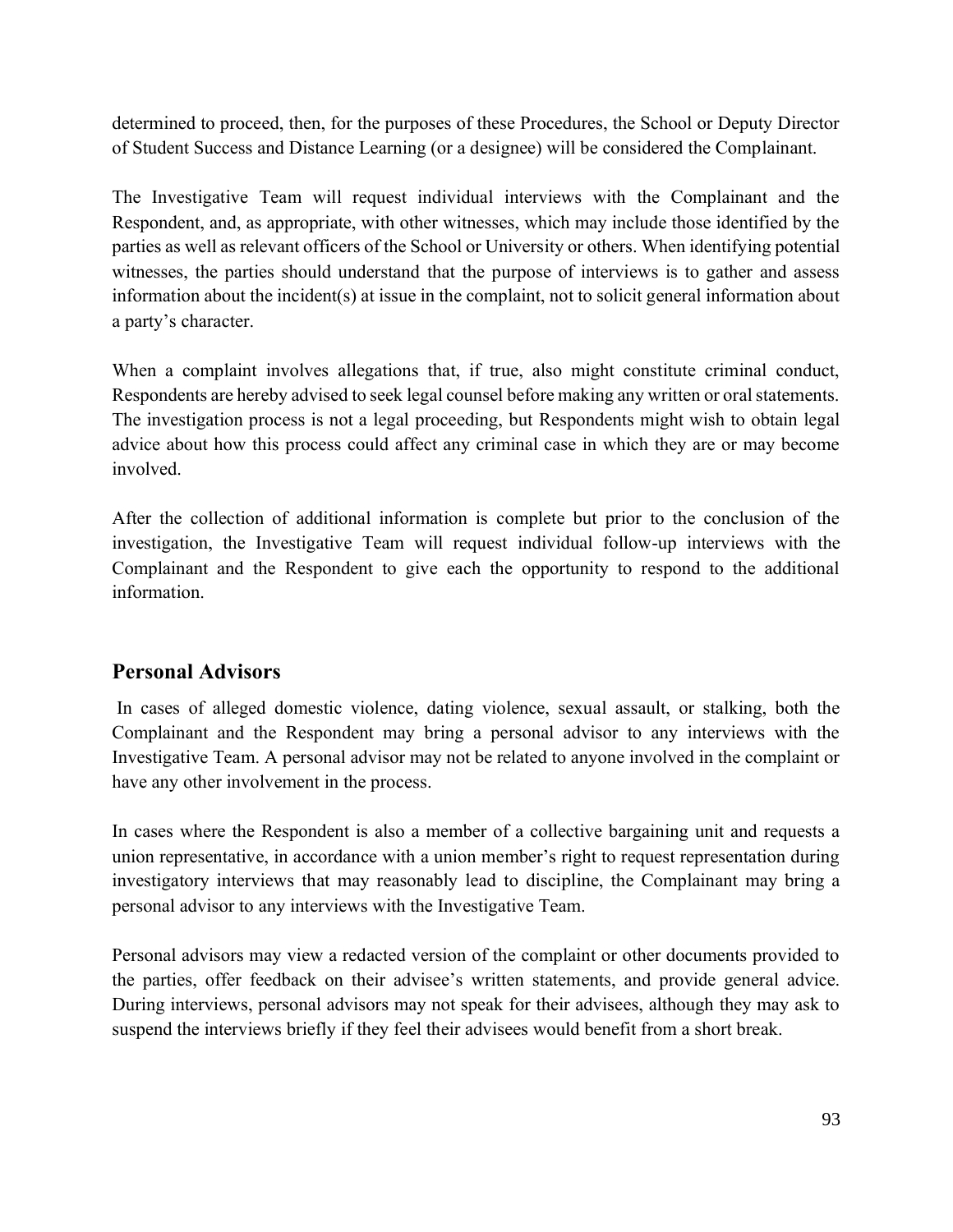determined to proceed, then, for the purposes of these Procedures, the School or Deputy Director of Student Success and Distance Learning (or a designee) will be considered the Complainant.

The Investigative Team will request individual interviews with the Complainant and the Respondent, and, as appropriate, with other witnesses, which may include those identified by the parties as well as relevant officers of the School or University or others. When identifying potential witnesses, the parties should understand that the purpose of interviews is to gather and assess information about the incident(s) at issue in the complaint, not to solicit general information about a party's character.

When a complaint involves allegations that, if true, also might constitute criminal conduct, Respondents are hereby advised to seek legal counsel before making any written or oral statements. The investigation process is not a legal proceeding, but Respondents might wish to obtain legal advice about how this process could affect any criminal case in which they are or may become involved.

After the collection of additional information is complete but prior to the conclusion of the investigation, the Investigative Team will request individual follow-up interviews with the Complainant and the Respondent to give each the opportunity to respond to the additional information.

## Personal Advisors

In cases of alleged domestic violence, dating violence, sexual assault, or stalking, both the Complainant and the Respondent may bring a personal advisor to any interviews with the Investigative Team. A personal advisor may not be related to anyone involved in the complaint or have any other involvement in the process.

In cases where the Respondent is also a member of a collective bargaining unit and requests a union representative, in accordance with a union member's right to request representation during investigatory interviews that may reasonably lead to discipline, the Complainant may bring a personal advisor to any interviews with the Investigative Team.

Personal advisors may view a redacted version of the complaint or other documents provided to the parties, offer feedback on their advisee's written statements, and provide general advice. During interviews, personal advisors may not speak for their advisees, although they may ask to suspend the interviews briefly if they feel their advisees would benefit from a short break.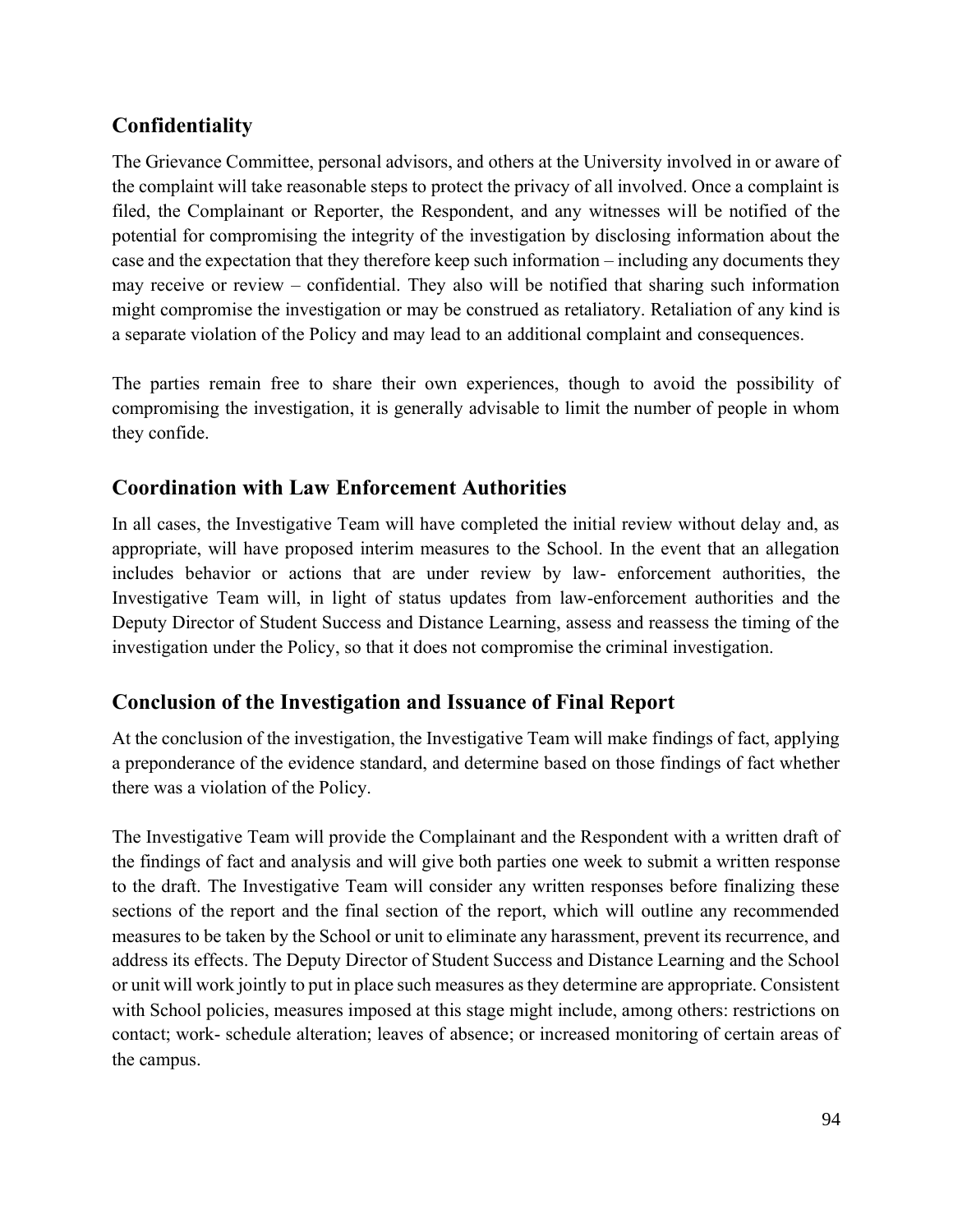## Confidentiality

The Grievance Committee, personal advisors, and others at the University involved in or aware of the complaint will take reasonable steps to protect the privacy of all involved. Once a complaint is filed, the Complainant or Reporter, the Respondent, and any witnesses will be notified of the potential for compromising the integrity of the investigation by disclosing information about the case and the expectation that they therefore keep such information – including any documents they may receive or review – confidential. They also will be notified that sharing such information might compromise the investigation or may be construed as retaliatory. Retaliation of any kind is a separate violation of the Policy and may lead to an additional complaint and consequences.

The parties remain free to share their own experiences, though to avoid the possibility of compromising the investigation, it is generally advisable to limit the number of people in whom they confide.

## Coordination with Law Enforcement Authorities

In all cases, the Investigative Team will have completed the initial review without delay and, as appropriate, will have proposed interim measures to the School. In the event that an allegation includes behavior or actions that are under review by law- enforcement authorities, the Investigative Team will, in light of status updates from law-enforcement authorities and the Deputy Director of Student Success and Distance Learning, assess and reassess the timing of the investigation under the Policy, so that it does not compromise the criminal investigation.

## Conclusion of the Investigation and Issuance of Final Report

At the conclusion of the investigation, the Investigative Team will make findings of fact, applying a preponderance of the evidence standard, and determine based on those findings of fact whether there was a violation of the Policy.

The Investigative Team will provide the Complainant and the Respondent with a written draft of the findings of fact and analysis and will give both parties one week to submit a written response to the draft. The Investigative Team will consider any written responses before finalizing these sections of the report and the final section of the report, which will outline any recommended measures to be taken by the School or unit to eliminate any harassment, prevent its recurrence, and address its effects. The Deputy Director of Student Success and Distance Learning and the School or unit will work jointly to put in place such measures as they determine are appropriate. Consistent with School policies, measures imposed at this stage might include, among others: restrictions on contact; work- schedule alteration; leaves of absence; or increased monitoring of certain areas of the campus.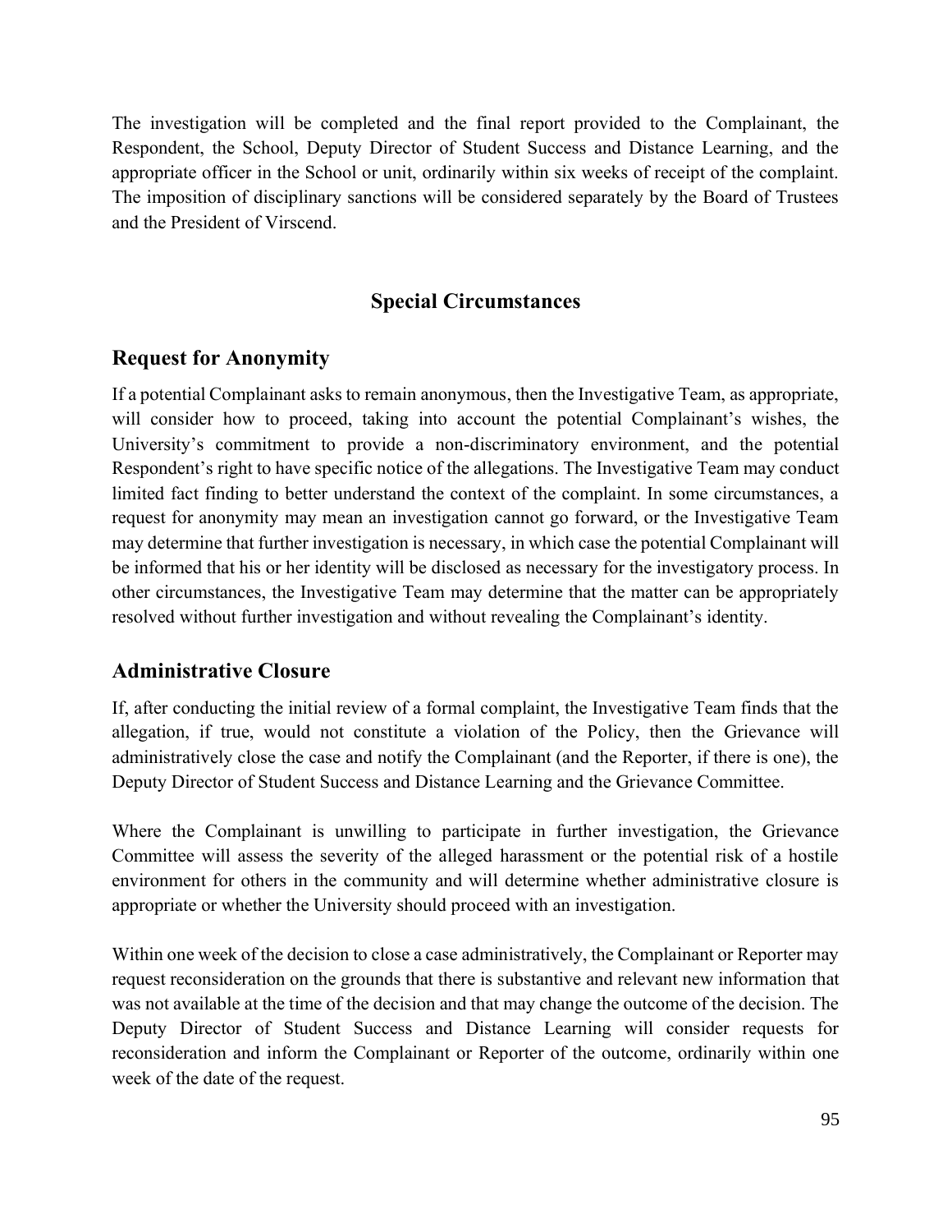The investigation will be completed and the final report provided to the Complainant, the Respondent, the School, Deputy Director of Student Success and Distance Learning, and the appropriate officer in the School or unit, ordinarily within six weeks of receipt of the complaint. The imposition of disciplinary sanctions will be considered separately by the Board of Trustees and the President of Virscend.

# Special Circumstances

## Request for Anonymity

If a potential Complainant asks to remain anonymous, then the Investigative Team, as appropriate, will consider how to proceed, taking into account the potential Complainant's wishes, the University's commitment to provide a non-discriminatory environment, and the potential Respondent's right to have specific notice of the allegations. The Investigative Team may conduct limited fact finding to better understand the context of the complaint. In some circumstances, a request for anonymity may mean an investigation cannot go forward, or the Investigative Team may determine that further investigation is necessary, in which case the potential Complainant will be informed that his or her identity will be disclosed as necessary for the investigatory process. In other circumstances, the Investigative Team may determine that the matter can be appropriately resolved without further investigation and without revealing the Complainant's identity.

## Administrative Closure

If, after conducting the initial review of a formal complaint, the Investigative Team finds that the allegation, if true, would not constitute a violation of the Policy, then the Grievance will administratively close the case and notify the Complainant (and the Reporter, if there is one), the Deputy Director of Student Success and Distance Learning and the Grievance Committee.

Where the Complainant is unwilling to participate in further investigation, the Grievance Committee will assess the severity of the alleged harassment or the potential risk of a hostile environment for others in the community and will determine whether administrative closure is appropriate or whether the University should proceed with an investigation.

Within one week of the decision to close a case administratively, the Complainant or Reporter may request reconsideration on the grounds that there is substantive and relevant new information that was not available at the time of the decision and that may change the outcome of the decision. The Deputy Director of Student Success and Distance Learning will consider requests for reconsideration and inform the Complainant or Reporter of the outcome, ordinarily within one week of the date of the request.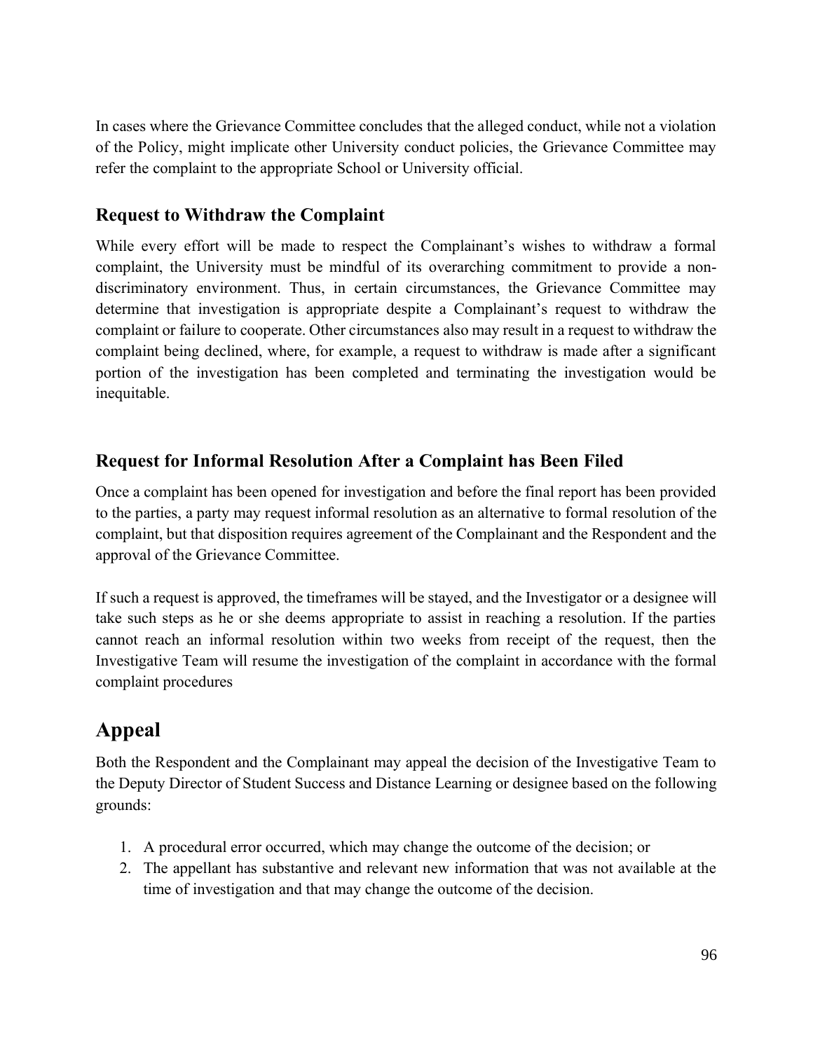In cases where the Grievance Committee concludes that the alleged conduct, while not a violation of the Policy, might implicate other University conduct policies, the Grievance Committee may refer the complaint to the appropriate School or University official.

### Request to Withdraw the Complaint

While every effort will be made to respect the Complainant's wishes to withdraw a formal complaint, the University must be mindful of its overarching commitment to provide a non-discriminatory environment. Thus, in certain circumstances, the Grievance Committee may determine that investigation is appropriate despite a Complainant's request to withdraw the complaint or failure to cooperate. Other circumstances also may result in a request to withdraw the complaint being declined, where, for example, a request to withdraw is made after a significant portion of the investigation has been completed and terminating the investigation would be inequitable.

### Request for Informal Resolution After a Complaint has Been Filed

Once a complaint has been opened for investigation and before the final report has been provided to the parties, a party may request informal resolution as an alternative to formal resolution of the complaint, but that disposition requires agreement of the Complainant and the Respondent and the approval of the Grievance Committee.

If such a request is approved, the timeframes will be stayed, and the Investigator or a designee will take such steps as he or she deems appropriate to assist in reaching a resolution. If the parties cannot reach an informal resolution within two weeks from receipt of the request, then the Investigative Team will resume the investigation of the complaint in accordance with the formal complaint procedures

## Appeal

Both the Respondent and the Complainant may appeal the decision of the Investigative Team to the Deputy Director of Student Success and Distance Learning or designee based on the following grounds:

1. A procedural error occurred, which may change the outcome of the decision; or
2. The appellant has substantive and relevant new information that was not available at the time of investigation and that may change the outcome of the decision.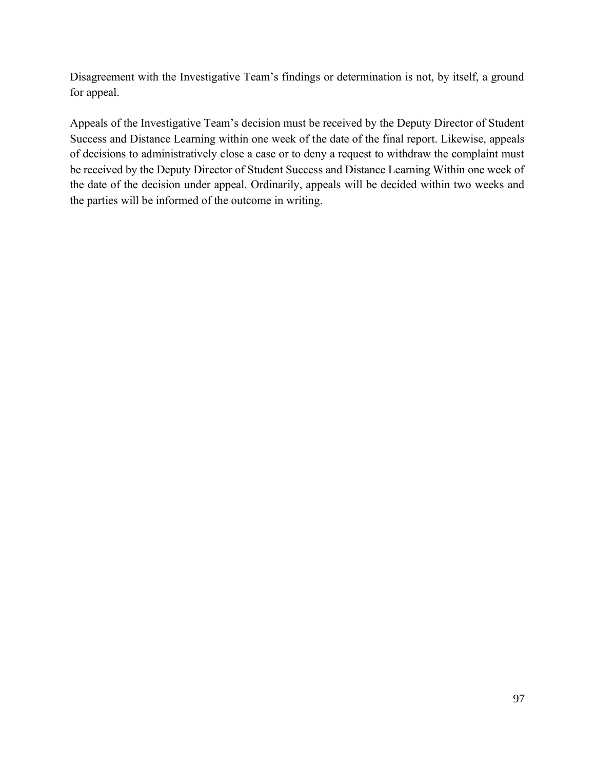Disagreement with the Investigative Team's findings or determination is not, by itself, a ground for appeal.

Appeals of the Investigative Team's decision must be received by the Deputy Director of Student Success and Distance Learning within one week of the date of the final report. Likewise, appeals of decisions to administratively close a case or to deny a request to withdraw the complaint must be received by the Deputy Director of Student Success and Distance Learning Within one week of the date of the decision under appeal. Ordinarily, appeals will be decided within two weeks and the parties will be informed of the outcome in writing.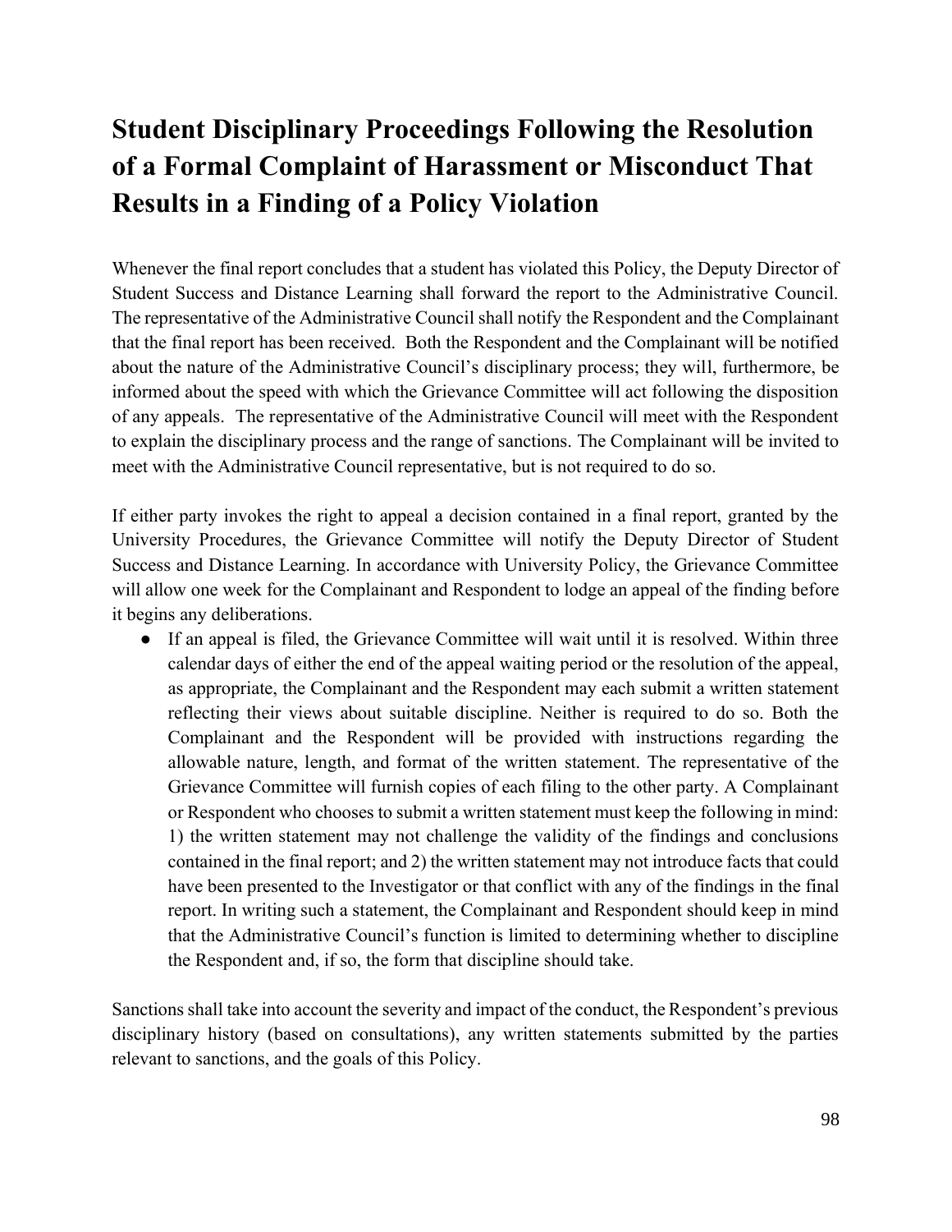# Student Disciplinary Proceedings Following the Resolution of a Formal Complaint of Harassment or Misconduct That Results in a Finding of a Policy Violation

Whenever the final report concludes that a student has violated this Policy, the Deputy Director of Student Success and Distance Learning shall forward the report to the Administrative Council. The representative of the Administrative Council shall notify the Respondent and the Complainant that the final report has been received. Both the Respondent and the Complainant will be notified about the nature of the Administrative Council's disciplinary process; they will, furthermore, be informed about the speed with which the Grievance Committee will act following the disposition of any appeals. The representative of the Administrative Council will meet with the Respondent to explain the disciplinary process and the range of sanctions. The Complainant will be invited to meet with the Administrative Council representative, but is not required to do so.

If either party invokes the right to appeal a decision contained in a final report, granted by the University Procedures, the Grievance Committee will notify the Deputy Director of Student Success and Distance Learning. In accordance with University Policy, the Grievance Committee will allow one week for the Complainant and Respondent to lodge an appeal of the finding before it begins any deliberations.

- If an appeal is filed, the Grievance Committee will wait until it is resolved. Within three calendar days of either the end of the appeal waiting period or the resolution of the appeal, as appropriate, the Complainant and the Respondent may each submit a written statement reflecting their views about suitable discipline. Neither is required to do so. Both the Complainant and the Respondent will be provided with instructions regarding the allowable nature, length, and format of the written statement. The representative of the Grievance Committee will furnish copies of each filing to the other party. A Complainant or Respondent who chooses to submit a written statement must keep the following in mind: 1) the written statement may not challenge the validity of the findings and conclusions contained in the final report; and 2) the written statement may not introduce facts that could have been presented to the Investigator or that conflict with any of the findings in the final report. In writing such a statement, the Complainant and Respondent should keep in mind that the Administrative Council's function is limited to determining whether to discipline the Respondent and, if so, the form that discipline should take.

Sanctions shall take into account the severity and impact of the conduct, the Respondent's previous disciplinary history (based on consultations), any written statements submitted by the parties relevant to sanctions, and the goals of this Policy.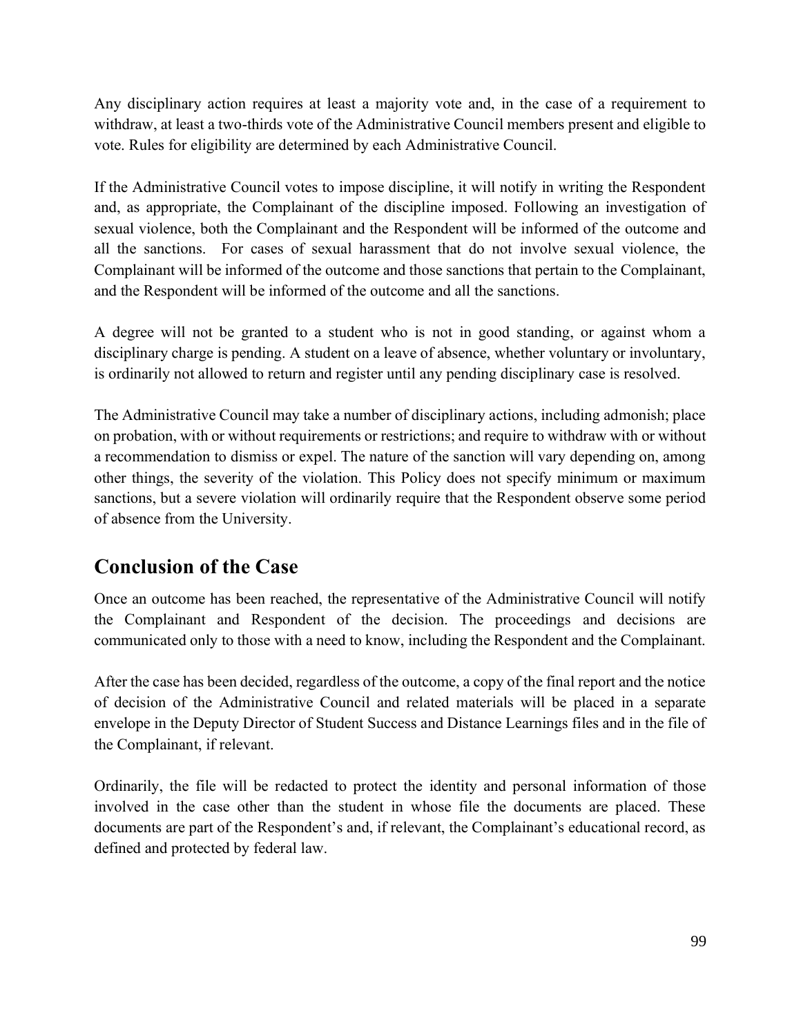Any disciplinary action requires at least a majority vote and, in the case of a requirement to withdraw, at least a two-thirds vote of the Administrative Council members present and eligible to vote. Rules for eligibility are determined by each Administrative Council.

If the Administrative Council votes to impose discipline, it will notify in writing the Respondent and, as appropriate, the Complainant of the discipline imposed. Following an investigation of sexual violence, both the Complainant and the Respondent will be informed of the outcome and all the sanctions. For cases of sexual harassment that do not involve sexual violence, the Complainant will be informed of the outcome and those sanctions that pertain to the Complainant, and the Respondent will be informed of the outcome and all the sanctions.

A degree will not be granted to a student who is not in good standing, or against whom a disciplinary charge is pending. A student on a leave of absence, whether voluntary or involuntary, is ordinarily not allowed to return and register until any pending disciplinary case is resolved.

The Administrative Council may take a number of disciplinary actions, including admonish; place on probation, with or without requirements or restrictions; and require to withdraw with or without a recommendation to dismiss or expel. The nature of the sanction will vary depending on, among other things, the severity of the violation. This Policy does not specify minimum or maximum sanctions, but a severe violation will ordinarily require that the Respondent observe some period of absence from the University.

## Conclusion of the Case

Once an outcome has been reached, the representative of the Administrative Council will notify the Complainant and Respondent of the decision. The proceedings and decisions are communicated only to those with a need to know, including the Respondent and the Complainant.

After the case has been decided, regardless of the outcome, a copy of the final report and the notice of decision of the Administrative Council and related materials will be placed in a separate envelope in the Deputy Director of Student Success and Distance Learnings files and in the file of the Complainant, if relevant.

Ordinarily, the file will be redacted to protect the identity and personal information of those involved in the case other than the student in whose file the documents are placed. These documents are part of the Respondent's and, if relevant, the Complainant's educational record, as defined and protected by federal law.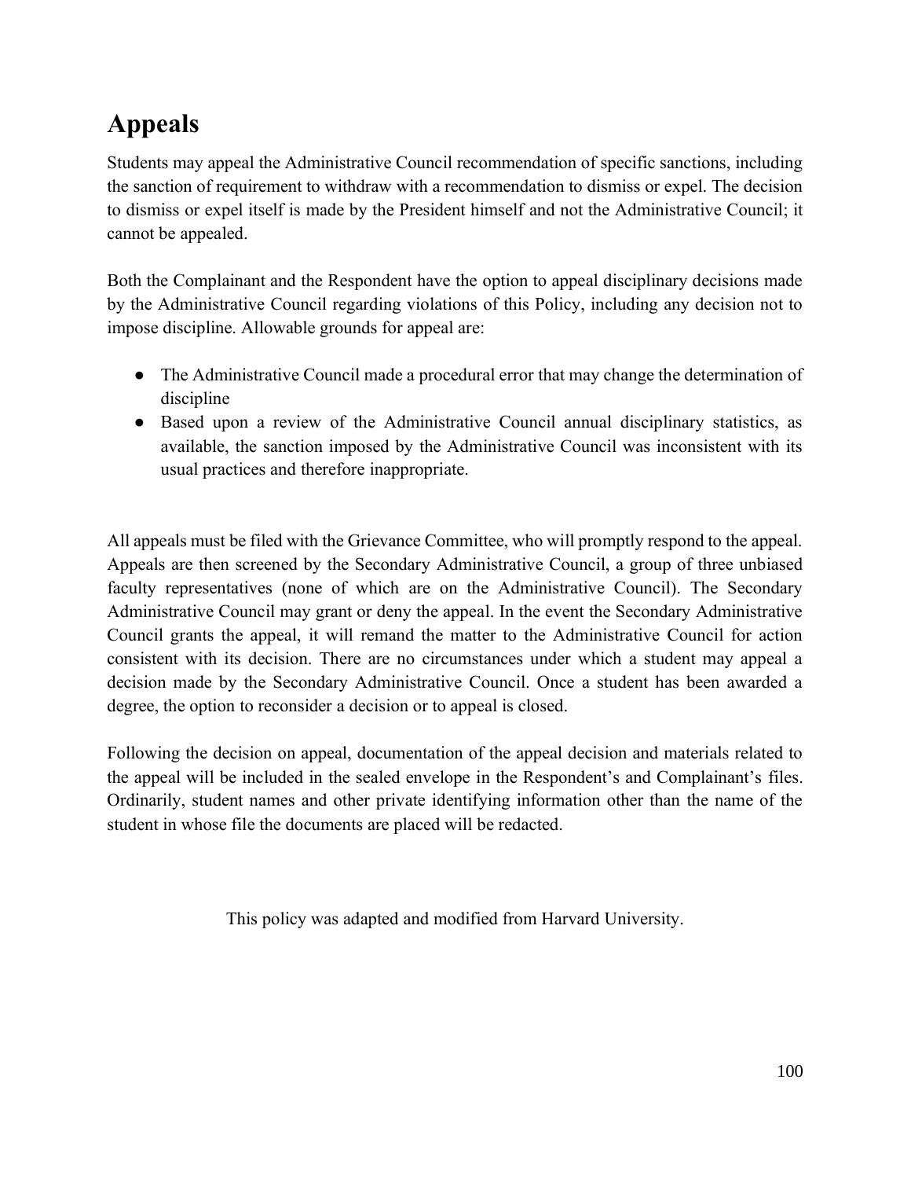# Appeals

Students may appeal the Administrative Council recommendation of specific sanctions, including the sanction of requirement to withdraw with a recommendation to dismiss or expel. The decision to dismiss or expel itself is made by the President himself and not the Administrative Council; it cannot be appealed.

Both the Complainant and the Respondent have the option to appeal disciplinary decisions made by the Administrative Council regarding violations of this Policy, including any decision not to impose discipline. Allowable grounds for appeal are:

- The Administrative Council made a procedural error that may change the determination of discipline
- Based upon a review of the Administrative Council annual disciplinary statistics, as available, the sanction imposed by the Administrative Council was inconsistent with its usual practices and therefore inappropriate.

All appeals must be filed with the Grievance Committee, who will promptly respond to the appeal. Appeals are then screened by the Secondary Administrative Council, a group of three unbiased faculty representatives (none of which are on the Administrative Council). The Secondary Administrative Council may grant or deny the appeal. In the event the Secondary Administrative Council grants the appeal, it will remand the matter to the Administrative Council for action consistent with its decision. There are no circumstances under which a student may appeal a decision made by the Secondary Administrative Council. Once a student has been awarded a degree, the option to reconsider a decision or to appeal is closed.

Following the decision on appeal, documentation of the appeal decision and materials related to the appeal will be included in the sealed envelope in the Respondent's and Complainant's files. Ordinarily, student names and other private identifying information other than the name of the student in whose file the documents are placed will be redacted.

This policy was adapted and modified from Harvard University.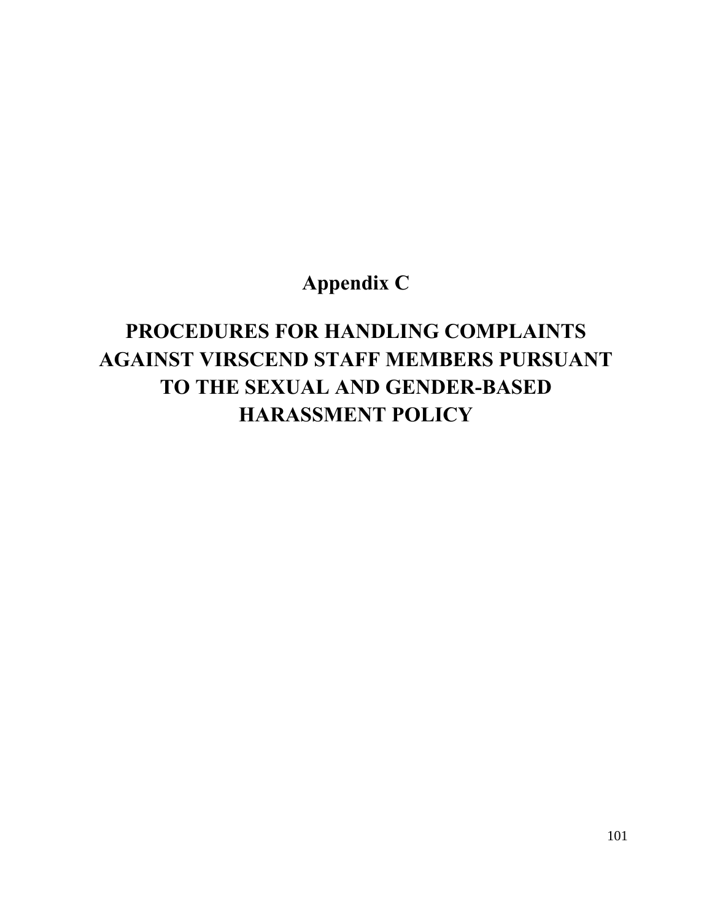# Appendix C

# PROCEDURES FOR HANDLING COMPLAINTS AGAINST VIRSCEND STAFF MEMBERS PURSUANT TO THE SEXUAL AND GENDER-BASED HARASSMENT POLICY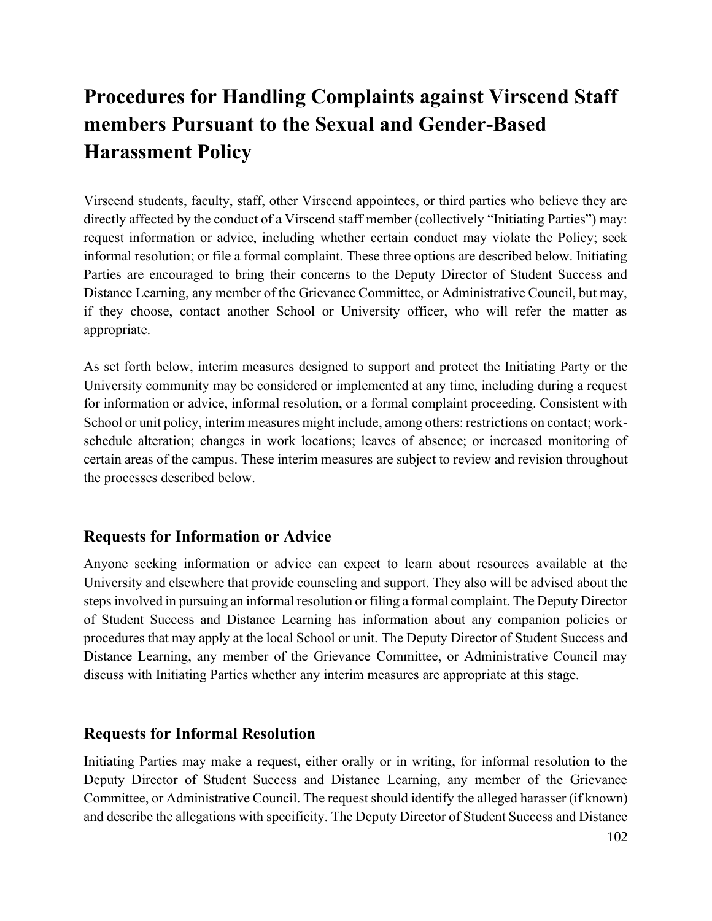# Procedures for Handling Complaints against Virscend Staff members Pursuant to the Sexual and Gender-Based Harassment Policy

Virscend students, faculty, staff, other Virscend appointees, or third parties who believe they are directly affected by the conduct of a Virscend staff member (collectively "Initiating Parties") may: request information or advice, including whether certain conduct may violate the Policy; seek informal resolution; or file a formal complaint. These three options are described below. Initiating Parties are encouraged to bring their concerns to the Deputy Director of Student Success and Distance Learning, any member of the Grievance Committee, or Administrative Council, but may, if they choose, contact another School or University officer, who will refer the matter as appropriate.

As set forth below, interim measures designed to support and protect the Initiating Party or the University community may be considered or implemented at any time, including during a request for information or advice, informal resolution, or a formal complaint proceeding. Consistent with School or unit policy, interim measures might include, among others: restrictions on contact; work-schedule alteration; changes in work locations; leaves of absence; or increased monitoring of certain areas of the campus. These interim measures are subject to review and revision throughout the processes described below.

## Requests for Information or Advice

Anyone seeking information or advice can expect to learn about resources available at the University and elsewhere that provide counseling and support. They also will be advised about the steps involved in pursuing an informal resolution or filing a formal complaint. The Deputy Director of Student Success and Distance Learning has information about any companion policies or procedures that may apply at the local School or unit. The Deputy Director of Student Success and Distance Learning, any member of the Grievance Committee, or Administrative Council may discuss with Initiating Parties whether any interim measures are appropriate at this stage.

## Requests for Informal Resolution

Initiating Parties may make a request, either orally or in writing, for informal resolution to the Deputy Director of Student Success and Distance Learning, any member of the Grievance Committee, or Administrative Council. The request should identify the alleged harasser (if known) and describe the allegations with specificity. The Deputy Director of Student Success and Distance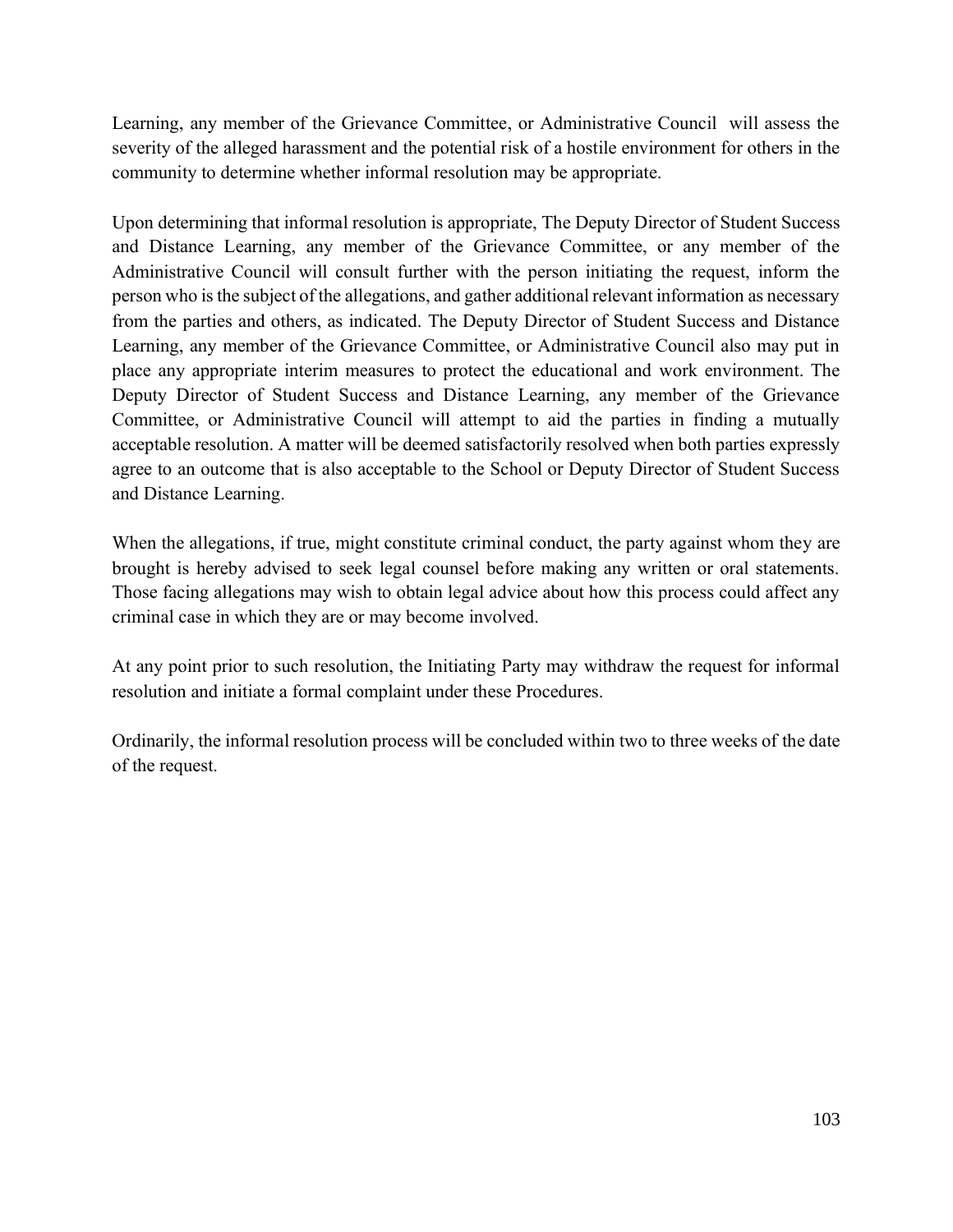Learning, any member of the Grievance Committee, or Administrative Council will assess the severity of the alleged harassment and the potential risk of a hostile environment for others in the community to determine whether informal resolution may be appropriate.

Upon determining that informal resolution is appropriate, The Deputy Director of Student Success and Distance Learning, any member of the Grievance Committee, or any member of the Administrative Council will consult further with the person initiating the request, inform the person who is the subject of the allegations, and gather additional relevant information as necessary from the parties and others, as indicated. The Deputy Director of Student Success and Distance Learning, any member of the Grievance Committee, or Administrative Council also may put in place any appropriate interim measures to protect the educational and work environment. The Deputy Director of Student Success and Distance Learning, any member of the Grievance Committee, or Administrative Council will attempt to aid the parties in finding a mutually acceptable resolution. A matter will be deemed satisfactorily resolved when both parties expressly agree to an outcome that is also acceptable to the School or Deputy Director of Student Success and Distance Learning.

When the allegations, if true, might constitute criminal conduct, the party against whom they are brought is hereby advised to seek legal counsel before making any written or oral statements. Those facing allegations may wish to obtain legal advice about how this process could affect any criminal case in which they are or may become involved.

At any point prior to such resolution, the Initiating Party may withdraw the request for informal resolution and initiate a formal complaint under these Procedures.

Ordinarily, the informal resolution process will be concluded within two to three weeks of the date of the request.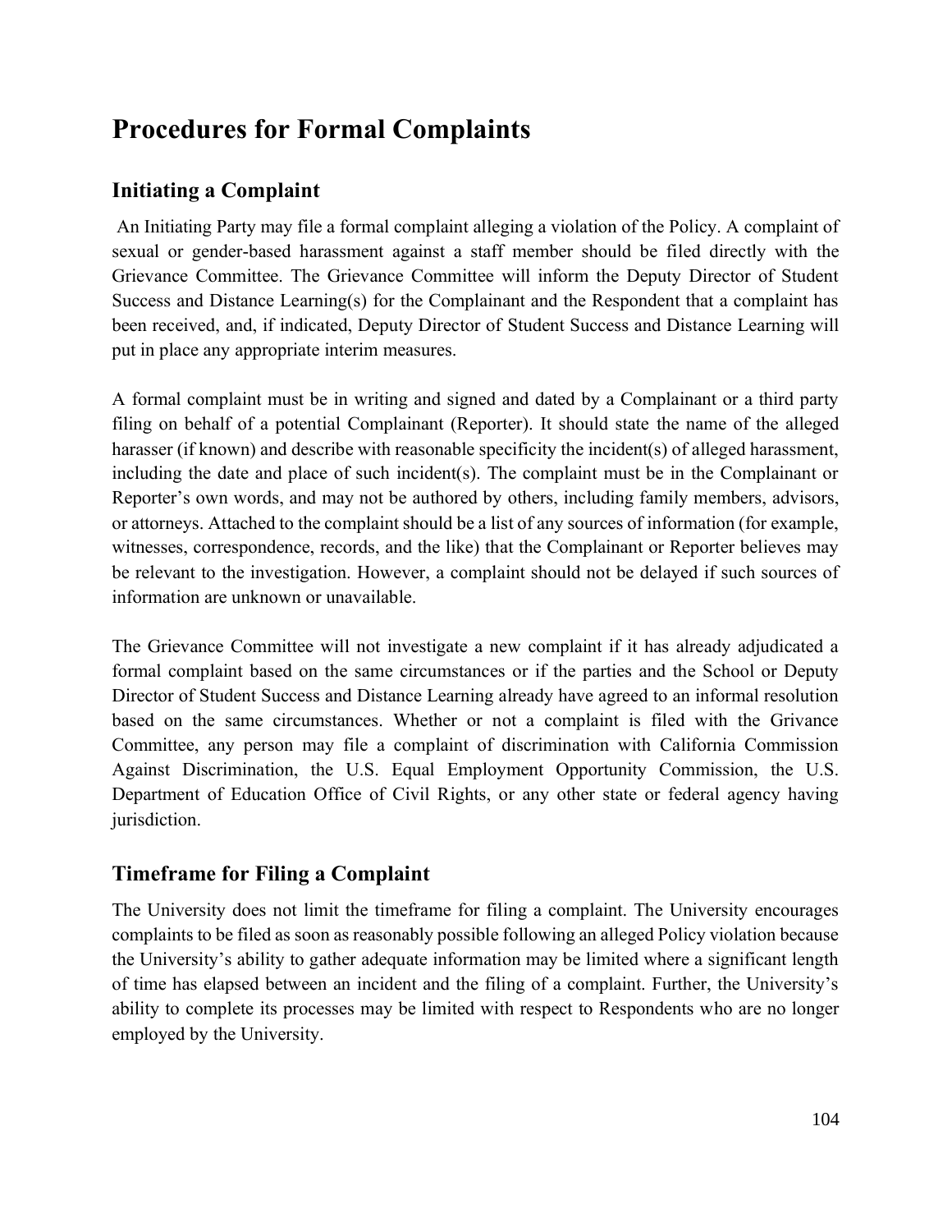# Procedures for Formal Complaints

## Initiating a Complaint

An Initiating Party may file a formal complaint alleging a violation of the Policy. A complaint of sexual or gender-based harassment against a staff member should be filed directly with the Grievance Committee. The Grievance Committee will inform the Deputy Director of Student Success and Distance Learning(s) for the Complainant and the Respondent that a complaint has been received, and, if indicated, Deputy Director of Student Success and Distance Learning will put in place any appropriate interim measures.

A formal complaint must be in writing and signed and dated by a Complainant or a third party filing on behalf of a potential Complainant (Reporter). It should state the name of the alleged harasser (if known) and describe with reasonable specificity the incident(s) of alleged harassment, including the date and place of such incident(s). The complaint must be in the Complainant or Reporter's own words, and may not be authored by others, including family members, advisors, or attorneys. Attached to the complaint should be a list of any sources of information (for example, witnesses, correspondence, records, and the like) that the Complainant or Reporter believes may be relevant to the investigation. However, a complaint should not be delayed if such sources of information are unknown or unavailable.

The Grievance Committee will not investigate a new complaint if it has already adjudicated a formal complaint based on the same circumstances or if the parties and the School or Deputy Director of Student Success and Distance Learning already have agreed to an informal resolution based on the same circumstances. Whether or not a complaint is filed with the Grivance Committee, any person may file a complaint of discrimination with California Commission Against Discrimination, the U.S. Equal Employment Opportunity Commission, the U.S. Department of Education Office of Civil Rights, or any other state or federal agency having jurisdiction.

## Timeframe for Filing a Complaint

The University does not limit the timeframe for filing a complaint. The University encourages complaints to be filed as soon as reasonably possible following an alleged Policy violation because the University's ability to gather adequate information may be limited where a significant length of time has elapsed between an incident and the filing of a complaint. Further, the University's ability to complete its processes may be limited with respect to Respondents who are no longer employed by the University.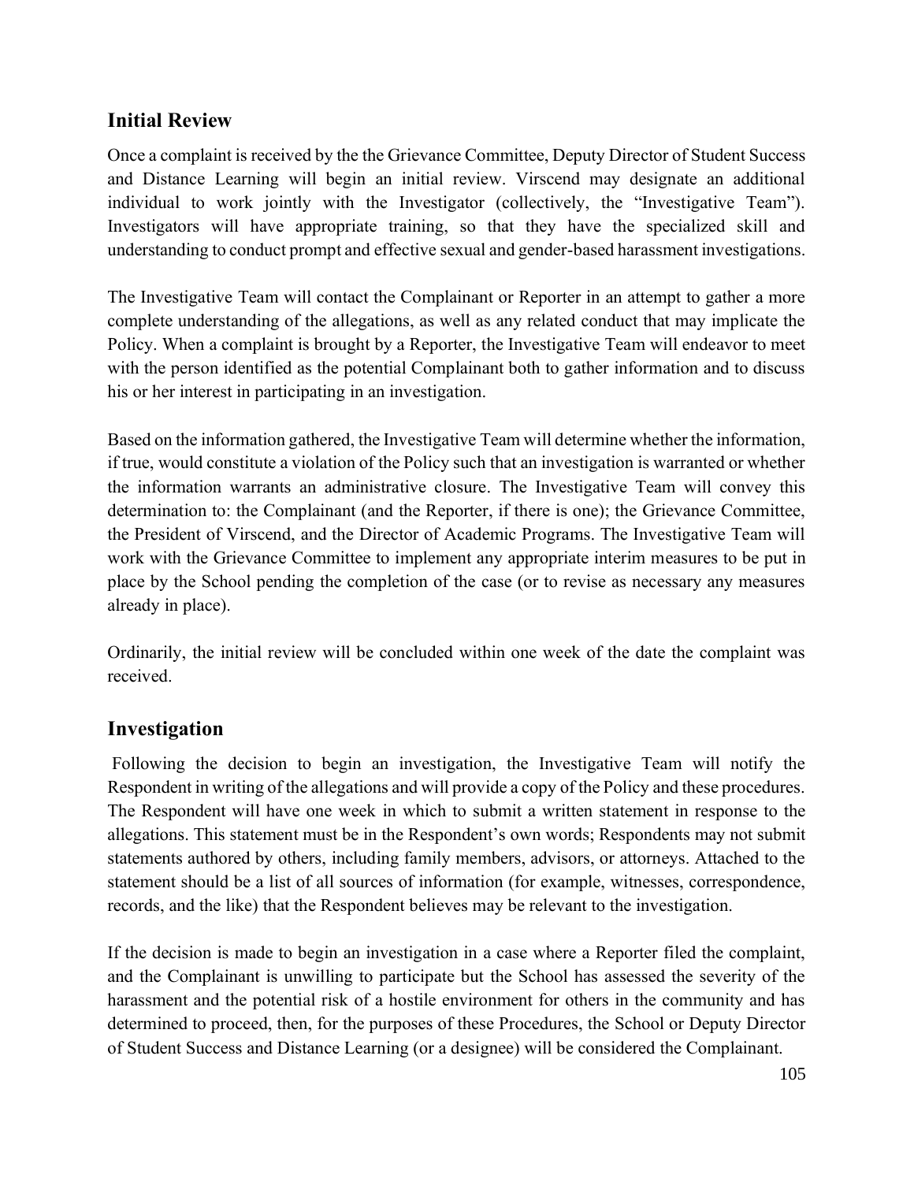## Initial Review

Once a complaint is received by the the Grievance Committee, Deputy Director of Student Success and Distance Learning will begin an initial review. Virscend may designate an additional individual to work jointly with the Investigator (collectively, the "Investigative Team"). Investigators will have appropriate training, so that they have the specialized skill and understanding to conduct prompt and effective sexual and gender-based harassment investigations.

The Investigative Team will contact the Complainant or Reporter in an attempt to gather a more complete understanding of the allegations, as well as any related conduct that may implicate the Policy. When a complaint is brought by a Reporter, the Investigative Team will endeavor to meet with the person identified as the potential Complainant both to gather information and to discuss his or her interest in participating in an investigation.

Based on the information gathered, the Investigative Team will determine whether the information, if true, would constitute a violation of the Policy such that an investigation is warranted or whether the information warrants an administrative closure. The Investigative Team will convey this determination to: the Complainant (and the Reporter, if there is one); the Grievance Committee, the President of Virscend, and the Director of Academic Programs. The Investigative Team will work with the Grievance Committee to implement any appropriate interim measures to be put in place by the School pending the completion of the case (or to revise as necessary any measures already in place).

Ordinarily, the initial review will be concluded within one week of the date the complaint was received.

## Investigation

Following the decision to begin an investigation, the Investigative Team will notify the Respondent in writing of the allegations and will provide a copy of the Policy and these procedures. The Respondent will have one week in which to submit a written statement in response to the allegations. This statement must be in the Respondent's own words; Respondents may not submit statements authored by others, including family members, advisors, or attorneys. Attached to the statement should be a list of all sources of information (for example, witnesses, correspondence, records, and the like) that the Respondent believes may be relevant to the investigation.

If the decision is made to begin an investigation in a case where a Reporter filed the complaint, and the Complainant is unwilling to participate but the School has assessed the severity of the harassment and the potential risk of a hostile environment for others in the community and has determined to proceed, then, for the purposes of these Procedures, the School or Deputy Director of Student Success and Distance Learning (or a designee) will be considered the Complainant.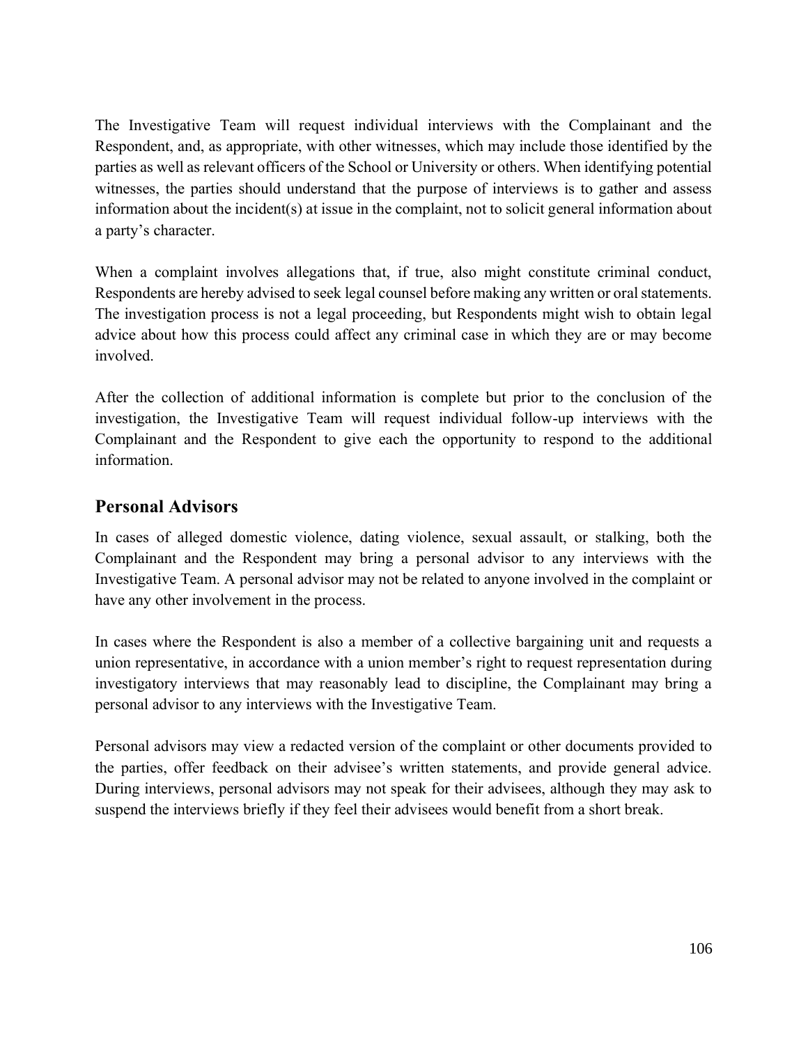The Investigative Team will request individual interviews with the Complainant and the Respondent, and, as appropriate, with other witnesses, which may include those identified by the parties as well as relevant officers of the School or University or others. When identifying potential witnesses, the parties should understand that the purpose of interviews is to gather and assess information about the incident(s) at issue in the complaint, not to solicit general information about a party's character.

When a complaint involves allegations that, if true, also might constitute criminal conduct, Respondents are hereby advised to seek legal counsel before making any written or oral statements. The investigation process is not a legal proceeding, but Respondents might wish to obtain legal advice about how this process could affect any criminal case in which they are or may become involved.

After the collection of additional information is complete but prior to the conclusion of the investigation, the Investigative Team will request individual follow-up interviews with the Complainant and the Respondent to give each the opportunity to respond to the additional information.

## Personal Advisors

In cases of alleged domestic violence, dating violence, sexual assault, or stalking, both the Complainant and the Respondent may bring a personal advisor to any interviews with the Investigative Team. A personal advisor may not be related to anyone involved in the complaint or have any other involvement in the process.

In cases where the Respondent is also a member of a collective bargaining unit and requests a union representative, in accordance with a union member's right to request representation during investigatory interviews that may reasonably lead to discipline, the Complainant may bring a personal advisor to any interviews with the Investigative Team.

Personal advisors may view a redacted version of the complaint or other documents provided to the parties, offer feedback on their advisee's written statements, and provide general advice. During interviews, personal advisors may not speak for their advisees, although they may ask to suspend the interviews briefly if they feel their advisees would benefit from a short break.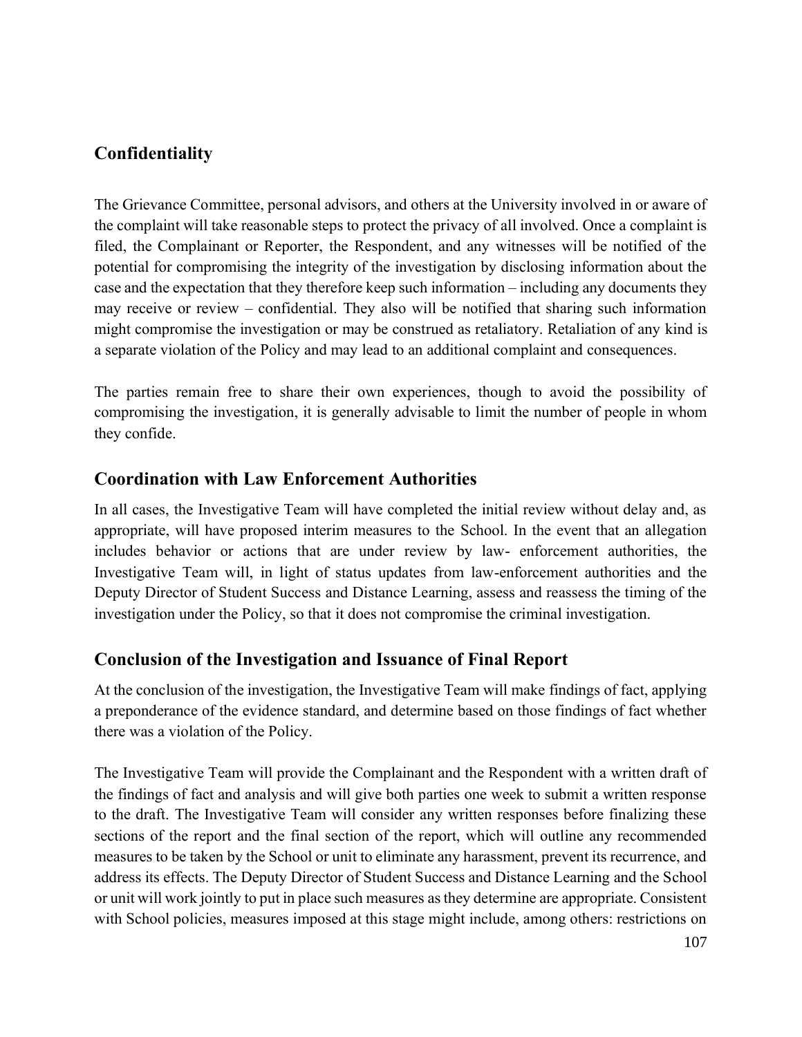## Confidentiality

The Grievance Committee, personal advisors, and others at the University involved in or aware of the complaint will take reasonable steps to protect the privacy of all involved. Once a complaint is filed, the Complainant or Reporter, the Respondent, and any witnesses will be notified of the potential for compromising the integrity of the investigation by disclosing information about the case and the expectation that they therefore keep such information – including any documents they may receive or review – confidential. They also will be notified that sharing such information might compromise the investigation or may be construed as retaliatory. Retaliation of any kind is a separate violation of the Policy and may lead to an additional complaint and consequences.

The parties remain free to share their own experiences, though to avoid the possibility of compromising the investigation, it is generally advisable to limit the number of people in whom they confide.

## Coordination with Law Enforcement Authorities

In all cases, the Investigative Team will have completed the initial review without delay and, as appropriate, will have proposed interim measures to the School. In the event that an allegation includes behavior or actions that are under review by law- enforcement authorities, the Investigative Team will, in light of status updates from law-enforcement authorities and the Deputy Director of Student Success and Distance Learning, assess and reassess the timing of the investigation under the Policy, so that it does not compromise the criminal investigation.

## Conclusion of the Investigation and Issuance of Final Report

At the conclusion of the investigation, the Investigative Team will make findings of fact, applying a preponderance of the evidence standard, and determine based on those findings of fact whether there was a violation of the Policy.

The Investigative Team will provide the Complainant and the Respondent with a written draft of the findings of fact and analysis and will give both parties one week to submit a written response to the draft. The Investigative Team will consider any written responses before finalizing these sections of the report and the final section of the report, which will outline any recommended measures to be taken by the School or unit to eliminate any harassment, prevent its recurrence, and address its effects. The Deputy Director of Student Success and Distance Learning and the School or unit will work jointly to put in place such measures as they determine are appropriate. Consistent with School policies, measures imposed at this stage might include, among others: restrictions on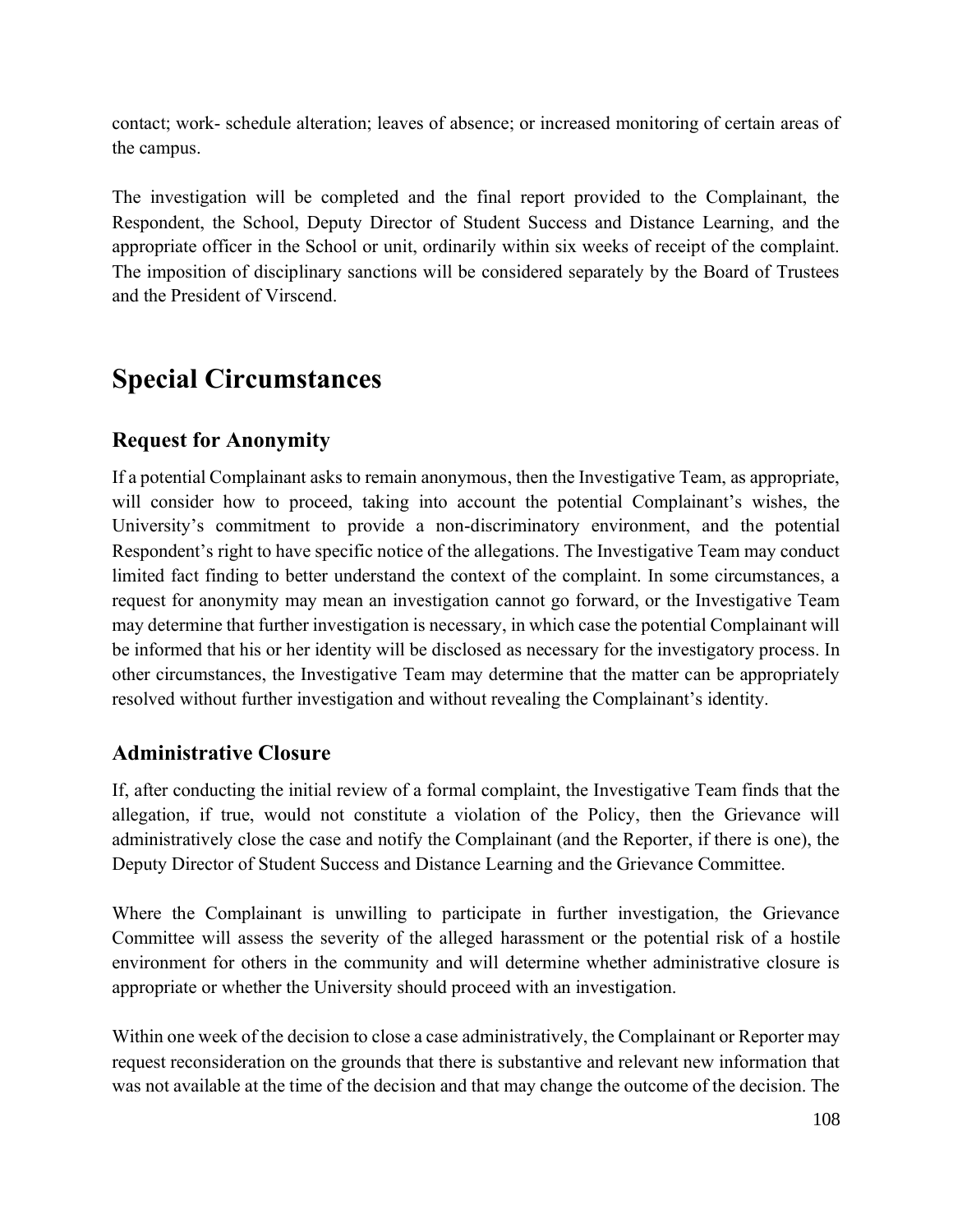contact; work- schedule alteration; leaves of absence; or increased monitoring of certain areas of the campus.

The investigation will be completed and the final report provided to the Complainant, the Respondent, the School, Deputy Director of Student Success and Distance Learning, and the appropriate officer in the School or unit, ordinarily within six weeks of receipt of the complaint. The imposition of disciplinary sanctions will be considered separately by the Board of Trustees and the President of Virscend.

# Special Circumstances

## Request for Anonymity

If a potential Complainant asks to remain anonymous, then the Investigative Team, as appropriate, will consider how to proceed, taking into account the potential Complainant's wishes, the University's commitment to provide a non-discriminatory environment, and the potential Respondent's right to have specific notice of the allegations. The Investigative Team may conduct limited fact finding to better understand the context of the complaint. In some circumstances, a request for anonymity may mean an investigation cannot go forward, or the Investigative Team may determine that further investigation is necessary, in which case the potential Complainant will be informed that his or her identity will be disclosed as necessary for the investigatory process. In other circumstances, the Investigative Team may determine that the matter can be appropriately resolved without further investigation and without revealing the Complainant's identity.

## Administrative Closure

If, after conducting the initial review of a formal complaint, the Investigative Team finds that the allegation, if true, would not constitute a violation of the Policy, then the Grievance will administratively close the case and notify the Complainant (and the Reporter, if there is one), the Deputy Director of Student Success and Distance Learning and the Grievance Committee.

Where the Complainant is unwilling to participate in further investigation, the Grievance Committee will assess the severity of the alleged harassment or the potential risk of a hostile environment for others in the community and will determine whether administrative closure is appropriate or whether the University should proceed with an investigation.

Within one week of the decision to close a case administratively, the Complainant or Reporter may request reconsideration on the grounds that there is substantive and relevant new information that was not available at the time of the decision and that may change the outcome of the decision. The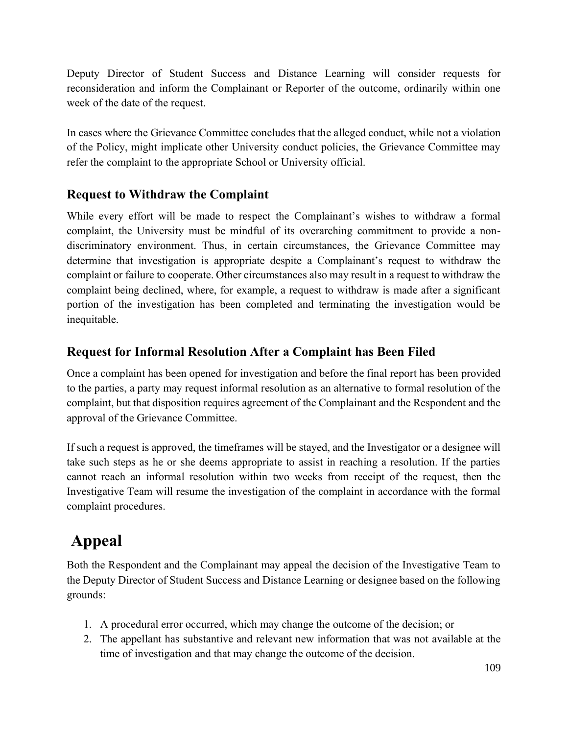Deputy Director of Student Success and Distance Learning will consider requests for reconsideration and inform the Complainant or Reporter of the outcome, ordinarily within one week of the date of the request.

In cases where the Grievance Committee concludes that the alleged conduct, while not a violation of the Policy, might implicate other University conduct policies, the Grievance Committee may refer the complaint to the appropriate School or University official.

### Request to Withdraw the Complaint

While every effort will be made to respect the Complainant's wishes to withdraw a formal complaint, the University must be mindful of its overarching commitment to provide a non-discriminatory environment. Thus, in certain circumstances, the Grievance Committee may determine that investigation is appropriate despite a Complainant's request to withdraw the complaint or failure to cooperate. Other circumstances also may result in a request to withdraw the complaint being declined, where, for example, a request to withdraw is made after a significant portion of the investigation has been completed and terminating the investigation would be inequitable.

### Request for Informal Resolution After a Complaint has Been Filed

Once a complaint has been opened for investigation and before the final report has been provided to the parties, a party may request informal resolution as an alternative to formal resolution of the complaint, but that disposition requires agreement of the Complainant and the Respondent and the approval of the Grievance Committee.

If such a request is approved, the timeframes will be stayed, and the Investigator or a designee will take such steps as he or she deems appropriate to assist in reaching a resolution. If the parties cannot reach an informal resolution within two weeks from receipt of the request, then the Investigative Team will resume the investigation of the complaint in accordance with the formal complaint procedures.

## Appeal

Both the Respondent and the Complainant may appeal the decision of the Investigative Team to the Deputy Director of Student Success and Distance Learning or designee based on the following grounds:

1. A procedural error occurred, which may change the outcome of the decision; or
2. The appellant has substantive and relevant new information that was not available at the time of investigation and that may change the outcome of the decision.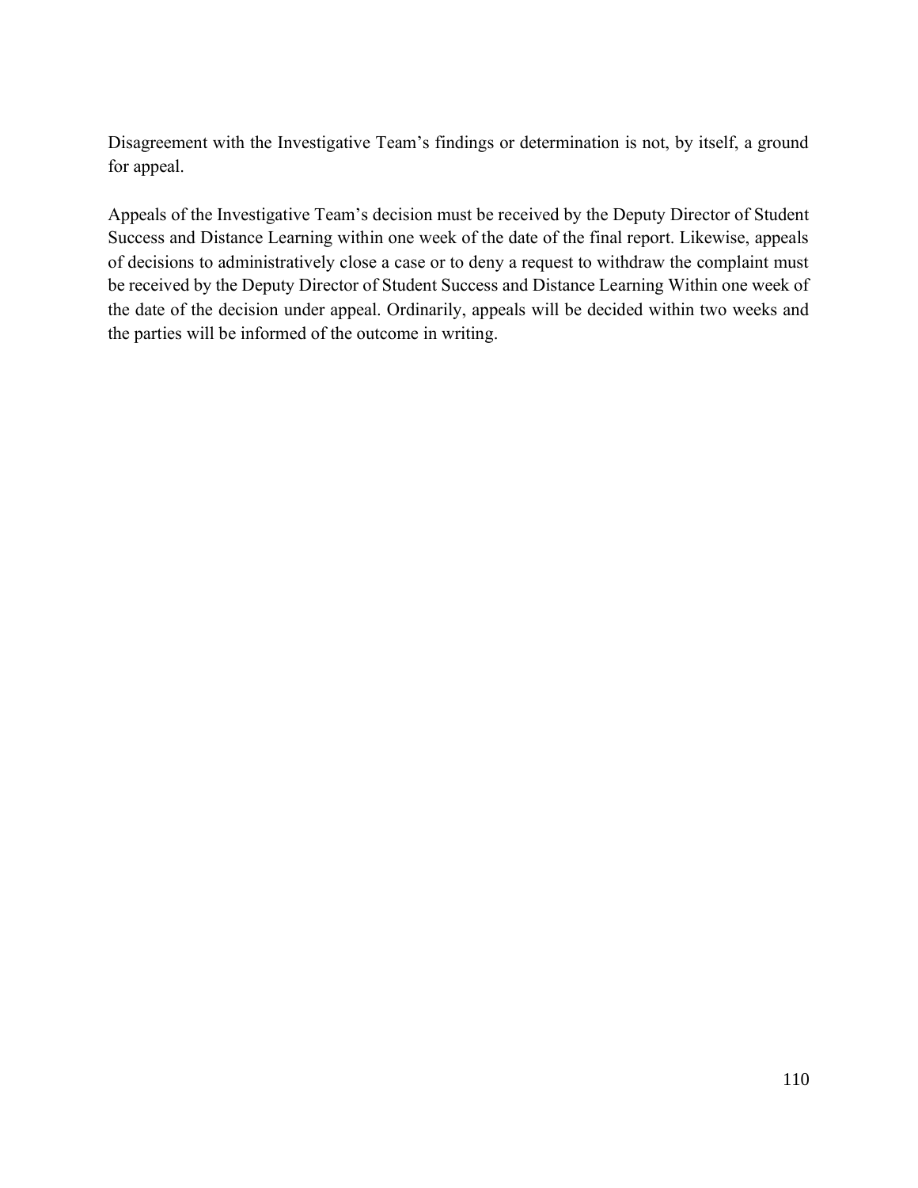Disagreement with the Investigative Team's findings or determination is not, by itself, a ground for appeal.

Appeals of the Investigative Team's decision must be received by the Deputy Director of Student Success and Distance Learning within one week of the date of the final report. Likewise, appeals of decisions to administratively close a case or to deny a request to withdraw the complaint must be received by the Deputy Director of Student Success and Distance Learning Within one week of the date of the decision under appeal. Ordinarily, appeals will be decided within two weeks and the parties will be informed of the outcome in writing.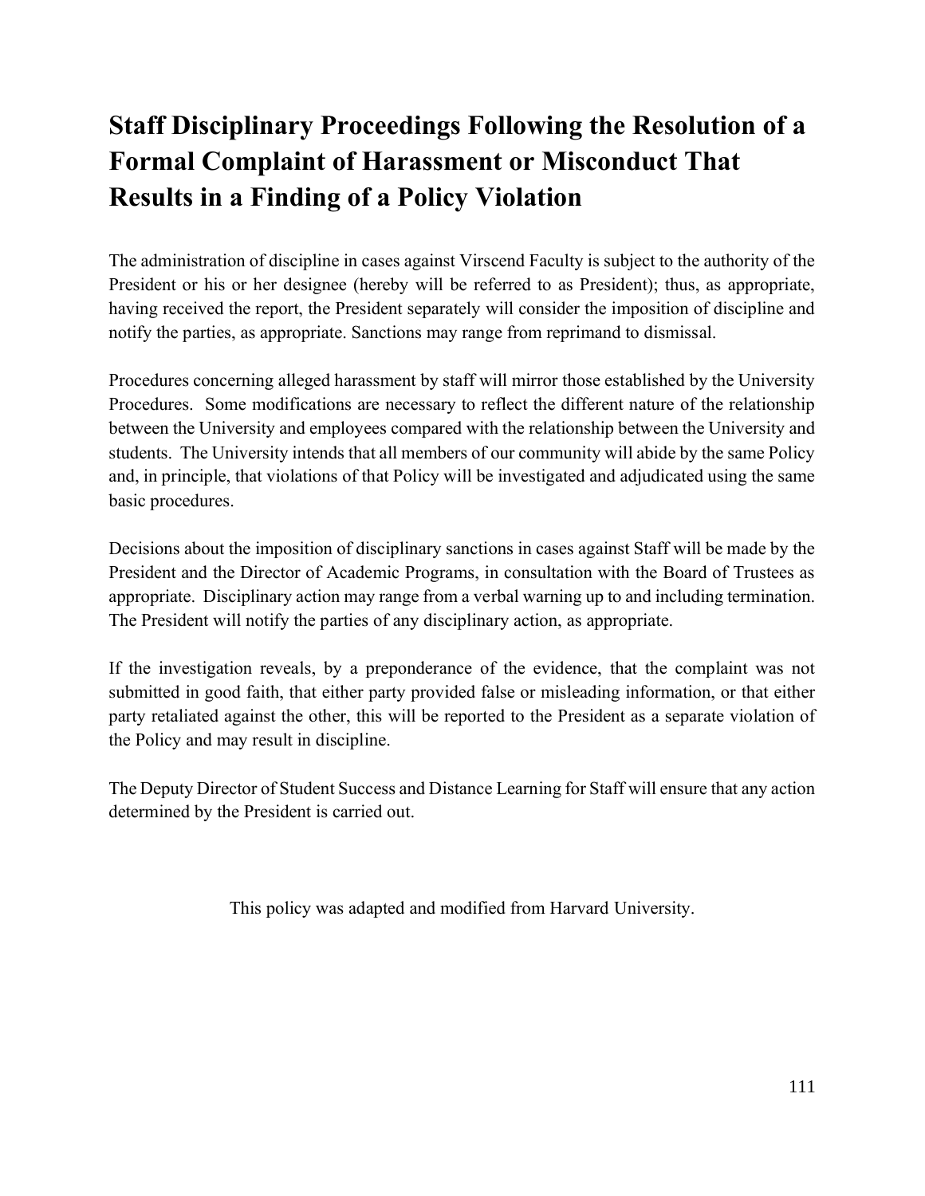# Staff Disciplinary Proceedings Following the Resolution of a Formal Complaint of Harassment or Misconduct That Results in a Finding of a Policy Violation

The administration of discipline in cases against Virscend Faculty is subject to the authority of the President or his or her designee (hereby will be referred to as President); thus, as appropriate, having received the report, the President separately will consider the imposition of discipline and notify the parties, as appropriate. Sanctions may range from reprimand to dismissal.

Procedures concerning alleged harassment by staff will mirror those established by the University Procedures. Some modifications are necessary to reflect the different nature of the relationship between the University and employees compared with the relationship between the University and students. The University intends that all members of our community will abide by the same Policy and, in principle, that violations of that Policy will be investigated and adjudicated using the same basic procedures.

Decisions about the imposition of disciplinary sanctions in cases against Staff will be made by the President and the Director of Academic Programs, in consultation with the Board of Trustees as appropriate. Disciplinary action may range from a verbal warning up to and including termination. The President will notify the parties of any disciplinary action, as appropriate.

If the investigation reveals, by a preponderance of the evidence, that the complaint was not submitted in good faith, that either party provided false or misleading information, or that either party retaliated against the other, this will be reported to the President as a separate violation of the Policy and may result in discipline.

The Deputy Director of Student Success and Distance Learning for Staff will ensure that any action determined by the President is carried out.

This policy was adapted and modified from Harvard University.